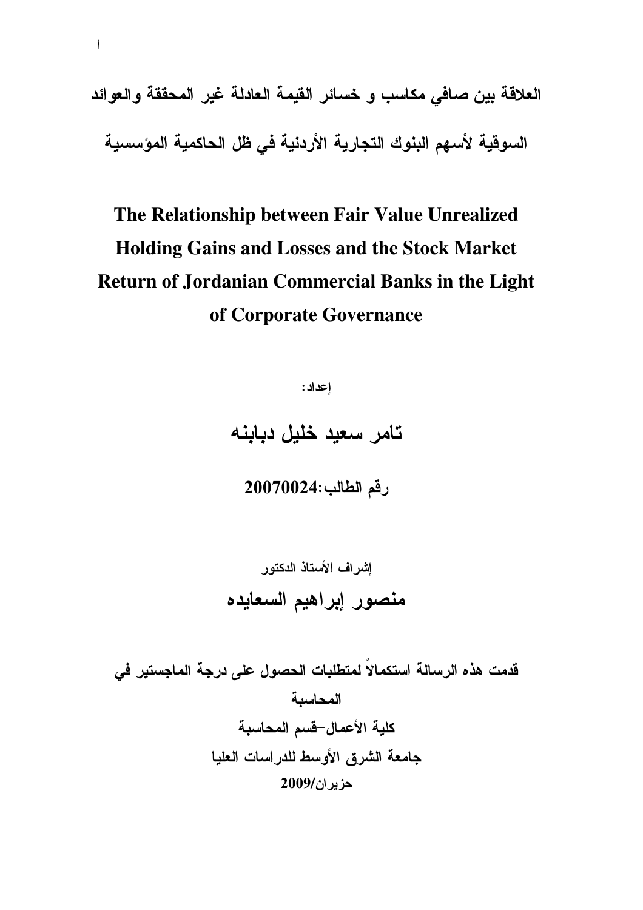# العلاقة بين صافي مكاسب و خسائر القيمة العادلة غير المحققة والعوائد السوقية لأسهم البنوك التجارية الأردنية في ظل الحاكمية المؤسسية

# The Relationship between Fair Value Unrealized Holding Gains and Losses and the Stock Market Return of Jordanian Commercial Banks in the Light of Corporate Governance

**إعداد:**

## تامر سعيد خليل دبابنه

**رقم الطالب:20070024**

**إشراف الأستاذ الدكتور**

## منصور إبراهيم السعايده

**قدمت هذه الرسالة استكمالاً لمتطلبات الحصول على درجة الماجستير في المحاسبة**

**كلية الأعمال–قسم المحاسبة**

**جامعة الشرق الأوسط للدراسات العليا**

**حزيران/2009**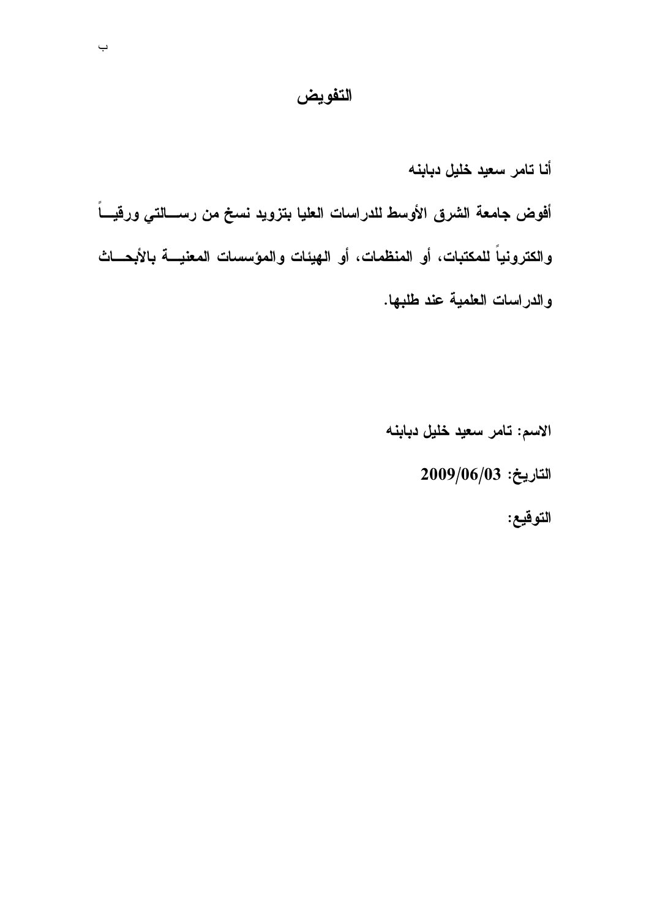# التفويض

أنا تامر سعيد خليل دبابنه

أفوض جامعة الشرق الأوسط للدراسات العليا بتزويد نسخ من رسالتي ورقياً والكترونياً للمكتبات، أو المنظمات، أو الهيئات والمؤسسات المعنية بالأبحاث والدراسات العلمية عند طلبها.

الاسم: تامر سعيد خليل دبابنه

التاريخ: 2009/06/03

التوقيع: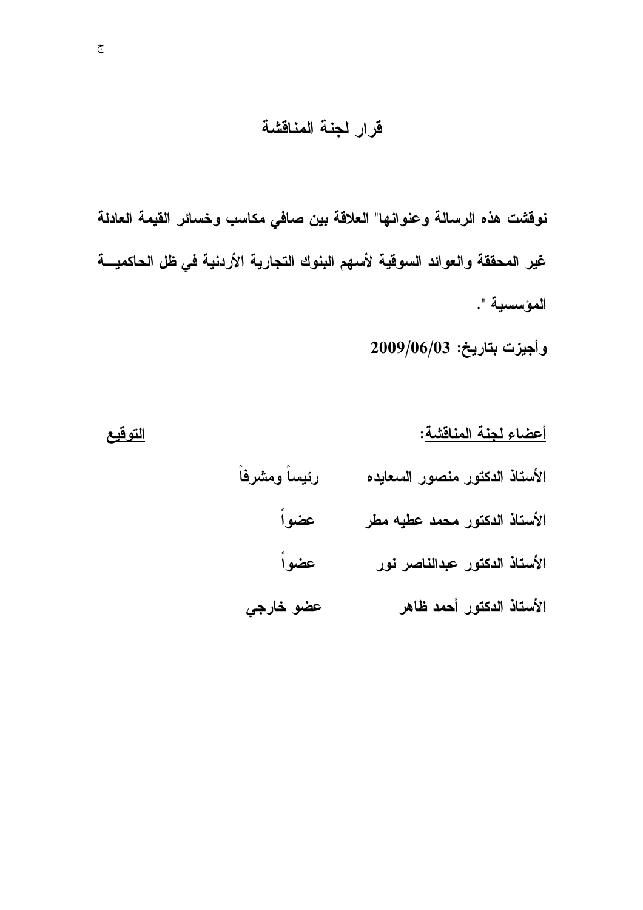# قرار لجنة المناقشة

**نوقشت هذه الرسالة وعنوانها" العلاقة بين صافي مكاسب وخسائر القيمة العادلة غير المحققة والعوائد السوقية لأسهم البنوك التجارية الأردنية في ظل الحاكمية المؤسسية ".**

**وأجيزت بتاريخ: 2009/06/03**

| أعضاء لجنة المناقشة: | | التوقيع |
| --- | --- | --- |
| الأستاذ الدكتور منصور السعايده | رئيساً ومشرفاً | |
| الأستاذ الدكتور محمد عطيه مطر | عضواً | |
| الأستاذ الدكتور عبدالناصر نور | عضواً | |
| الأستاذ الدكتور أحمد ظاهر | عضو خارجي | |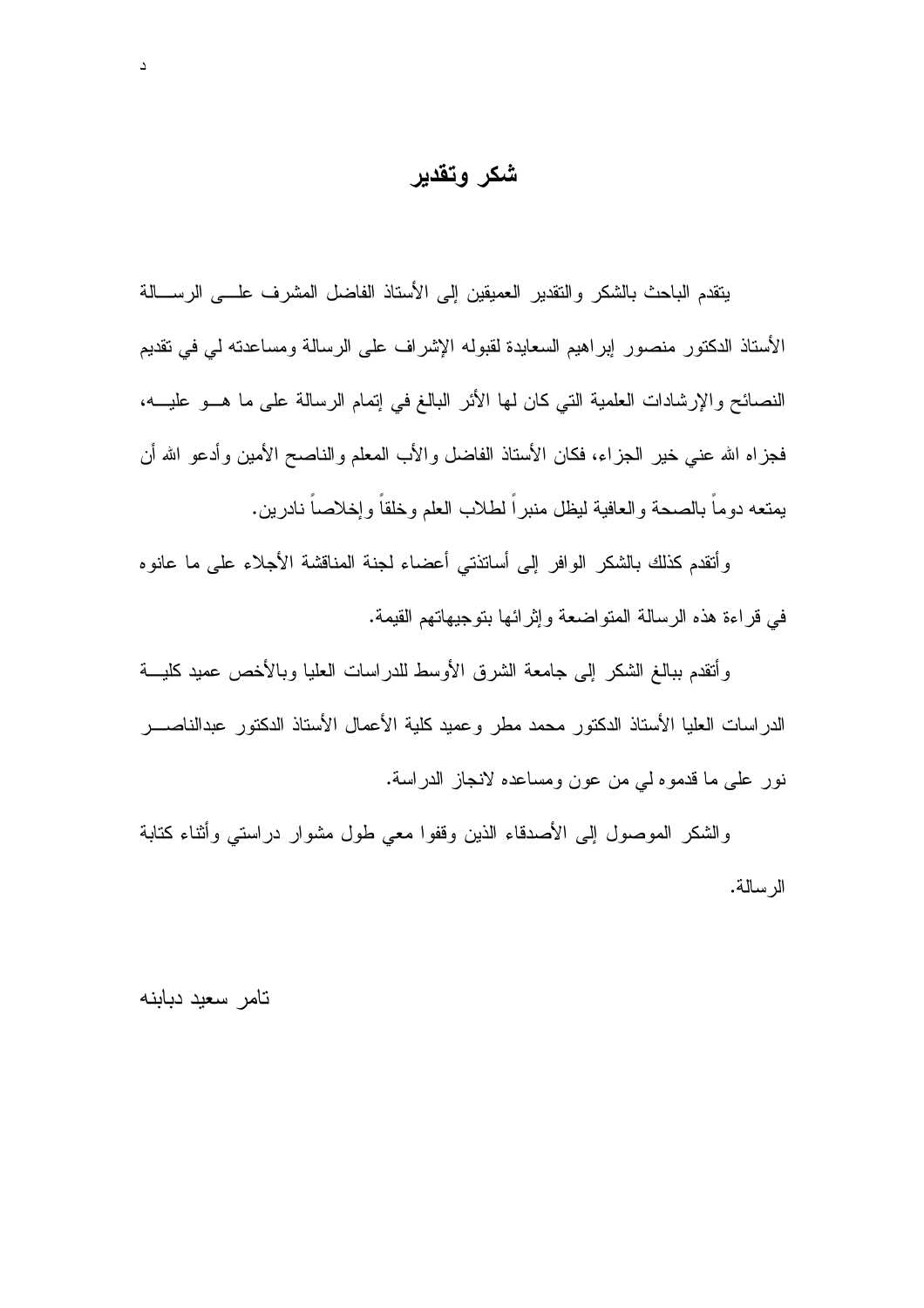# شكر وتقدير

يتقدم الباحث بالشكر والتقدير العميقين إلى الأستاذ الفاضل المشرف على الرسالة الأستاذ الدكتور منصور إبراهيم السعايدة لقبوله الإشراف على الرسالة ومساعدته لي في تقديم النصائح والإرشادات العلمية التي كان لها الأثر البالغ في إتمام الرسالة على ما هو عليه، فجزاه الله عني خير الجزاء، فكان الأستاذ الفاضل والأب المعلم والناصح الأمين وأدعو الله أن يمتعه دوماً بالصحة والعافية ليظل منبراً لطلاب العلم وخلقاً وإخلاصاً نادرين.

وأتقدم كذلك بالشكر الوافر إلى أساتذتي أعضاء لجنة المناقشة الأجلاء على ما عانوه في قراءة هذه الرسالة المتواضعة وإثرائها بتوجيهاتهم القيمة.

وأتقدم ببالغ الشكر إلى جامعة الشرق الأوسط للدراسات العليا وبالأخص عميد كلية الدراسات العليا الأستاذ الدكتور محمد مطر وعميد كلية الأعمال الأستاذ الدكتور عبدالناصر نور على ما قدموه لي من عون ومساعده لانجاز الدراسة.

والشكر الموصول إلى الأصدقاء الذين وقفوا معي طول مشوار دراستي وأثناء كتابة الرسالة.

تامر سعيد دبابنه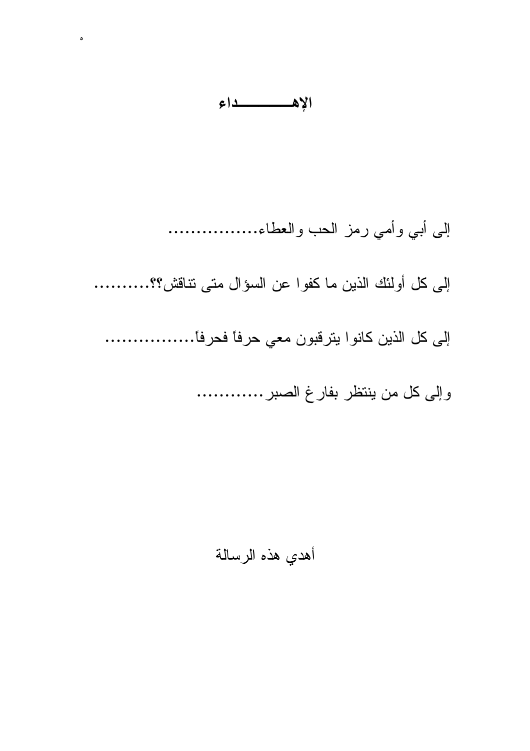# الإهــــــــــداء

إلى أبي وأمي رمز الحب والعطاء................

إلى كل أولئك الذين ما كفوا عن السؤال متى تناقش؟؟..........

إلى كل الذين كانوا يترقبون معي حرفاً فحرفاً................

وإلى كل من ينتظر بفارغ الصبر............

أهدي هذه الرسالة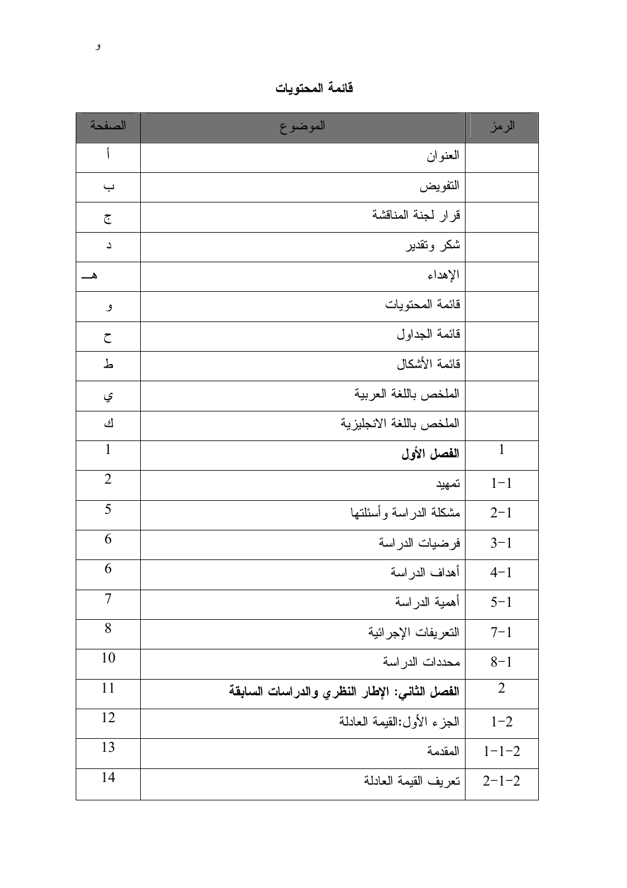# قائمة المحتويات

| الرمز | الموضوع | الصفحة |
|---|---|---|
| | العنوان | أ |
| | التفويض | ب |
| | قرار لجنة المناقشة | ج |
| | شكر وتقدير | د |
| | الإهداء | هـ |
| | قائمة المحتويات | و |
| | قائمة الجداول | ح |
| | قائمة الأشكال | ط |
| | الملخص باللغة العربية | ي |
| | الملخص باللغة الانجليزية | ك |
| 1 | **الفصل الأول** | 1 |
| 1-1 | تمهيد | 2 |
| 2-1 | مشكلة الدراسة وأسئلتها | 5 |
| 3-1 | فرضيات الدراسة | 6 |
| 4-1 | أهداف الدراسة | 6 |
| 5-1 | أهمية الدراسة | 7 |
| 7-1 | التعريفات الإجرائية | 8 |
| 8-1 | محددات الدراسة | 10 |
| 2 | **الفصل الثاني: الإطار النظري والدراسات السابقة** | 11 |
| 1-2 | الجزء الأول:القيمة العادلة | 12 |
| 1-1-2 | المقدمة | 13 |
| 2-1-2 | تعريف القيمة العادلة | 14 |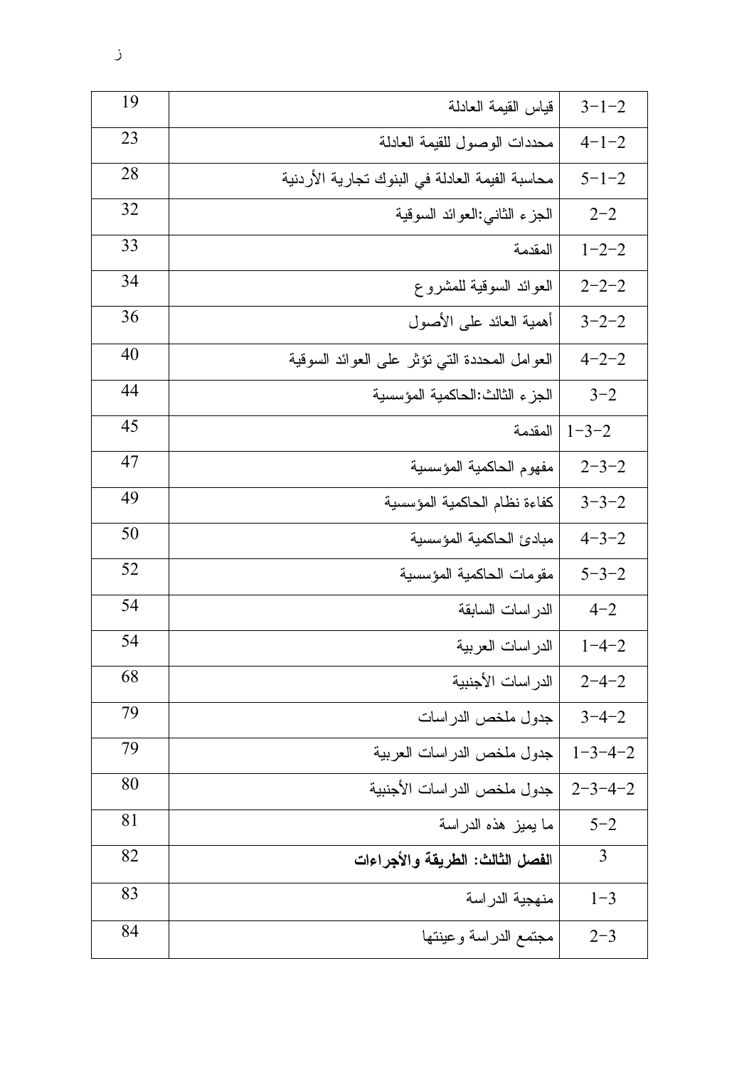| | | |
|---|---|---|
| 2-1-3 | قياس القيمة العادلة | 19 |
| 2-1-4 | محددات الوصول للقيمة العادلة | 23 |
| 2-1-5 | محاسبة الفيمة العادلة في البنوك تجارية الأردنية | 28 |
| 2-2 | الجزء الثاني:العوائد السوقية | 32 |
| 2-2-1 | المقدمة | 33 |
| 2-2-2 | العوائد السوقية للمشروع | 34 |
| 2-2-3 | أهمية العائد على الأصول | 36 |
| 2-2-4 | العوامل المحددة التي تؤثر على العوائد السوقية | 40 |
| 2-3 | الجزء الثالث:الحاكمية المؤسسية | 44 |
| 2-3-1 | المقدمة | 45 |
| 2-3-2 | مفهوم الحاكمية المؤسسية | 47 |
| 2-3-3 | كفاءة نظام الحاكمية المؤسسية | 49 |
| 2-3-4 | مبادئ الحاكمية المؤسسية | 50 |
| 2-3-5 | مقومات الحاكمية المؤسسية | 52 |
| 2-4 | الدراسات السابقة | 54 |
| 2-4-1 | الدراسات العربية | 54 |
| 2-4-2 | الدراسات الأجنبية | 68 |
| 2-4-3 | جدول ملخص الدراسات | 79 |
| 2-4-3-1 | جدول ملخص الدراسات العربية | 79 |
| 2-4-3-2 | جدول ملخص الدراسات الأجنبية | 80 |
| 2-5 | ما يميز هذه الدراسة | 81 |
| 3 | **الفصل الثالث: الطريقة والأجراءات** | 82 |
| 3-1 | منهجية الدراسة | 83 |
| 3-2 | مجتمع الدراسة وعينتها | 84 |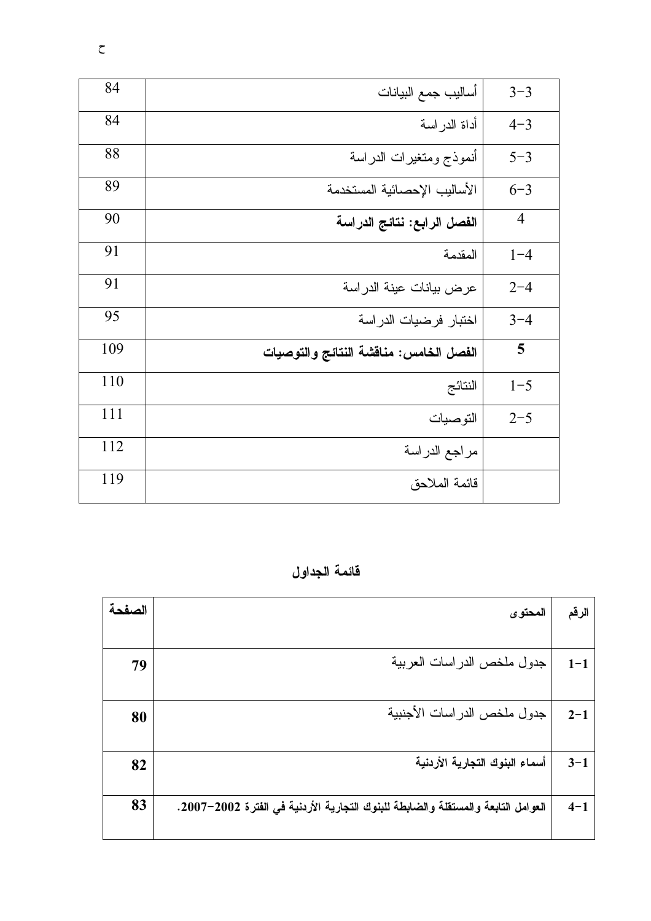| | | |
|---|---|---|
| 3-3 | أساليب جمع البيانات | 84 |
| 4-3 | أداة الدراسة | 84 |
| 5-3 | أنموذج ومتغيرات الدراسة | 88 |
| 6-3 | الأساليب الإحصائية المستخدمة | 89 |
| 4 | **الفصل الرابع: نتائج الدراسة** | 90 |
| 1-4 | المقدمة | 91 |
| 2-4 | عرض بيانات عينة الدراسة | 91 |
| 3-4 | اختبار فرضيات الدراسة | 95 |
| **5** | **الفصل الخامس: مناقشة النتائج والتوصيات** | 109 |
| 1-5 | النتائج | 110 |
| 2-5 | التوصيات | 111 |
| | مراجع الدراسة | 112 |
| | قائمة الملاحق | 119 |

## قائمة الجداول

| الرقم | المحتوى | الصفحة |
|---|---|---|
| 1-1 | جدول ملخص الدراسات العربية | **79** |
| 2-1 | جدول ملخص الدراسات الأجنبية | **80** |
| 3-1 | **أسماء البنوك التجارية الأردنية** | **82** |
| 4-1 | **العوامل التابعة والمستقلة والضابطة للبنوك التجارية الأردنية في الفترة 2002-2007.** | **83** |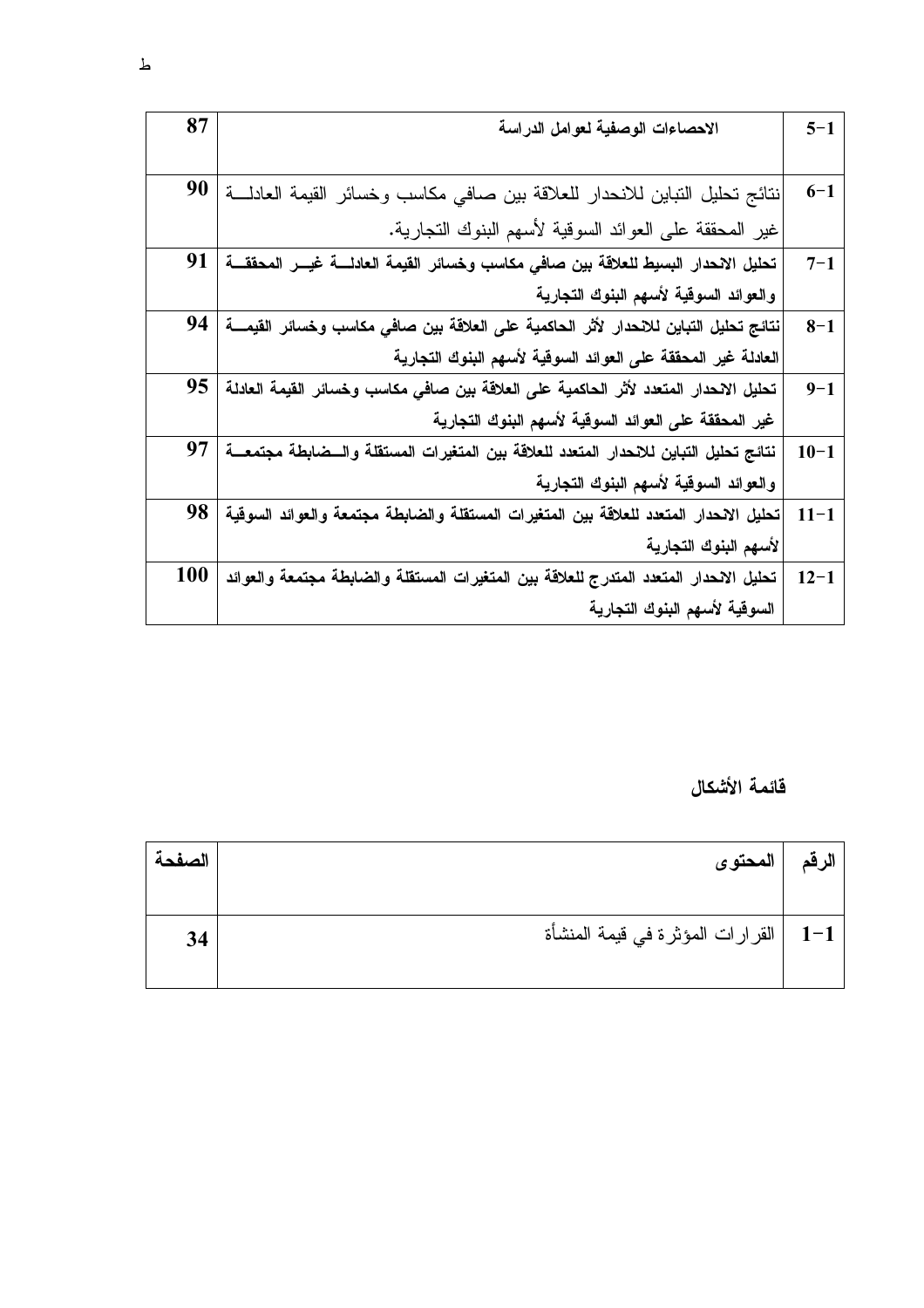| 87 | الاحصاءات الوصفية لعوامل الدراسة | 5-1 |
|---|---|---|
| 90 | نتائج تحليل التباين للانحدار للعلاقة بين صافي مكاسب وخسائر القيمة العادلة غير المحققة على العوائد السوقية لأسهم البنوك التجارية. | 6-1 |
| 91 | تحليل الانحدار البسيط للعلاقة بين صافي مكاسب وخسائر القيمة العادلة غير المحققة والعوائد السوقية لأسهم البنوك التجارية | 7-1 |
| 94 | نتائج تحليل التباين للانحدار لأثر الحاكمية على العلاقة بين صافي مكاسب وخسائر القيمة العادلة غير المحققة على العوائد السوقية لأسهم البنوك التجارية | 8-1 |
| 95 | تحليل الانحدار المتعدد لأثر الحاكمية على العلاقة بين صافي مكاسب وخسائر القيمة العادلة غير المحققة على العوائد السوقية لأسهم البنوك التجارية | 9-1 |
| 97 | نتائج تحليل التباين للانحدار المتعدد للعلاقة بين المتغيرات المستقلة والضابطة مجتمعة والعوائد السوقية لأسهم البنوك التجارية | 10-1 |
| 98 | تحليل الانحدار المتعدد للعلاقة بين المتغيرات المستقلة والضابطة مجتمعة والعوائد السوقية لأسهم البنوك التجارية | 11-1 |
| 100 | تحليل الانحدار المتعدد المتدرج للعلاقة بين المتغيرات المستقلة والضابطة مجتمعة والعوائد السوقية لأسهم البنوك التجارية | 12-1 |

## قائمة الأشكال

| الصفحة | المحتوى | الرقم |
|---|---|---|
| 34 | القرارات المؤثرة في قيمة المنشأة | 1-1 |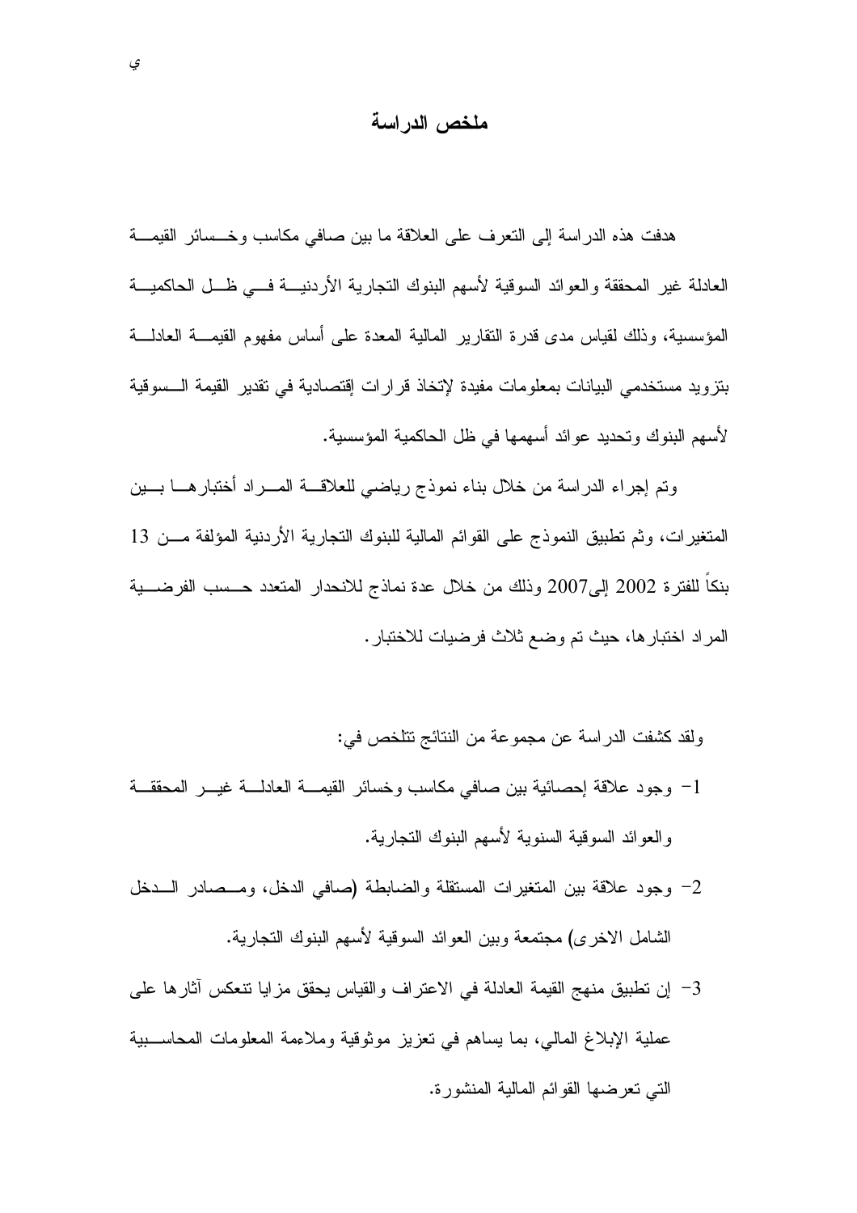# ملخص الدراسة

هدفت هذه الدراسة إلى التعرف على العلاقة ما بين صافي مكاسب وخسائر القيمة العادلة غير المحققة والعوائد السوقية لأسهم البنوك التجارية الأردنية في ظل الحاكمية المؤسسية، وذلك لقياس مدى قدرة التقارير المالية المعدة على أساس مفهوم القيمة العادلة بتزويد مستخدمي البيانات بمعلومات مفيدة لإتخاذ قرارات إقتصادية في تقدير القيمة السوقية لأسهم البنوك وتحديد عوائد أسهمها في ظل الحاكمية المؤسسية.

وتم إجراء الدراسة من خلال بناء نموذج رياضي للعلاقة المراد أختبارها بين المتغيرات، وثم تطبيق النموذج على القوائم المالية للبنوك التجارية الأردنية المؤلفة من 13 بنكاً للفترة 2002 إلى2007 وذلك من خلال عدة نماذج للانحدار المتعدد حسب الفرضية المراد اختبارها، حيث تم وضع ثلاث فرضيات للاختبار.

ولقد كشفت الدراسة عن مجموعة من النتائج تتلخص في:

1- وجود علاقة إحصائية بين صافي مكاسب وخسائر القيمة العادلة غير المحققة والعوائد السوقية السنوية لأسهم البنوك التجارية.

2- وجود علاقة بين المتغيرات المستقلة والضابطة (صافي الدخل، ومصادر الدخل الشامل الاخرى) مجتمعة وبين العوائد السوقية لأسهم البنوك التجارية.

3- إن تطبيق منهج القيمة العادلة في الاعتراف والقياس يحقق مزايا تنعكس آثارها على عملية الإبلاغ المالي، بما يساهم في تعزيز موثوقية وملاءمة المعلومات المحاسبية التي تعرضها القوائم المالية المنشورة.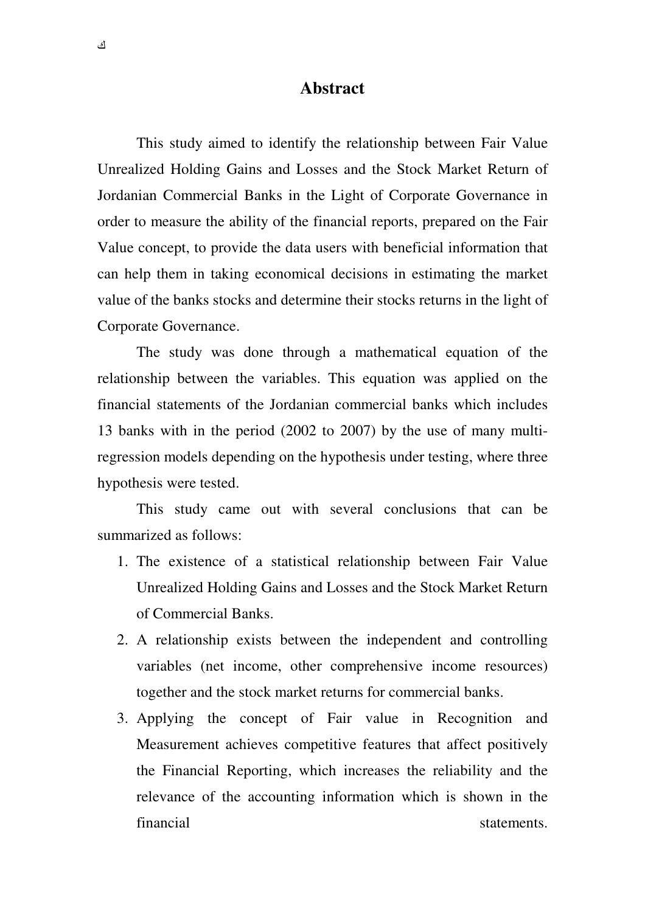# Abstract

This study aimed to identify the relationship between Fair Value Unrealized Holding Gains and Losses and the Stock Market Return of Jordanian Commercial Banks in the Light of Corporate Governance in order to measure the ability of the financial reports, prepared on the Fair Value concept, to provide the data users with beneficial information that can help them in taking economical decisions in estimating the market value of the banks stocks and determine their stocks returns in the light of Corporate Governance.

The study was done through a mathematical equation of the relationship between the variables. This equation was applied on the financial statements of the Jordanian commercial banks which includes 13 banks with in the period (2002 to 2007) by the use of many multi-regression models depending on the hypothesis under testing, where three hypothesis were tested.

This study came out with several conclusions that can be summarized as follows:

1. The existence of a statistical relationship between Fair Value Unrealized Holding Gains and Losses and the Stock Market Return of Commercial Banks.
2. A relationship exists between the independent and controlling variables (net income, other comprehensive income resources) together and the stock market returns for commercial banks.
3. Applying the concept of Fair value in Recognition and Measurement achieves competitive features that affect positively the Financial Reporting, which increases the reliability and the relevance of the accounting information which is shown in the financial statements.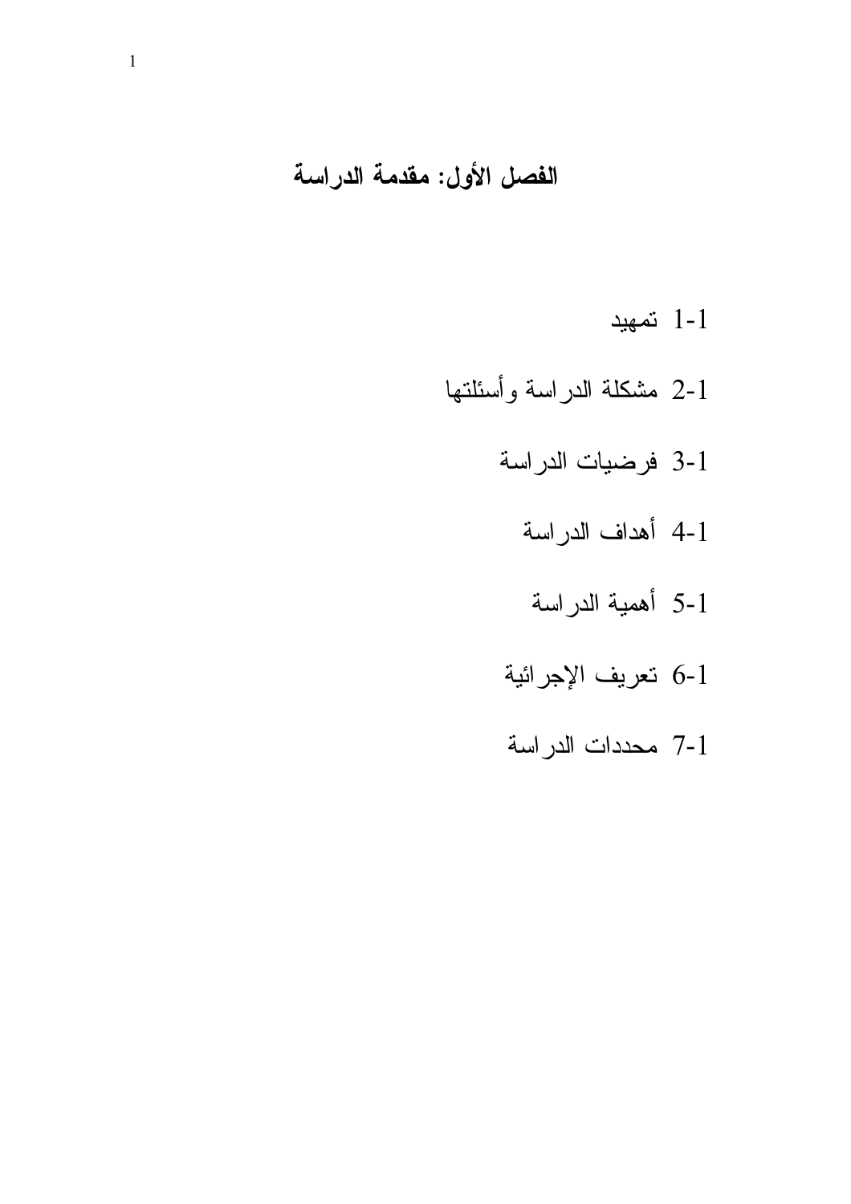# الفصل الأول: مقدمة الدراسة

1-1 تمهيد

1-2 مشكلة الدراسة وأسئلتها

1-3 فرضيات الدراسة

1-4 أهداف الدراسة

1-5 أهمية الدراسة

1-6 تعريف الإجرائية

1-7 محددات الدراسة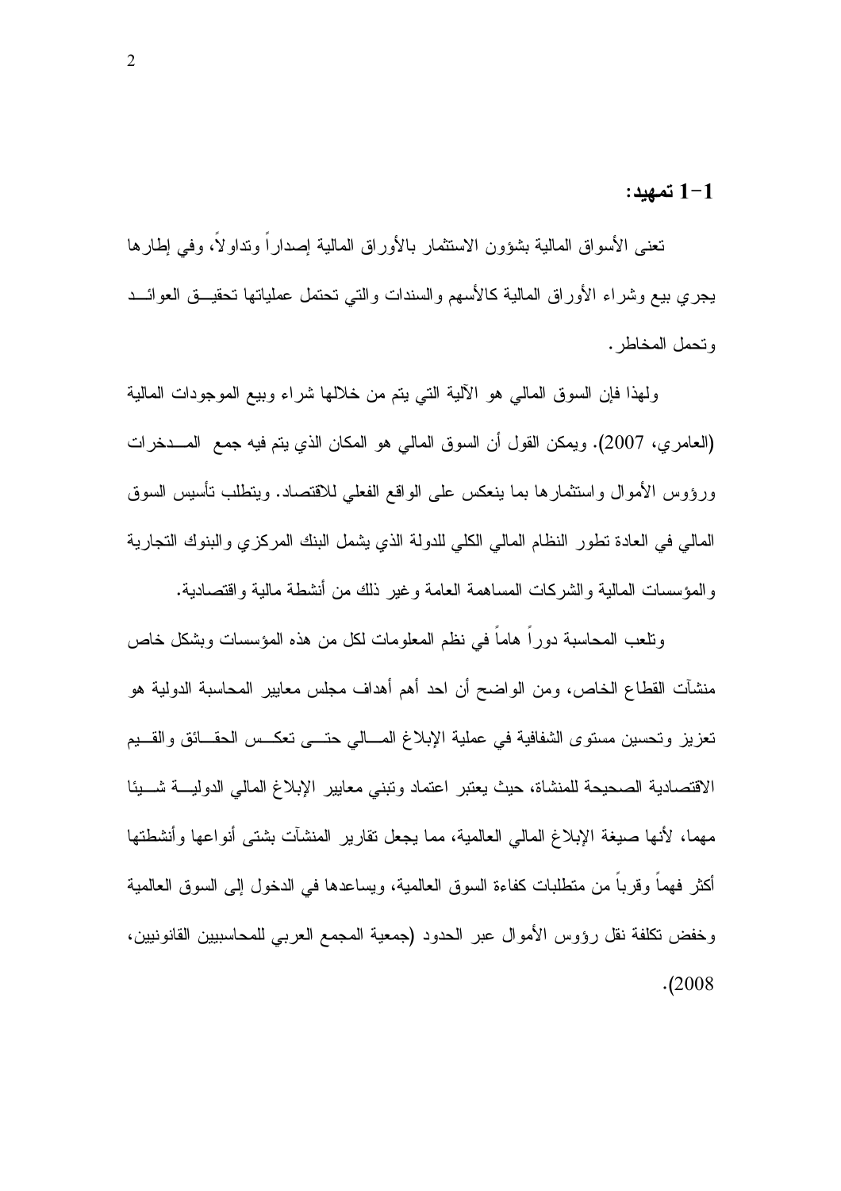## 1-1 تمهيد:

تعنى الأسواق المالية بشؤون الاستثمار بالأوراق المالية إصداراً وتداولاً، وفي إطارها يجري بيع وشراء الأوراق المالية كالأسهم والسندات والتي تحتمل عملياتها تحقيق العوائد وتحمل المخاطر.

ولهذا فإن السوق المالي هو الآلية التي يتم من خلالها شراء وبيع الموجودات المالية (العامري، 2007). ويمكن القول أن السوق المالي هو المكان الذي يتم فيه جمع المدخرات ورؤوس الأموال واستثمارها بما ينعكس على الواقع الفعلي للاقتصاد. ويتطلب تأسيس السوق المالي في العادة تطور النظام المالي الكلي للدولة الذي يشمل البنك المركزي والبنوك التجارية والمؤسسات المالية والشركات المساهمة العامة وغير ذلك من أنشطة مالية واقتصادية.

وتلعب المحاسبة دوراً هاماً في نظم المعلومات لكل من هذه المؤسسات وبشكل خاص منشآت القطاع الخاص، ومن الواضح أن احد أهم أهداف مجلس معايير المحاسبة الدولية هو تعزيز وتحسين مستوى الشفافية في عملية الإبلاغ المالي حتى تعكس الحقائق والقيم الاقتصادية الصحيحة للمنشاة، حيث يعتبر اعتماد وتبني معايير الإبلاغ المالي الدولية شيئا مهما، لأنها صيغة الإبلاغ المالي العالمية، مما يجعل تقارير المنشآت بشتى أنواعها وأنشطتها أكثر فهماً وقرباً من متطلبات كفاءة السوق العالمية، ويساعدها في الدخول إلى السوق العالمية وخفض تكلفة نقل رؤوس الأموال عبر الحدود (جمعية المجمع العربي للمحاسبيين القانونيين، 2008).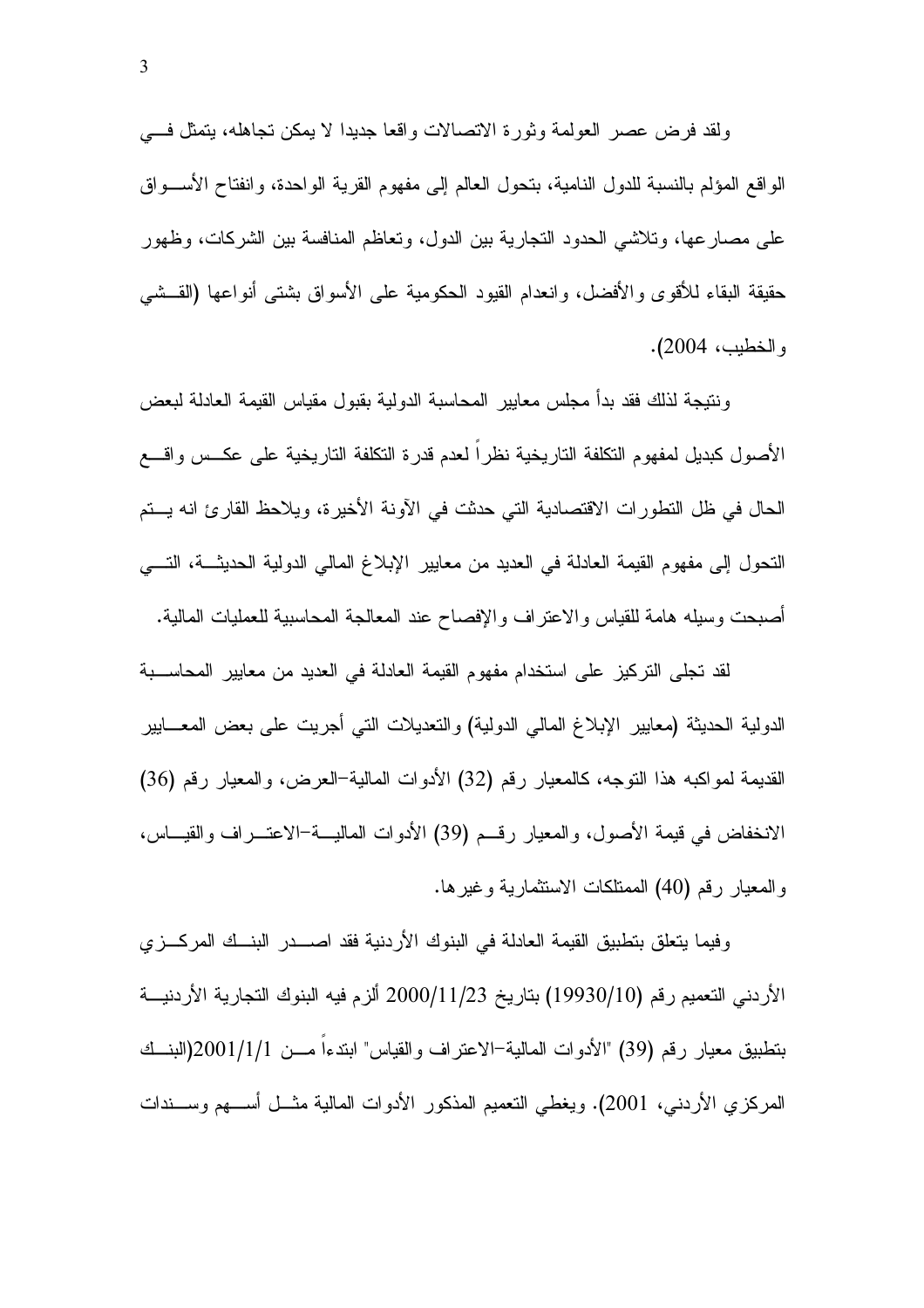ولقد فرض عصر العولمة وثورة الاتصالات واقعا جديدا لا يمكن تجاهله، يتمثل في الواقع المؤلم بالنسبة للدول النامية، بتحول العالم إلى مفهوم القرية الواحدة، وانفتاح الأسواق على مصارعها، وتلاشي الحدود التجارية بين الدول، وتعاظم المنافسة بين الشركات، وظهور حقيقة البقاء للأقوى والأفضل، وانعدام القيود الحكومية على الأسواق بشتى أنواعها (القشي والخطيب، 2004).

ونتيجة لذلك فقد بدأ مجلس معايير المحاسبة الدولية بقبول مقياس القيمة العادلة لبعض الأصول كبديل لمفهوم التكلفة التاريخية نظراً لعدم قدرة التكلفة التاريخية على عكس واقع الحال في ظل التطورات الاقتصادية التي حدثت في الآونة الأخيرة، ويلاحظ القارئ انه يتم التحول إلى مفهوم القيمة العادلة في العديد من معايير الإبلاغ المالي الدولية الحديثة، التي أصبحت وسيله هامة للقياس والاعتراف والإفصاح عند المعالجة المحاسبية للعمليات المالية.

لقد تجلى التركيز على استخدام مفهوم القيمة العادلة في العديد من معايير المحاسبة الدولية الحديثة (معايير الإبلاغ المالي الدولية) والتعديلات التي أجريت على بعض المعايير القديمة لمواكبه هذا التوجه، كالمعيار رقم (32) الأدوات المالية-العرض، والمعيار رقم (36) الانخفاض في قيمة الأصول، والمعيار رقم (39) الأدوات المالية-الاعتراف والقياس، والمعيار رقم (40) الممتلكات الاستثمارية وغيرها.

وفيما يتعلق بتطبيق القيمة العادلة في البنوك الأردنية فقد اصدر البنك المركزي الأردني التعميم رقم (19930/10) بتاريخ 2000/11/23 ألزم فيه البنوك التجارية الأردنية بتطبيق معيار رقم (39) "الأدوات المالية-الاعتراف والقياس" ابتداءاً من 2001/1/1(البنك المركزي الأردني، 2001). ويغطي التعميم المذكور الأدوات المالية مثل أسهم وسندات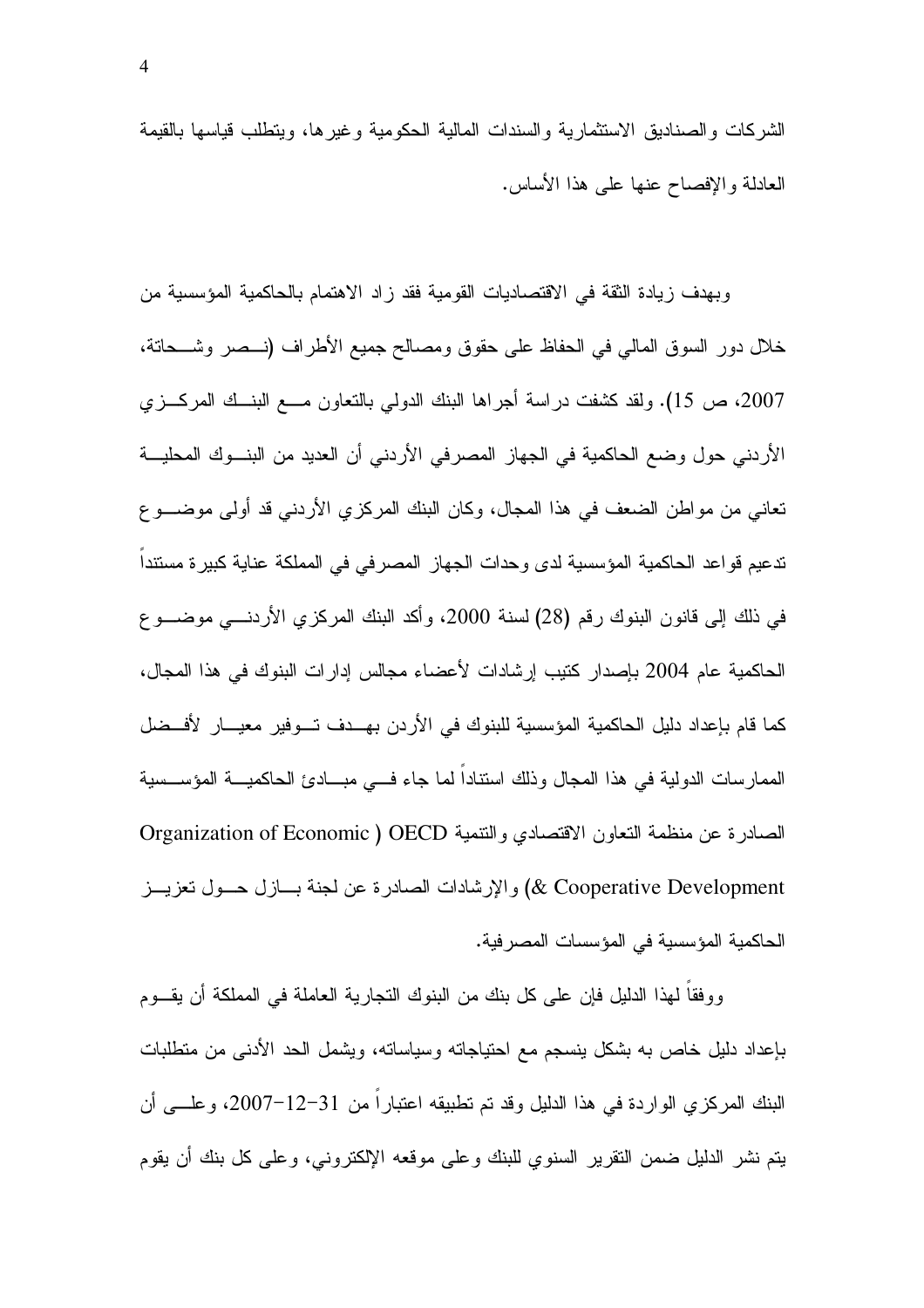الشركات والصناديق الاستثمارية والسندات المالية الحكومية وغيرها، ويتطلب قياسها بالقيمة العادلة والإفصاح عنها على هذا الأساس.

وبهدف زيادة الثقة في الاقتصاديات القومية فقد زاد الاهتمام بالحاكمية المؤسسية من خلال دور السوق المالي في الحفاظ على حقوق ومصالح جميع الأطراف (نصر وشحاتة، 2007، ص 15). ولقد كشفت دراسة أجراها البنك الدولي بالتعاون مع البنك المركزي الأردني حول وضع الحاكمية في الجهاز المصرفي الأردني أن العديد من البنوك المحلية تعاني من مواطن الضعف في هذا المجال، وكان البنك المركزي الأردني قد أولى موضوع تدعيم قواعد الحاكمية المؤسسية لدى وحدات الجهاز المصرفي في المملكة عناية كبيرة مستنداً في ذلك إلى قانون البنوك رقم (28) لسنة 2000، وأكد البنك المركزي الأردني موضوع الحاكمية عام 2004 بإصدار كتيب إرشادات لأعضاء مجالس إدارات البنوك في هذا المجال، كما قام بإعداد دليل الحاكمية المؤسسية للبنوك في الأردن بهدف توفير معيار لأفضل الممارسات الدولية في هذا المجال وذلك استناداً لما جاء في مبادئ الحاكمية المؤسسية الصادرة عن منظمة التعاون الاقتصادي والتنمية OECD ( Organization of Economic & Cooperative Development) والإرشادات الصادرة عن لجنة بازل حول تعزيز الحاكمية المؤسسية في المؤسسات المصرفية.

ووفقاً لهذا الدليل فإن على كل بنك من البنوك التجارية العاملة في المملكة أن يقوم بإعداد دليل خاص به بشكل ينسجم مع احتياجاته وسياساته، ويشمل الحد الأدنى من متطلبات البنك المركزي الواردة في هذا الدليل وقد تم تطبيقه اعتباراً من 31-12-2007، وعلى أن يتم نشر الدليل ضمن التقرير السنوي للبنك وعلى موقعه الإلكتروني، وعلى كل بنك أن يقوم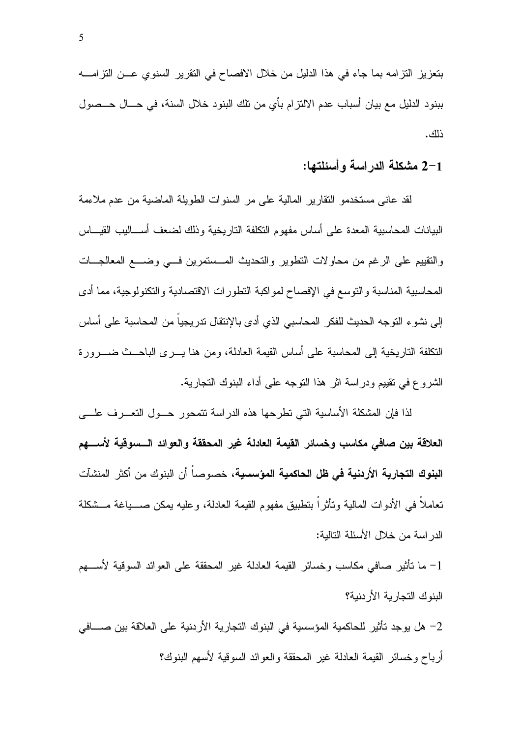بتعزيز التزامه بما جاء في هذا الدليل من خلال الافصاح في التقرير السنوي عن التزامه ببنود الدليل مع بيان أسباب عدم الالتزام بأي من تلك البنود خلال السنة، في حال حصول ذلك.

## 1-2 مشكلة الدراسة وأسئلتها:

لقد عانى مستخدمو التقارير المالية على مر السنوات الطويلة الماضية من عدم ملاءمة البيانات المحاسبية المعدة على أساس مفهوم التكلفة التاريخية وذلك لضعف أساليب القياس والتقييم على الرغم من محاولات التطوير والتحديث المستمرين في وضع المعالجات المحاسبية المناسبة والتوسع في الإفصاح لمواكبة التطورات الاقتصادية والتكنولوجية، مما أدى إلى نشوء التوجه الحديث للفكر المحاسبي الذي أدى بالإنتقال تدريجياً من المحاسبة على أساس التكلفة التاريخية إلى المحاسبة على أساس القيمة العادلة، ومن هنا يرى الباحث ضرورة الشروع في تقييم ودراسة اثر هذا التوجه على أداء البنوك التجارية.

لذا فإن المشكلة الأساسية التي تطرحها هذه الدراسة تتمحور حول التعرف على **العلاقة بين صافي مكاسب وخسائر القيمة العادلة غير المحققة والعوائد السوقية لأسهم البنوك التجارية الأردنية في ظل الحاكمية المؤسسية**، خصوصاً أن البنوك من أكثر المنشآت تعاملاً في الأدوات المالية وتأثراً بتطبيق مفهوم القيمة العادلة، وعليه يمكن صياغة مشكلة الدراسة من خلال الأسئلة التالية:

1- ما تأثير صافي مكاسب وخسائر القيمة العادلة غير المحققة على العوائد السوقية لأسهم البنوك التجارية الأردنية؟

2- هل يوجد تأثير للحاكمية المؤسسية في البنوك التجارية الأردنية على العلاقة بين صافي أرباح وخسائر القيمة العادلة غير المحققة والعوائد السوقية لأسهم البنوك؟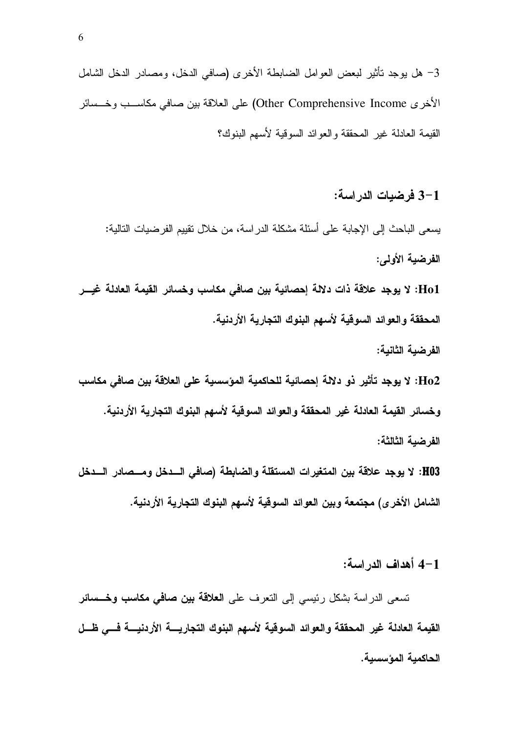3- هل يوجد تأثير لبعض العوامل الضابطة الأخرى (صافي الدخل، ومصادر الدخل الشامل الأخرى Other Comprehensive Income) على العلاقة بين صافي مكاسب وخسائر القيمة العادلة غير المحققة والعوائد السوقية لأسهم البنوك؟

## 1-3 فرضيات الدراسة:

يسعى الباحث إلى الإجابة على أسئلة مشكلة الدراسة، من خلال تقييم الفرضيات التالية:

**الفرضية الأولى:**

**Ho1: لا يوجد علاقة ذات دلالة إحصائية بين صافي مكاسب وخسائر القيمة العادلة غير المحققة والعوائد السوقية لأسهم البنوك التجارية الأردنية.**

**الفرضية الثانية:**

**Ho2: لا يوجد تأثير ذو دلالة إحصائية للحاكمية المؤسسية على العلاقة بين صافي مكاسب وخسائر القيمة العادلة غير المحققة والعوائد السوقية لأسهم البنوك التجارية الأردنية.**

**الفرضية الثالثة:**

**H03: لا يوجد علاقة بين المتغيرات المستقلة والضابطة (صافي الدخل ومصادر الدخل الشامل الأخرى) مجتمعة وبين العوائد السوقية لأسهم البنوك التجارية الأردنية.**

## 1-4 أهداف الدراسة:

تسعى الدراسة بشكل رئيسي إلى التعرف على **العلاقة بين صافي مكاسب وخسائر القيمة العادلة غير المحققة والعوائد السوقية لأسهم البنوك التجارية الأردنية في ظل الحاكمية المؤسسية.**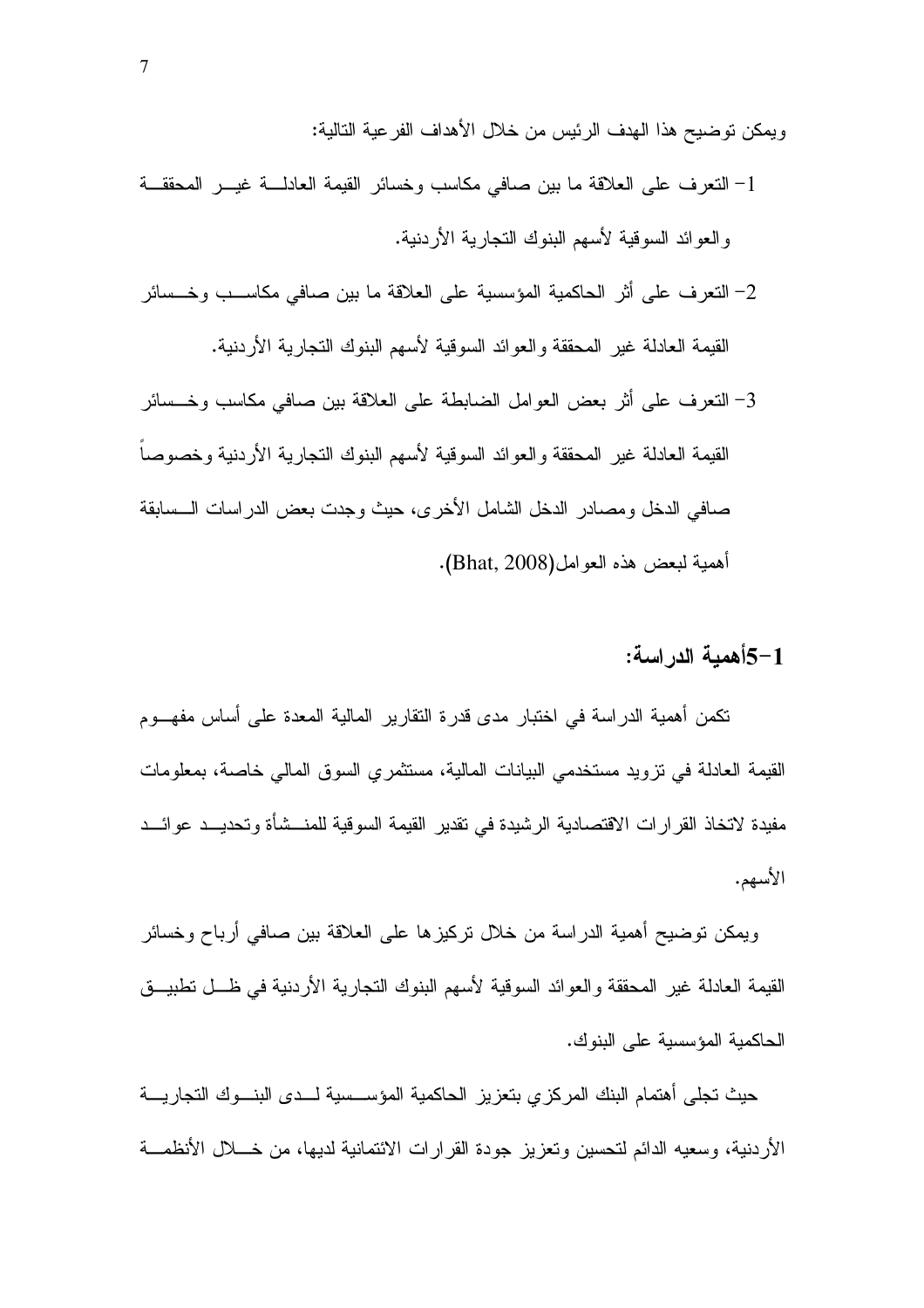ويمكن توضيح هذا الهدف الرئيس من خلال الأهداف الفرعية التالية:

1- التعرف على العلاقة ما بين صافي مكاسب وخسائر القيمة العادلة غير المحققة والعوائد السوقية لأسهم البنوك التجارية الأردنية.

2- التعرف على أثر الحاكمية المؤسسية على العلاقة ما بين صافي مكاسب وخسائر القيمة العادلة غير المحققة والعوائد السوقية لأسهم البنوك التجارية الأردنية.

3- التعرف على أثر بعض العوامل الضابطة على العلاقة بين صافي مكاسب وخسائر القيمة العادلة غير المحققة والعوائد السوقية لأسهم البنوك التجارية الأردنية وخصوصاً صافي الدخل ومصادر الدخل الشامل الأخرى، حيث وجدت بعض الدراسات السابقة أهمية لبعض هذه العوامل(Bhat, 2008).

## 1-5أهمية الدراسة:

تكمن أهمية الدراسة في اختبار مدى قدرة التقارير المالية المعدة على أساس مفهوم القيمة العادلة في تزويد مستخدمي البيانات المالية، مستثمري السوق المالي خاصة، بمعلومات مفيدة لاتخاذ القرارات الاقتصادية الرشيدة في تقدير القيمة السوقية للمنشأة وتحديد عوائد الأسهم.

ويمكن توضيح أهمية الدراسة من خلال تركيزها على العلاقة بين صافي أرباح وخسائر القيمة العادلة غير المحققة والعوائد السوقية لأسهم البنوك التجارية الأردنية في ظل تطبيق الحاكمية المؤسسية على البنوك.

حيث تجلى أهتمام البنك المركزي بتعزيز الحاكمية المؤسسية لدى البنوك التجارية الأردنية، وسعيه الدائم لتحسين وتعزيز جودة القرارات الائتمانية لديها، من خلال الأنظمة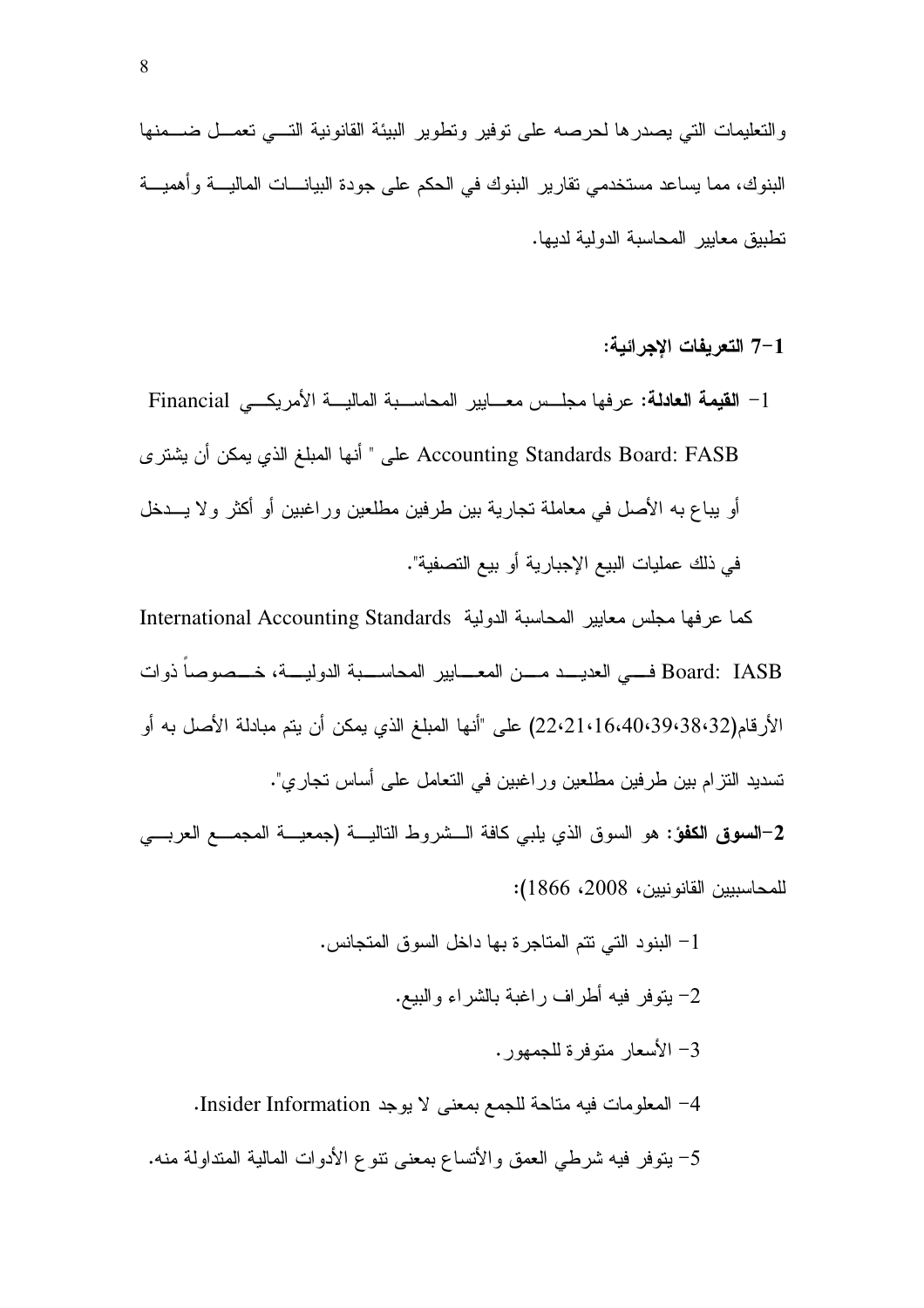والتعليمات التي يصدرها لحرصه على توفير وتطوير البيئة القانونية التي تعمل ضمنها البنوك، مما يساعد مستخدمي تقارير البنوك في الحكم على جودة البيانات المالية وأهمية تطبيق معايير المحاسبة الدولية لديها.

### 1-7 التعريفات الإجرائية:

1- **القيمة العادلة:** عرفها مجلس معايير المحاسبة المالية الأمريكي Financial Accounting Standards Board: FASB على " أنها المبلغ الذي يمكن أن يشترى أو يباع به الأصل في معاملة تجارية بين طرفين مطلعين وراغبين أو أكثر ولا يدخل في ذلك عمليات البيع الإجبارية أو بيع التصفية".

كما عرفها مجلس معايير المحاسبة الدولية International Accounting Standards Board: IASB في العديد من المعايير المحاسبة الدولية، خصوصاً ذوات الأرقام(32،38،39،40،16،21،22) على "أنها المبلغ الذي يمكن أن يتم مبادلة الأصل به أو تسديد التزام بين طرفين مطلعين وراغبين في التعامل على أساس تجاري".

**2-السوق الكفؤ:** هو السوق الذي يلبي كافة الشروط التالية (جمعية المجمع العربي للمحاسبين القانونيين، 2008، 1866):

1- البنود التي تتم المتاجرة بها داخل السوق المتجانس.

2- يتوفر فيه أطراف راغبة بالشراء والبيع.

3- الأسعار متوفرة للجمهور.

4- المعلومات فيه متاحة للجمع بمعنى لا يوجد Insider Information.

5- يتوفر فيه شرطي العمق والأتساع بمعنى تنوع الأدوات المالية المتداولة منه.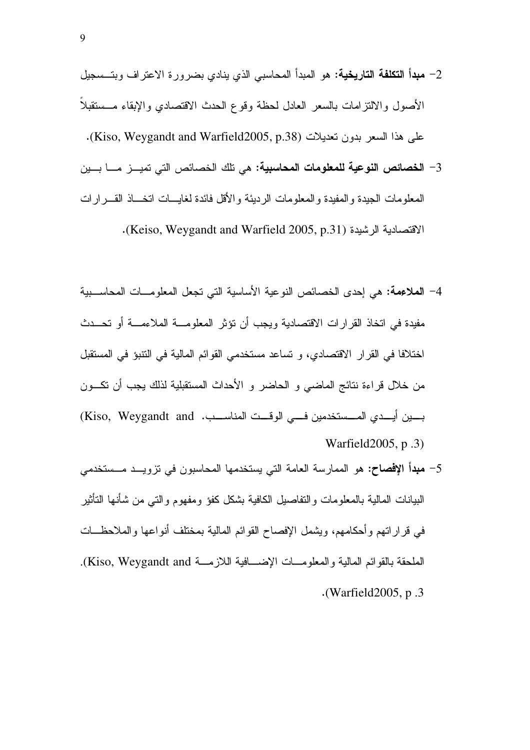2- **مبدأ التكلفة التاريخية:** هو المبدأ المحاسبي الذي ينادي بضرورة الاعتراف وبتسجيل الأصول والالتزامات بالسعر العادل لحظة وقوع الحدث الاقتصادي والإبقاء مستقبلاً على هذا السعر بدون تعديلات (Kiso, Weygandt and Warfield2005, p.38).

3- **الخصائص النوعية للمعلومات المحاسبية:** هي تلك الخصائص التي تميز ما بين المعلومات الجيدة والمفيدة والمعلومات الرديئة والأقل فائدة لغايات اتخاذ القرارات الاقتصادية الرشيدة (Keiso, Weygandt and Warfield 2005, p.31).

4- **الملاءمة:** هي إحدى الخصائص النوعية الأساسية التي تجعل المعلومات المحاسبية مفيدة في اتخاذ القرارات الاقتصادية ويجب أن تؤثر المعلومة الملاءمة أو تحدث اختلافا في القرار الاقتصادي، و تساعد مستخدمي القوائم المالية في التنبؤ في المستقبل من خلال قراءة نتائج الماضي و الحاضر و الأحداث المستقبلية لذلك يجب أن تكون بين أيدي المستخدمين في الوقت المناسب. (Kiso, Weygandt and Warfield2005, p .3)

5- **مبدأ الإفصاح:** هو الممارسة العامة التي يستخدمها المحاسبون في تزويد مستخدمي البيانات المالية بالمعلومات والتفاصيل الكافية بشكل كفؤ ومفهوم والتي من شأنها التأثير في قراراتهم وأحكامهم، ويشمل الإفصاح القوائم المالية بمختلف أنواعها والملاحظات الملحقة بالقوائم المالية والمعلومات الإضافية اللازمة (Kiso, Weygandt and Warfield2005, p .3).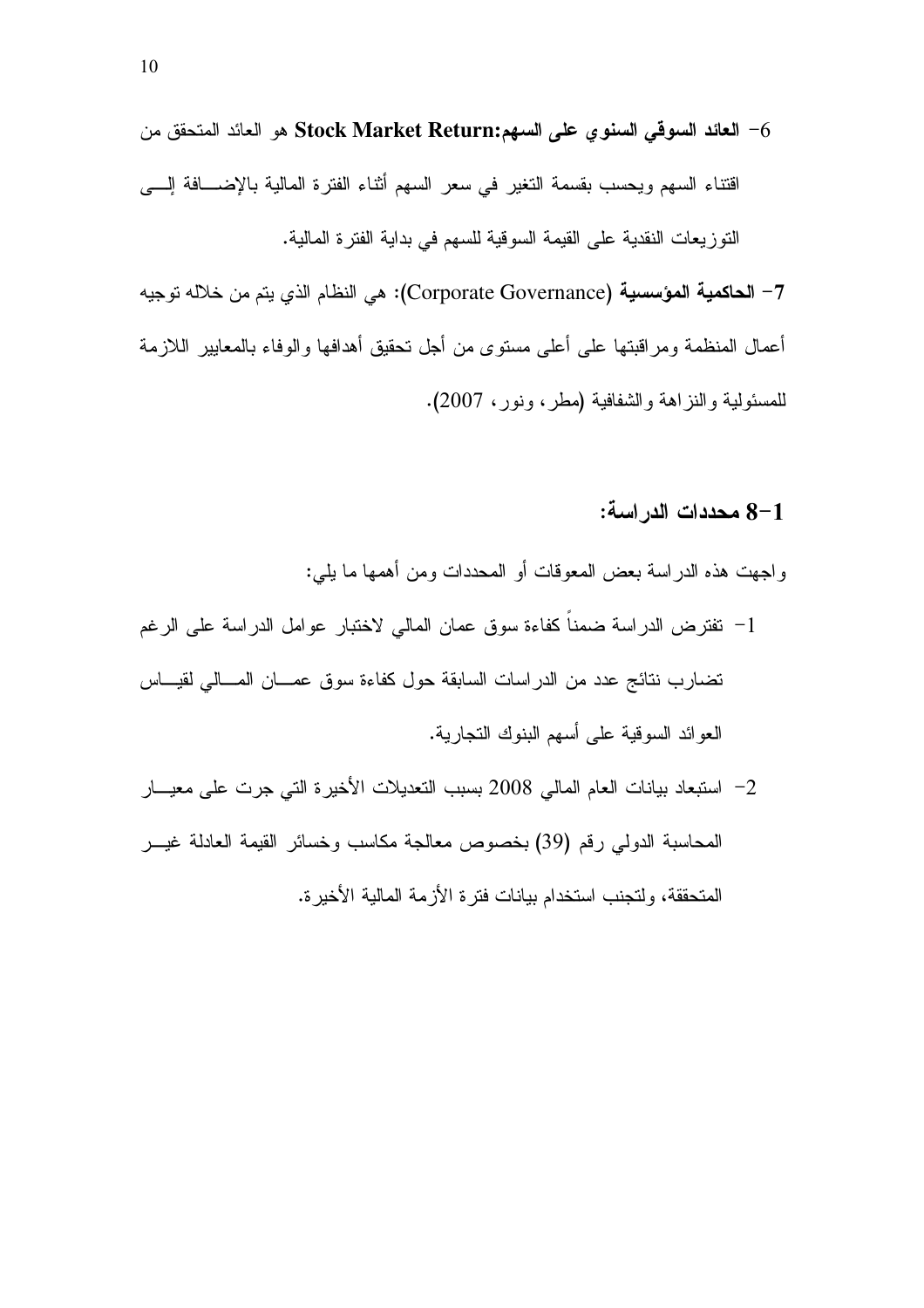6- **العائد السوقي السنوي على السهم:Stock Market Return** هو العائد المتحقق من اقتناء السهم ويحسب بقسمة التغير في سعر السهم أثناء الفترة المالية بالإضافة إلى التوزيعات النقدية على القيمة السوقية للسهم في بداية الفترة المالية.

7- **الحاكمية المؤسسية** (Corporate Governance): هي النظام الذي يتم من خلاله توجيه أعمال المنظمة ومراقبتها على أعلى مستوى من أجل تحقيق أهدافها والوفاء بالمعايير اللازمة للمسئولية والنزاهة والشفافية (مطر، ونور، 2007).

## 1-8 محددات الدراسة:

واجهت هذه الدراسة بعض المعوقات أو المحددات ومن أهمها ما يلي:

1- تفترض الدراسة ضمناً كفاءة سوق عمان المالي لاختبار عوامل الدراسة على الرغم تضارب نتائج عدد من الدراسات السابقة حول كفاءة سوق عمان المالي لقياس العوائد السوقية على أسهم البنوك التجارية.

2- استبعاد بيانات العام المالي 2008 بسبب التعديلات الأخيرة التي جرت على معيار المحاسبة الدولي رقم (39) بخصوص معالجة مكاسب وخسائر القيمة العادلة غير المتحققة، ولتجنب استخدام بيانات فترة الأزمة المالية الأخيرة.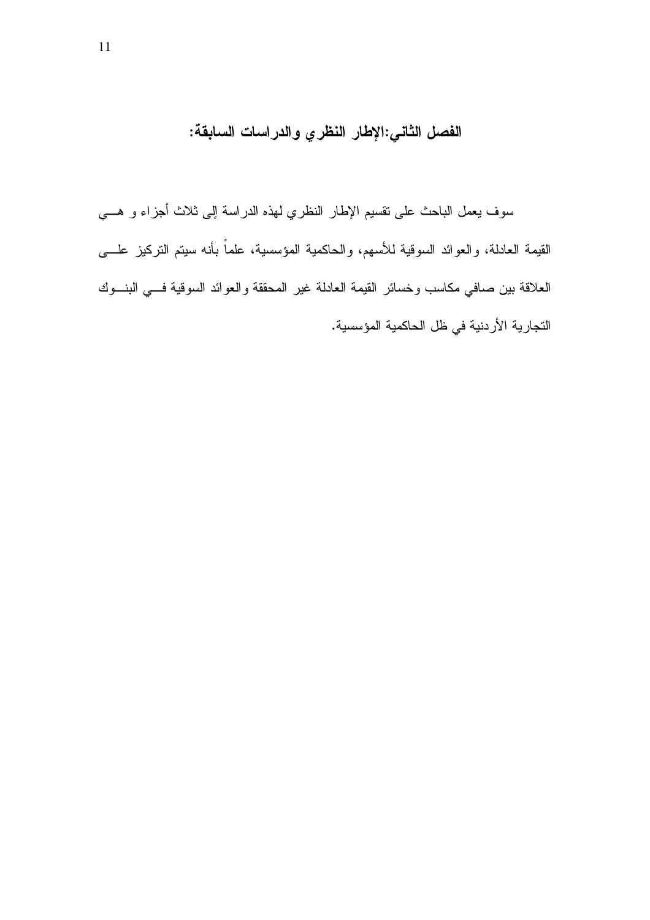## الفصل الثاني:الإطار النظري والدراسات السابقة:

سوف يعمل الباحث على تقسيم الإطار النظري لهذه الدراسة إلى ثلاث أجزاء و هي القيمة العادلة، والعوائد السوقية للأسهم، والحاكمية المؤسسية، علماً بأنه سيتم التركيز على العلاقة بين صافي مكاسب وخسائر القيمة العادلة غير المحققة والعوائد السوقية في البنوك التجارية الأردنية في ظل الحاكمية المؤسسية.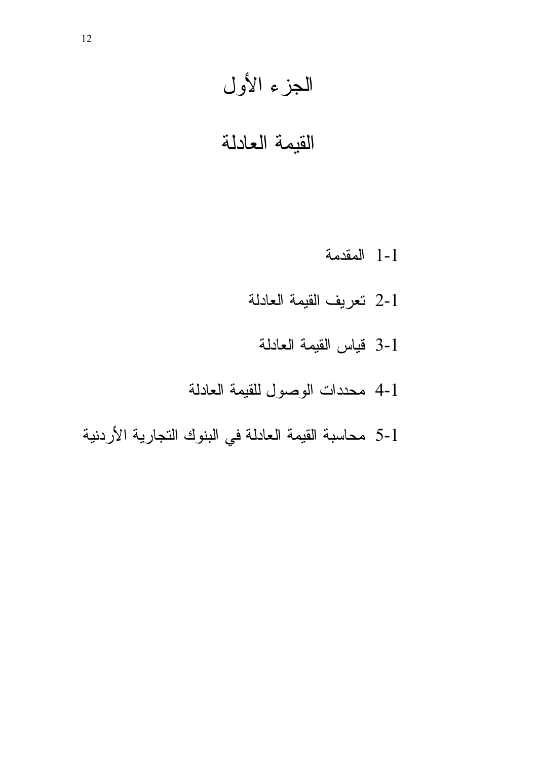# الجزء الأول

## القيمة العادلة

1-1 المقدمة

1-2 تعريف القيمة العادلة

1-3 قياس القيمة العادلة

1-4 محددات الوصول للقيمة العادلة

1-5 محاسبة القيمة العادلة في البنوك التجارية الأردنية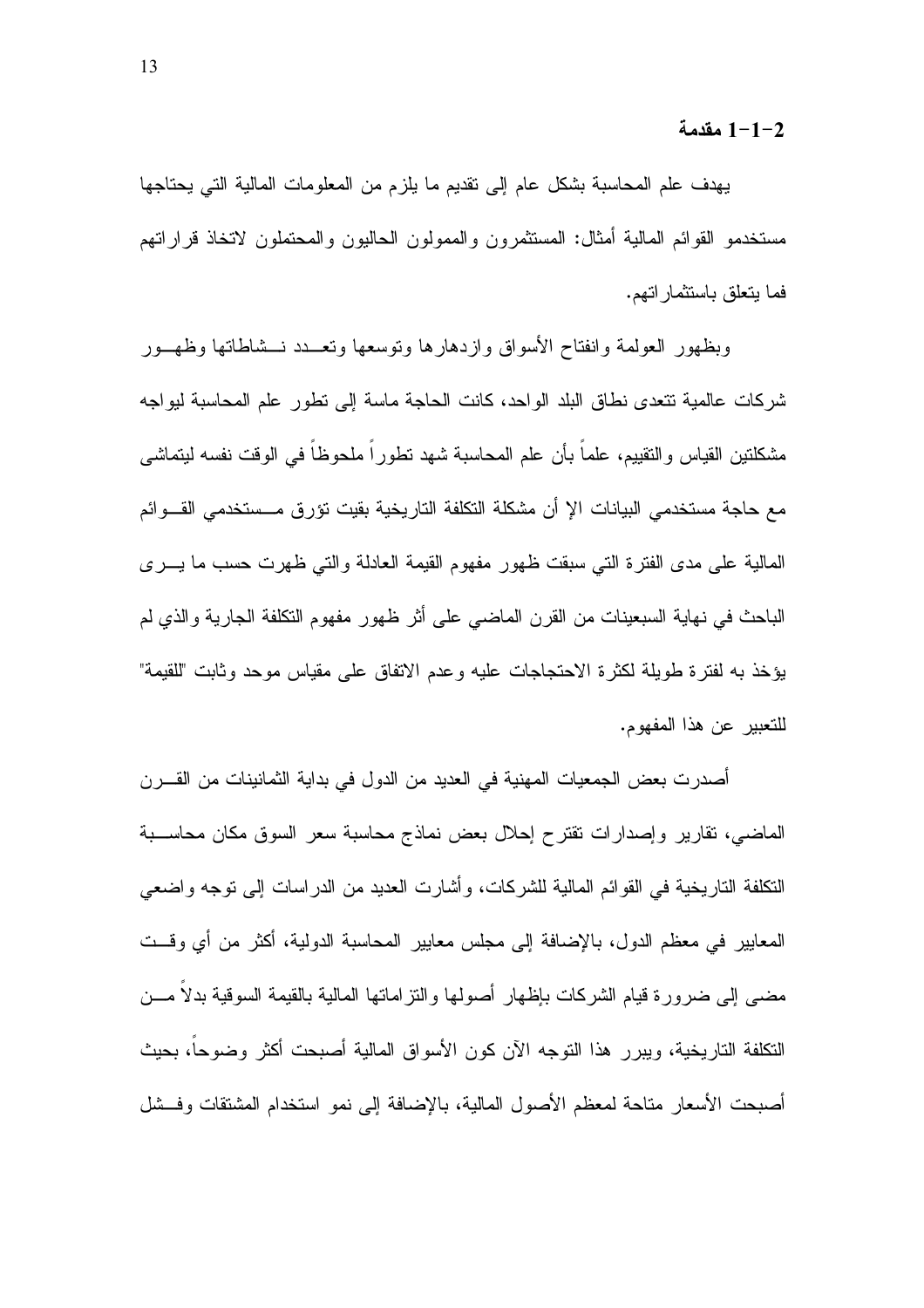### 2-1-1 مقدمة

يهدف علم المحاسبة بشكل عام إلى تقديم ما يلزم من المعلومات المالية التي يحتاجها مستخدمو القوائم المالية أمثال: المستثمرون والممولون الحاليون والمحتملون لاتخاذ قراراتهم فما يتعلق باستثماراتهم.

وبظهور العولمة وانفتاح الأسواق وازدهارها وتوسعها وتعدد نشاطاتها وظهور شركات عالمية تتعدى نطاق البلد الواحد، كانت الحاجة ماسة إلى تطور علم المحاسبة ليواجه مشكلتين القياس والتقييم، علماً بأن علم المحاسبة شهد تطوراً ملحوظاً في الوقت نفسه ليتماشى مع حاجة مستخدمي البيانات الا أن مشكلة التكلفة التاريخية بقيت تؤرق مستخدمي القوائم المالية على مدى الفترة التي سبقت ظهور مفهوم القيمة العادلة والتي ظهرت حسب ما يرى الباحث في نهاية السبعينات من القرن الماضي على أثر ظهور مفهوم التكلفة الجارية والذي لم يؤخذ به لفترة طويلة لكثرة الاحتجاجات عليه وعدم الاتفاق على مقياس موحد وثابت "للقيمة" للتعبير عن هذا المفهوم.

أصدرت بعض الجمعيات المهنية في العديد من الدول في بداية الثمانينات من القرن الماضي، تقارير وإصدارات تقترح إحلال بعض نماذج محاسبة سعر السوق مكان محاسبة التكلفة التاريخية في القوائم المالية للشركات، وأشارت العديد من الدراسات إلى توجه واضعي المعايير في معظم الدول، بالإضافة إلى مجلس معايير المحاسبة الدولية، أكثر من أي وقت مضى إلى ضرورة قيام الشركات بإظهار أصولها والتزاماتها المالية بالقيمة السوقية بدلاً من التكلفة التاريخية، ويبرر هذا التوجه الآن كون الأسواق المالية أصبحت أكثر وضوحاً، بحيث أصبحت الأسعار متاحة لمعظم الأصول المالية، بالإضافة إلى نمو استخدام المشتقات وفشل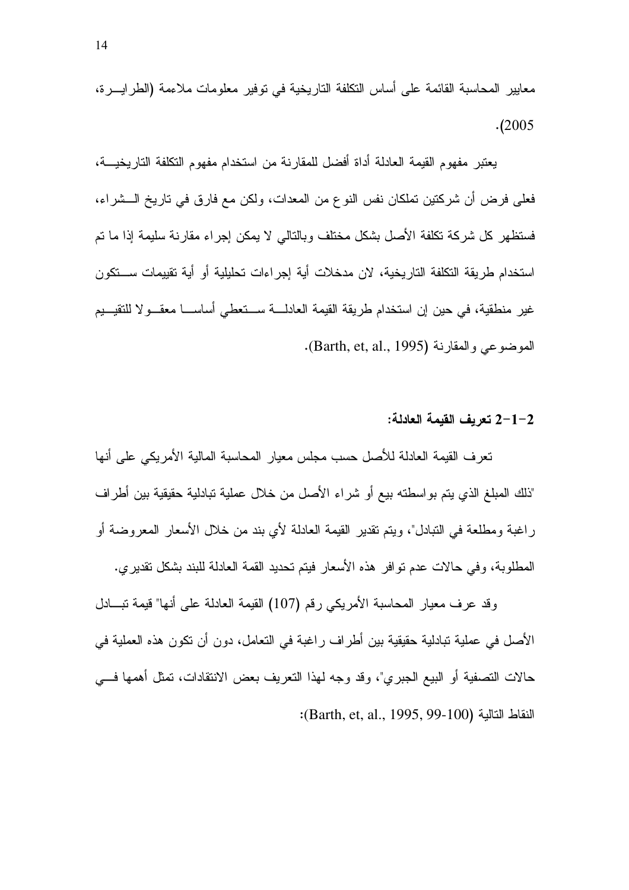معايير المحاسبة القائمة على أساس التكلفة التاريخية في توفير معلومات ملاءمة (الطرايرة، 2005).

يعتبر مفهوم القيمة العادلة أداة أفضل للمقارنة من استخدام مفهوم التكلفة التاريخية، فعلى فرض أن شركتين تملكان نفس النوع من المعدات، ولكن مع فارق في تاريخ الشراء، فستظهر كل شركة تكلفة الأصل بشكل مختلف وبالتالي لا يمكن إجراء مقارنة سليمة إذا ما تم استخدام طريقة التكلفة التاريخية، لان مدخلات أية إجراءات تحليلية أو أية تقييمات ستكون غير منطقية، في حين إن استخدام طريقة القيمة العادلة ستعطي أساساً معقولا للتقييم الموضوعي والمقارنة (Barth, et, al., 1995).

**2-1-2 تعريف القيمة العادلة:**

تعرف القيمة العادلة للأصل حسب مجلس معيار المحاسبة المالية الأمريكي على أنها "ذلك المبلغ الذي يتم بواسطته بيع أو شراء الأصل من خلال عملية تبادلية حقيقية بين أطراف راغبة ومطلعة في التبادل"، ويتم تقدير القيمة العادلة لأي بند من خلال الأسعار المعروضة أو المطلوبة، وفي حالات عدم توافر هذه الأسعار فيتم تحديد القمة العادلة للبند بشكل تقديري.

وقد عرف معيار المحاسبة الأمريكي رقم (107) القيمة العادلة على أنها" قيمة تبادل الأصل في عملية تبادلية حقيقية بين أطراف راغبة في التعامل، دون أن تكون هذه العملية في حالات التصفية أو البيع الجبري"، وقد وجه لهذا التعريف بعض الانتقادات، تمثل أهمها في النقاط التالية (Barth, et, al., 1995, 99-100):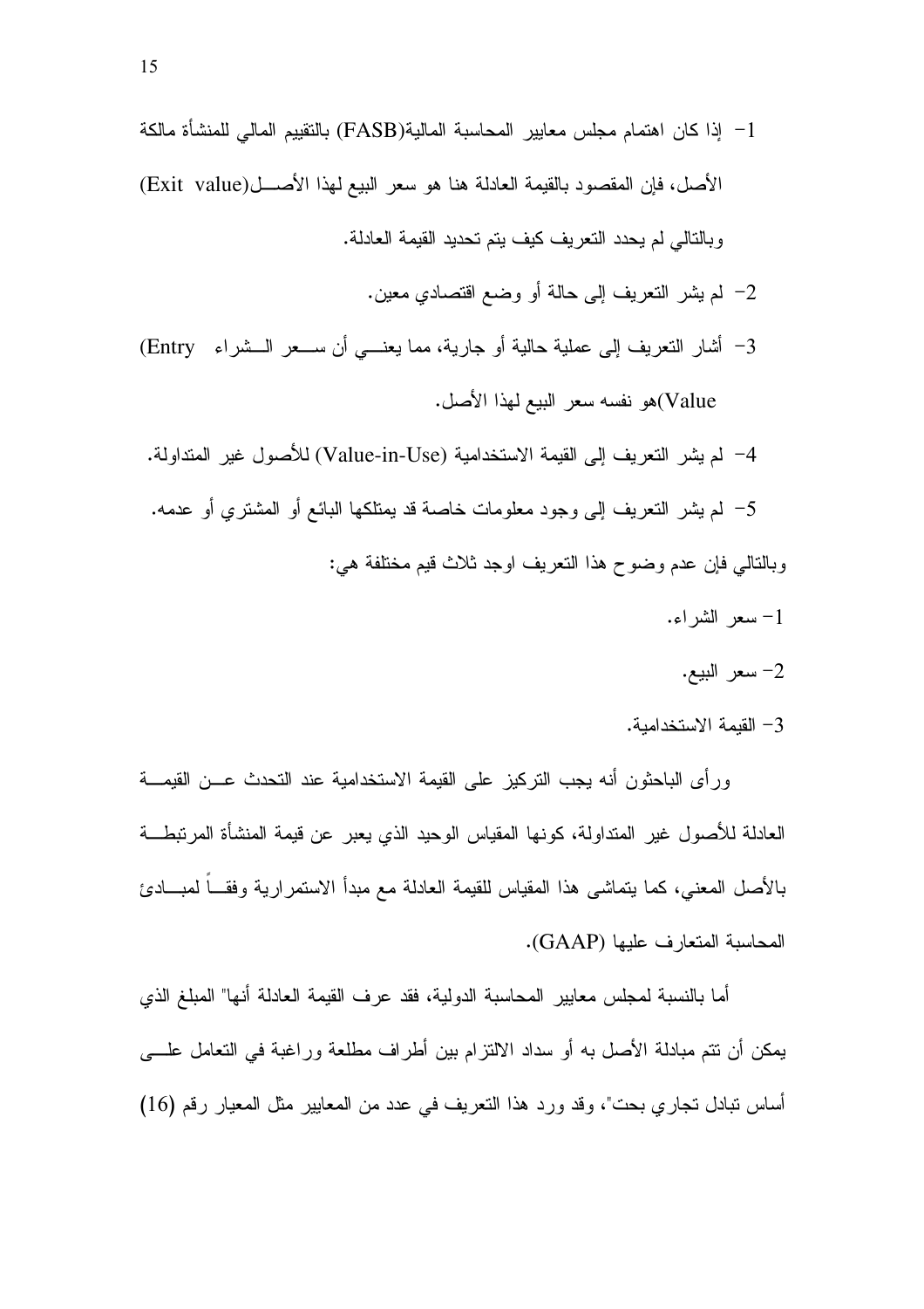1- إذا كان اهتمام مجلس معايير المحاسبة المالية(FASB) بالتقييم المالي للمنشأة مالكة الأصل، فإن المقصود بالقيمة العادلة هنا هو سعر البيع لهذا الأصل(Exit value) وبالتالي لم يحدد التعريف كيف يتم تحديد القيمة العادلة.

2- لم يشر التعريف إلى حالة أو وضع اقتصادي معين.

3- أشار التعريف إلى عملية حالية أو جارية، مما يعني أن سعر الشراء (Entry Value)هو نفسه سعر البيع لهذا الأصل.

4- لم يشر التعريف إلى القيمة الاستخدامية (Value-in-Use) للأصول غير المتداولة.

5- لم يشر التعريف إلى وجود معلومات خاصة قد يمتلكها البائع أو المشتري أو عدمه.

وبالتالي فإن عدم وضوح هذا التعريف اوجد ثلاث قيم مختلفة هي:

1- سعر الشراء.

2- سعر البيع.

3- القيمة الاستخدامية.

ورأى الباحثون أنه يجب التركيز على القيمة الاستخدامية عند التحدث عن القيمة العادلة للأصول غير المتداولة، كونها المقياس الوحيد الذي يعبر عن قيمة المنشأة المرتبطة بالأصل المعني، كما يتماشى هذا المقياس للقيمة العادلة مع مبدأ الاستمرارية وفقاً لمبادئ المحاسبة المتعارف عليها (GAAP).

أما بالنسبة لمجلس معايير المحاسبة الدولية، فقد عرف القيمة العادلة أنها" المبلغ الذي يمكن أن تتم مبادلة الأصل به أو سداد الالتزام بين أطراف مطلعة وراغبة في التعامل على أساس تبادل تجاري بحت"، وقد ورد هذا التعريف في عدد من المعايير مثل المعيار رقم (16)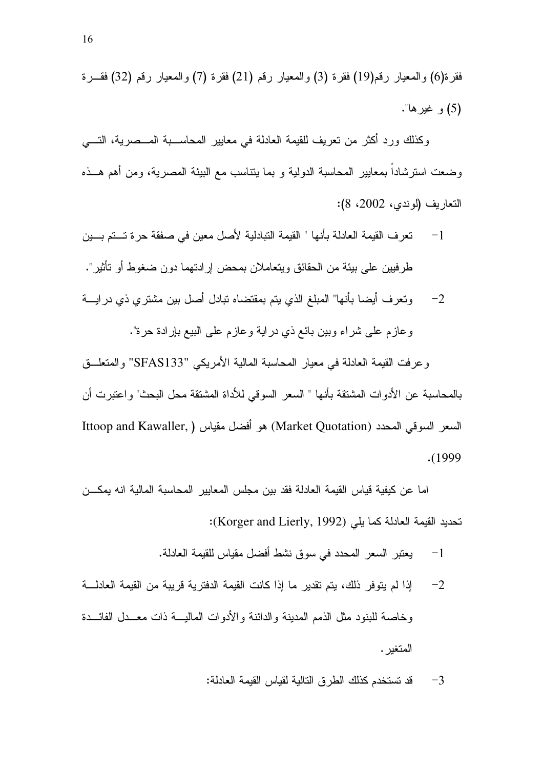فقرة(6) والمعيار رقم(19) فقرة (3) والمعيار رقم (21) فقرة (7) والمعيار رقم (32) فقرة (5) و غيرها".

وكذلك ورد أكثر من تعريف للقيمة العادلة في معايير المحاسبة المصرية، التي وضعت استرشاداً بمعايير المحاسبة الدولية و بما يتناسب مع البيئة المصرية، ومن أهم هذه التعاريف (لوندي، 2002، 8):

1- تعرف القيمة العادلة بأنها " القيمة التبادلية لأصل معين في صفقة حرة تتم بين طرفيين على بيئة من الحقائق ويتعاملان بمحض إرادتهما دون ضغوط أو تأثير".

2- وتعرف أيضا بأنها" المبلغ الذي يتم بمقتضاه تبادل أصل بين مشتري ذي دراية وعازم على شراء وبين بائع ذي دراية وعازم على البيع بإرادة حرة".

وعرفت القيمة العادلة في معيار المحاسبة المالية الأمريكي "SFAS133" والمتعلق بالمحاسبة عن الأدوات المشتقة بأنها " السعر السوقي للأداة المشتقة محل البحث" واعتبرت أن السعر السوقي المحدد (Market Quotation) هو أفضل مقياس (Ittoop and Kawaller, 1999).

اما عن كيفية قياس القيمة العادلة فقد بين مجلس المعايير المحاسبة المالية انه يمكن تحديد القيمة العادلة كما يلي (Korger and Lierly, 1992):

1- يعتبر السعر المحدد في سوق نشط أفضل مقياس للقيمة العادلة.

2- إذا لم يتوفر ذلك، يتم تقدير ما إذا كانت القيمة الدفترية قريبة من القيمة العادلة وخاصة للبنود مثل الذمم المدينة والدائنة والأدوات المالية ذات معدل الفائدة المتغير.

3- قد تستخدم كذلك الطرق التالية لقياس القيمة العادلة: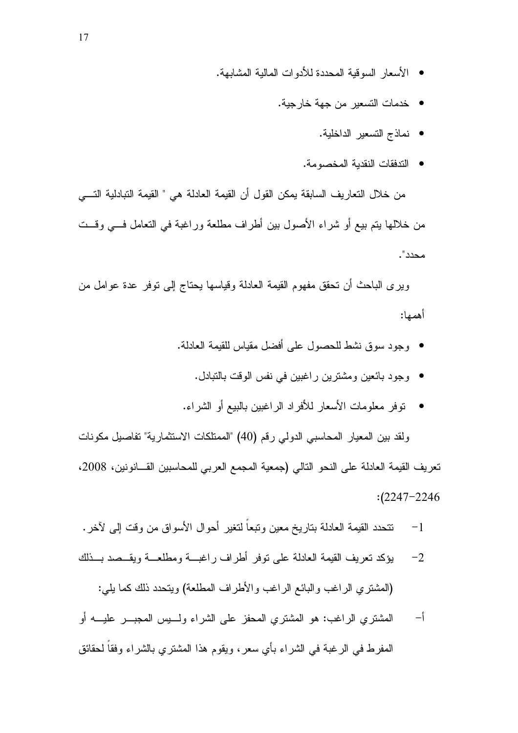- الأسعار السوقية المحددة للأدوات المالية المشابهة.
- خدمات التسعير من جهة خارجية.
- نماذج التسعير الداخلية.
- التدفقات النقدية المخصومة.

من خلال التعاريف السابقة يمكن القول أن القيمة العادلة هي " القيمة التبادلية التي من خلالها يتم بيع أو شراء الأصول بين أطراف مطلعة وراغبة في التعامل في وقت محدد".

ويرى الباحث أن تحقق مفهوم القيمة العادلة وقياسها يحتاج إلى توفر عدة عوامل من أهمها:

- وجود سوق نشط للحصول على أفضل مقياس للقيمة العادلة.
- وجود بائعين ومشترين راغبين في نفس الوقت بالتبادل.
- توفر معلومات الأسعار للأفراد الراغبين بالبيع أو الشراء.

ولقد بين المعيار المحاسبي الدولي رقم (40) "الممتلكات الاستثمارية" تفاصيل مكونات تعريف القيمة العادلة على النحو التالي (جمعية المجمع العربي للمحاسبين القانونين، 2008، 2246-2247):

1- تتحدد القيمة العادلة بتاريخ معين وتبعاً لتغير أحوال الأسواق من وقت إلى لآخر.

2- يؤكد تعريف القيمة العادلة على توفر أطراف راغبة ومطلعة ويقصد بذلك (المشتري الراغب والبائع الراغب والأطراف المطلعة) ويتحدد ذلك كما يلي:

أ- المشتري الراغب: هو المشتري المحفز على الشراء وليس المجبر عليه أو المفرط في الرغبة في الشراء بأي سعر، ويقوم هذا المشتري بالشراء وفقاً لحقائق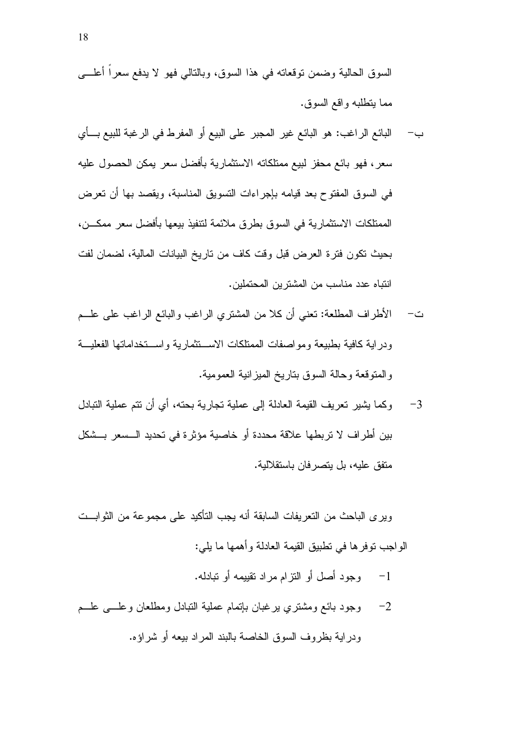السوق الحالية وضمن توقعاته في هذا السوق، وبالتالي فهو لا يدفع سعراً أعلى مما يتطلبه واقع السوق.

ب- البائع الراغب: هو البائع غير المجبر على البيع أو المفرط في الرغبة للبيع بأي سعر، فهو بائع محفز لبيع ممتلكاته الاستثمارية بأفضل سعر يمكن الحصول عليه في السوق المفتوح بعد قيامه بإجراءات التسويق المناسبة، ويقصد بها أن تعرض الممتلكات الاستثمارية في السوق بطرق ملائمة لتنفيذ بيعها بأفضل سعر ممكن، بحيث تكون فترة العرض قبل وقت كاف من تاريخ البيانات المالية، لضمان لفت انتباه عدد مناسب من المشترين المحتملين.

ت- الأطراف المطلعة: تعني أن كلا من المشتري الراغب والبائع الراغب على علم ودراية كافية بطبيعة ومواصفات الممتلكات الاستثمارية واستخداماتها الفعلية والمتوقعة وحالة السوق بتاريخ الميزانية العمومية.

3- وكما يشير تعريف القيمة العادلة إلى عملية تجارية بحته، أي أن تتم عملية التبادل بين أطراف لا تربطها علاقة محددة أو خاصية مؤثرة في تحديد السعر بشكل متفق عليه، بل يتصرفان باستقلالية.

ويرى الباحث من التعريفات السابقة أنه يجب التأكيد على مجموعة من الثوابت الواجب توفرها في تطبيق القيمة العادلة وأهمها ما يلي:

1- وجود أصل أو التزام مراد تقييمه أو تبادله.

2- وجود بائع ومشتري يرغبان بإتمام عملية التبادل ومطلعان وعلى علم ودراية بظروف السوق الخاصة بالبند المراد بيعه أو شراؤه.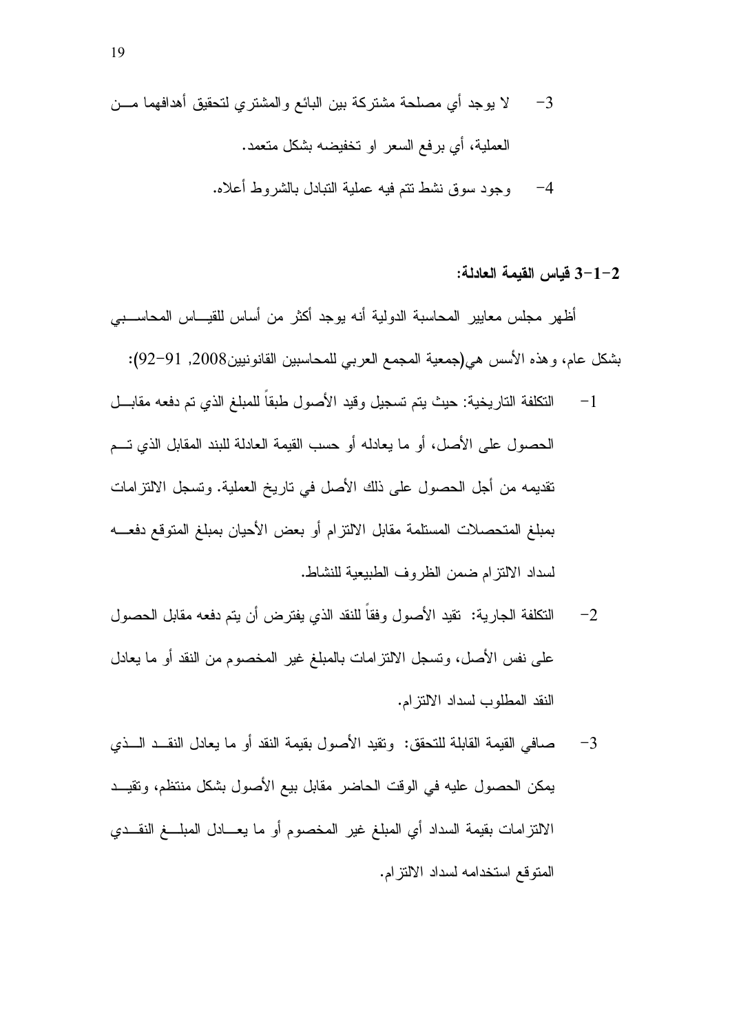3- لا يوجد أي مصلحة مشتركة بين البائع والمشتري لتحقيق أهدافهما من العملية، أي برفع السعر او تخفيضه بشكل متعمد.

4- وجود سوق نشط تتم فيه عملية التبادل بالشروط أعلاه.

### 2-1-3 قياس القيمة العادلة:

أظهر مجلس معايير المحاسبة الدولية أنه يوجد أكثر من أساس للقياس المحاسبي بشكل عام، وهذه الأسس هي(جمعية المجمع العربي للمحاسبين القانونيين2008, 91-92):

1- التكلفة التاريخية: حيث يتم تسجيل وقيد الأصول طبقاً للمبلغ الذي تم دفعه مقابل الحصول على الأصل، أو ما يعادله أو حسب القيمة العادلة للبند المقابل الذي تم تقديمه من أجل الحصول على ذلك الأصل في تاريخ العملية. وتسجل الالتزامات بمبلغ المتحصلات المستلمة مقابل الالتزام أو بعض الأحيان بمبلغ المتوقع دفعه لسداد الالتزام ضمن الظروف الطبيعية للنشاط.

2- التكلفة الجارية: تقيد الأصول وفقاً للنقد الذي يفترض أن يتم دفعه مقابل الحصول على نفس الأصل، وتسجل الالتزامات بالمبلغ غير المخصوم من النقد أو ما يعادل النقد المطلوب لسداد الالتزام.

3- صافي القيمة القابلة للتحقق: وتقيد الأصول بقيمة النقد أو ما يعادل النقد الذي يمكن الحصول عليه في الوقت الحاضر مقابل بيع الأصول بشكل منتظم، وتقيد الالتزامات بقيمة السداد أي المبلغ غير المخصوم أو ما يعادل المبلغ النقدي المتوقع استخدامه لسداد الالتزام.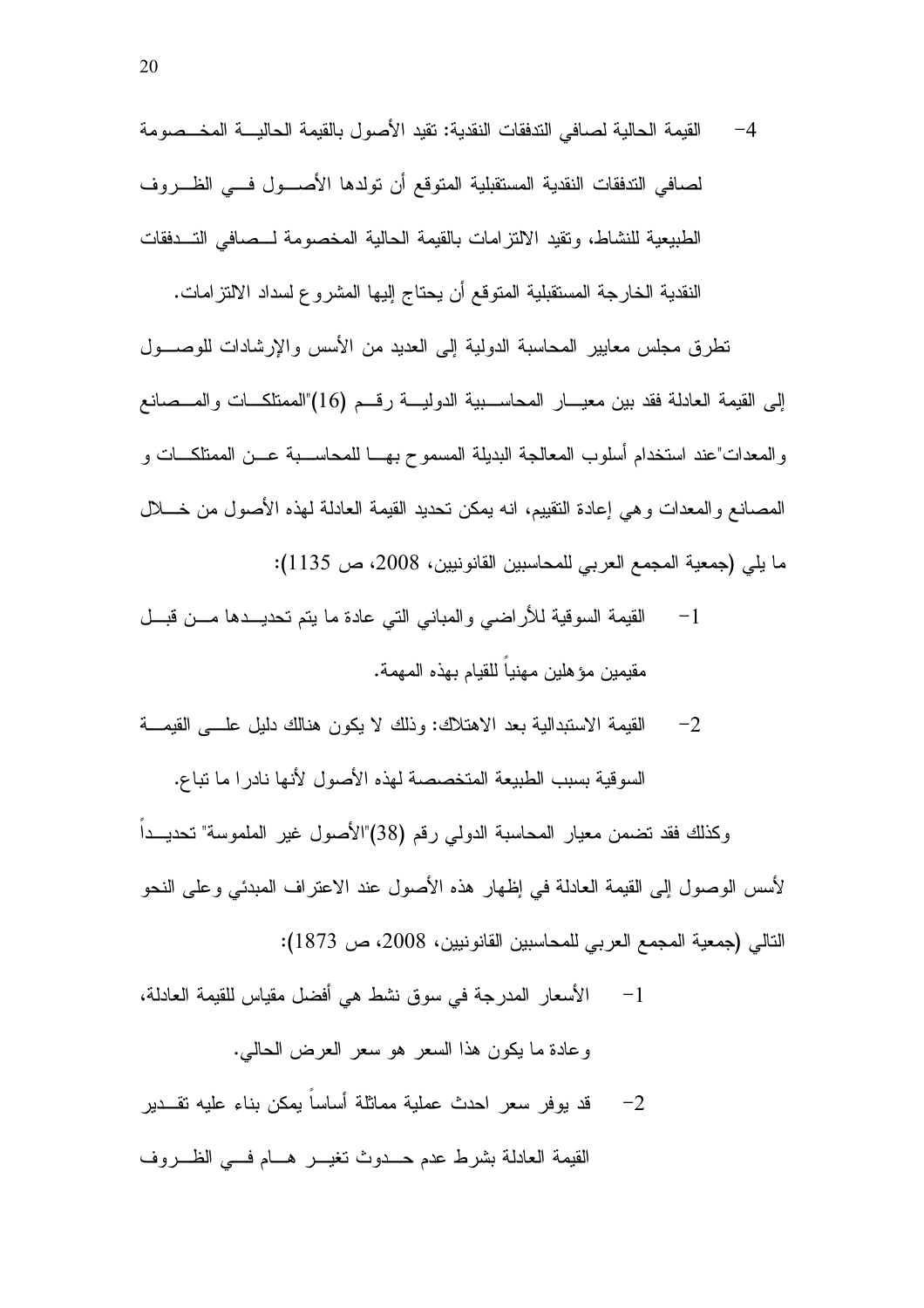4- القيمة الحالية لصافي التدفقات النقدية: تقيد الأصول بالقيمة الحالية المخصومة لصافي التدفقات النقدية المستقبلية المتوقع أن تولدها الأصول في الظروف الطبيعية للنشاط، وتقيد الالتزامات بالقيمة الحالية المخصومة لصافي التدفقات النقدية الخارجة المستقبلية المتوقع أن يحتاج إليها المشروع لسداد الالتزامات.

تطرق مجلس معايير المحاسبة الدولية إلى العديد من الأسس والإرشادات للوصول إلى القيمة العادلة فقد بين معيار المحاسبية الدولية رقم (16)"الممتلكات والمصانع والمعدات"عند استخدام أسلوب المعالجة البديلة المسموح بها للمحاسبة عن الممتلكات و المصانع والمعدات وهي إعادة التقييم، انه يمكن تحديد القيمة العادلة لهذه الأصول من خلال ما يلي (جمعية المجمع العربي للمحاسبين القانونيين، 2008، ص 1135):

1- القيمة السوقية للأراضي والمباني التي عادة ما يتم تحديدها من قبل مقيمين مؤهلين مهنياً للقيام بهذه المهمة.

2- القيمة الاستبدالية بعد الاهتلاك: وذلك لا يكون هنالك دليل على القيمة السوقية بسبب الطبيعة المتخصصة لهذه الأصول لأنها نادرا ما تباع.

وكذلك فقد تضمن معيار المحاسبة الدولي رقم (38)"الأصول غير الملموسة" تحديداً لأسس الوصول إلى القيمة العادلة في إظهار هذه الأصول عند الاعتراف المبدئي وعلى النحو التالي (جمعية المجمع العربي للمحاسبين القانونيين، 2008، ص 1873):

1- الأسعار المدرجة في سوق نشط هي أفضل مقياس للقيمة العادلة، وعادة ما يكون هذا السعر هو سعر العرض الحالي.

2- قد يوفر سعر احدث عملية مماثلة أساساً يمكن بناء عليه تقدير القيمة العادلة بشرط عدم حدوث تغير هام في الظروف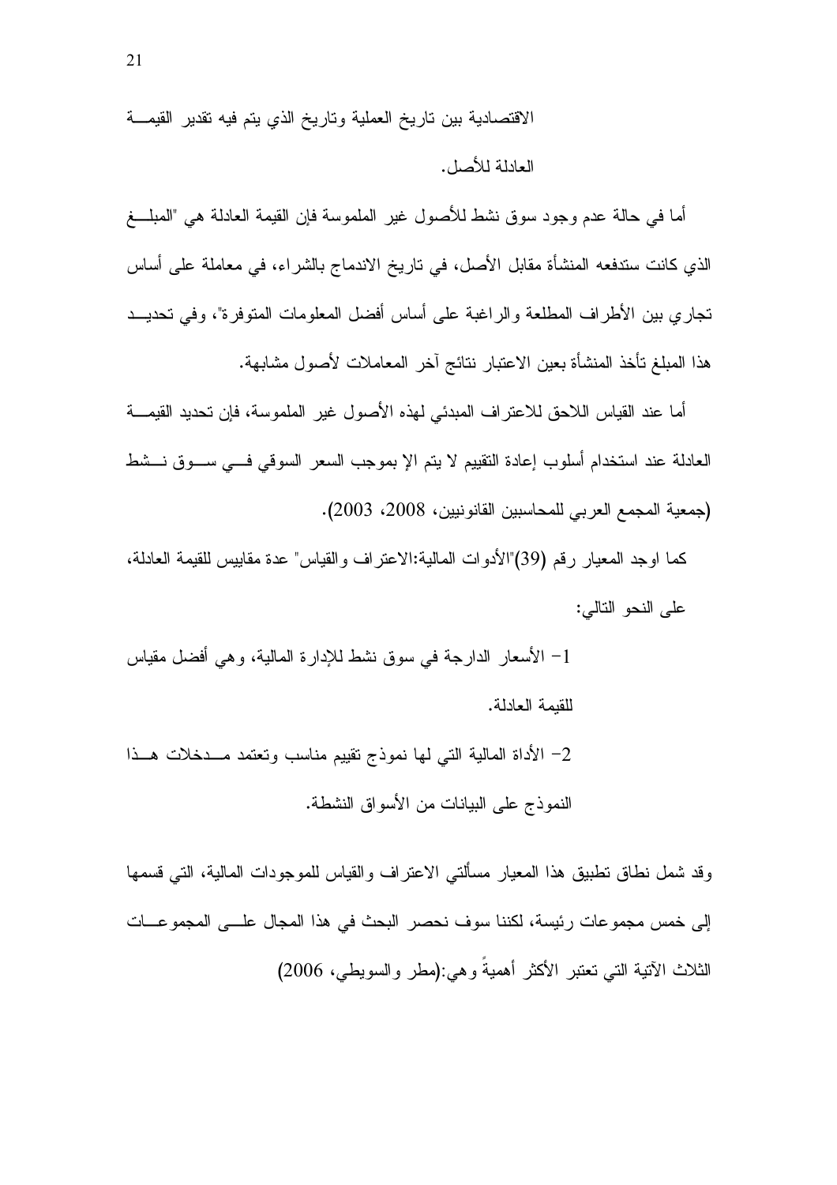الاقتصادية بين تاريخ العملية وتاريخ الذي يتم فيه تقدير القيمة العادلة للأصل.

أما في حالة عدم وجود سوق نشط للأصول غير الملموسة فإن القيمة العادلة هي "المبلغ الذي كانت ستدفعه المنشأة مقابل الأصل، في تاريخ الاندماج بالشراء، في معاملة على أساس تجاري بين الأطراف المطلعة والراغبة على أساس أفضل المعلومات المتوفرة"، وفي تحديد هذا المبلغ تأخذ المنشأة بعين الاعتبار نتائج آخر المعاملات لأصول مشابهة.

أما عند القياس اللاحق للاعتراف المبدئي لهذه الأصول غير الملموسة، فإن تحديد القيمة العادلة عند استخدام أسلوب إعادة التقييم لا يتم إلا بموجب السعر السوقي في سوق نشط (جمعية المجمع العربي للمحاسبين القانونيين، 2008، 2003).

كما اوجد المعيار رقم (39)"الأدوات المالية:الاعتراف والقياس" عدة مقاييس للقيمة العادلة، على النحو التالي:

1- الأسعار الدارجة في سوق نشط للإدارة المالية، وهي أفضل مقياس للقيمة العادلة.

2- الأداة المالية التي لها نموذج تقييم مناسب وتعتمد مدخلات هذا النموذج على البيانات من الأسواق النشطة.

وقد شمل نطاق تطبيق هذا المعيار مسألتي الاعتراف والقياس للموجودات المالية، التي قسمها إلى خمس مجموعات رئيسة، لكننا سوف نحصر البحث في هذا المجال على المجموعات الثلاث الآتية التي تعتبر الأكثر أهميةً وهي:(مطر والسويطي، 2006)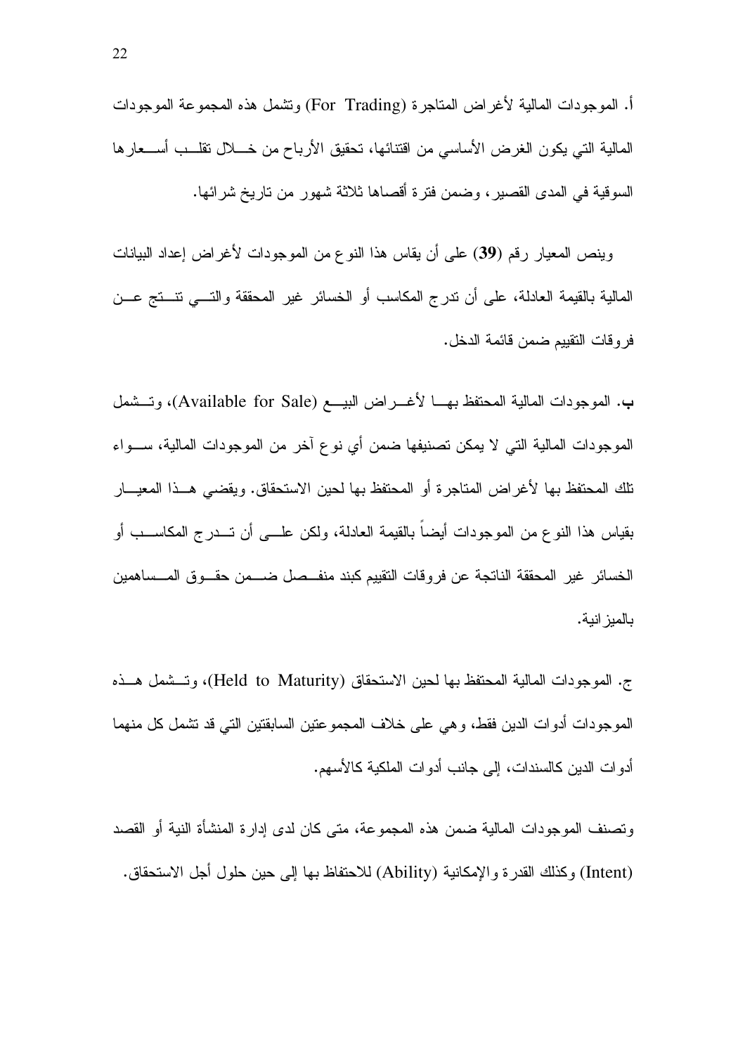أ. الموجودات المالية لأغراض المتاجرة (For Trading) وتشمل هذه المجموعة الموجودات المالية التي يكون الغرض الأساسي من اقتنائها، تحقيق الأرباح من خلال تقلب أسعارها السوقية في المدى القصير، وضمن فترة أقصاها ثلاثة شهور من تاريخ شرائها.

وينص المعيار رقم (**39**) على أن يقاس هذا النوع من الموجودات لأغراض إعداد البيانات المالية بالقيمة العادلة، على أن تدرج المكاسب أو الخسائر غير المحققة والتي تنتج عن فروقات التقييم ضمن قائمة الدخل.

**ب**. الموجودات المالية المحتفظ بها لأغراض البيع (Available for Sale)، وتشمل الموجودات المالية التي لا يمكن تصنيفها ضمن أي نوع آخر من الموجودات المالية، سواء تلك المحتفظ بها لأغراض المتاجرة أو المحتفظ بها لحين الاستحقاق. ويقضي هذا المعيار بقياس هذا النوع من الموجودات أيضاً بالقيمة العادلة، ولكن على أن تدرج المكاسب أو الخسائر غير المحققة الناتجة عن فروقات التقييم كبند منفصل ضمن حقوق المساهمين بالميزانية.

ج. الموجودات المالية المحتفظ بها لحين الاستحقاق (Held to Maturity)، وتشمل هذه الموجودات أدوات الدين فقط، وهي على خلاف المجموعتين السابقتين التي قد تشمل كل منهما أدوات الدين كالسندات، إلى جانب أدوات الملكية كالأسهم.

وتصنف الموجودات المالية ضمن هذه المجموعة، متى كان لدى إدارة المنشأة النية أو القصد (Intent) وكذلك القدرة والإمكانية (Ability) للاحتفاظ بها إلى حين حلول أجل الاستحقاق.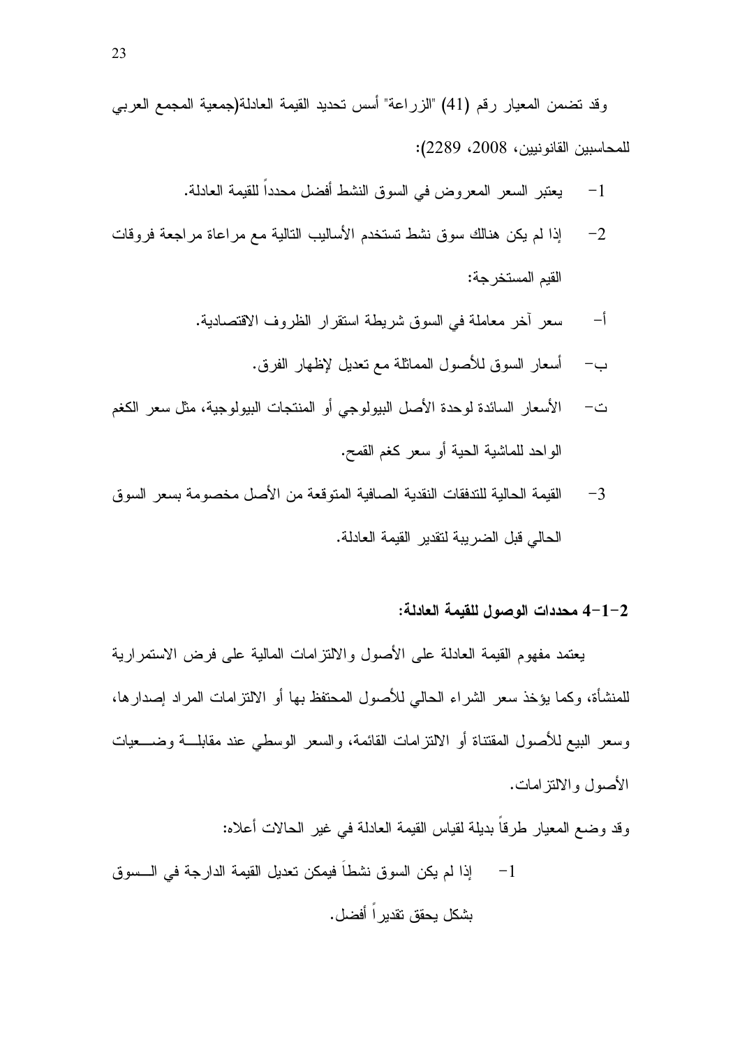وقد تضمن المعيار رقم (41) "الزراعة" أسس تحديد القيمة العادلة(جمعية المجمع العربي للمحاسبين القانونيين، 2008، 2289):

1- يعتبر السعر المعروض في السوق النشط أفضل محدداً للقيمة العادلة.

2- إذا لم يكن هنالك سوق نشط تستخدم الأساليب التالية مع مراعاة مراجعة فروقات القيم المستخرجة:

أ- سعر آخر معاملة في السوق شريطة استقرار الظروف الاقتصادية.

ب- أسعار السوق للأصول المماثلة مع تعديل لإظهار الفرق.

ت- الأسعار السائدة لوحدة الأصل البيولوجي أو المنتجات البيولوجية، مثل سعر الكغم الواحد للماشية الحية أو سعر كغم القمح.

3- القيمة الحالية للتدفقات النقدية الصافية المتوقعة من الأصل مخصومة بسعر السوق الحالي قبل الضريبة لتقدير القيمة العادلة.

### 2-1-4 محددات الوصول للقيمة العادلة:

يعتمد مفهوم القيمة العادلة على الأصول والالتزامات المالية على فرض الاستمرارية للمنشأة، وكما يؤخذ سعر الشراء الحالي للأصول المحتفظ بها أو الالتزامات المراد إصدارها، وسعر البيع للأصول المقتناة أو الالتزامات القائمة، والسعر الوسطي عند مقابلة وضعيات الأصول والالتزامات.

وقد وضع المعيار طرقاً بديلة لقياس القيمة العادلة في غير الحالات أعلاه:

1- إذا لم يكن السوق نشطاً فيمكن تعديل القيمة الدارجة في السوق بشكل يحقق تقديراً أفضل.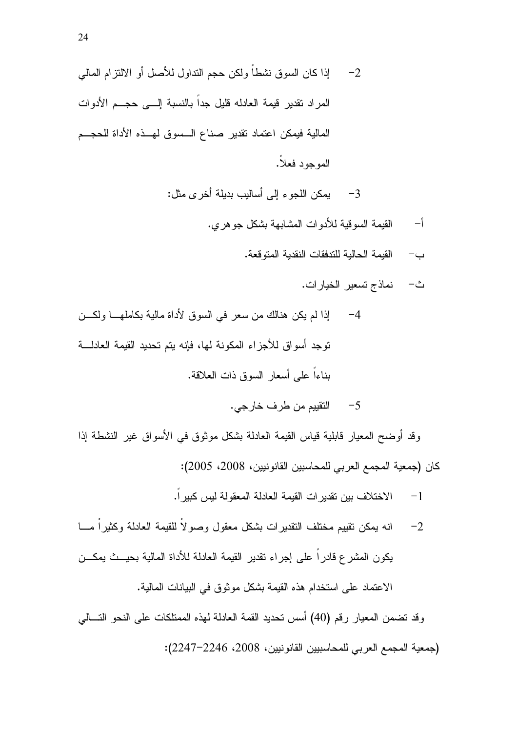2- إذا كان السوق نشطاً ولكن حجم التداول للأصل أو الالتزام المالي المراد تقدير قيمة العادله قليل جداً بالنسبة إلى حجم الأدوات المالية فيمكن اعتماد تقدير صناع السوق لهذه الأداة للحجم الموجود فعلاً.

3- يمكن اللجوء إلى أساليب بديلة أخرى مثل:

أ- القيمة السوقية للأدوات المشابهة بشكل جوهري.

ب- القيمة الحالية للتدفقات النقدية المتوقعة.

ث- نماذج تسعير الخيارات.

4- إذا لم يكن هنالك من سعر في السوق لأداة مالية بكاملها ولكن توجد أسواق للأجزاء المكونة لها، فإنه يتم تحديد القيمة العادلة بناءاً على أسعار السوق ذات العلاقة.

5- التقييم من طرف خارجي.

وقد أوضح المعيار قابلية قياس القيمة العادلة بشكل موثوق في الأسواق غير النشطة إذا كان (جمعية المجمع العربي للمحاسبين القانونيين، 2008، 2005):

1- الاختلاف بين تقديرات القيمة العادلة المعقولة ليس كبيراً.

2- انه يمكن تقييم مختلف التقديرات بشكل معقول وصولاً للقيمة العادلة وكثيراً ما يكون المشرع قادراً على إجراء تقدير القيمة العادلة للأداة المالية بحيث يمكن الاعتماد على استخدام هذه القيمة بشكل موثوق في البيانات المالية.

وقد تضمن المعيار رقم (40) أسس تحديد القمة العادلة لهذه الممتلكات على النحو التالي (جمعية المجمع العربي للمحاسبيين القانونيين، 2008، 2246-2247):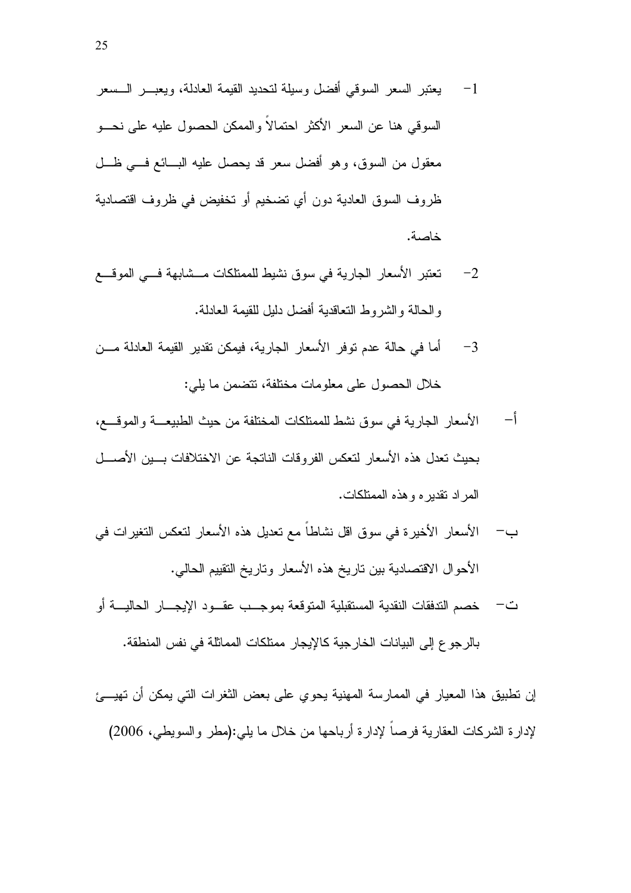1- يعتبر السعر السوقي أفضل وسيلة لتحديد القيمة العادلة، ويعبر السعر السوقي هنا عن السعر الأكثر احتمالاً والممكن الحصول عليه على نحو معقول من السوق، وهو أفضل سعر قد يحصل عليه البائع في ظل ظروف السوق العادية دون أي تضخيم أو تخفيض في ظروف اقتصادية خاصة.

2- تعتبر الأسعار الجارية في سوق نشيط للممتلكات مشابهة في الموقع والحالة والشروط التعاقدية أفضل دليل للقيمة العادلة.

3- أما في حالة عدم توفر الأسعار الجارية، فيمكن تقدير القيمة العادلة من خلال الحصول على معلومات مختلفة، تتضمن ما يلي:

أ- الأسعار الجارية في سوق نشط للممتلكات المختلفة من حيث الطبيعة والموقع، بحيث تعدل هذه الأسعار لتعكس الفروقات الناتجة عن الاختلافات بين الأصل المراد تقديره وهذه الممتلكات.

ب- الأسعار الأخيرة في سوق اقل نشاطاً مع تعديل هذه الأسعار لتعكس التغيرات في الأحوال الاقتصادية بين تاريخ هذه الأسعار وتاريخ التقييم الحالي.

ت- خصم التدفقات النقدية المستقبلية المتوقعة بموجب عقود الإيجار الحالية أو بالرجوع إلى البيانات الخارجية كالإيجار ممتلكات المماثلة في نفس المنطقة.

إن تطبيق هذا المعيار في الممارسة المهنية يحوي على بعض الثغرات التي يمكن أن تهيئ لإدارة الشركات العقارية فرصاً لإدارة أرباحها من خلال ما يلي:(مطر والسويطي، 2006)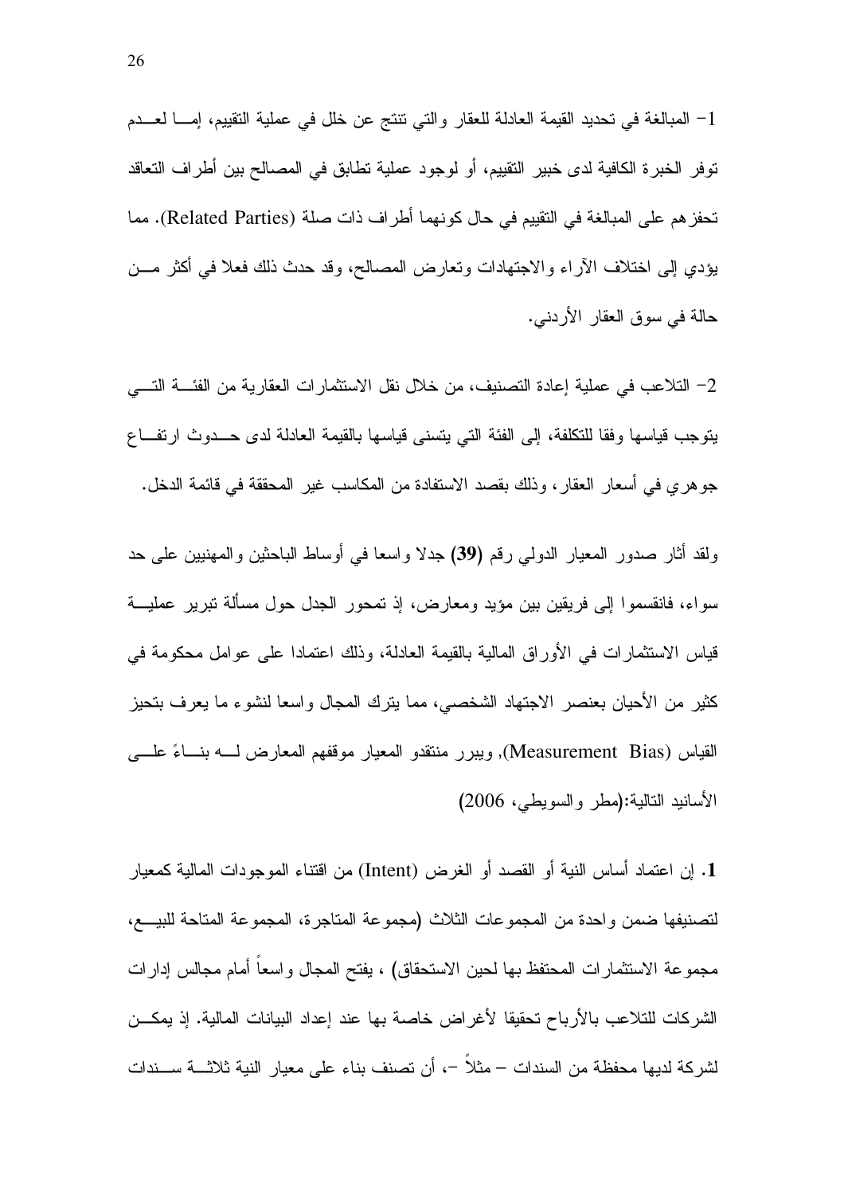1- المبالغة في تحديد القيمة العادلة للعقار والتي تنتج عن خلل في عملية التقييم، إما لعدم توفر الخبرة الكافية لدى خبير التقييم، أو لوجود عملية تطابق في المصالح بين أطراف التعاقد تحفزهم على المبالغة في التقييم في حال كونهما أطراف ذات صلة (Related Parties). مما يؤدي إلى اختلاف الآراء والاجتهادات وتعارض المصالح، وقد حدث ذلك فعلا في أكثر من حالة في سوق العقار الأردني.

2- التلاعب في عملية إعادة التصنيف، من خلال نقل الاستثمارات العقارية من الفئة التي يتوجب قياسها وفقا للتكلفة، إلى الفئة التي يتسنى قياسها بالقيمة العادلة لدى حدوث ارتفاع جوهري في أسعار العقار، وذلك بقصد الاستفادة من المكاسب غير المحققة في قائمة الدخل.

ولقد أثار صدور المعيار الدولي رقم **(39)** جدلا واسعا في أوساط الباحثين والمهنيين على حد سواء، فانقسموا إلى فريقين بين مؤيد ومعارض، إذ تمحور الجدل حول مسألة تبرير عملية قياس الاستثمارات في الأوراق المالية بالقيمة العادلة، وذلك اعتمادا على عوامل محكومة في كثير من الأحيان بعنصر الاجتهاد الشخصي، مما يترك المجال واسعا لنشوء ما يعرف بتحيز القياس (Measurement Bias)، ويبرر منتقدو المعيار موقفهم المعارض له بناءً على الأسانيد التالية:(مطر والسويطي، 2006)

**1.** إن اعتماد أساس النية أو القصد أو الغرض (Intent) من اقتناء الموجودات المالية كمعيار لتصنيفها ضمن واحدة من المجموعات الثلاث (مجموعة المتاجرة، المجموعة المتاحة للبيع، مجموعة الاستثمارات المحتفظ بها لحين الاستحقاق) ، يفتح المجال واسعاً أمام مجالس إدارات الشركات للتلاعب بالأرباح تحقيقا لأغراض خاصة بها عند إعداد البيانات المالية. إذ يمكن لشركة لديها محفظة من السندات – مثلاً –، أن تصنف بناء على معيار النية ثلاثة سندات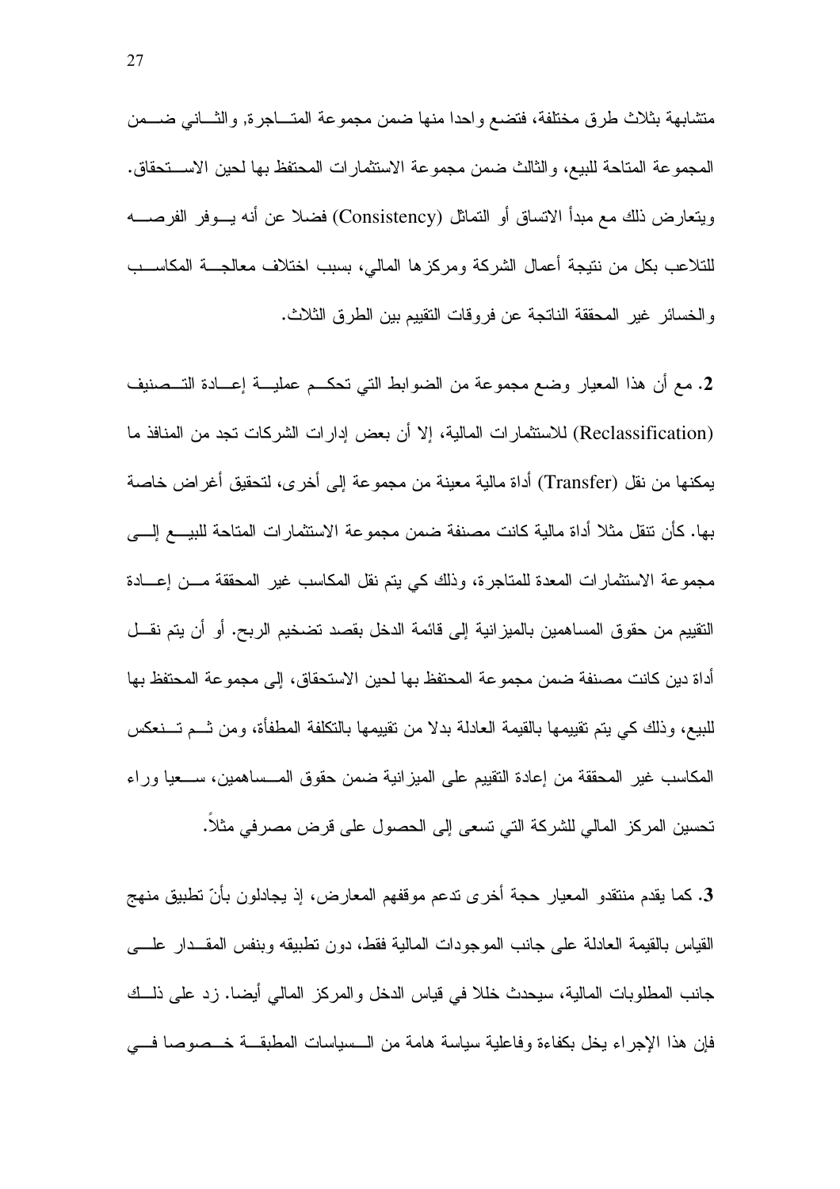متشابهة بثلاث طرق مختلفة، فتضع واحدا منها ضمن مجموعة المتاجرة, والثاني ضمن المجموعة المتاحة للبيع، والثالث ضمن مجموعة الاستثمارات المحتفظ بها لحين الاستحقاق. ويتعارض ذلك مع مبدأ الاتساق أو التماثل (Consistency) فضلا عن أنه يوفر الفرصه للتلاعب بكل من نتيجة أعمال الشركة ومركزها المالي، بسبب اختلاف معالجة المكاسب والخسائر غير المحققة الناتجة عن فروقات التقييم بين الطرق الثلاث.

**2.** مع أن هذا المعيار وضع مجموعة من الضوابط التي تحكم عملية إعادة التصنيف (Reclassification) للاستثمارات المالية، إلا أن بعض إدارات الشركات تجد من المنافذ ما يمكنها من نقل (Transfer) أداة مالية معينة من مجموعة إلى أخرى، لتحقيق أغراض خاصة بها. كأن تنقل مثلا أداة مالية كانت مصنفة ضمن مجموعة الاستثمارات المتاحة للبيع إلى مجموعة الاستثمارات المعدة للمتاجرة، وذلك كي يتم نقل المكاسب غير المحققة من إعادة التقييم من حقوق المساهمين بالميزانية إلى قائمة الدخل بقصد تضخيم الربح. أو أن يتم نقل أداة دين كانت مصنفة ضمن مجموعة المحتفظ بها لحين الاستحقاق، إلى مجموعة المحتفظ بها للبيع، وذلك كي يتم تقييمها بالقيمة العادلة بدلا من تقييمها بالتكلفة المطفأة، ومن ثم تنعكس المكاسب غير المحققة من إعادة التقييم على الميزانية ضمن حقوق المساهمين، سعيا وراء تحسين المركز المالي للشركة التي تسعى إلى الحصول على قرض مصرفي مثلاً.

**3.** كما يقدم منتقدو المعيار حجة أخرى تدعم موقفهم المعارض، إذ يجادلون بأنّ تطبيق منهج القياس بالقيمة العادلة على جانب الموجودات المالية فقط، دون تطبيقه وبنفس المقدار على جانب المطلوبات المالية، سيحدث خللا في قياس الدخل والمركز المالي أيضا. زد على ذلك فإن هذا الإجراء يخل بكفاءة وفاعلية سياسة هامة من السياسات المطبقة خصوصا في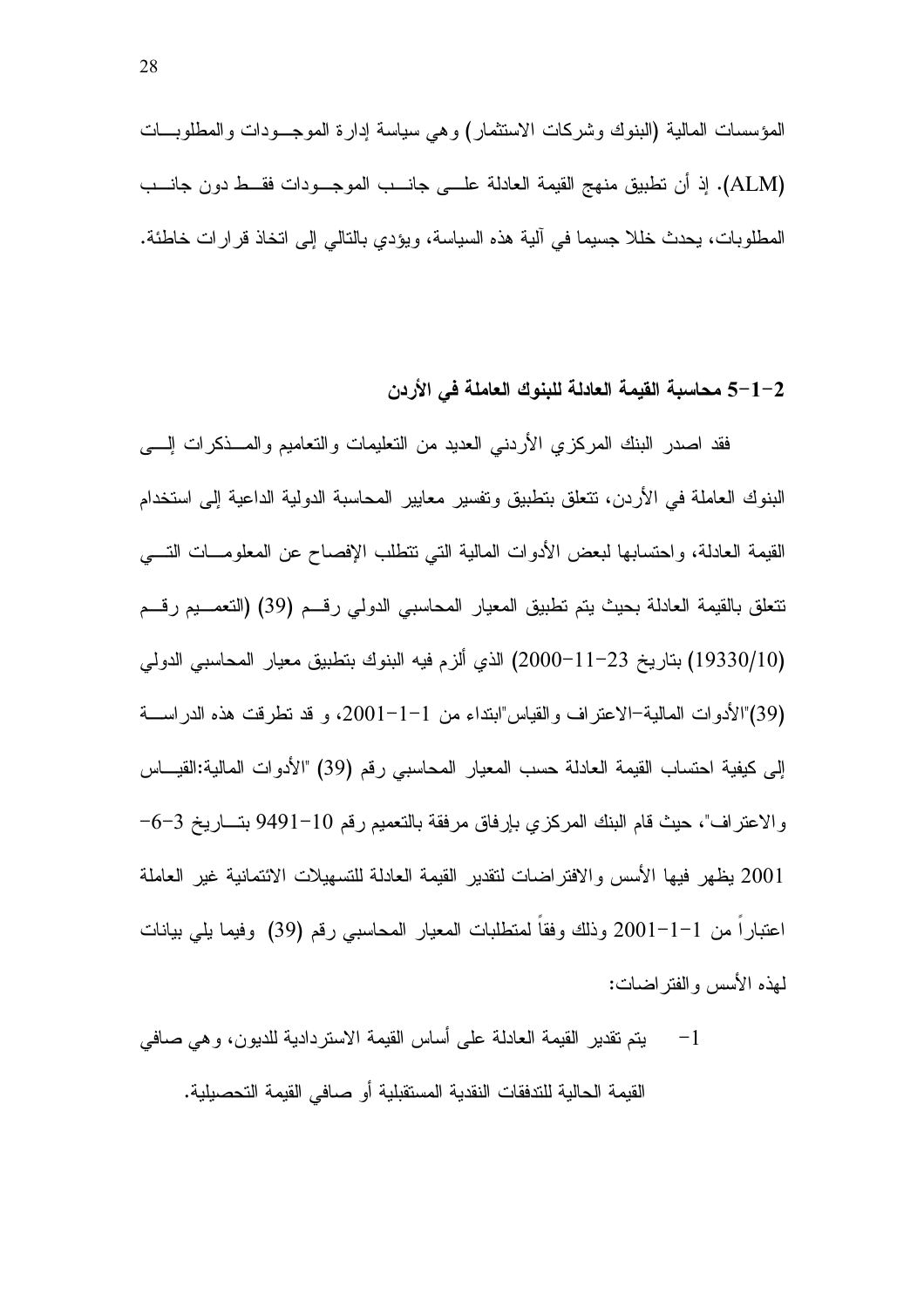المؤسسات المالية (البنوك وشركات الاستثمار) وهي سياسة إدارة الموجودات والمطلوبات (ALM). إذ أن تطبيق منهج القيمة العادلة على جانب الموجودات فقط دون جانب المطلوبات، يحدث خللا جسيما في آلية هذه السياسة، ويؤدي بالتالي إلى اتخاذ قرارات خاطئة.

### 2-1-5 محاسبة القيمة العادلة للبنوك العاملة في الأردن

فقد اصدر البنك المركزي الأردني العديد من التعليمات والتعاميم والمذكرات إلى البنوك العاملة في الأردن، تتعلق بتطبيق وتفسير معايير المحاسبة الدولية الداعية إلى استخدام القيمة العادلة، واحتسابها لبعض الأدوات المالية التي تتطلب الإفصاح عن المعلومات التي تتعلق بالقيمة العادلة بحيث يتم تطبيق المعيار المحاسبي الدولي رقم (39) (التعميم رقم (19330/10) بتاريخ 23-11-2000) الذي ألزم فيه البنوك بتطبيق معيار المحاسبي الدولي (39)"الأدوات المالية-الاعتراف والقياس"ابتداء من 1-1-2001، و قد تطرقت هذه الدراسة إلى كيفية احتساب القيمة العادلة حسب المعيار المحاسبي رقم (39) "الأدوات المالية:القياس والاعتراف"، حيث قام البنك المركزي بإرفاق مرفقة بالتعميم رقم 10-9491 بتاريخ 3-6-2001 يظهر فيها الأسس والافتراضات لتقدير القيمة العادلة للتسهيلات الائتمانية غير العاملة اعتباراً من 1-1-2001 وذلك وفقاً لمتطلبات المعيار المحاسبي رقم (39) وفيما يلي بيانات لهذه الأسس والفتراضات:

1- يتم تقدير القيمة العادلة على أساس القيمة الاستردادية للديون، وهي صافي القيمة الحالية للتدفقات النقدية المستقبلية أو صافي القيمة التحصيلية.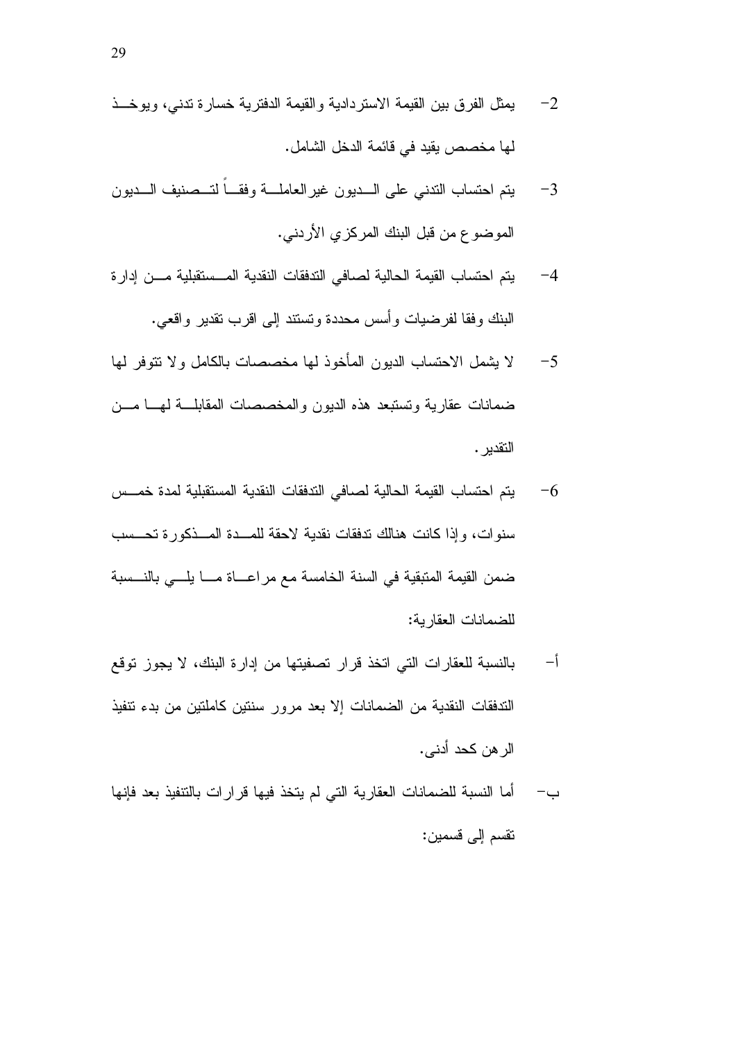2- يمثل الفرق بين القيمة الاستردادية والقيمة الدفترية خسارة تدني، ويوخذ لها مخصص يقيد في قائمة الدخل الشامل.

3- يتم احتساب التدني على الديون غيرالعاملة وفقاً لتصنيف الديون الموضوع من قبل البنك المركزي الأردني.

4- يتم احتساب القيمة الحالية لصافي التدفقات النقدية المستقبلية من إدارة البنك وفقا لفرضيات وأسس محددة وتستند إلى اقرب تقدير واقعي.

5- لا يشمل الاحتساب الديون المأخوذ لها مخصصات بالكامل ولا تتوفر لها ضمانات عقارية وتستبعد هذه الديون والمخصصات المقابلة لها من التقدير.

6- يتم احتساب القيمة الحالية لصافي التدفقات النقدية المستقبلية لمدة خمس سنوات، وإذا كانت هنالك تدفقات نقدية لاحقة للمدة المذكورة تحسب ضمن القيمة المتبقية في السنة الخامسة مع مراعاة ما يلي بالنسبة للضمانات العقارية:

أ- بالنسبة للعقارات التي اتخذ قرار تصفيتها من إدارة البنك، لا يجوز توقع التدفقات النقدية من الضمانات إلا بعد مرور سنتين كاملتين من بدء تنفيذ الرهن كحد أدنى.

ب- أما النسبة للضمانات العقارية التي لم يتخذ فيها قرارات بالتنفيذ بعد فإنها تقسم إلى قسمين: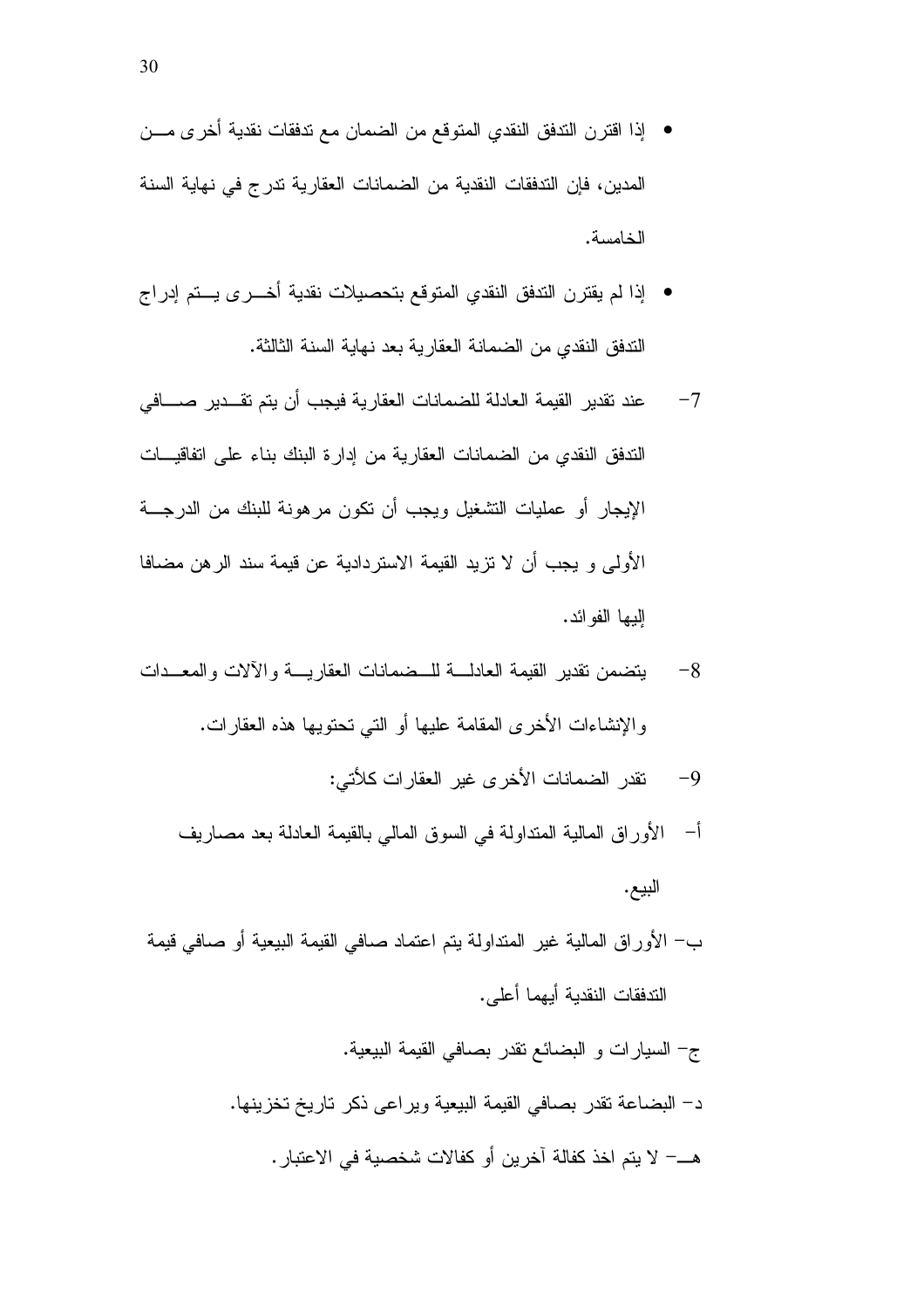- إذا اقترن التدفق النقدي المتوقع من الضمان مع تدفقات نقدية أخرى من المدين، فإن التدفقات النقدية من الضمانات العقارية تدرج في نهاية السنة الخامسة.
- إذا لم يقترن التدفق النقدي المتوقع بتحصيلات نقدية أخرى يتم إدراج التدفق النقدي من الضمانة العقارية بعد نهاية السنة الثالثة.

7- عند تقدير القيمة العادلة للضمانات العقارية فيجب أن يتم تقدير صافي التدفق النقدي من الضمانات العقارية من إدارة البنك بناء على اتفاقيات الإيجار أو عمليات التشغيل ويجب أن تكون مرهونة للبنك من الدرجة الأولى و يجب أن لا تزيد القيمة الاستردادية عن قيمة سند الرهن مضافا إليها الفوائد.

8- يتضمن تقدير القيمة العادلة للضمانات العقارية والآلات والمعدات والإنشاءات الأخرى المقامة عليها أو التي تحتويها هذه العقارات.

9- تقدر الضمانات الأخرى غير العقارات كالأتي:

أ- الأوراق المالية المتداولة في السوق المالي بالقيمة العادلة بعد مصاريف البيع.

ب- الأوراق المالية غير المتداولة يتم اعتماد صافي القيمة البيعية أو صافي قيمة التدفقات النقدية أيهما أعلى.

ج- السيارات و البضائع تقدر بصافي القيمة البيعية.

د- البضاعة تقدر بصافي القيمة البيعية ويراعى ذكر تاريخ تخزينها.

هـ- لا يتم اخذ كفالة آخرين أو كفالات شخصية في الاعتبار.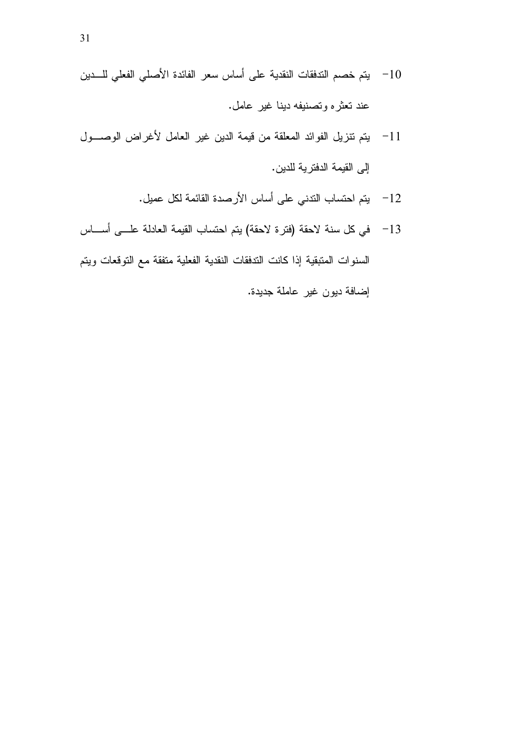10- يتم خصم التدفقات النقدية على أساس سعر الفائدة الأصلي الفعلي للدين عند تعثره وتصنيفه دينا غير عامل.

11- يتم تنزيل الفوائد المعلقة من قيمة الدين غير العامل لأغراض الوصول إلى القيمة الدفترية للدين.

12- يتم احتساب التدني على أساس الأرصدة القائمة لكل عميل.

13- في كل سنة لاحقة (فترة لاحقة) يتم احتساب القيمة العادلة على أساس السنوات المتبقية إذا كانت التدفقات النقدية الفعلية متفقة مع التوقعات ويتم إضافة ديون غير عاملة جديدة.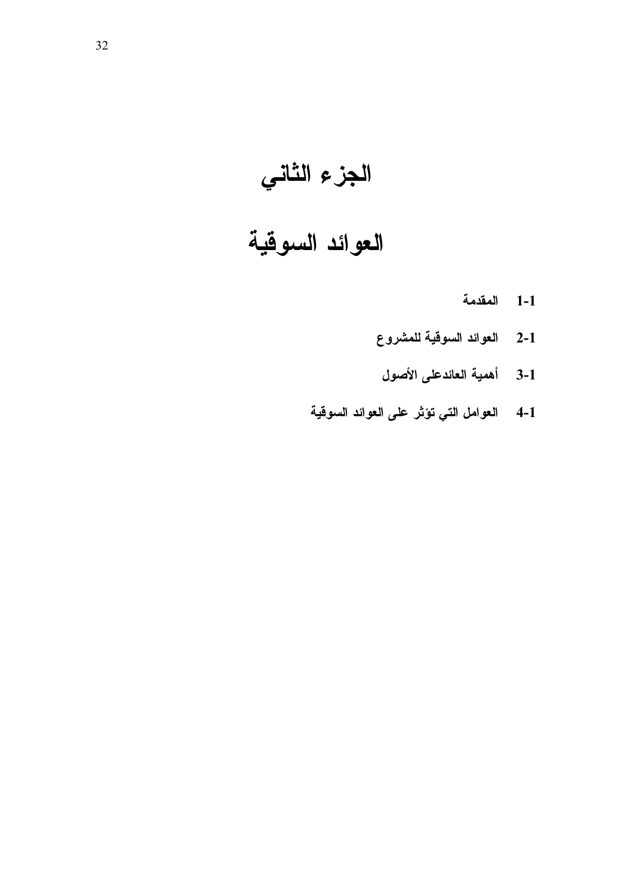# الجزء الثاني

# العوائد السوقية

1-1 المقدمة

2-1 العوائد السوقية للمشروع

3-1 أهمية العائدعلى الأصول

4-1 العوامل التي تؤثر على العوائد السوقية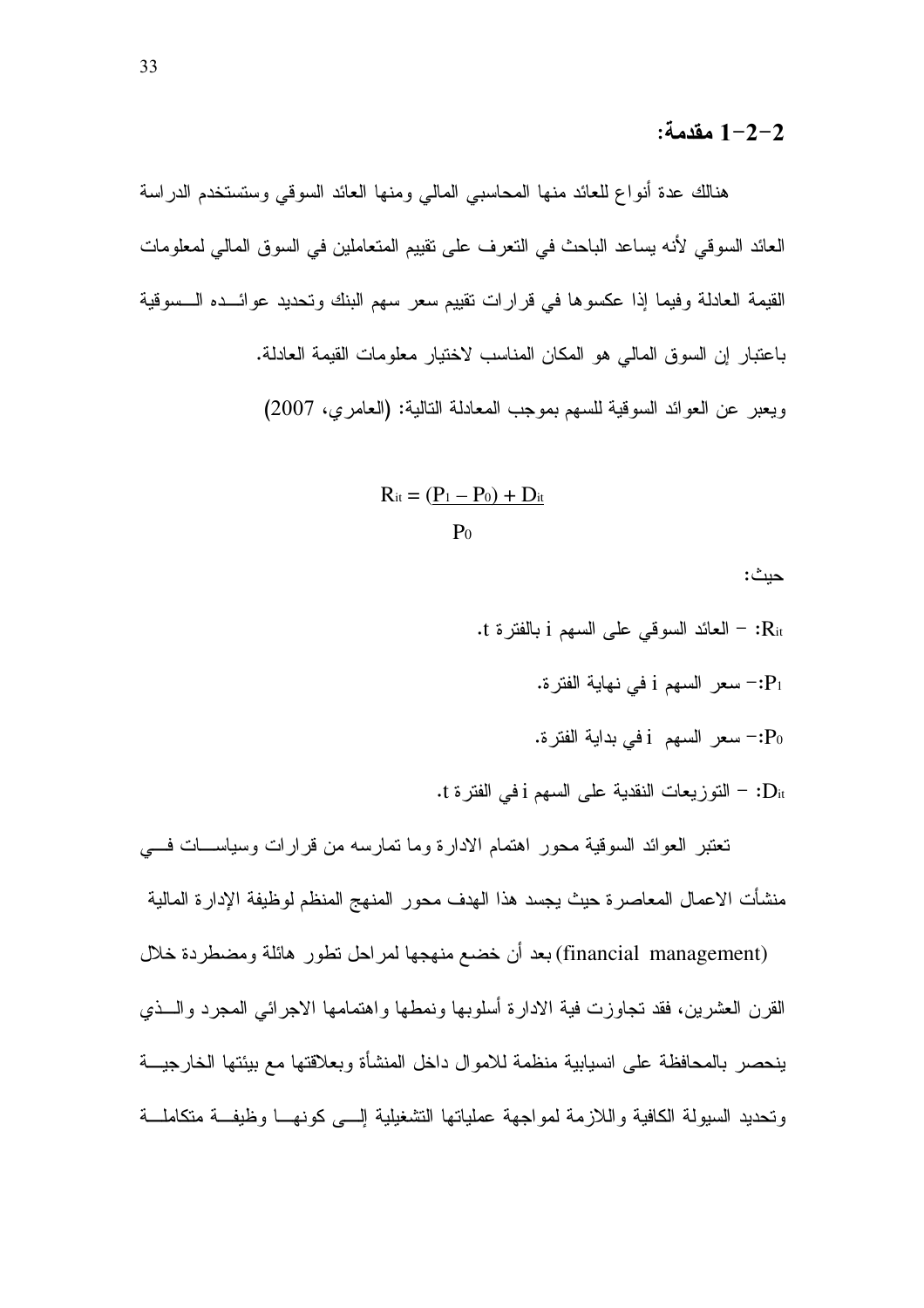### 2-2-1 مقدمة:

هنالك عدة أنواع للعائد منها المحاسبي المالي ومنها العائد السوقي وستستخدم الدراسة العائد السوقي لأنه يساعد الباحث في التعرف على تقييم المتعاملين في السوق المالي لمعلومات القيمة العادلة وفيما إذا عكسوها في قرارات تقييم سعر سهم البنك وتحديد عوائده السوقية باعتبار إن السوق المالي هو المكان المناسب لاختيار معلومات القيمة العادلة.

ويعبر عن العوائد السوقية للسهم بموجب المعادلة التالية: (العامري، 2007)

$$R_{it} = \frac{(P_1 - P_0) + D_{it}}{P_0}$$

حيث:

$R_{it}$: – العائد السوقي على السهم i بالفترة t.

$P_1$:– سعر السهم i في نهاية الفترة.

$P_0$:– سعر السهم i في بداية الفترة.

$D_{it}$: – التوزيعات النقدية على السهم i في الفترة t.

تعتبر العوائد السوقية محور اهتمام الادارة وما تمارسه من قرارات وسياسات في منشأت الاعمال المعاصرة حيث يجسد هذا الهدف محور المنهج المنظم لوظيفة الإدارة المالية (financial management) بعد أن خضع منهجها لمراحل تطور هائلة ومضطردة خلال القرن العشرين، فقد تجاوزت فية الادارة أسلوبها ونمطها واهتمامها الاجرائي المجرد والذي ينحصر بالمحافظة على انسيابية منظمة للاموال داخل المنشأة وبعلاقتها مع بيئتها الخارجية وتحديد السيولة الكافية واللازمة لمواجهة عملياتها التشغيلية إلى كونها وظيفة متكاملة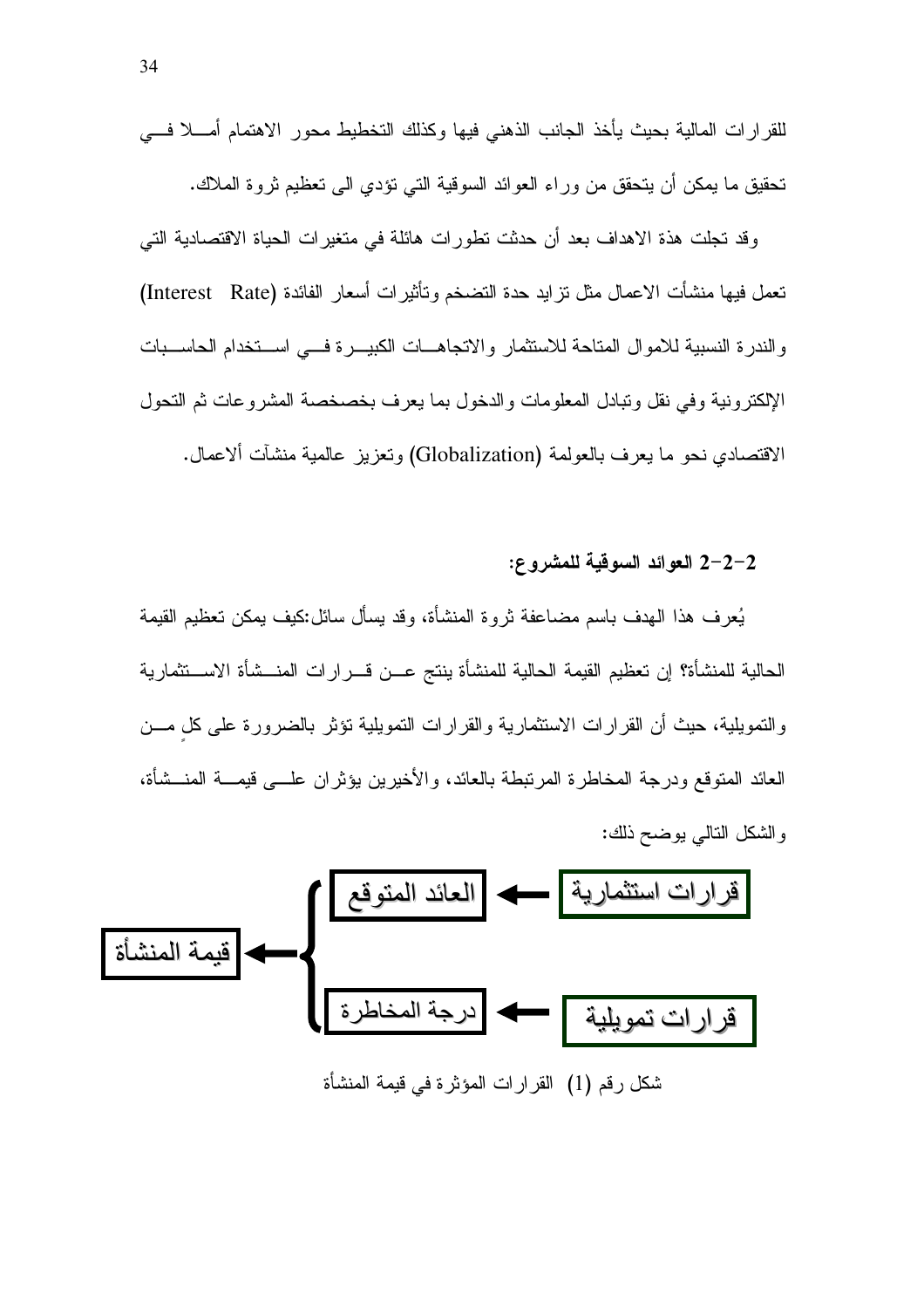للقرارات المالية بحيث يأخذ الجانب الذهني فيها وكذلك التخطيط محور الاهتمام أملا في تحقيق ما يمكن أن يتحقق من وراء العوائد السوقية التي تؤدي الى تعظيم ثروة الملاك.

وقد تجلت هذة الاهداف بعد أن حدثت تطورات هائلة في متغيرات الحياة الاقتصادية التي تعمل فيها منشأت الاعمال مثل تزايد حدة التضخم وتأثيرات أسعار الفائدة (Interest Rate) والندرة النسبية للاموال المتاحة للاستثمار والاتجاهات الكبيرة في استخدام الحاسبات الإلكترونية وفي نقل وتبادل المعلومات والدخول بما يعرف بخصخصة المشروعات ثم التحول الاقتصادي نحو ما يعرف بالعولمة (Globalization) وتعزيز عالمية منشآت ألاعمال.

### 2-2-2 العوائد السوقية للمشروع:

يُعرف هذا الهدف باسم مضاعفة ثروة المنشأة، وقد يسأل سائل:كيف يمكن تعظيم القيمة الحالية للمنشأة؟ إن تعظيم القيمة الحالية للمنشأة ينتج عن قرارات المنشأة الاستثمارية والتمويلية، حيث أن القرارات الاستثمارية والقرارات التمويلية تؤثر بالضرورة على كلٍ من العائد المتوقع ودرجة المخاطرة المرتبطة بالعائد، والأخيرين يؤثران على قيمة المنشأة، والشكل التالي يوضح ذلك:

| | | | | |
|---|---|---|---|---|
| قرارات استثمارية | ← | العائد المتوقع | } ← | قيمة المنشأة |
| قرارات تمويلية | ← | درجة المخاطرة | | |

شكل رقم (1) القرارات المؤثرة في قيمة المنشأة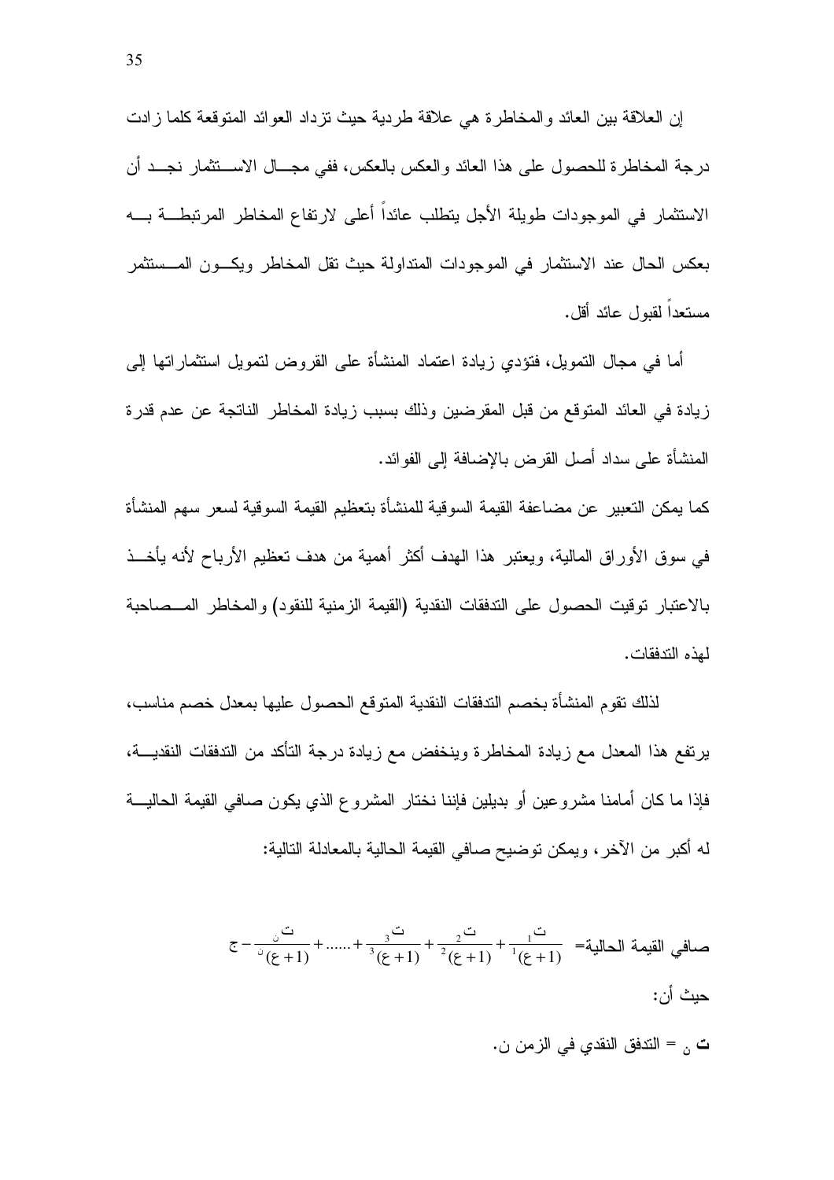إن العلاقة بين العائد والمخاطرة هي علاقة طردية حيث تزداد العوائد المتوقعة كلما زادت درجة المخاطرة للحصول على هذا العائد والعكس بالعكس، ففي مجال الاستثمار نجد أن الاستثمار في الموجودات طويلة الأجل يتطلب عائداً أعلى لارتفاع المخاطر المرتبطة به بعكس الحال عند الاستثمار في الموجودات المتداولة حيث تقل المخاطر ويكون المستثمر مستعداً لقبول عائد أقل.

أما في مجال التمويل، فتؤدي زيادة اعتماد المنشأة على القروض لتمويل استثماراتها إلى زيادة في العائد المتوقع من قبل المقرضين وذلك بسبب زيادة المخاطر الناتجة عن عدم قدرة المنشأة على سداد أصل القرض بالإضافة إلى الفوائد.

كما يمكن التعبير عن مضاعفة القيمة السوقية للمنشأة بتعظيم القيمة السوقية لسعر سهم المنشأة في سوق الأوراق المالية، ويعتبر هذا الهدف أكثر أهمية من هدف تعظيم الأرباح لأنه يأخذ بالاعتبار توقيت الحصول على التدفقات النقدية (القيمة الزمنية للنقود) والمخاطر المصاحبة لهذه التدفقات.

لذلك تقوم المنشأة بخصم التدفقات النقدية المتوقع الحصول عليها بمعدل خصم مناسب، يرتفع هذا المعدل مع زيادة المخاطرة وينخفض مع زيادة درجة التأكد من التدفقات النقدية، فإذا ما كان أمامنا مشروعين أو بديلين فإننا نختار المشروع الذي يكون صافي القيمة الحالية له أكبر من الآخر، ويمكن توضيح صافي القيمة الحالية بالمعادلة التالية:

$$\text{صافي القيمة الحالية} = \frac{ت_1}{(1+ع)^1} + \frac{ت_2}{(1+ع)^2} + \frac{ت_3}{(1+ع)^3} + \ldots\ldots + \frac{ت_ن}{(1+ع)^ن} - ج$$

حيث أن:

**ت** $_{ن}$ = التدفق النقدي في الزمن ن.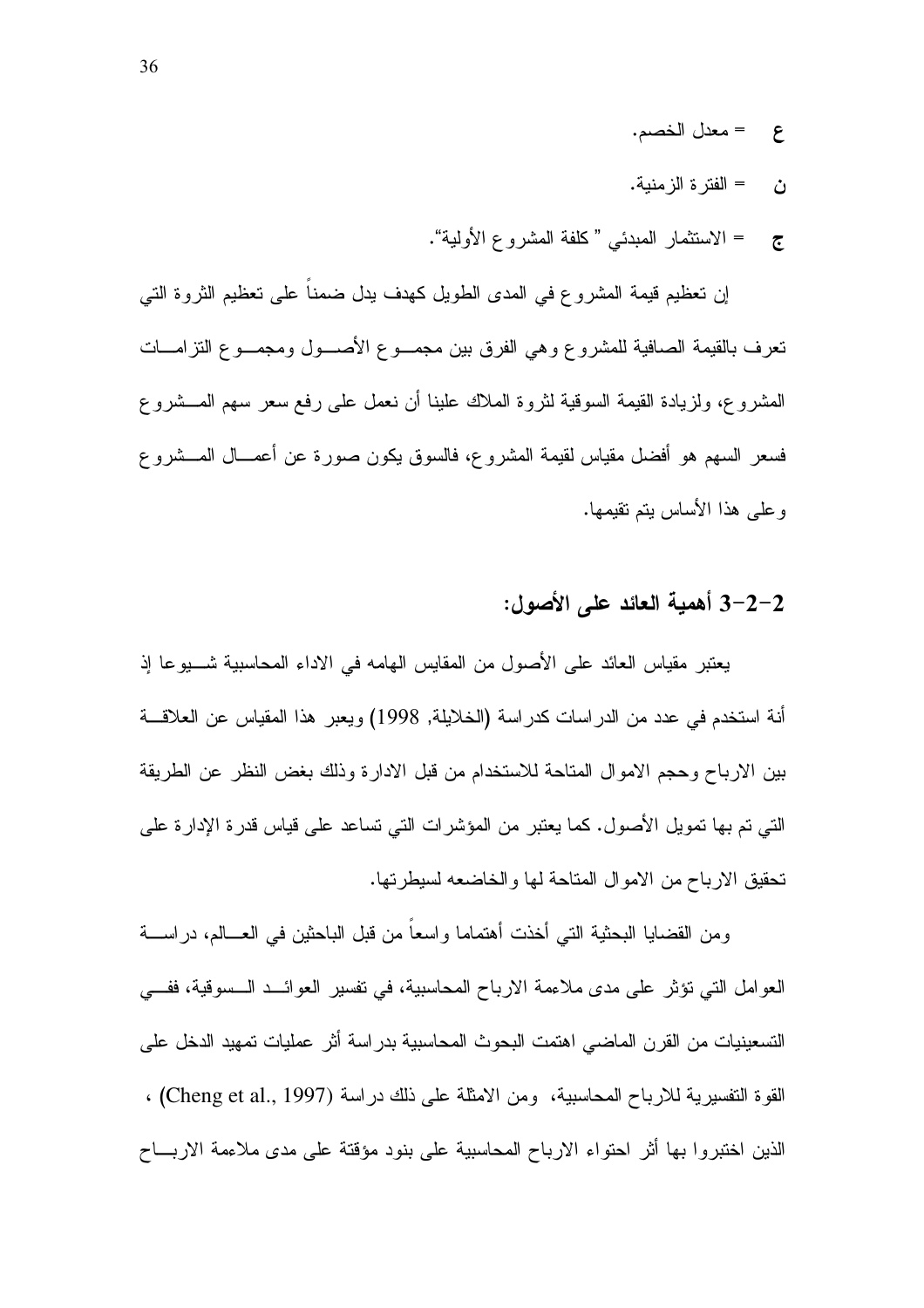ع = معدل الخصم.

ن = الفترة الزمنية.

ج = الاستثمار المبدئي " كلفة المشروع الأولية".

إن تعظيم قيمة المشروع في المدى الطويل كهدف يدل ضمناً على تعظيم الثروة التي تعرف بالقيمة الصافية للمشروع وهي الفرق بين مجموع الأصول ومجموع التزامات المشروع، ولزيادة القيمة السوقية لثروة الملاك علينا أن نعمل على رفع سعر سهم المشروع فسعر السهم هو أفضل مقياس لقيمة المشروع، فالسوق يكون صورة عن أعمال المشروع وعلى هذا الأساس يتم تقيمها.

## 3-2-2 أهمية العائد على الأصول:

يعتبر مقياس العائد على الأصول من المقاييس الهامه في الاداء المحاسبية شيوعا إذ أنة استخدم في عدد من الدراسات كدراسة (الخلايلة, 1998) ويعبر هذا المقياس عن العلاقة بين الارباح وحجم الاموال المتاحة للاستخدام من قبل الادارة وذلك بغض النظر عن الطريقة التي تم بها تمويل الأصول. كما يعتبر من المؤشرات التي تساعد على قياس قدرة الإدارة على تحقيق الارباح من الاموال المتاحة لها والخاضعه لسيطرتها.

ومن القضايا البحثية التي أخذت أهتماما واسعاً من قبل الباحثين في العالم، دراسة العوامل التي تؤثر على مدى ملاءمة الارباح المحاسبية، في تفسير العوائد السوقية، ففي التسعينيات من القرن الماضي اهتمت البحوث المحاسبية بدراسة أثر عمليات تمهيد الدخل على القوة التفسيرية للارباح المحاسبية، ومن الامثلة على ذلك دراسة (Cheng et al., 1997) ، الذين اختبروا بها أثر احتواء الارباح المحاسبية على بنود مؤقتة على مدى ملاءمة الارباح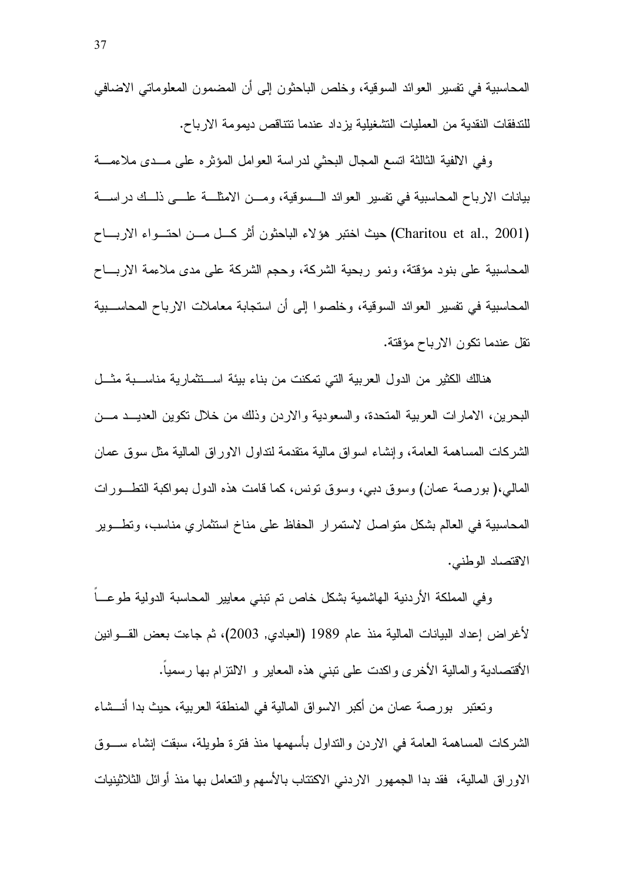المحاسبية في تفسير العوائد السوقية، وخلص الباحثون إلى أن المضمون المعلوماتي الاضافي للتدفقات النقدية من العمليات التشغيلية يزداد عندما تتناقص ديمومة الارباح.

وفي الالفية الثالثة اتسع المجال البحثي لدراسة العوامل المؤثره على مدى ملاءمة بيانات الارباح المحاسبية في تفسير العوائد السوقية، ومن الامثلة على ذلك دراسة (Charitou et al., 2001) حيث اختبر هؤلاء الباحثون أثر كل من احتواء الارباح المحاسبية على بنود مؤقتة، ونمو ربحية الشركة، وحجم الشركة على مدى ملاءمة الارباح المحاسبية في تفسير العوائد السوقية، وخلصوا إلى أن استجابة معاملات الارباح المحاسبية تقل عندما تكون الارباح مؤقتة.

هنالك الكثير من الدول العربية التي تمكنت من بناء بيئة استثمارية مناسبة مثل البحرين، الامارات العربية المتحدة، والسعودية والاردن وذلك من خلال تكوين العديد من الشركات المساهمة العامة، وإنشاء اسواق مالية متقدمة لتداول الاوراق المالية مثل سوق عمان المالي،( بورصة عمان) وسوق دبي، وسوق تونس، كما قامت هذه الدول بمواكبة التطورات المحاسبية في العالم بشكل متواصل لاستمرار الحفاظ على مناخ استثماري مناسب، وتطوير الاقتصاد الوطني.

وفي المملكة الأردنية الهاشمية بشكل خاص تم تبني معايير المحاسبة الدولية طوعاً لأغراض إعداد البيانات المالية منذ عام 1989 (العبادي, 2003)، ثم جاءت بعض القوانين الأقتصادية والمالية الأخرى واكدت على تبني هذه المعاير و الالتزام بها رسمياً.

وتعتبر بورصة عمان من أكبر الاسواق المالية في المنطقة العربية، حيث بدا أنشاء الشركات المساهمة العامة في الاردن والتداول بأسهمها منذ فترة طويلة، سبقت إنشاء سوق الاوراق المالية، فقد بدا الجمهور الاردني الاكتتاب بالأسهم والتعامل بها منذ أوائل الثلاثينيات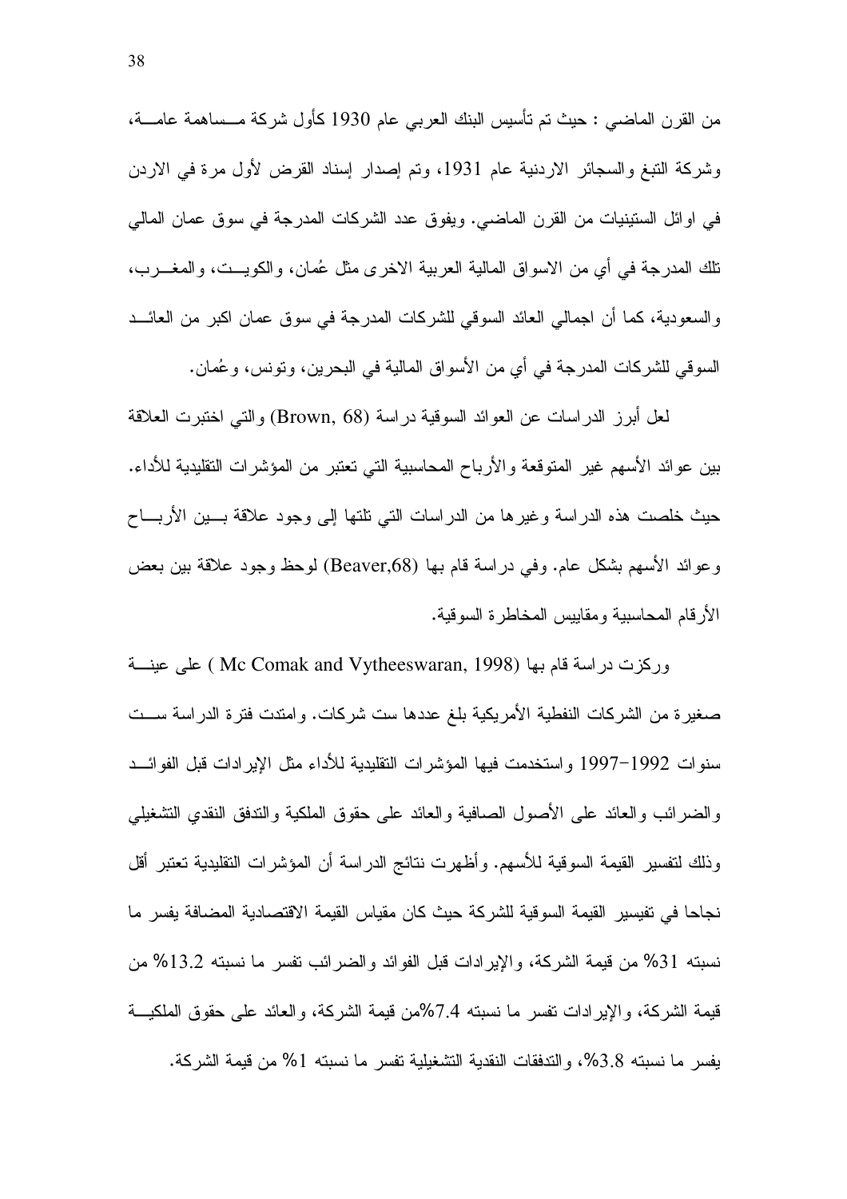من القرن الماضي : حيث تم تأسيس البنك العربي عام 1930 كأول شركة مساهمة عامة، وشركة التبغ والسجائر الاردنية عام 1931، وتم إصدار إسناد القرض لأول مرة في الاردن في اوائل الستينيات من القرن الماضي. ويفوق عدد الشركات المدرجة في سوق عمان المالي تلك المدرجة في أي من الاسواق المالية العربية الاخرى مثل عُمان، والكويت، والمغرب، والسعودية، كما أن اجمالي العائد السوقي للشركات المدرجة في سوق عمان اكبر من العائد السوقي للشركات المدرجة في أي من الأسواق المالية في البحرين، وتونس، وعُمان.

لعل أبرز الدراسات عن العوائد السوقية دراسة (Brown, 68) والتي اختبرت العلاقة بين عوائد الأسهم غير المتوقعة والأرباح المحاسبية التي تعتبر من المؤشرات التقليدية للأداء. حيث خلصت هذه الدراسة وغيرها من الدراسات التي تلتها إلى وجود علاقة بين الأرباح وعوائد الأسهم بشكل عام. وفي دراسة قام بها (Beaver,68) لوحظ وجود علاقة بين بعض الأرقام المحاسبية ومقاييس المخاطرة السوقية.

وركزت دراسة قام بها (Mc Comak and Vytheeswaran, 1998 ) على عينة صغيرة من الشركات النفطية الأمريكية بلغ عددها ست شركات. وامتدت فترة الدراسة ست سنوات 1992-1997 واستخدمت فيها المؤشرات التقليدية للأداء مثل الإيرادات قبل الفوائد والضرائب والعائد على الأصول الصافية والعائد على حقوق الملكية والتدفق النقدي التشغيلي وذلك لتفسير القيمة السوقية للأسهم. وأظهرت نتائج الدراسة أن المؤشرات التقليدية تعتبر أقل نجاحا في تفيسير القيمة السوقية للشركة حيث كان مقياس القيمة الاقتصادية المضافة يفسر ما نسبته 31% من قيمة الشركة، والإيرادات قبل الفوائد والضرائب تفسر ما نسبته 13.2% من قيمة الشركة، والإيرادات تفسر ما نسبته 7.4%من قيمة الشركة، والعائد على حقوق الملكية يفسر ما نسبته 3.8%، والتدفقات النقدية التشغيلية تفسر ما نسبته 1% من قيمة الشركة.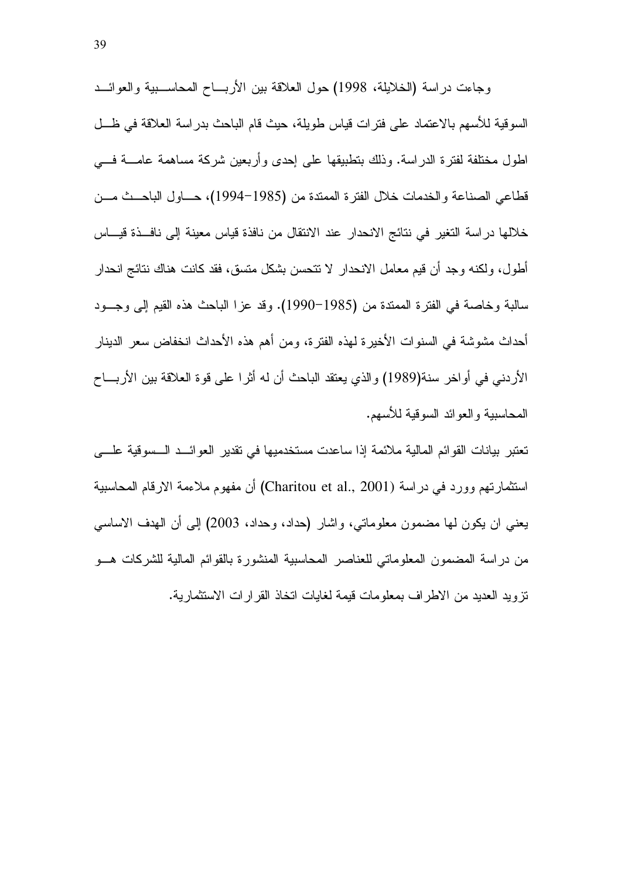وجاءت دراسة (الخلايلة، 1998) حول العلاقة بين الأرباح المحاسبية والعوائد السوقية للأسهم بالاعتماد على فترات قياس طويلة، حيث قام الباحث بدراسة العلاقة في ظل اطول مختلفة لفترة الدراسة. وذلك بتطبيقها على إحدى وأربعين شركة مساهمة عامة في قطاعي الصناعة والخدمات خلال الفترة الممتدة من (1985–1994)، حاول الباحث من خلالها دراسة التغير في نتائج الانحدار عند الانتقال من نافذة قياس معينة إلى نافذة قياس أطول، ولكنه وجد أن قيم معامل الانحدار لا تتحسن بشكل متسق، فقد كانت هناك نتائج انحدار سالبة وخاصة في الفترة الممتدة من (1985–1990). وقد عزا الباحث هذه القيم إلى وجود أحداث مشوشة في السنوات الأخيرة لهذه الفترة، ومن أهم هذه الأحداث انخفاض سعر الدينار الأردني في أواخر سنة(1989) والذي يعتقد الباحث أن له أثرا على قوة العلاقة بين الأرباح المحاسبية والعوائد السوقية للأسهم.

تعتبر بيانات القوائم المالية ملائمة إذا ساعدت مستخدميها في تقدير العوائد السوقية على استثمارتهم وورد في دراسة (Charitou et al., 2001) أن مفهوم ملاءمة الارقام المحاسبية يعني ان يكون لها مضمون معلوماتي، واشار (حداد، وحداد، 2003) إلى أن الهدف الاساسي من دراسة المضمون المعلوماتي للعناصر المحاسبية المنشورة بالقوائم المالية للشركات هو تزويد العديد من الاطراف بمعلومات قيمة لغايات اتخاذ القرارات الاستثمارية.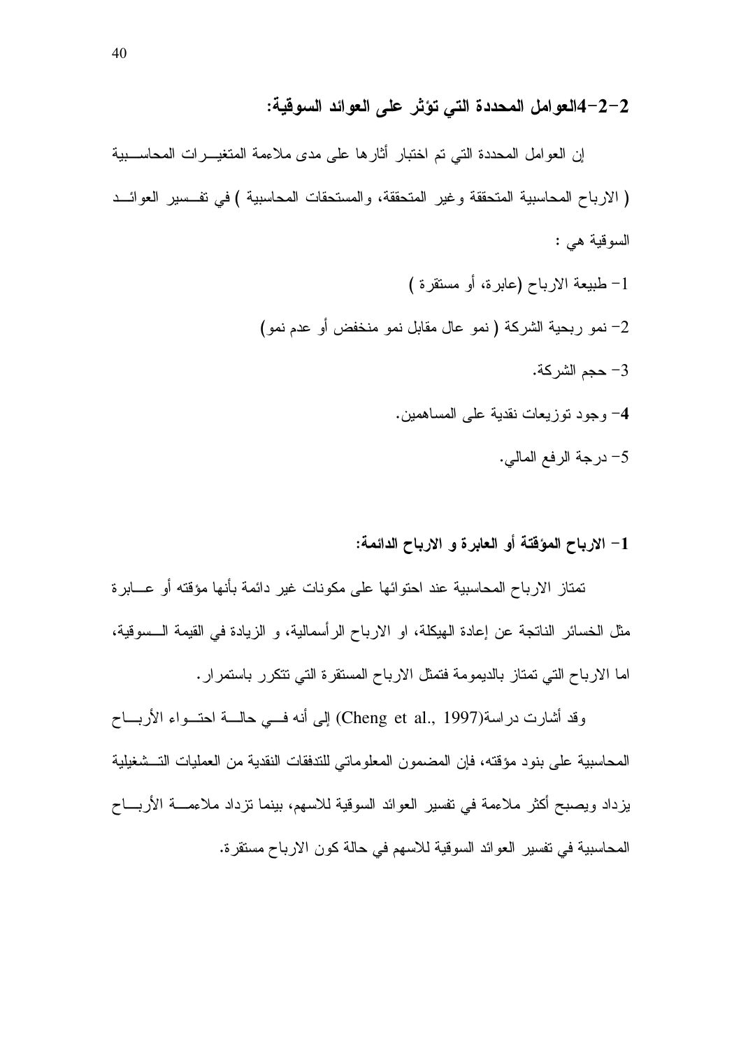### 2-2-4العوامل المحددة التي تؤثر على العوائد السوقية:

إن العوامل المحددة التي تم اختبار أثارها على مدى ملاءمة المتغيرات المحاسبية ( الارباح المحاسبية المتحققة وغير المتحققة، والمستحقات المحاسبية ) في تفسير العوائد السوقية هي :

1- طبيعة الارباح (عابرة، أو مستقرة )

2- نمو ربحية الشركة ( نمو عال مقابل نمو منخفض أو عدم نمو)

3- حجم الشركة.

**4**- وجود توزيعات نقدية على المساهمين.

5- درجة الرفع المالي.

### 1- الارباح المؤقتة أو العابرة و الارباح الدائمة:

تمتاز الارباح المحاسبية عند احتوائها على مكونات غير دائمة بأنها مؤقته أو عابرة مثل الخسائر الناتجة عن إعادة الهيكلة، او الارباح الرأسمالية، و الزيادة في القيمة السوقية، اما الارباح التي تمتاز بالديمومة فتمثل الارباح المستقرة التي تتكرر باستمرار.

وقد أشارت دراسة(Cheng et al., 1997) إلى أنه في حالة احتواء الأرباح المحاسبية على بنود مؤقته، فإن المضمون المعلوماتي للتدفقات النقدية من العمليات التشغيلية يزداد ويصبح أكثر ملاءمة في تفسير العوائد السوقية للاسهم، بينما تزداد ملاءمة الأرباح المحاسبية في تفسير العوائد السوقية للاسهم في حالة كون الارباح مستقرة.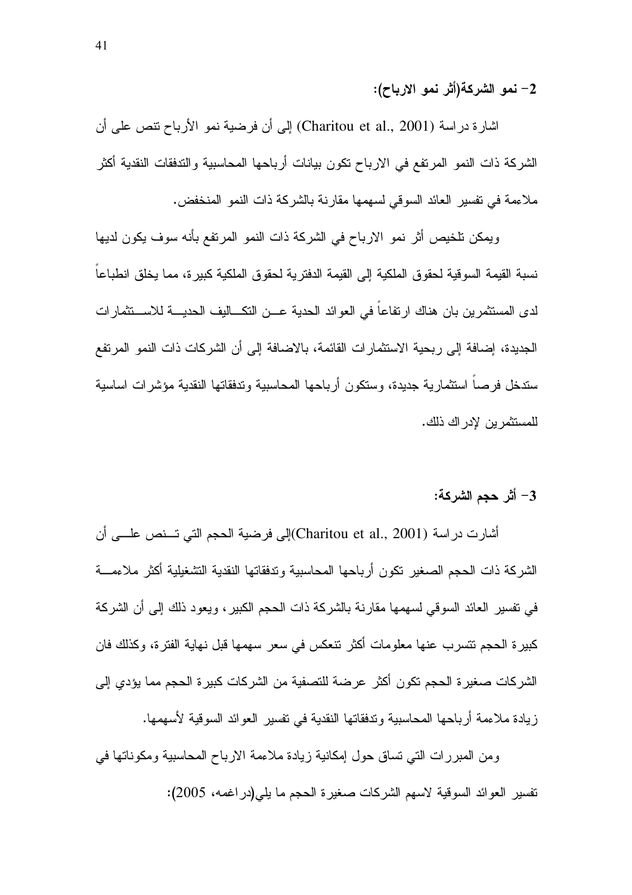### 2- نمو الشركة(أثر نمو الارباح):

اشارة دراسة (Charitou et al., 2001) إلى أن فرضية نمو الأرباح تنص على أن الشركة ذات النمو المرتفع في الارباح تكون بيانات أرباحها المحاسبية والتدفقات النقدية أكثر ملاءمة في تفسير العائد السوقي لسهمها مقارنة بالشركة ذات النمو المنخفض.

ويمكن تلخيص أثر نمو الارباح في الشركة ذات النمو المرتفع بأنه سوف يكون لديها نسبة القيمة السوقية لحقوق الملكية إلى القيمة الدفترية لحقوق الملكية كبيرة، مما يخلق انطباعاً لدى المستثمرين بان هناك ارتفاعاً في العوائد الحدية عن التكاليف الحدية للاستثمارات الجديدة، إضافة إلى ربحية الاستثمارات القائمة، بالاضافة إلى أن الشركات ذات النمو المرتفع ستدخل فرصاً استثمارية جديدة، وستكون أرباحها المحاسبية وتدفقاتها النقدية مؤشرات اساسية للمستثمرين لإدراك ذلك.

### 3- أثر حجم الشركة:

أشارت دراسة (Charitou et al., 2001)إلى فرضية الحجم التي تنص على أن الشركة ذات الحجم الصغير تكون أرباحها المحاسبية وتدفقاتها النقدية التشغيلية أكثر ملاءمة في تفسير العائد السوقي لسهمها مقارنة بالشركة ذات الحجم الكبير، ويعود ذلك إلى أن الشركة كبيرة الحجم تتسرب عنها معلومات أكثر تنعكس في سعر سهمها قبل نهاية الفترة، وكذلك فان الشركات صغيرة الحجم تكون أكثر عرضة للتصفية من الشركات كبيرة الحجم مما يؤدي إلى زيادة ملاءمة أرباحها المحاسبية وتدفقاتها النقدية في تفسير العوائد السوقية لأسهمها.

ومن المبررات التي تساق حول إمكانية زيادة ملاءمة الارباح المحاسبية ومكوناتها في تفسير العوائد السوقية لاسهم الشركات صغيرة الحجم ما يلي(دراغمه، 2005):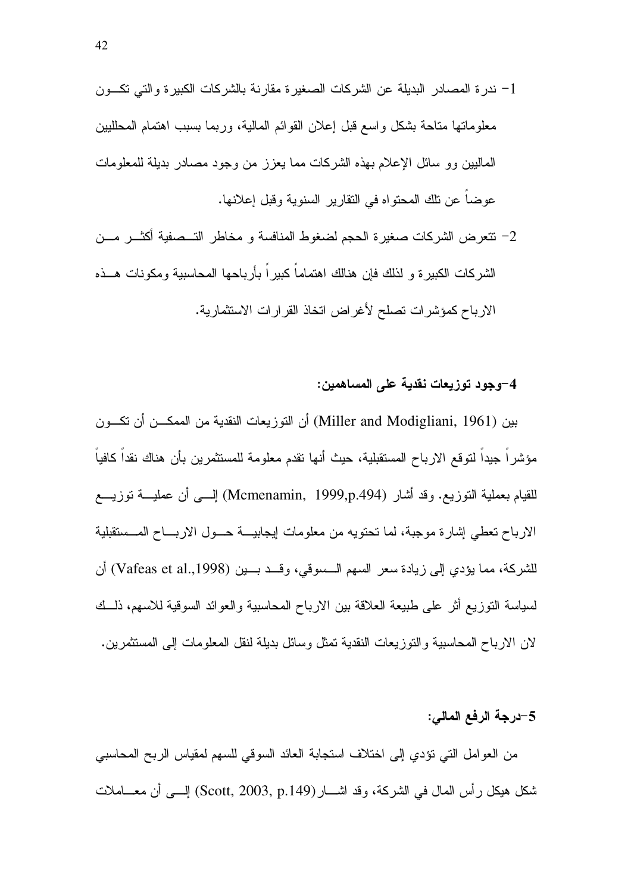1- ندرة المصادر البديلة عن الشركات الصغيرة مقارنة بالشركات الكبيرة والتي تكون معلوماتها متاحة بشكل واسع قبل إعلان القوائم المالية، وربما بسبب اهتمام المحللين الماليين وو سائل الإعلام بهذه الشركات مما يعزز من وجود مصادر بديلة للمعلومات عوضاً عن تلك المحتواه في التقارير السنوية وقبل إعلانها.

2- تتعرض الشركات صغيرة الحجم لضغوط المنافسة و مخاطر التصفية أكثر من الشركات الكبيرة و لذلك فإن هنالك اهتماماً كبيراً بأرباحها المحاسبية ومكونات هذه الارباح كمؤشرات تصلح لأغراض اتخاذ القرارات الاستثمارية.

**4-وجود توزيعات نقدية على المساهمين:**

بين (Miller and Modigliani, 1961) أن التوزيعات النقدية من الممكن أن تكون مؤشراً جيداً لتوقع الارباح المستقبلية، حيث أنها تقدم معلومة للمستثمرين بأن هناك نقداً كافياً للقيام بعملية التوزيع. وقد أشار (Mcmenamin, 1999,p.494) إلى أن عملية توزيع الارباح تعطي إشارة موجبة، لما تحتويه من معلومات إيجابية حول الارباح المستقبلية للشركة، مما يؤدي إلى زيادة سعر السهم السوقي، وقد بين (Vafeas et al.,1998) أن لسياسة التوزيع أثر على طبيعة العلاقة بين الارباح المحاسبية والعوائد السوقية للاسهم، ذلك لان الارباح المحاسبية والتوزيعات النقدية تمثل وسائل بديلة لنقل المعلومات إلى المستثمرين.

**5-درجة الرفع المالي:**

من العوامل التي تؤدي إلى اختلاف استجابة العائد السوقي للسهم لمقياس الربح المحاسبي شكل هيكل رأس المال في الشركة، وقد اشار (Scott, 2003, p.149) إلى أن معاملات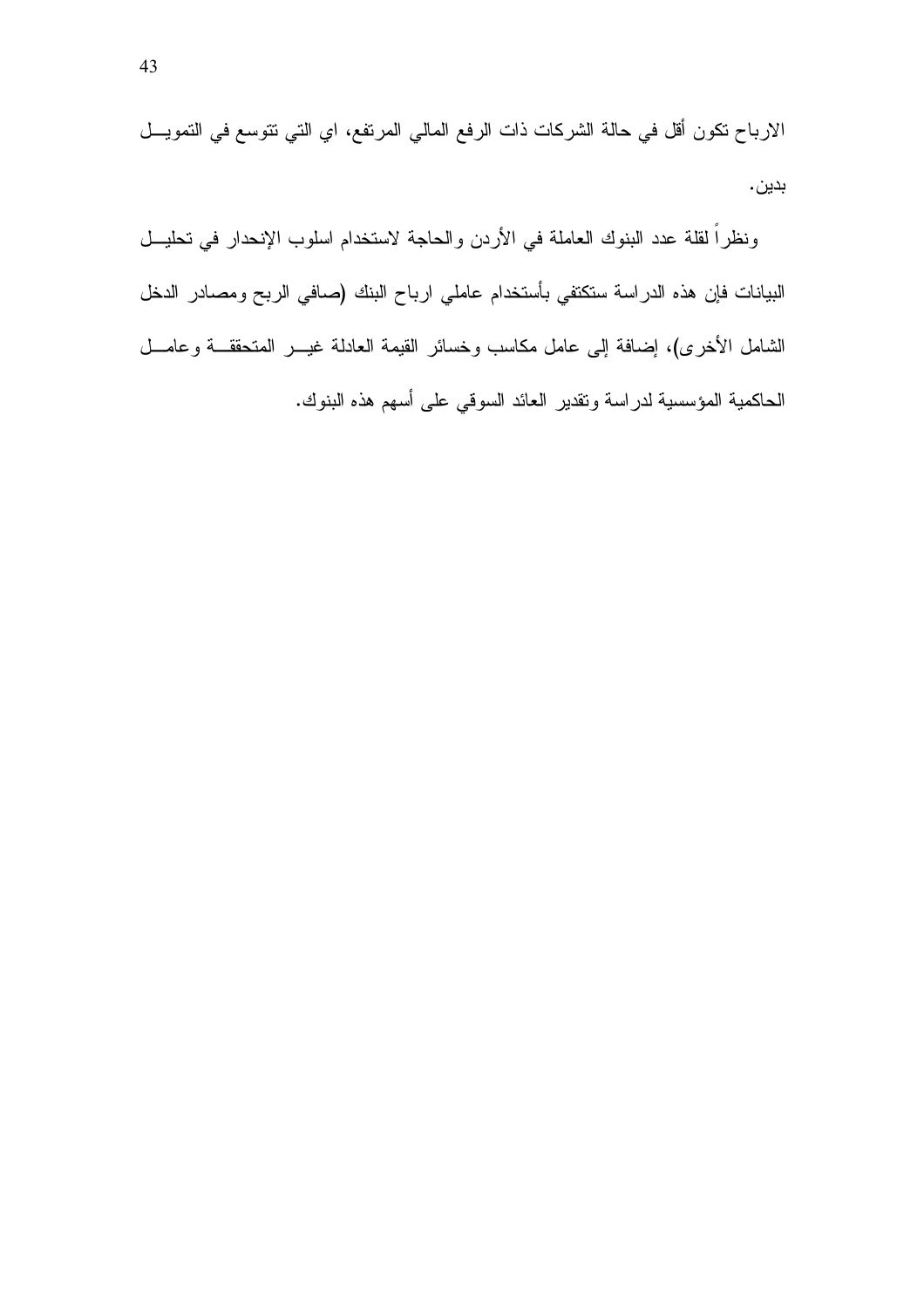الارباح تكون أقل في حالة الشركات ذات الرفع المالي المرتفع، اي التي تتوسع في التمويل بدين.

ونظراً لقلة عدد البنوك العاملة في الأردن والحاجة لاستخدام اسلوب الإنحدار في تحليل البيانات فإن هذه الدراسة ستكتفي بأستخدام عاملي ارباح البنك (صافي الربح ومصادر الدخل الشامل الأخرى)، إضافة إلى عامل مكاسب وخسائر القيمة العادلة غير المتحققة وعامل الحاكمية المؤسسية لدراسة وتقدير العائد السوقي على أسهم هذه البنوك.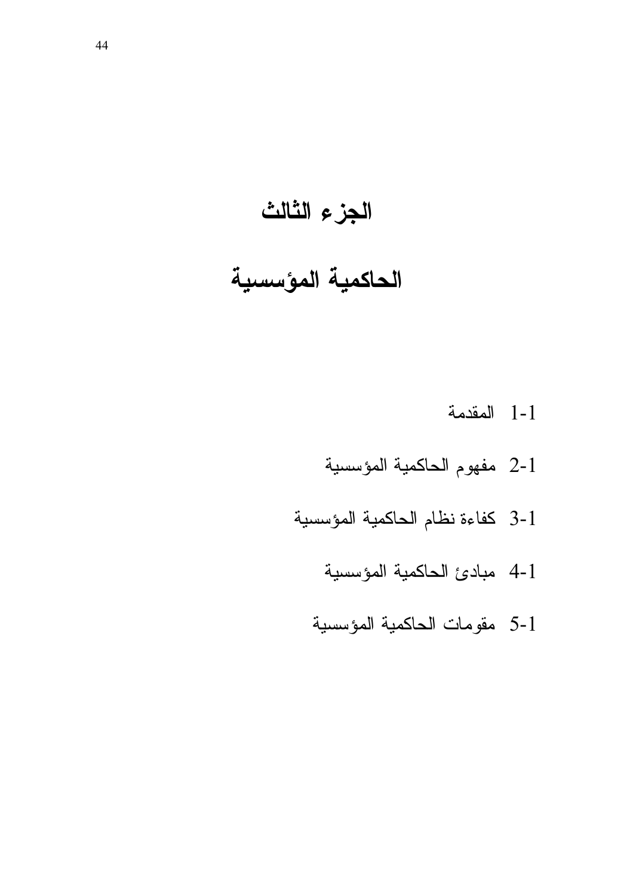# الجزء الثالث

# الحاكمية المؤسسية

1-1 المقدمة

2-1 مفهوم الحاكمية المؤسسية

3-1 كفاءة نظام الحاكمية المؤسسية

4-1 مبادئ الحاكمية المؤسسية

5-1 مقومات الحاكمية المؤسسية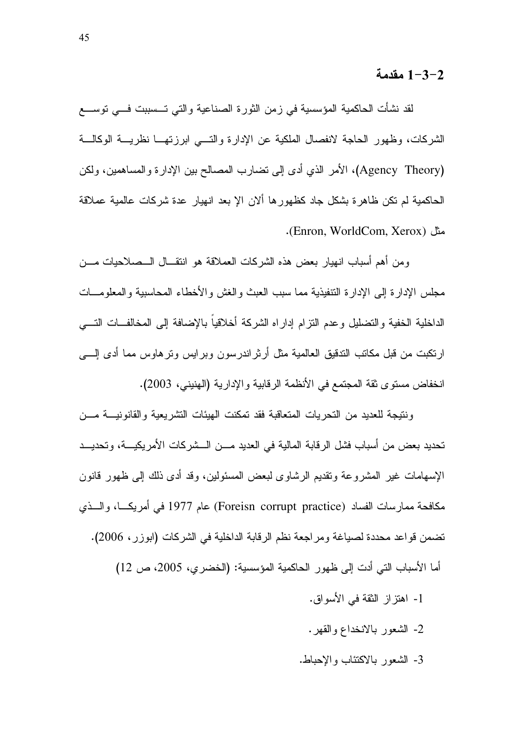## 2-3-1 مقدمة

لقد نشأت الحاكمية المؤسسية في زمن الثورة الصناعية والتي تسببت في توسع الشركات، وظهور الحاجة لانفصال الملكية عن الإدارة والتي ابرزتها نظرية الوكالة (Agency Theory)، الأمر الذي أدى إلى تضارب المصالح بين الإدارة والمساهمين، ولكن الحاكمية لم تكن ظاهرة بشكل جاد كظهورها ألان الإ بعد انهيار عدة شركات عالمية عملاقة مثل (Enron, WorldCom, Xerox).

ومن أهم أسباب انهيار بعض هذه الشركات العملاقة هو انتقال الصلاحيات من مجلس الإدارة إلى الإدارة التنفيذية مما سبب العبث والغش والأخطاء المحاسبية والمعلومات الداخلية الخفية والتضليل وعدم التزام إداراه الشركة أخلاقياً بالإضافة إلى المخالفات التي ارتكبت من قبل مكاتب التدقيق العالمية مثل أرثراندرسون وبرايس وترهاوس مما أدى إلى انخفاض مستوى ثقة المجتمع في الأنظمة الرقابية والإدارية (الهنيني، 2003).

ونتيجة للعديد من التحريات المتعاقبة فقد تمكنت الهيئات التشريعية والقانونية من تحديد بعض من أسباب فشل الرقابة المالية في العديد من الشركات الأمريكية، وتحديد الإسهامات غير المشروعة وتقديم الرشاوى لبعض المسئولين، وقد أدى ذلك إلى ظهور قانون مكافحة ممارسات الفساد (Foreisn corrupt practice) عام 1977 في أمريكا، والذي تضمن قواعد محددة لصياغة ومراجعة نظم الرقابة الداخلية في الشركات (ابوزر، 2006).

أما الأسباب التي أدت إلى ظهور الحاكمية المؤسسية: (الخضري، 2005، ص 12)

1- اهتزاز الثقة في الأسواق.

2- الشعور بالانخداع والقهر.

3- الشعور بالاكتئاب والإحباط.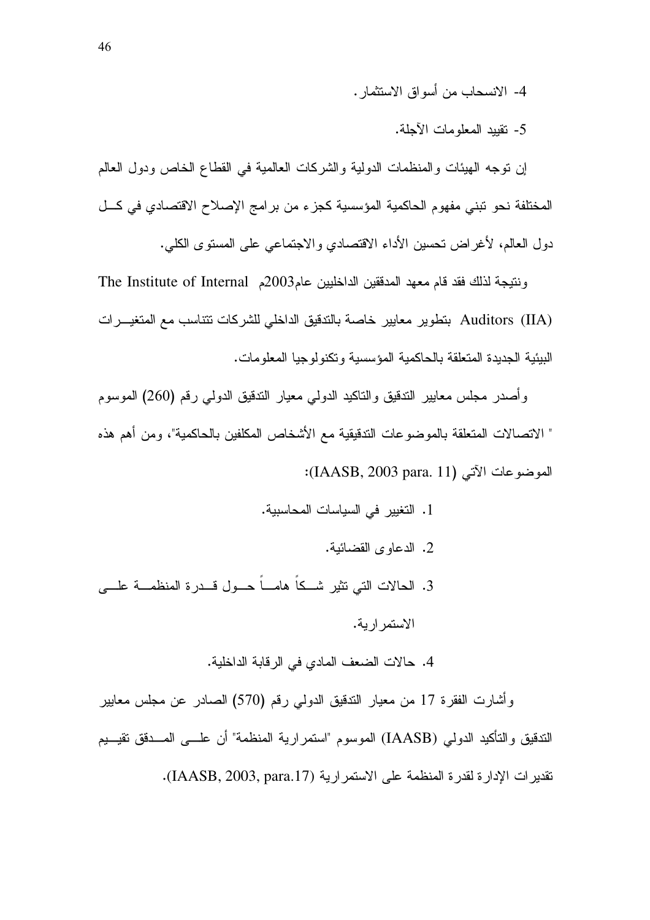4- الانسحاب من أسواق الاستثمار.

5- تقييد المعلومات الآجلة.

إن توجه الهيئات والمنظمات الدولية والشركات العالمية في القطاع الخاص ودول العالم المختلفة نحو تبني مفهوم الحاكمية المؤسسية كجزء من برامج الإصلاح الاقتصادي في كل دول العالم، لأغراض تحسين الأداء الاقتصادي والاجتماعي على المستوى الكلي.

ونتيجة لذلك فقد قام معهد المدققين الداخليين عام2003م The Institute of Internal Auditors (IIA) بتطوير معايير خاصة بالتدقيق الداخلي للشركات تتناسب مع المتغيرات البيئية الجديدة المتعلقة بالحاكمية المؤسسية وتكنولوجيا المعلومات.

وأصدر مجلس معايير التدقيق والتاكيد الدولي معيار التدقيق الدولي رقم (260) الموسوم " الاتصالات المتعلقة بالموضوعات التدقيقية مع الأشخاص المكلفين بالحاكمية"، ومن أهم هذه الموضوعات الآتي (IAASB, 2003 para. 11):

1. التغيير في السياسات المحاسبية.
2. الدعاوى القضائية.
3. الحالات التي تثير شكاً هاماً حول قدرة المنظمة على الاستمرارية.
4. حالات الضعف المادي في الرقابة الداخلية.

وأشارت الفقرة 17 من معيار التدقيق الدولي رقم (570) الصادر عن مجلس معايير التدقيق والتأكيد الدولي (IAASB) الموسوم "استمرارية المنظمة" أن على المدقق تقييم تقديرات الإدارة لقدرة المنظمة على الاستمرارية (IAASB, 2003, para.17).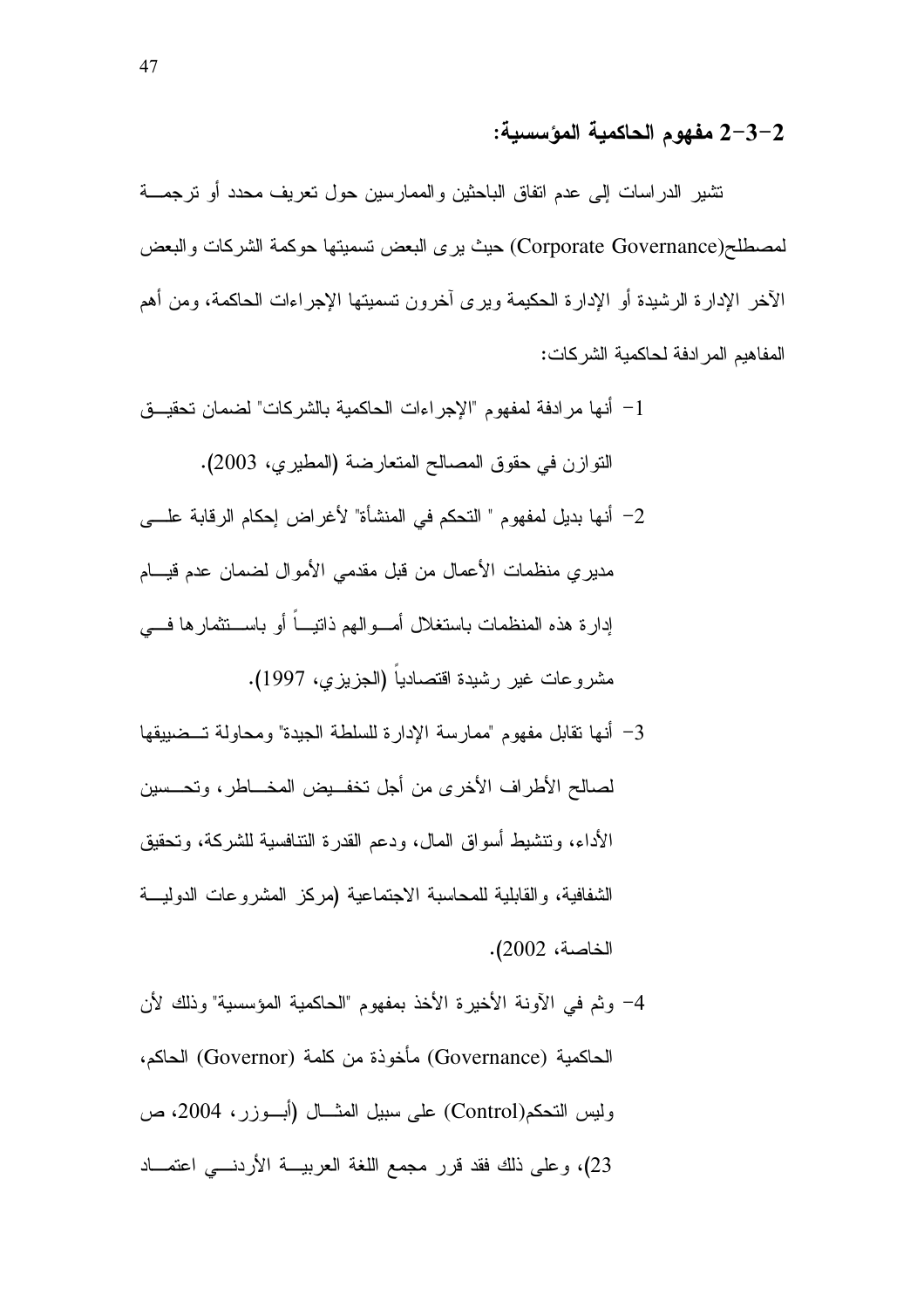## 2-3-2 مفهوم الحاكمية المؤسسية:

تشير الدراسات إلى عدم اتفاق الباحثين والممارسين حول تعريف محدد أو ترجمة لمصطلح(Corporate Governance) حيث يرى البعض تسميتها حوكمة الشركات والبعض الآخر الإدارة الرشيدة أو الإدارة الحكيمة ويرى آخرون تسميتها الإجراءات الحاكمة، ومن أهم المفاهيم المرادفة لحاكمية الشركات:

1- أنها مرادفة لمفهوم "الإجراءات الحاكمية بالشركات" لضمان تحقيق التوازن في حقوق المصالح المتعارضة (المطيري، 2003).

2- أنها بديل لمفهوم " التحكم في المنشأة" لأغراض إحكام الرقابة على مديري منظمات الأعمال من قبل مقدمي الأموال لضمان عدم قيام إدارة هذه المنظمات باستغلال أموالهم ذاتياً أو باستثمارها في مشروعات غير رشيدة اقتصادياً (الجزيزي، 1997).

3- أنها تقابل مفهوم "ممارسة الإدارة للسلطة الجيدة" ومحاولة تضييقها لصالح الأطراف الأخرى من أجل تخفيض المخاطر، وتحسين الأداء، وتنشيط أسواق المال، ودعم القدرة التنافسية للشركة، وتحقيق الشفافية، والقابلية للمحاسبة الاجتماعية (مركز المشروعات الدولية الخاصة، 2002).

4- وتم في الآونة الأخيرة الأخذ بمفهوم "الحاكمية المؤسسية" وذلك لأن الحاكمية (Governance) مأخوذة من كلمة (Governor) الحاكم، وليس التحكم(Control) على سبيل المثال (أبوزر، 2004، ص 23)، وعلى ذلك فقد قرر مجمع اللغة العربية الأردني اعتماد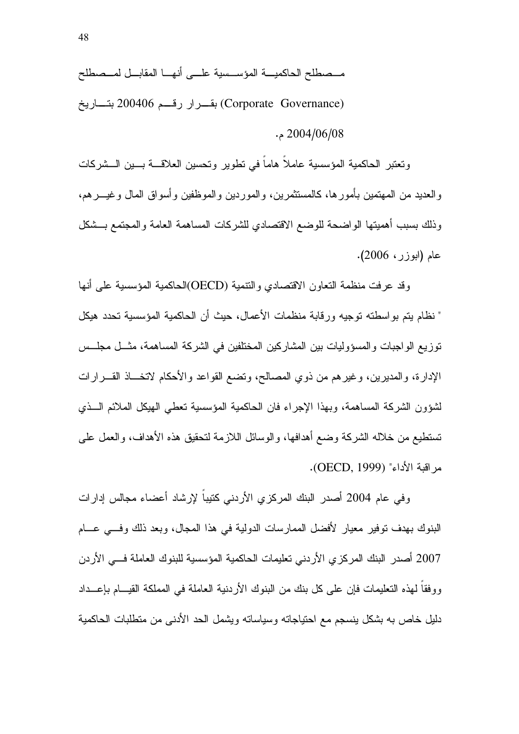مصطلح الحاكمية المؤسسية على أنها المقابل لمصطلح (Corporate Governance) بقرار رقم 200406 بتاريخ 2004/06/08 م.

وتعتبر الحاكمية المؤسسية عاملاً هاماً في تطوير وتحسين العلاقة بين الشركات والعديد من المهتمين بأمورها، كالمستثمرين، والموردين والموظفين وأسواق المال وغيرهم، وذلك بسبب أهميتها الواضحة للوضع الاقتصادي للشركات المساهمة العامة والمجتمع بشكل عام (ابوزر، 2006).

وقد عرفت منظمة التعاون الاقتصادي والتنمية (OECD)الحاكمية المؤسسية على أنها " نظام يتم بواسطته توجيه ورقابة منظمات الأعمال، حيث أن الحاكمية المؤسسية تحدد هيكل توزيع الواجبات والمسؤوليات بين المشاركين المختلفين في الشركة المساهمة، مثل مجلس الإدارة، والمديرين، وغيرهم من ذوي المصالح، وتضع القواعد والأحكام لاتخاذ القرارات لشؤون الشركة المساهمة، وبهذا الإجراء فان الحاكمية المؤسسية تعطي الهيكل الملائم الذي تستطيع من خلاله الشركة وضع أهدافها، والوسائل اللازمة لتحقيق هذه الأهداف، والعمل على مراقبة الأداء" (OECD, 1999).

وفي عام 2004 أصدر البنك المركزي الأردني كتيباً لإرشاد أعضاء مجالس إدارات البنوك بهدف توفير معيار لأفضل الممارسات الدولية في هذا المجال، وبعد ذلك وفي عام 2007 أصدر البنك المركزي الأردني تعليمات الحاكمية المؤسسية للبنوك العاملة في الأردن ووفقاً لهذه التعليمات فإن على كل بنك من البنوك الأردنية العاملة في المملكة القيام بإعداد دليل خاص به بشكل ينسجم مع احتياجاته وسياساته ويشمل الحد الأدنى من متطلبات الحاكمية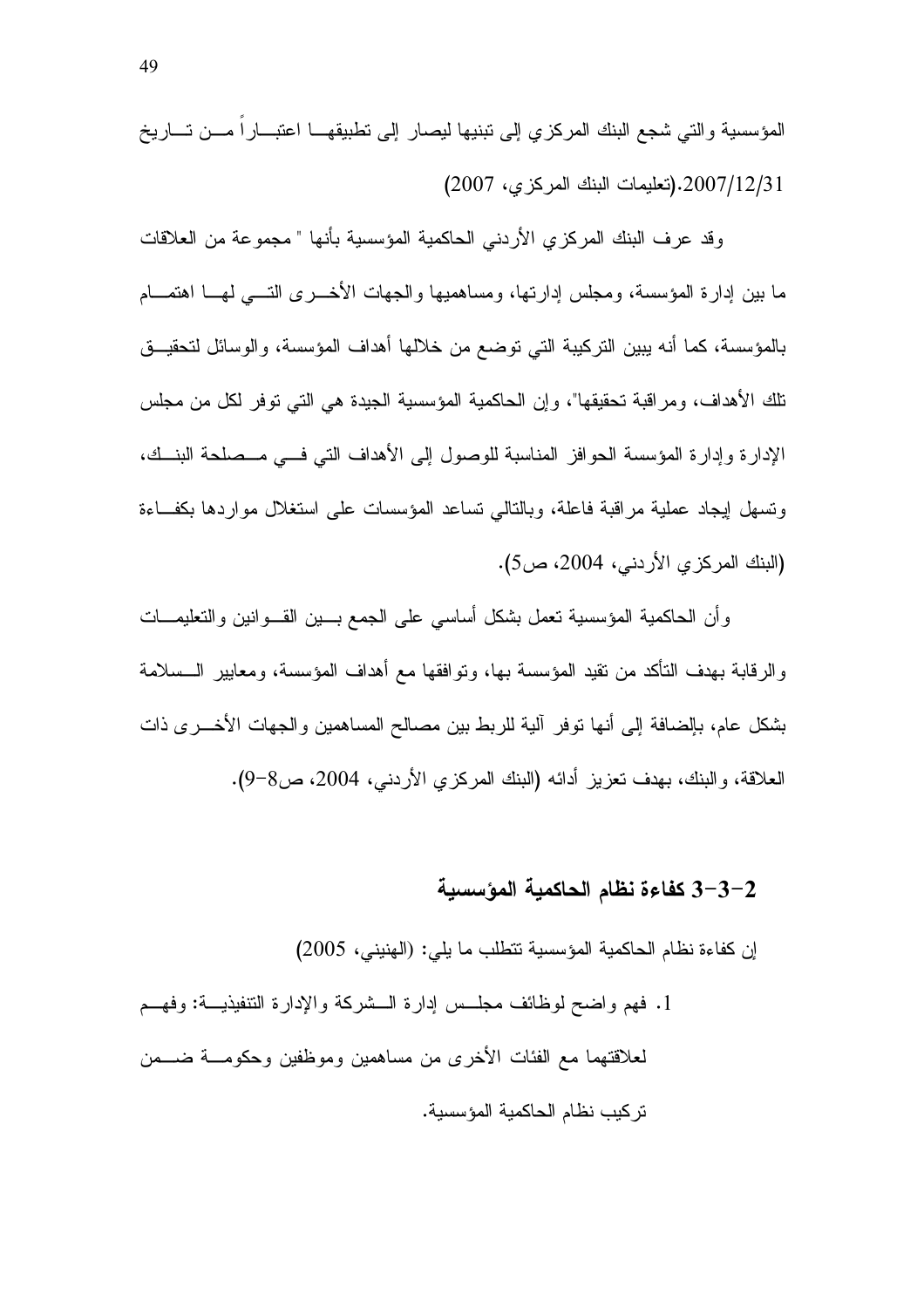المؤسسية والتي شجع البنك المركزي إلى تبنيها ليصار إلى تطبيقها اعتباراً من تاريخ 2007/12/31.(تعليمات البنك المركزي، 2007)

وقد عرف البنك المركزي الأردني الحاكمية المؤسسية بأنها " مجموعة من العلاقات ما بين إدارة المؤسسة، ومجلس إدارتها، ومساهميها والجهات الأخرى التي لها اهتمام بالمؤسسة، كما أنه يبين التركيبة التي توضع من خلالها أهداف المؤسسة، والوسائل لتحقيق تلك الأهداف، ومراقبة تحقيقها"، وإن الحاكمية المؤسسية الجيدة هي التي توفر لكل من مجلس الإدارة وإدارة المؤسسة الحوافز المناسبة للوصول إلى الأهداف التي في مصلحة البنك، وتسهل إيجاد عملية مراقبة فاعلة، وبالتالي تساعد المؤسسات على استغلال مواردها بكفاءة (البنك المركزي الأردني، 2004، ص5).

وأن الحاكمية المؤسسية تعمل بشكل أساسي على الجمع بين القوانين والتعليمات والرقابة بهدف التأكد من تقيد المؤسسة بها، وتوافقها مع أهداف المؤسسة، ومعايير السلامة بشكل عام، بالإضافة إلى أنها توفر آلية للربط بين مصالح المساهمين والجهات الأخرى ذات العلاقة، والبنك، بهدف تعزيز أدائه (البنك المركزي الأردني، 2004، ص8-9).

### 2-3-3 كفاءة نظام الحاكمية المؤسسية

إن كفاءة نظام الحاكمية المؤسسية تتطلب ما يلي: (الهنيني، 2005)

1. فهم واضح لوظائف مجلس إدارة الشركة والإدارة التنفيذية: وفهم لعلاقتهما مع الفئات الأخرى من مساهمين وموظفين وحكومة ضمن تركيب نظام الحاكمية المؤسسية.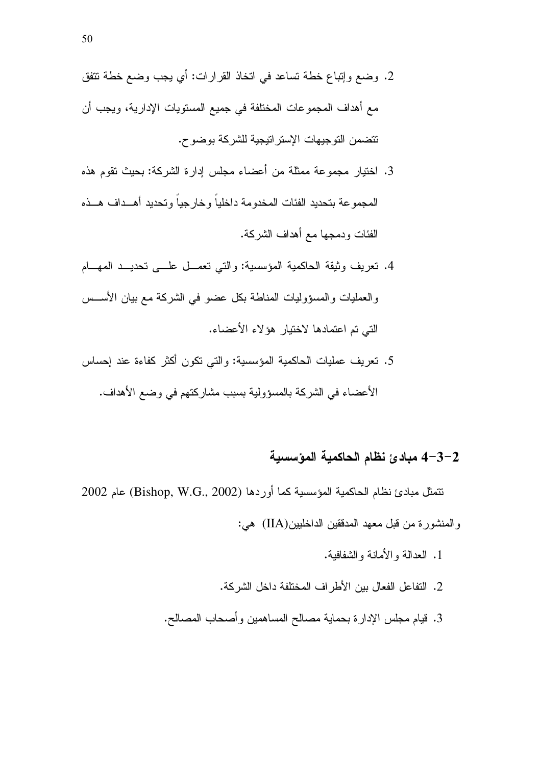2. وضع وإتباع خطة تساعد في اتخاذ القرارات: أي يجب وضع خطة تتفق مع أهداف المجموعات المختلفة في جميع المستويات الإدارية، ويجب أن تتضمن التوجيهات الإستراتيجية للشركة بوضوح.

3. اختيار مجموعة ممثلة من أعضاء مجلس إدارة الشركة: بحيث تقوم هذه المجموعة بتحديد الفئات المخدومة داخلياً وخارجياً وتحديد أهداف هذه الفئات ودمجها مع أهداف الشركة.

4. تعريف وثيقة الحاكمية المؤسسية: والتي تعمل على تحديد المهام والعمليات والمسؤوليات المناطة بكل عضو في الشركة مع بيان الأسس التي تم اعتمادها لاختيار هؤلاء الأعضاء.

5. تعريف عمليات الحاكمية المؤسسية: والتي تكون أكثر كفاءة عند إحساس الأعضاء في الشركة بالمسؤولية بسبب مشاركتهم في وضع الأهداف.

### 2-3-4 مبادئ نظام الحاكمية المؤسسية

تتمثل مبادئ نظام الحاكمية المؤسسية كما أوردها (Bishop, W.G., 2002) عام 2002 والمنشورة من قبل معهد المدققين الداخليين(IIA) هي:

1. العدالة والأمانة والشفافية.
2. التفاعل الفعال بين الأطراف المختلفة داخل الشركة.
3. قيام مجلس الإدارة بحماية مصالح المساهمين وأصحاب المصالح.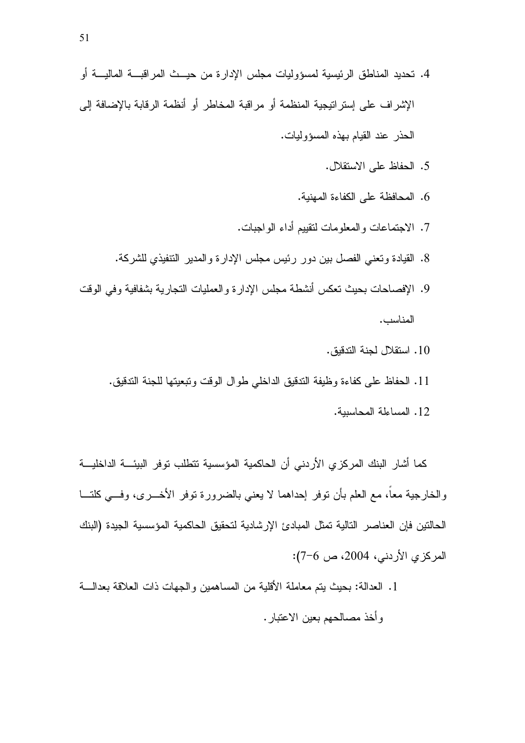4. تحديد المناطق الرئيسية لمسؤوليات مجلس الإدارة من حيث المراقبة المالية أو الإشراف على إستراتيجية المنظمة أو مراقبة المخاطر أو أنظمة الرقابة بالإضافة إلى الحذر عند القيام بهذه المسؤوليات.
5. الحفاظ على الاستقلال.
6. المحافظة على الكفاءة المهنية.
7. الاجتماعات والمعلومات لتقييم أداء الواجبات.
8. القيادة وتعني الفصل بين دور رئيس مجلس الإدارة والمدير التنفيذي للشركة.
9. الإفصاحات بحيث تعكس أنشطة مجلس الإدارة والعمليات التجارية بشفافية وفي الوقت المناسب.
10. استقلال لجنة التدقيق.
11. الحفاظ على كفاءة وظيفة التدقيق الداخلي طوال الوقت وتبعيتها للجنة التدقيق.
12. المساءلة المحاسبية.

كما أشار البنك المركزي الأردني أن الحاكمية المؤسسية تتطلب توفر البيئة الداخلية والخارجية معاً، مع العلم بأن توفر إحداهما لا يعني بالضرورة توفر الأخرى، وفي كلتا الحالتين فإن العناصر التالية تمثل المبادئ الإرشادية لتحقيق الحاكمية المؤسسية الجيدة (البنك المركزي الأردني، 2004، ص 6-7):

1. العدالة: بحيث يتم معاملة الأقلية من المساهمين والجهات ذات العلاقة بعدالة وأخذ مصالحهم بعين الاعتبار.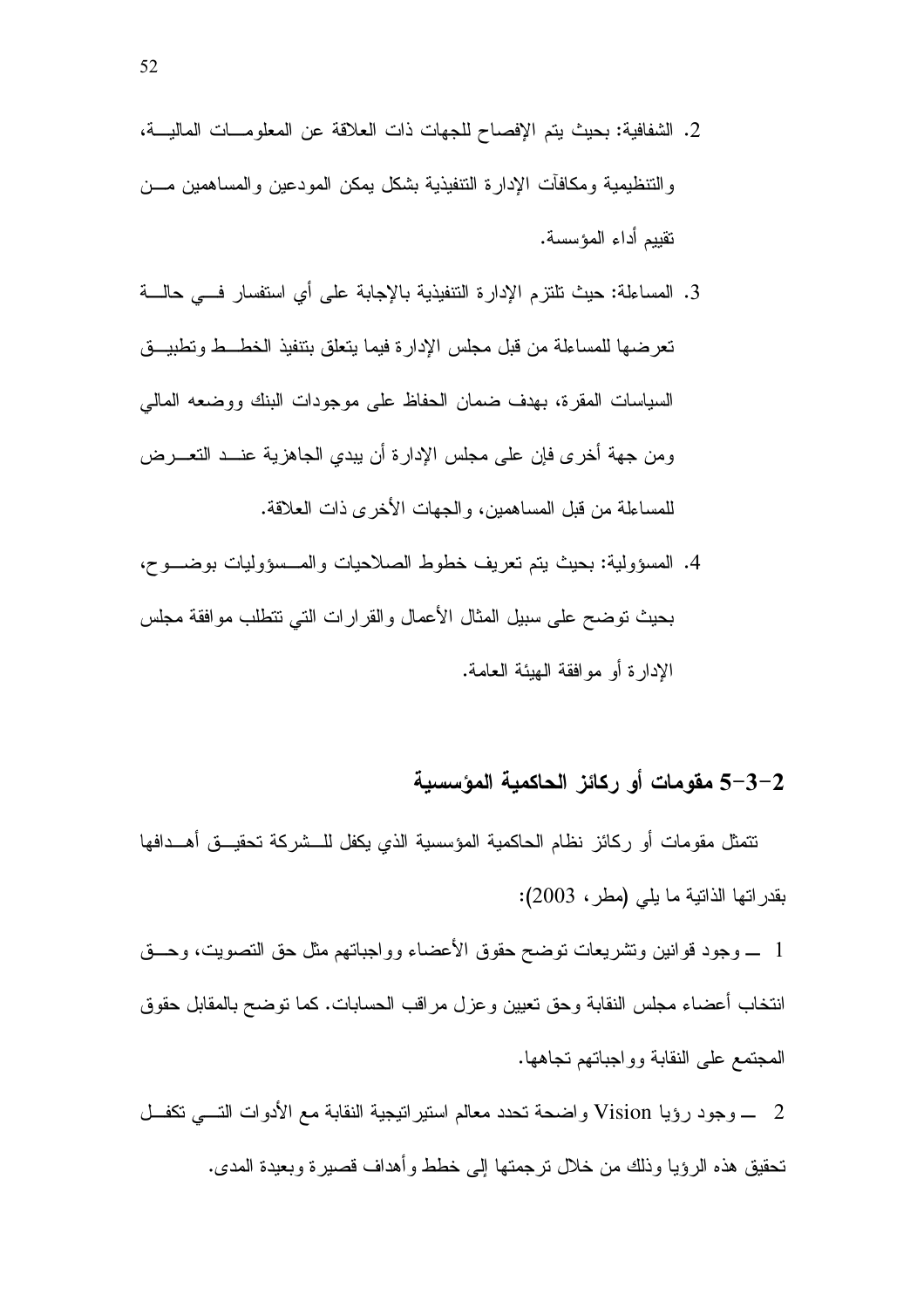2. الشفافية: بحيث يتم الإفصاح للجهات ذات العلاقة عن المعلومات المالية، والتنظيمية ومكافآت الإدارة التنفيذية بشكل يمكن المودعين والمساهمين من تقييم أداء المؤسسة.

3. المساءلة: حيث تلتزم الإدارة التنفيذية بالإجابة على أي استفسار في حالة تعرضها للمساءلة من قبل مجلس الإدارة فيما يتعلق بتنفيذ الخطط وتطبيق السياسات المقرة، بهدف ضمان الحفاظ على موجودات البنك ووضعه المالي ومن جهة أخرى فإن على مجلس الإدارة أن يبدي الجاهزية عند التعرض للمساءلة من قبل المساهمين، والجهات الأخرى ذات العلاقة.

4. المسؤولية: بحيث يتم تعريف خطوط الصلاحيات والمسؤوليات بوضوح، بحيث توضح على سبيل المثال الأعمال والقرارات التي تتطلب موافقة مجلس الإدارة أو موافقة الهيئة العامة.

## 2-3-5 مقومات أو ركائز الحاكمية المؤسسية

تتمثل مقومات أو ركائز نظام الحاكمية المؤسسية الذي يكفل للشركة تحقيق أهدافها بقدراتها الذاتية ما يلي (مطر، 2003):

1 ـ وجود قوانين وتشريعات توضح حقوق الأعضاء وواجباتهم مثل حق التصويت، وحق انتخاب أعضاء مجلس النقابة وحق تعيين وعزل مراقب الحسابات. كما توضح بالمقابل حقوق المجتمع على النقابة وواجباتهم تجاهها.

2 ـ وجود رؤيا Vision واضحة تحدد معالم استيراتيجية النقابة مع الأدوات التي تكفل تحقيق هذه الرؤيا وذلك من خلال ترجمتها إلى خطط وأهداف قصيرة وبعيدة المدى.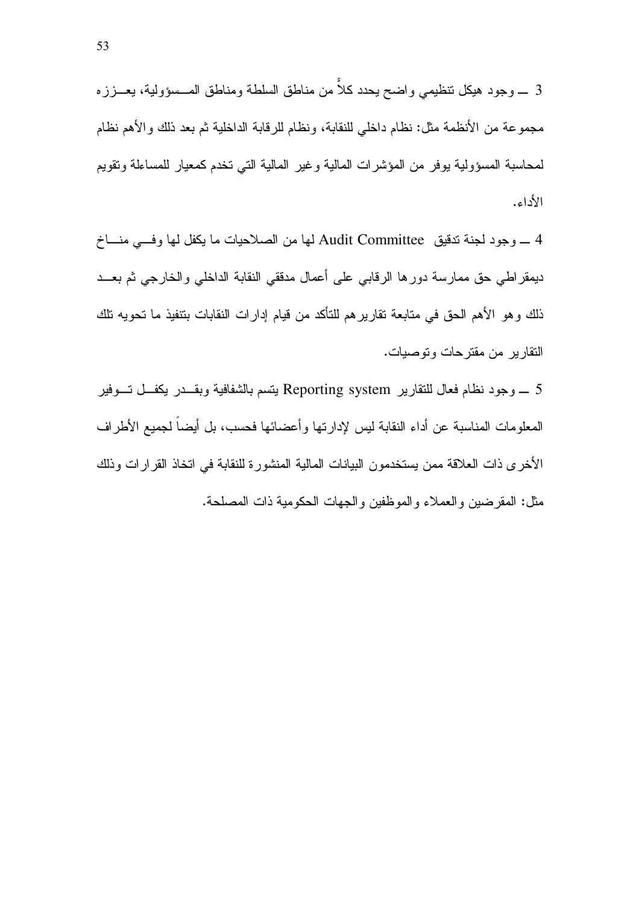3 ـــ وجود هيكل تنظيمي واضح يحدد كلاً من مناطق السلطة ومناطق المسؤولية، يعززه مجموعة من الأنظمة مثل: نظام داخلي للنقابة، ونظام للرقابة الداخلية ثم بعد ذلك والأهم نظام لمحاسبة المسؤولية يوفر من المؤشرات المالية وغير المالية التي تخدم كمعيار للمساءلة وتقويم الأداء.

4 ـــ وجود لجنة تدقيق Audit Committee لها من الصلاحيات ما يكفل لها وفي مناخ ديمقراطي حق ممارسة دورها الرقابي على أعمال مدققي النقابة الداخلي والخارجي ثم بعد ذلك وهو الأهم الحق في متابعة تقاريرهم للتأكد من قيام إدارات النقابات بتنفيذ ما تحويه تلك التقارير من مقترحات وتوصيات.

5 ـــ وجود نظام فعال للتقارير Reporting system يتسم بالشفافية وبقدر يكفل توفير المعلومات المناسبة عن أداء النقابة ليس لإدارتها وأعضائها فحسب، بل أيضاً لجميع الأطراف الأخرى ذات العلاقة ممن يستخدمون البيانات المالية المنشورة للنقابة في اتخاذ القرارات وذلك مثل: المقرضين والعملاء والموظفين والجهات الحكومية ذات المصلحة.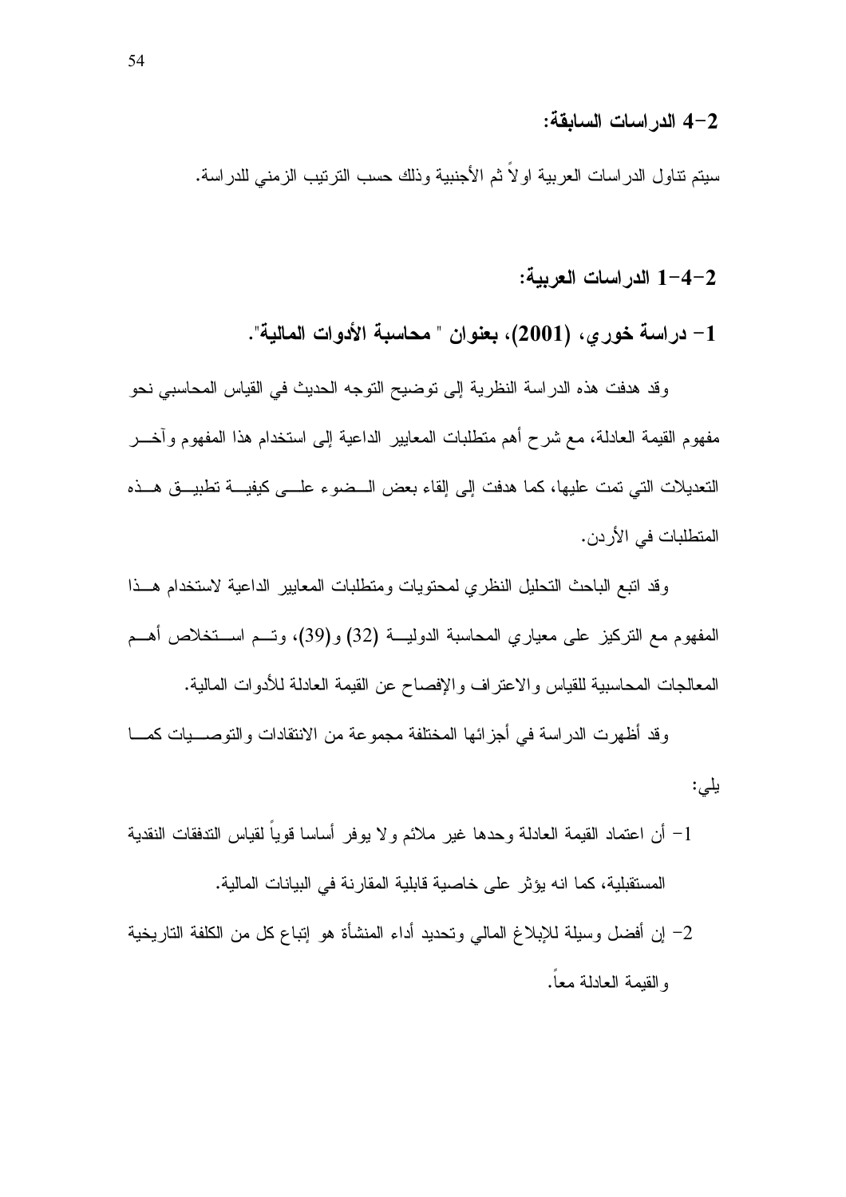## 2-4 الدراسات السابقة:

سيتم تناول الدراسات العربية اولاً ثم الأجنبية وذلك حسب الترتيب الزمني للدراسة.

### 2-4-1 الدراسات العربية:

### 1- دراسة خوري، (2001)، بعنوان " محاسبة الأدوات المالية".

وقد هدفت هذه الدراسة النظرية إلى توضيح التوجه الحديث في القياس المحاسبي نحو مفهوم القيمة العادلة، مع شرح أهم متطلبات المعايير الداعية إلى استخدام هذا المفهوم وآخر التعديلات التي تمت عليها، كما هدفت إلى إلقاء بعض الضوء على كيفية تطبيق هذه المتطلبات في الأردن.

وقد اتبع الباحث التحليل النظري لمحتويات ومتطلبات المعايير الداعية لاستخدام هذا المفهوم مع التركيز على معياري المحاسبة الدولية (32) و(39)، وتم استخلاص أهم المعالجات المحاسبية للقياس والاعتراف والإفصاح عن القيمة العادلة للأدوات المالية.

وقد أظهرت الدراسة في أجزائها المختلفة مجموعة من الانتقادات والتوصيات كما يلي:

1- أن اعتماد القيمة العادلة وحدها غير ملائم ولا يوفر أساسا قوياً لقياس التدفقات النقدية المستقبلية، كما انه يؤثر على خاصية قابلية المقارنة في البيانات المالية.

2- إن أفضل وسيلة للإبلاغ المالي وتحديد أداء المنشأة هو إتباع كل من الكلفة التاريخية والقيمة العادلة معاً.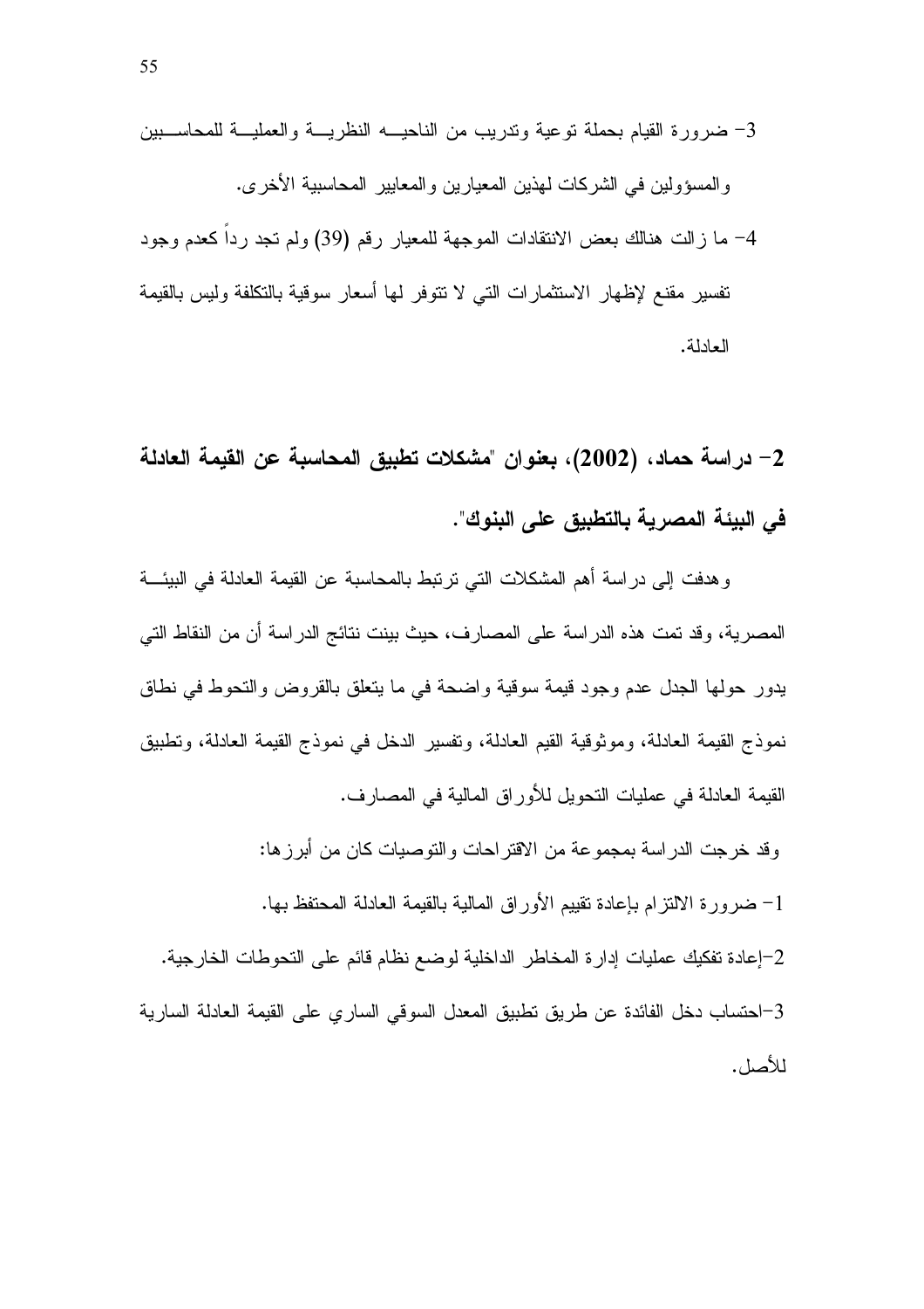3- ضرورة القيام بحملة توعية وتدريب من الناحيه النظرية والعملية للمحاسبين والمسؤولين في الشركات لهذين المعيارين والمعايير المحاسبية الأخرى.

4- ما زالت هنالك بعض الانتقادات الموجهة للمعيار رقم (39) ولم تجد رداً كعدم وجود تفسير مقنع لإظهار الاستثمارات التي لا تتوفر لها أسعار سوقية بالتكلفة وليس بالقيمة العادلة.

### 2- دراسة حماد، (2002)، بعنوان "مشكلات تطبيق المحاسبة عن القيمة العادلة في البيئة المصرية بالتطبيق على البنوك".

وهدفت إلى دراسة أهم المشكلات التي ترتبط بالمحاسبة عن القيمة العادلة في البيئة المصرية، وقد تمت هذه الدراسة على المصارف، حيث بينت نتائج الدراسة أن من النقاط التي يدور حولها الجدل عدم وجود قيمة سوقية واضحة في ما يتعلق بالقروض والتحوط في نطاق نموذج القيمة العادلة، وموثوقية القيم العادلة، وتفسير الدخل في نموذج القيمة العادلة، وتطبيق القيمة العادلة في عمليات التحويل للأوراق المالية في المصارف.

وقد خرجت الدراسة بمجموعة من الاقتراحات والتوصيات كان من أبرزها:

1- ضرورة الالتزام بإعادة تقييم الأوراق المالية بالقيمة العادلة المحتفظ بها.

2-إعادة تفكيك عمليات إدارة المخاطر الداخلية لوضع نظام قائم على التحوطات الخارجية.

3-احتساب دخل الفائدة عن طريق تطبيق المعدل السوقي الساري على القيمة العادلة السارية للأصل.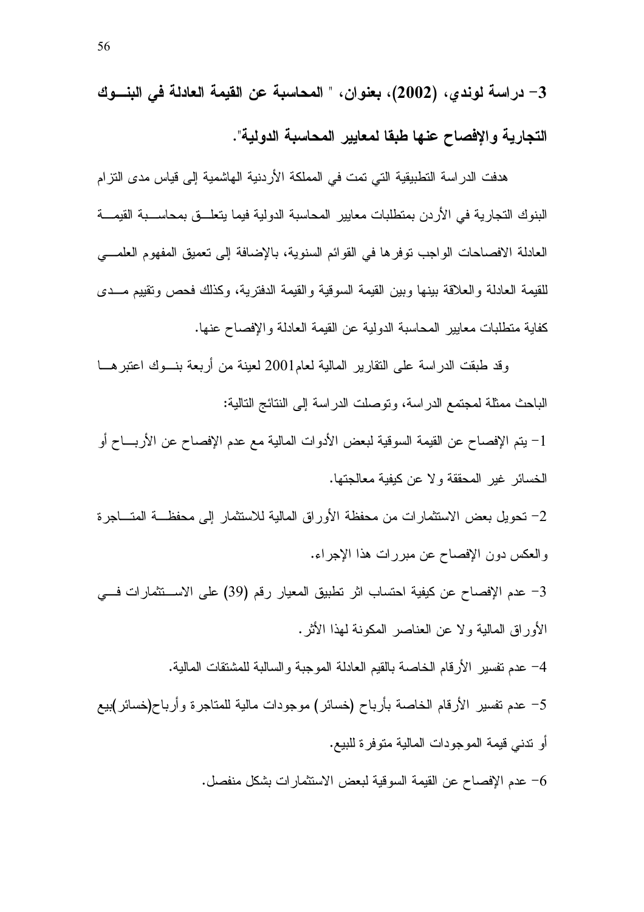### 3- دراسة لوندي، (2002)، بعنوان، " المحاسبة عن القيمة العادلة في البنوك التجارية والإفصاح عنها طبقا لمعايير المحاسبة الدولية".

هدفت الدراسة التطبيقية التي تمت في المملكة الأردنية الهاشمية إلى قياس مدى التزام البنوك التجارية في الأردن بمتطلبات معايير المحاسبة الدولية فيما يتعلق بمحاسبة القيمة العادلة الافصاحات الواجب توفرها في القوائم السنوية، بالإضافة إلى تعميق المفهوم العلمي للقيمة العادلة والعلاقة بينها وبين القيمة السوقية والقيمة الدفترية، وكذلك فحص وتقييم مدى كفاية متطلبات معايير المحاسبة الدولية عن القيمة العادلة والإفصاح عنها.

وقد طبقت الدراسة على التقارير المالية لعام2001 لعينة من أربعة بنوك اعتبرها الباحث ممثلة لمجتمع الدراسة، وتوصلت الدراسة إلى النتائج التالية:

1- يتم الإفصاح عن القيمة السوقية لبعض الأدوات المالية مع عدم الإفصاح عن الأرباح أو الخسائر غير المحققة ولا عن كيفية معالجتها.

2- تحويل بعض الاستثمارات من محفظة الأوراق المالية للاستثمار إلى محفظة المتاجرة والعكس دون الإفصاح عن مبررات هذا الإجراء.

3- عدم الإفصاح عن كيفية احتساب اثر تطبيق المعيار رقم (39) على الاستثمارات في الأوراق المالية ولا عن العناصر المكونة لهذا الأثر.

4- عدم تفسير الأرقام الخاصة بالقيم العادلة الموجبة والسالبة للمشتقات المالية.

5- عدم تفسير الأرقام الخاصة بأرباح (خسائر) موجودات مالية للمتاجرة وأرباح(خسائر)بيع أو تدني قيمة الموجودات المالية متوفرة للبيع.

6- عدم الإفصاح عن القيمة السوقية لبعض الاستثمارات بشكل منفصل.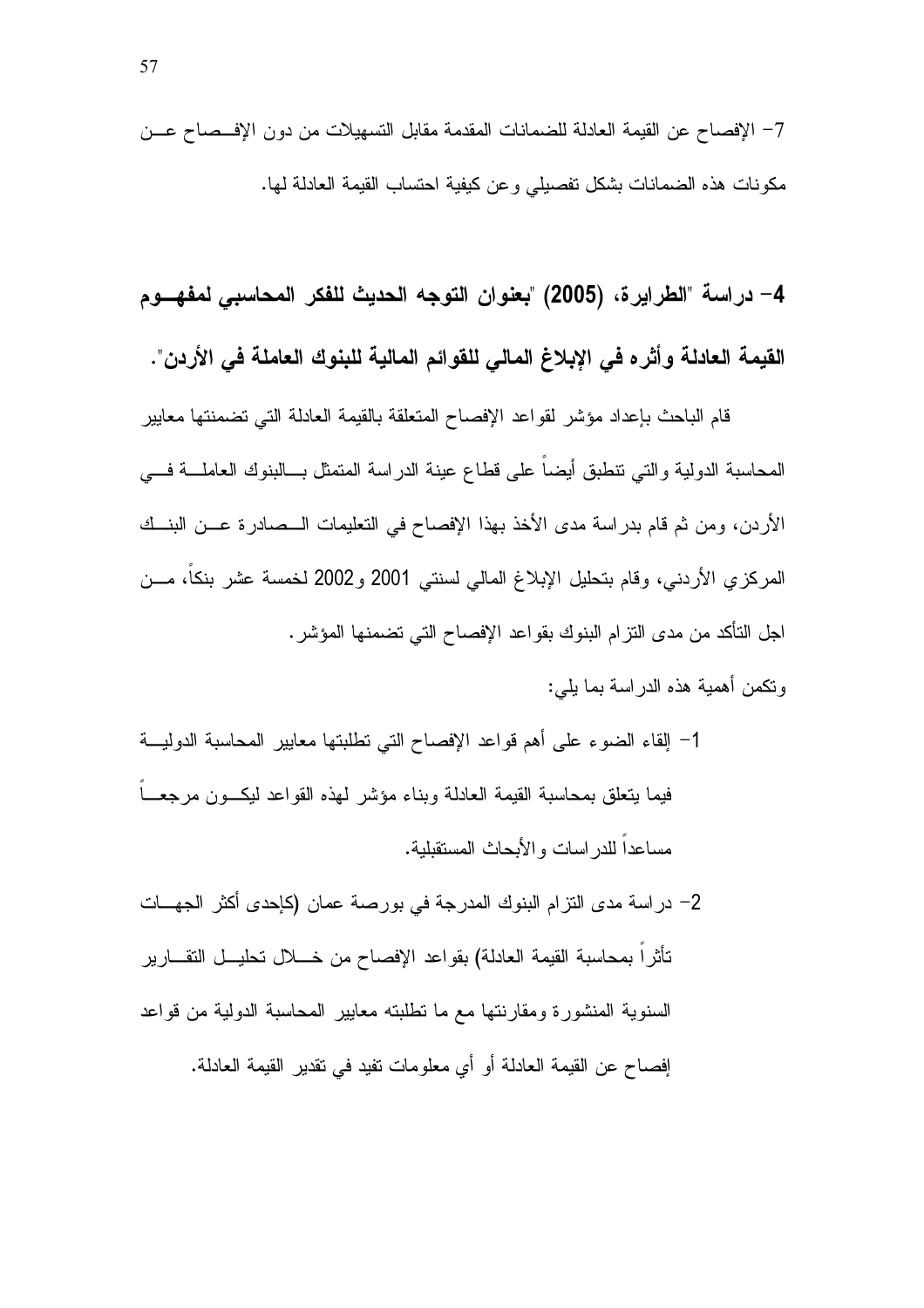7- الإفصاح عن القيمة العادلة للضمانات المقدمة مقابل التسهيلات من دون الإفصاح عن مكونات هذه الضمانات بشكل تفصيلي وعن كيفية احتساب القيمة العادلة لها.

### 4- دراسة "الطرايرة، (2005) "بعنوان التوجه الحديث للفكر المحاسبي لمفهوم القيمة العادلة وأثره في الإبلاغ المالي للقوائم المالية للبنوك العاملة في الأردن".

قام الباحث بإعداد مؤشر لقواعد الإفصاح المتعلقة بالقيمة العادلة التي تضمنتها معايير المحاسبة الدولية والتي تنطبق أيضاً على قطاع عينة الدراسة المتمثل بالبنوك العاملة في الأردن، ومن ثم قام بدراسة مدى الأخذ بهذا الإفصاح في التعليمات الصادرة عن البنك المركزي الأردني، وقام بتحليل الإبلاغ المالي لسنتي 2001 و2002 لخمسة عشر بنكاً، من اجل التأكد من مدى التزام البنوك بقواعد الإفصاح التي تضمنها المؤشر.

وتكمن أهمية هذه الدراسة بما يلي:

1- إلقاء الضوء على أهم قواعد الإفصاح التي تطلبتها معايير المحاسبة الدولية فيما يتعلق بمحاسبة القيمة العادلة وبناء مؤشر لهذه القواعد ليكون مرجعاً مساعداً للدراسات والأبحاث المستقبلية.

2- دراسة مدى التزام البنوك المدرجة في بورصة عمان (كإحدى أكثر الجهات تأثراً بمحاسبة القيمة العادلة) بقواعد الإفصاح من خلال تحليل التقارير السنوية المنشورة ومقارنتها مع ما تطلبته معايير المحاسبة الدولية من قواعد إفصاح عن القيمة العادلة أو أي معلومات تفيد في تقدير القيمة العادلة.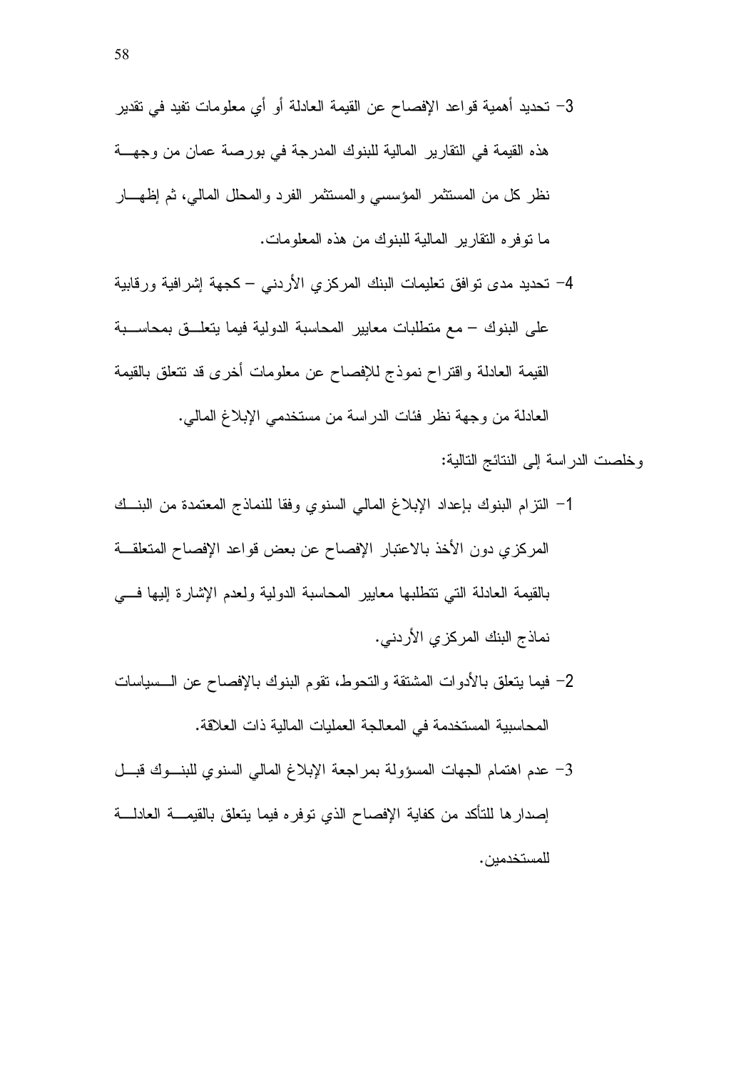3- تحديد أهمية قواعد الإفصاح عن القيمة العادلة أو أي معلومات تفيد في تقدير هذه القيمة في التقارير المالية للبنوك المدرجة في بورصة عمان من وجهة نظر كل من المستثمر المؤسسي والمستثمر الفرد والمحلل المالي، ثم إظهار ما توفره التقارير المالية للبنوك من هذه المعلومات.

4- تحديد مدى توافق تعليمات البنك المركزي الأردني – كجهة إشرافية ورقابية على البنوك – مع متطلبات معايير المحاسبة الدولية فيما يتعلق بمحاسبة القيمة العادلة واقتراح نموذج للإفصاح عن معلومات أخرى قد تتعلق بالقيمة العادلة من وجهة نظر فئات الدراسة من مستخدمي الإبلاغ المالي.

وخلصت الدراسة إلى النتائج التالية:

1- التزام البنوك بإعداد الإبلاغ المالي السنوي وفقا للنماذج المعتمدة من البنك المركزي دون الأخذ بالاعتبار الإفصاح عن بعض قواعد الإفصاح المتعلقة بالقيمة العادلة التي تتطلبها معايير المحاسبة الدولية ولعدم الإشارة إليها في نماذج البنك المركزي الأردني.

2- فيما يتعلق بالأدوات المشتقة والتحوط، تقوم البنوك بالإفصاح عن السياسات المحاسبية المستخدمة في المعالجة العمليات المالية ذات العلاقة.

3- عدم اهتمام الجهات المسؤولة بمراجعة الإبلاغ المالي السنوي للبنوك قبل إصدارها للتأكد من كفاية الإفصاح الذي توفره فيما يتعلق بالقيمة العادلة للمستخدمين.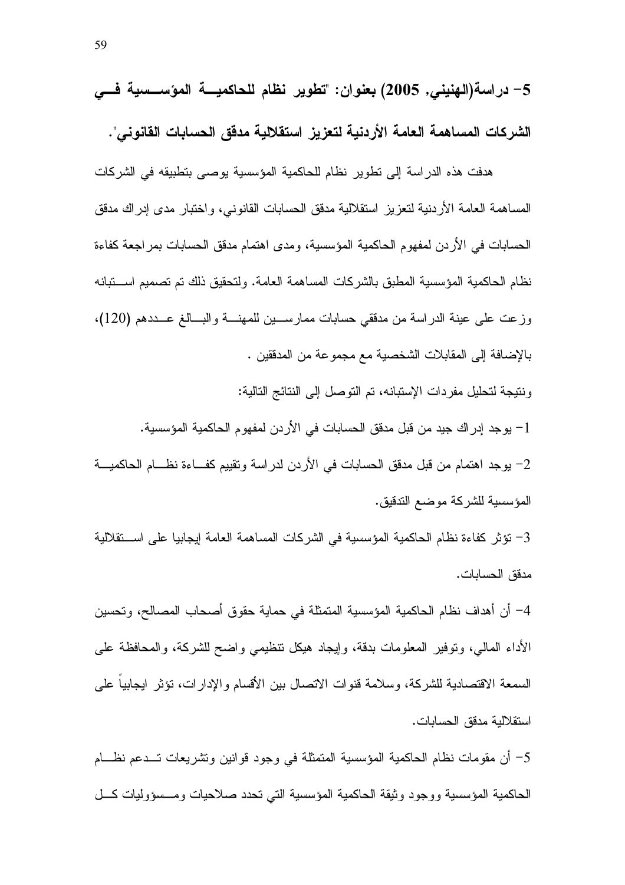**5- دراسة(الهنيني, 2005) بعنوان: "تطوير نظام للحاكمية المؤسسية في الشركات المساهمة العامة الأردنية لتعزيز استقلالية مدقق الحسابات القانوني".**

هدفت هذه الدراسة إلى تطوير نظام للحاكمية المؤسسية يوصى بتطبيقه في الشركات المساهمة العامة الأردنية لتعزيز استقلالية مدقق الحسابات القانوني، واختبار مدى إدراك مدقق الحسابات في الأردن لمفهوم الحاكمية المؤسسية، ومدى اهتمام مدقق الحسابات بمراجعة كفاءة نظام الحاكمية المؤسسية المطبق بالشركات المساهمة العامة. ولتحقيق ذلك تم تصميم استبانه وزعت على عينة الدراسة من مدققي حسابات ممارسين للمهنة والبالغ عددهم (120)، بالإضافة إلى المقابلات الشخصية مع مجموعة من المدققين .

ونتيجة لتحليل مفردات الإستبانه، تم التوصل إلى النتائج التالية:

1- يوجد إدراك جيد من قبل مدقق الحسابات في الأردن لمفهوم الحاكمية المؤسسية.

2- يوجد اهتمام من قبل مدقق الحسابات في الأردن لدراسة وتقييم كفاءة نظام الحاكمية المؤسسية للشركة موضع التدقيق.

3- تؤثر كفاءة نظام الحاكمية المؤسسية في الشركات المساهمة العامة إيجابيا على استقلالية مدقق الحسابات.

4- أن أهداف نظام الحاكمية المؤسسية المتمثلة في حماية حقوق أصحاب المصالح، وتحسين الأداء المالي، وتوفير المعلومات بدقة، وإيجاد هيكل تنظيمي واضح للشركة، والمحافظة على السمعة الاقتصادية للشركة، وسلامة قنوات الاتصال بين الأقسام والإدارات، تؤثر ايجابياً على استقلالية مدقق الحسابات.

5- أن مقومات نظام الحاكمية المؤسسية المتمثلة في وجود قوانين وتشريعات تدعم نظام الحاكمية المؤسسية ووجود وثيقة الحاكمية المؤسسية التي تحدد صلاحيات ومسؤوليات كل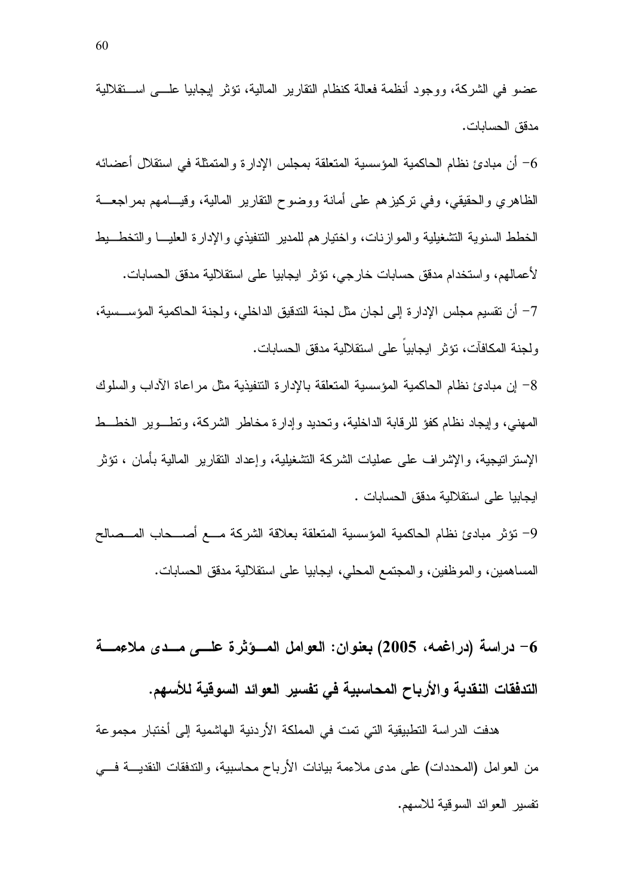عضو في الشركة، ووجود أنظمة فعالة كنظام التقارير المالية، تؤثر إيجابيا على استقلالية مدقق الحسابات.

6- أن مبادئ نظام الحاكمية المؤسسية المتعلقة بمجلس الإدارة والمتمثلة في استقلال أعضائه الظاهري والحقيقي، وفي تركيزهم على أمانة ووضوح التقارير المالية، وقيامهم بمراجعة الخطط السنوية التشغيلية والموازنات، واختيارهم للمدير التنفيذي والإدارة العليا والتخطيط لأعمالهم، واستخدام مدقق حسابات خارجي، تؤثر ايجابيا على استقلالية مدقق الحسابات.

7- أن تقسيم مجلس الإدارة إلى لجان مثل لجنة التدقيق الداخلي، ولجنة الحاكمية المؤسسية، ولجنة المكافآت، تؤثر ايجابياً على استقلالية مدقق الحسابات.

8- إن مبادئ نظام الحاكمية المؤسسية المتعلقة بالإدارة التنفيذية مثل مراعاة الآداب والسلوك المهني، وإيجاد نظام كفؤ للرقابة الداخلية، وتحديد وإدارة مخاطر الشركة، وتطوير الخطط الإستراتيجية، والإشراف على عمليات الشركة التشغيلية، وإعداد التقارير المالية بأمان ، تؤثر ايجابيا على استقلالية مدقق الحسابات .

9- تؤثر مبادئ نظام الحاكمية المؤسسية المتعلقة بعلاقة الشركة مع أصحاب المصالح المساهمين، والموظفين، والمجتمع المحلي، ايجابيا على استقلالية مدقق الحسابات.

## 6- دراسة (دراغمه، 2005) بعنوان: العوامل المؤثرة على مدى ملاءمة التدفقات النقدية والأرباح المحاسبية في تفسير العوائد السوقية للأسهم.

هدفت الدراسة التطبيقية التي تمت في المملكة الأردنية الهاشمية إلى أختبار مجموعة من العوامل (المحددات) على مدى ملاءمة بيانات الأرباح محاسبية، والتدفقات النقدية في تفسير العوائد السوقية للاسهم.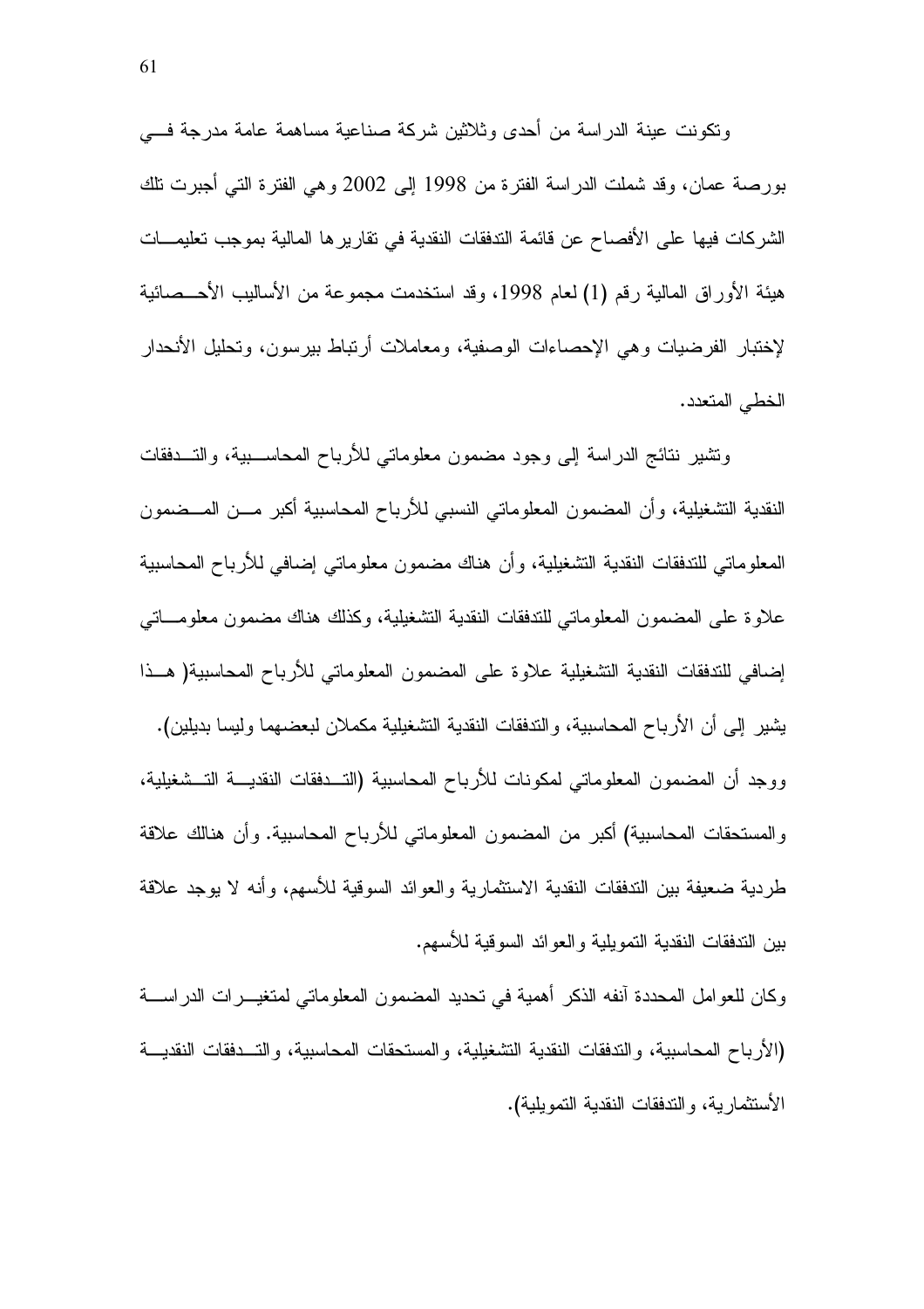وتكونت عينة الدراسة من أحدى وثلاثين شركة صناعية مساهمة عامة مدرجة في بورصة عمان، وقد شملت الدراسة الفترة من 1998 إلى 2002 وهي الفترة التي أجبرت تلك الشركات فيها على الأفصاح عن قائمة التدفقات النقدية في تقاريرها المالية بموجب تعليمات هيئة الأوراق المالية رقم (1) لعام 1998، وقد استخدمت مجموعة من الأساليب الأحصائية لإختبار الفرضيات وهي الإحصاءات الوصفية، ومعاملات أرتباط بيرسون، وتحليل الأنحدار الخطي المتعدد.

وتشير نتائج الدراسة إلى وجود مضمون معلوماتي للأرباح المحاسبية، والتدفقات النقدية التشغيلية، وأن المضمون المعلوماتي النسبي للأرباح المحاسبية أكبر من المضمون المعلوماتي للتدفقات النقدية التشغيلية، وأن هناك مضمون معلوماتي إضافي للأرباح المحاسبية علاوة على المضمون المعلوماتي للتدفقات النقدية التشغيلية، وكذلك هناك مضمون معلوماتي إضافي للتدفقات النقدية التشغيلية علاوة على المضمون المعلوماتي للأرباح المحاسبية( هذا يشير إلى أن الأرباح المحاسبية، والتدفقات النقدية التشغيلية مكملان لبعضهما وليسا بديلين). ووجد أن المضمون المعلوماتي لمكونات للأرباح المحاسبية (التدفقات النقدية التشغيلية، والمستحقات المحاسبية) أكبر من المضمون المعلوماتي للأرباح المحاسبية. وأن هنالك علاقة طردية ضعيفة بين التدفقات النقدية الاستثمارية والعوائد السوقية للأسهم، وأنه لا يوجد علاقة بين التدفقات النقدية التمويلية والعوائد السوقية للأسهم.

وكان للعوامل المحددة آنفه الذكر أهمية في تحديد المضمون المعلوماتي لمتغيرات الدراسة (الأرباح المحاسبية، والتدفقات النقدية التشغيلية، والمستحقات المحاسبية، والتدفقات النقدية الأستثمارية، والتدفقات النقدية التمويلية).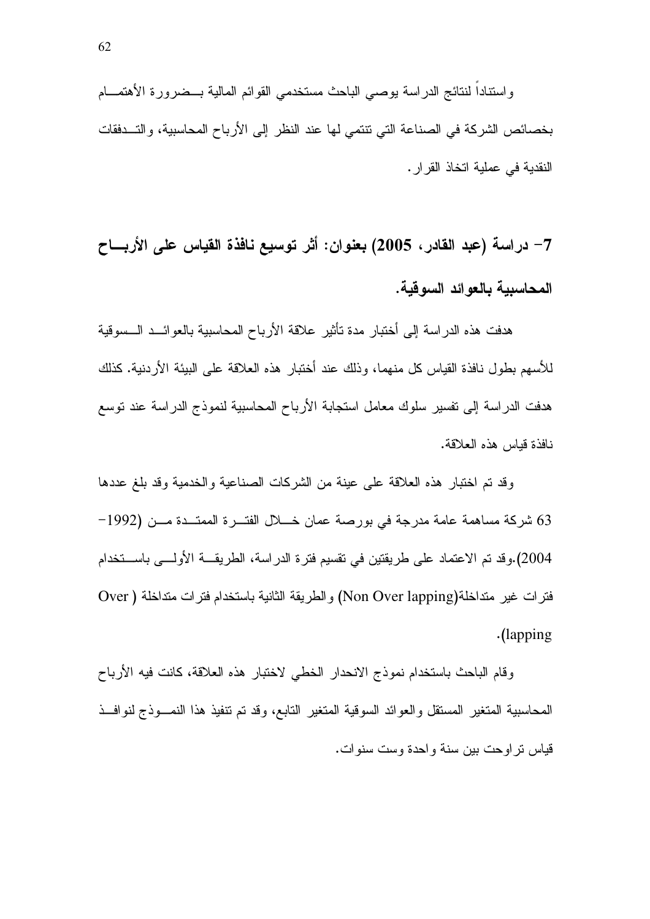واستناداً لنتائج الدراسة يوصي الباحث مستخدمي القوائم المالية بضرورة الأهتمام بخصائص الشركة في الصناعة التي تنتمي لها عند النظر إلى الأرباح المحاسبية، والتدفقات النقدية في عملية اتخاذ القرار.

## 7- دراسة (عبد القادر، 2005) بعنوان: أثر توسيع نافذة القياس على الأرباح المحاسبية بالعوائد السوقية.

هدفت هذه الدراسة إلى أختبار مدة تأثير علاقة الأرباح المحاسبية بالعوائد السوقية للأسهم بطول نافذة القياس كل منهما، وذلك عند أختبار هذه العلاقة على البيئة الأردنية. كذلك هدفت الدراسة إلى تفسير سلوك معامل استجابة الأرباح المحاسبية لنموذج الدراسة عند توسع نافذة قياس هذه العلاقة.

وقد تم اختبار هذه العلاقة على عينة من الشركات الصناعية والخدمية وقد بلغ عددها 63 شركة مساهمة عامة مدرجة في بورصة عمان خلال الفترة الممتدة من (1992-2004).وقد تم الاعتماد على طريقتين في تقسيم فترة الدراسة، الطريقة الأولى باستخدام فترات غير متداخلة(Non Over lapping) والطريقة الثانية باستخدام فترات متداخلة ( Over lapping).

وقام الباحث باستخدام نموذج الانحدار الخطي لاختبار هذه العلاقة، كانت فيه الأرباح المحاسبية المتغير المستقل والعوائد السوقية المتغير التابع، وقد تم تنفيذ هذا النموذج لنوافذ قياس تراوحت بين سنة واحدة وست سنوات.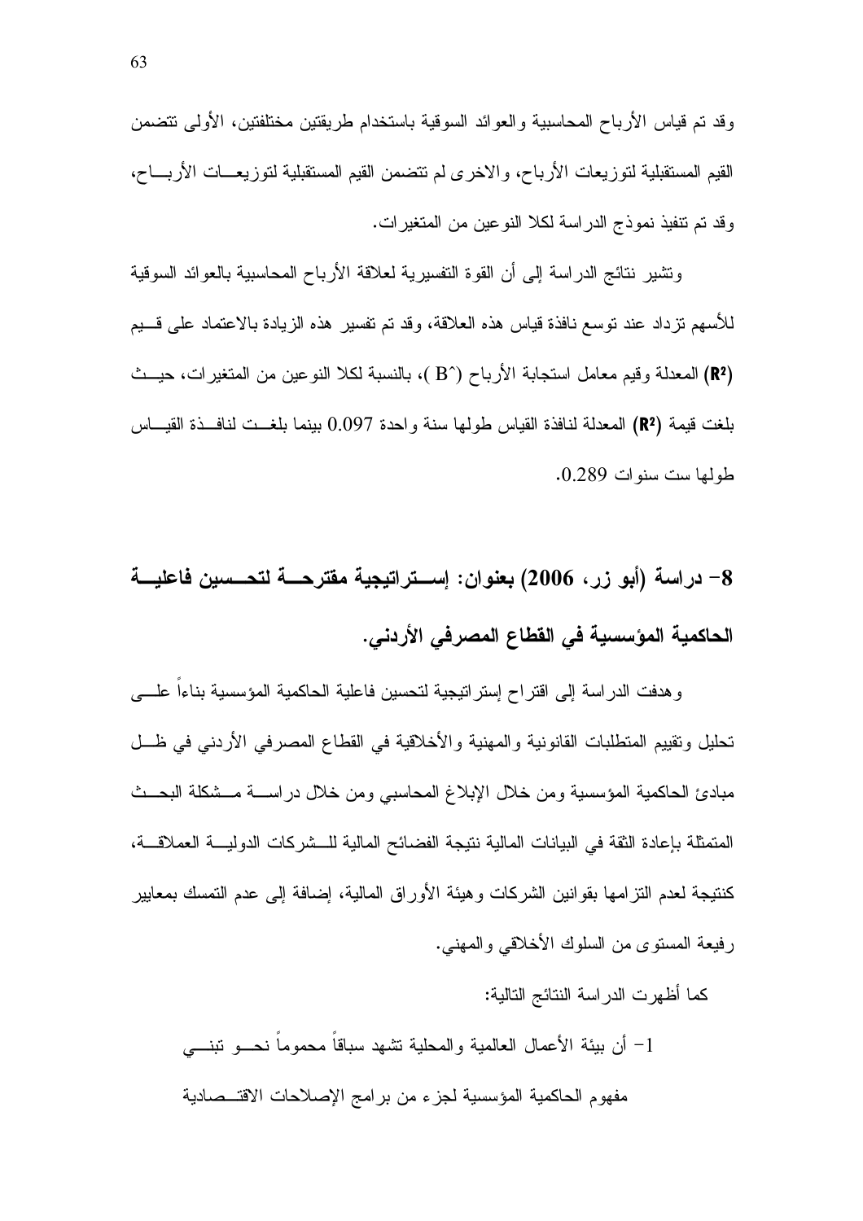وقد تم قياس الأرباح المحاسبية والعوائد السوقية باستخدام طريقتين مختلفتين، الأولى تتضمن القيم المستقبلية لتوزيعات الأرباح، والاخرى لم تتضمن القيم المستقبلية لتوزيعات الأرباح، وقد تم تنفيذ نموذج الدراسة لكلا النوعين من المتغيرات.

وتشير نتائج الدراسة إلى أن القوة التفسيرية لعلاقة الأرباح المحاسبية بالعوائد السوقية للأسهم تزداد عند توسع نافذة قياس هذه العلاقة، وقد تم تفسير هذه الزيادة بالاعتماد على قيم **($R^2$)** المعدلة وقيم معامل استجابة الأرباح ($\hat{B}$)، بالنسبة لكلا النوعين من المتغيرات، حيث بلغت قيمة **($R^2$)** المعدلة لنافذة القياس طولها سنة واحدة 0.097 بينما بلغت لنافذة القياس طولها ست سنوات 0.289.

## 8- دراسة (أبو زر، 2006) بعنوان: إستراتيجية مقترحة لتحسين فاعلية الحاكمية المؤسسية في القطاع المصرفي الأردني.

وهدفت الدراسة إلى اقتراح إستراتيجية لتحسين فاعلية الحاكمية المؤسسية بناءاً على تحليل وتقييم المتطلبات القانونية والمهنية والأخلاقية في القطاع المصرفي الأردني في ظل مبادئ الحاكمية المؤسسية ومن خلال الإبلاغ المحاسبي ومن خلال دراسة مشكلة البحث المتمثلة بإعادة الثقة في البيانات المالية نتيجة الفضائح المالية للشركات الدولية العملاقة، كنتيجة لعدم التزامها بقوانين الشركات وهيئة الأوراق المالية، إضافة إلى عدم التمسك بمعايير رفيعة المستوى من السلوك الأخلاقي والمهني.

كما أظهرت الدراسة النتائج التالية:

1- أن بيئة الأعمال العالمية والمحلية تشهد سباقاً محموماً نحو تبني مفهوم الحاكمية المؤسسية لجزء من برامج الإصلاحات الاقتصادية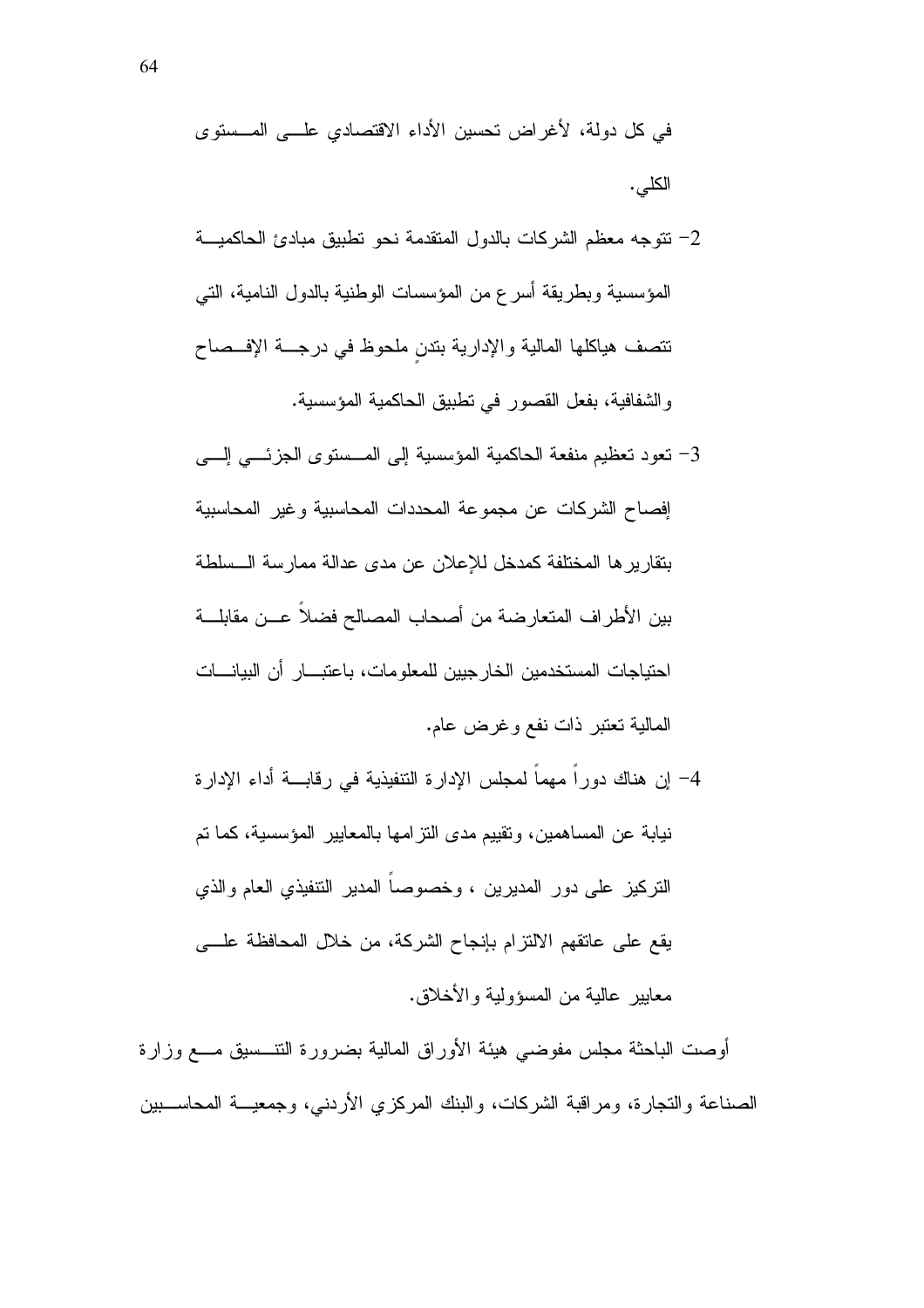في كل دولة، لأغراض تحسين الأداء الاقتصادي على المستوى الكلي.

2- تتوجه معظم الشركات بالدول المتقدمة نحو تطبيق مبادئ الحاكمية المؤسسية وبطريقة أسرع من المؤسسات الوطنية بالدول النامية، التي تتصف هياكلها المالية والإدارية بتدنٍ ملحوظ في درجة الإفصاح والشفافية، بفعل القصور في تطبيق الحاكمية المؤسسية.

3- تعود تعظيم منفعة الحاكمية المؤسسية إلى المستوى الجزئي إلى إفصاح الشركات عن مجموعة المحددات المحاسبية وغير المحاسبية بتقاريرها المختلفة كمدخل للإعلان عن مدى عدالة ممارسة السلطة بين الأطراف المتعارضة من أصحاب المصالح فضلاً عن مقابلة احتياجات المستخدمين الخارجيين للمعلومات، باعتبار أن البيانات المالية تعتبر ذات نفع وغرض عام.

4- إن هناك دوراً مهماً لمجلس الإدارة التنفيذية في رقابة أداء الإدارة نيابة عن المساهمين، وتقييم مدى التزامها بالمعايير المؤسسية، كما تم التركيز على دور المديرين ، وخصوصاً المدير التنفيذي العام والذي يقع على عاتقهم الالتزام بإنجاح الشركة، من خلال المحافظة على معايير عالية من المسؤولية والأخلاق.

أوصت الباحثة مجلس مفوضي هيئة الأوراق المالية بضرورة التنسيق مع وزارة الصناعة والتجارة، ومراقبة الشركات، والبنك المركزي الأردني، وجمعية المحاسبين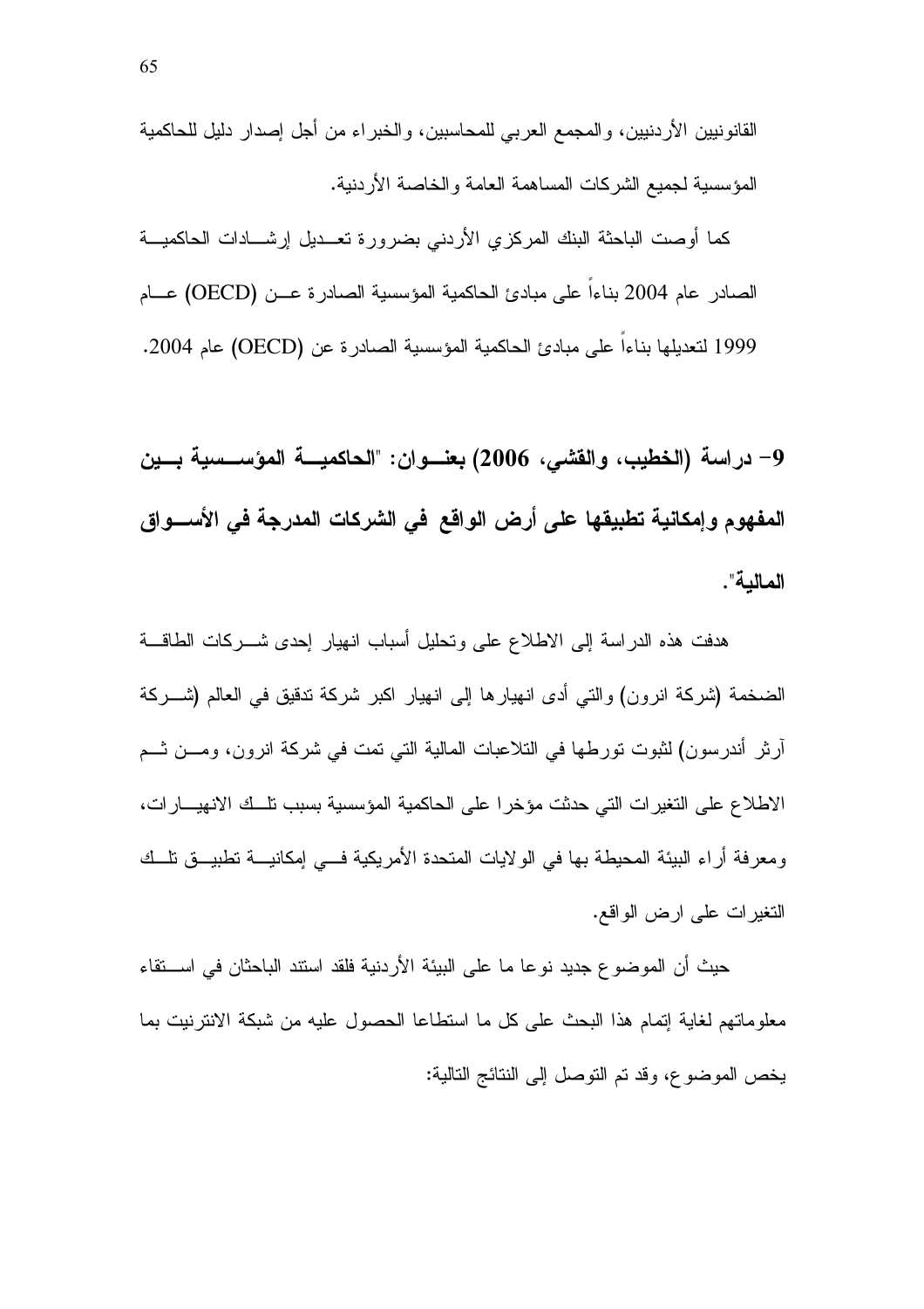القانونيين الأردنيين، والمجمع العربي للمحاسبين، والخبراء من أجل إصدار دليل للحاكمية المؤسسية لجميع الشركات المساهمة العامة والخاصة الأردنية.

كما أوصت الباحثة البنك المركزي الأردني بضرورة تعديل إرشادات الحاكمية الصادر عام 2004 بناءاً على مبادئ الحاكمية المؤسسية الصادرة عن (OECD) عام 1999 لتعديلها بناءاً على مبادئ الحاكمية المؤسسية الصادرة عن (OECD) عام 2004.

**9- دراسة (الخطيب، والقشي، 2006) بعنوان: "الحاكمية المؤسسية بين المفهوم وإمكانية تطبيقها على أرض الواقع في الشركات المدرجة في الأسواق المالية".**

هدفت هذه الدراسة إلى الاطلاع على وتحليل أسباب انهيار إحدى شركات الطاقة الضخمة (شركة انرون) والتي أدى انهيارها إلى انهيار اكبر شركة تدقيق في العالم (شركة آرثر أندرسون) لثبوت تورطها في التلاعبات المالية التي تمت في شركة انرون، ومن ثم الاطلاع على التغيرات التي حدثت مؤخرا على الحاكمية المؤسسية بسبب تلك الانهيارات، ومعرفة أراء البيئة المحيطة بها في الولايات المتحدة الأمريكية في إمكانية تطبيق تلك التغيرات على ارض الواقع.

حيث أن الموضوع جديد نوعا ما على البيئة الأردنية فلقد استند الباحثان في استقاء معلوماتهم لغاية إتمام هذا البحث على كل ما استطاعا الحصول عليه من شبكة الانترنيت بما يخص الموضوع، وقد تم التوصل إلى النتائج التالية: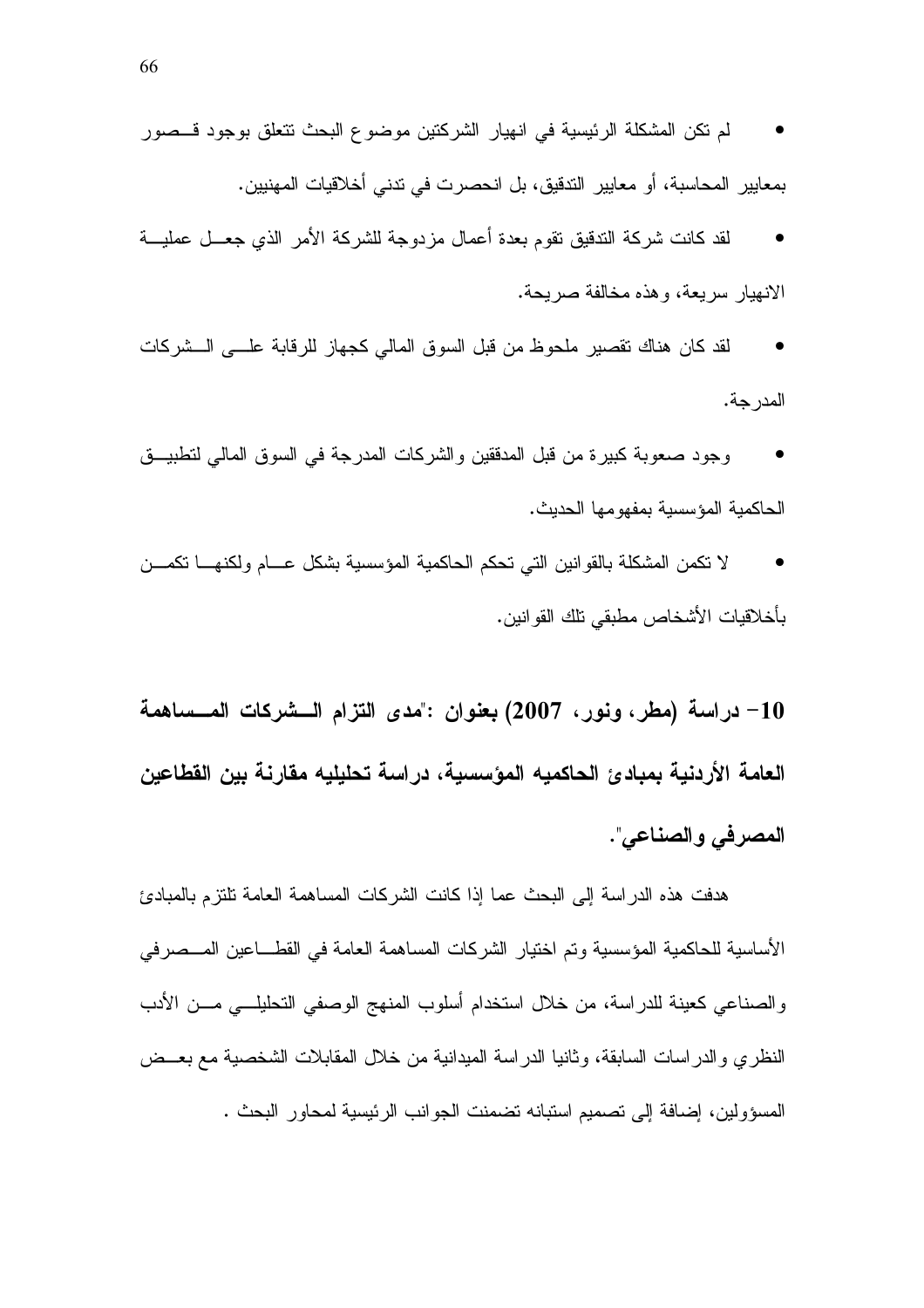- لم تكن المشكلة الرئيسية في انهيار الشركتين موضوع البحث تتعلق بوجود قصور بمعايير المحاسبة، أو معايير التدقيق، بل انحصرت في تدني أخلاقيات المهنيين.
- لقد كانت شركة التدقيق تقوم بعدة أعمال مزدوجة للشركة الأمر الذي جعل عملية الانهيار سريعة، وهذه مخالفة صريحة.
- لقد كان هناك تقصير ملحوظ من قبل السوق المالي كجهاز للرقابة على الشركات المدرجة.
- وجود صعوبة كبيرة من قبل المدققين والشركات المدرجة في السوق المالي لتطبيق الحاكمية المؤسسية بمفهومها الحديث.
- لا تكمن المشكلة بالقوانين التي تحكم الحاكمية المؤسسية بشكل عام ولكنها تكمن بأخلاقيات الأشخاص مطبقي تلك القوانين.

**10- دراسة (مطر، ونور، 2007) بعنوان :"مدى التزام الشركات المساهمة العامة الأردنية بمبادئ الحاكميه المؤسسية، دراسة تحليليه مقارنة بين القطاعين المصرفي والصناعي".**

هدفت هذه الدراسة إلى البحث عما إذا كانت الشركات المساهمة العامة تلتزم بالمبادئ الأساسية للحاكمية المؤسسية وتم اختيار الشركات المساهمة العامة في القطاعين المصرفي والصناعي كعينة للدراسة، من خلال استخدام أسلوب المنهج الوصفي التحليلي من الأدب النظري والدراسات السابقة، وثانيا الدراسة الميدانية من خلال المقابلات الشخصية مع بعض المسؤولين، إضافة إلى تصميم استبانه تضمنت الجوانب الرئيسية لمحاور البحث .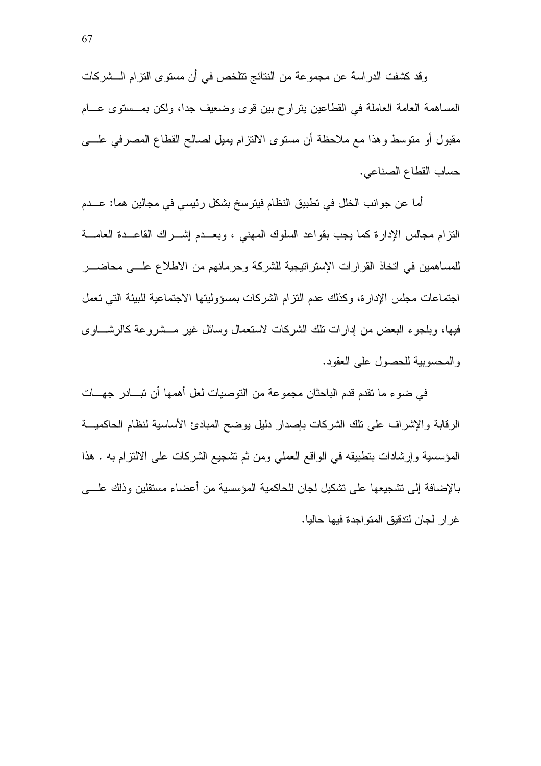وقد كشفت الدراسة عن مجموعة من النتائج تتلخص في أن مستوى التزام الشركات المساهمة العامة العاملة في القطاعين يتراوح بين قوى وضعيف جدا، ولكن بمستوى عام مقبول أو متوسط وهذا مع ملاحظة أن مستوى الالتزام يميل لصالح القطاع المصرفي على حساب القطاع الصناعي.

أما عن جوانب الخلل في تطبيق النظام فيترسخ بشكل رئيسي في مجالين هما: عدم التزام مجالس الإدارة كما يجب بقواعد السلوك المهني ، وبعدم إشراك القاعدة العامة للمساهمين في اتخاذ القرارات الإستراتيجية للشركة وحرمانهم من الاطلاع على محاضر اجتماعات مجلس الإدارة، وكذلك عدم التزام الشركات بمسؤوليتها الاجتماعية للبيئة التي تعمل فيها، وبلجوء البعض من إدارات تلك الشركات لاستعمال وسائل غير مشروعة كالرشاوى والمحسوبية للحصول على العقود.

في ضوء ما تقدم قدم الباحثان مجموعة من التوصيات لعل أهمها أن تبادر جهات الرقابة والإشراف على تلك الشركات بإصدار دليل يوضح المبادئ الأساسية لنظام الحاكمية المؤسسية وإرشادات بتطبيقه في الواقع العملي ومن ثم تشجيع الشركات على الالتزام به . هذا بالإضافة إلى تشجيعها على تشكيل لجان للحاكمية المؤسسية من أعضاء مستقلين وذلك على غرار لجان لتدقيق المتواجدة فيها حاليا.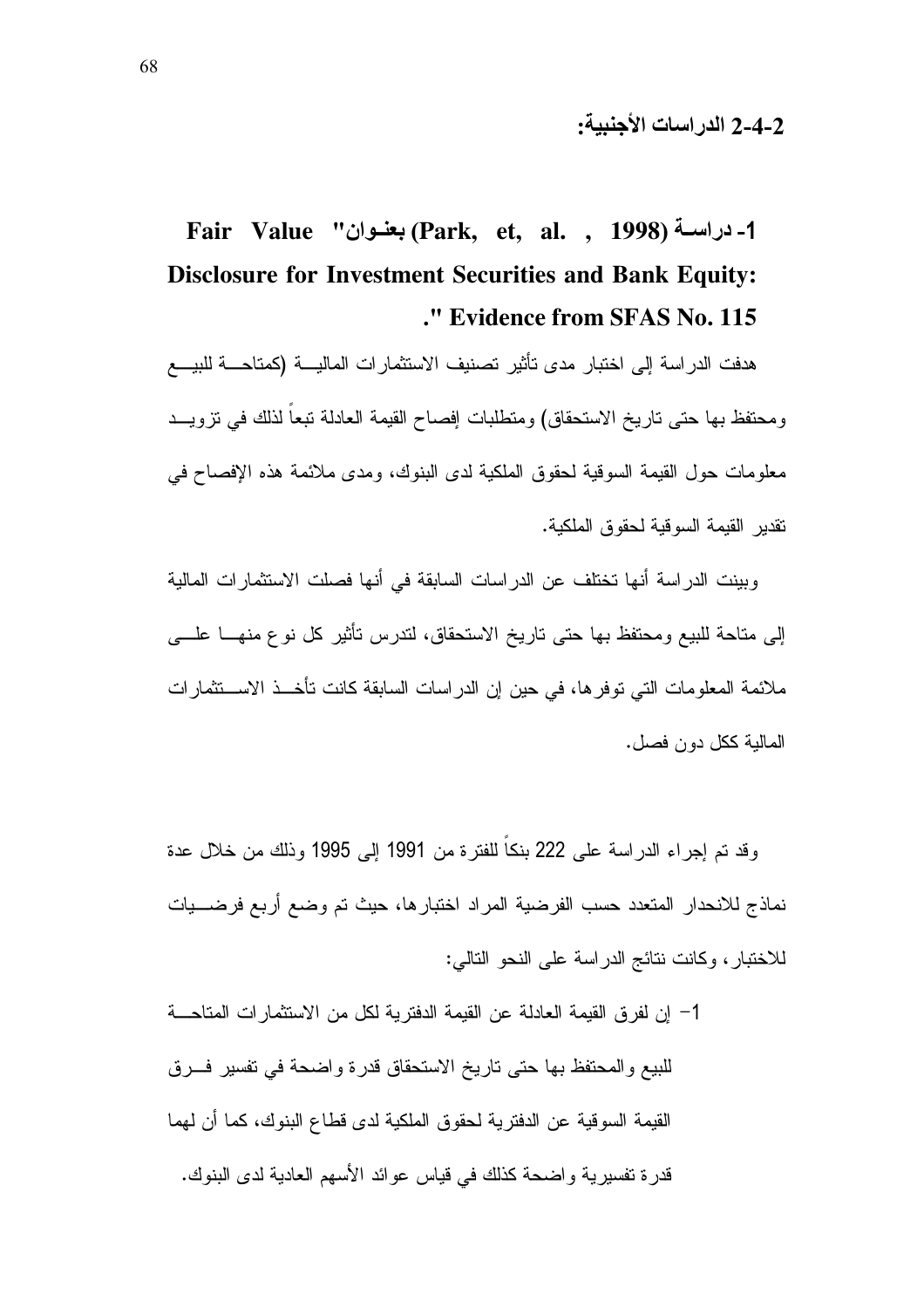## 2-4-2 الدراسات الأجنبية:

### 1- دراسة (Park, et, al. , 1998) بعنوان "Fair Value Disclosure for Investment Securities and Bank Equity: Evidence from SFAS No. 115."

هدفت الدراسة إلى اختبار مدى تأثير تصنيف الاستثمارات المالية (كمتاحة للبيع ومحتفظ بها حتى تاريخ الاستحقاق) ومتطلبات إفصاح القيمة العادلة تبعاً لذلك في تزويد معلومات حول القيمة السوقية لحقوق الملكية لدى البنوك، ومدى ملائمة هذه الإفصاح في تقدير القيمة السوقية لحقوق الملكية.

وبينت الدراسة أنها تختلف عن الدراسات السابقة في أنها فصلت الاستثمارات المالية إلى متاحة للبيع ومحتفظ بها حتى تاريخ الاستحقاق، لتدرس تأثير كل نوع منهما على ملائمة المعلومات التي توفرها، في حين إن الدراسات السابقة كانت تأخذ الاستثمارات المالية ككل دون فصل.

وقد تم إجراء الدراسة على 222 بنكاً للفترة من 1991 إلى 1995 وذلك من خلال عدة نماذج للانحدار المتعدد حسب الفرضية المراد اختبارها، حيث تم وضع أربع فرضيات للاختبار، وكانت نتائج الدراسة على النحو التالي:

1- إن لفرق القيمة العادلة عن القيمة الدفترية لكل من الاستثمارات المتاحة للبيع والمحتفظ بها حتى تاريخ الاستحقاق قدرة واضحة في تفسير فرق القيمة السوقية عن الدفترية لحقوق الملكية لدى قطاع البنوك، كما أن لهما قدرة تفسيرية واضحة كذلك في قياس عوائد الأسهم العادية لدى البنوك.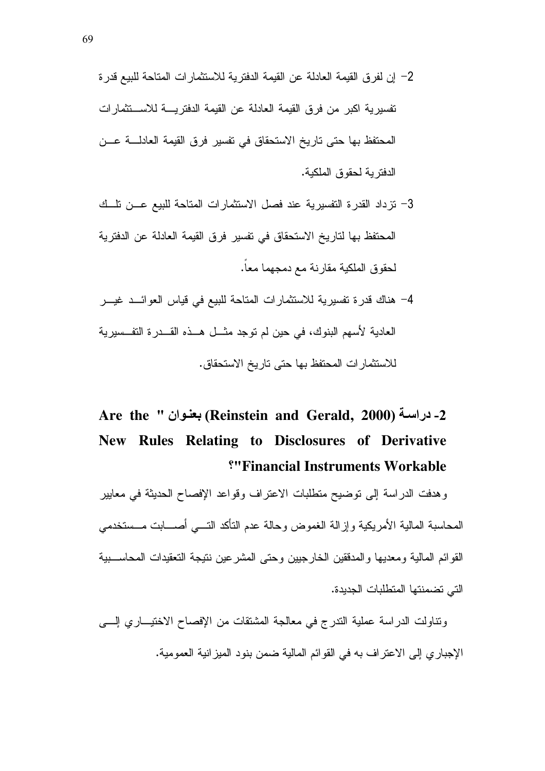2- إن لفرق القيمة العادلة عن القيمة الدفترية للاستثمارات المتاحة للبيع قدرة تفسيرية اكبر من فرق القيمة العادلة عن القيمة الدفترية للاستثمارات المحتفظ بها حتى تاريخ الاستحقاق في تفسير فرق القيمة العادلة عن الدفترية لحقوق الملكية.

3- تزداد القدرة التفسيرية عند فصل الاستثمارات المتاحة للبيع عن تلك المحتفظ بها لتاريخ الاستحقاق في تفسير فرق القيمة العادلة عن الدفترية لحقوق الملكية مقارنة مع دمجهما معاً.

4- هناك قدرة تفسيرية للاستثمارات المتاحة للبيع في قياس العوائد غير العادية لأسهم البنوك، في حين لم توجد مثل هذه القدرة التفسيرية للاستثمارات المحتفظ بها حتى تاريخ الاستحقاق.

## 2- دراسة (Reinstein and Gerald, 2000) بعنوان "Are the New Rules Relating to Disclosures of Derivative Financial Instruments Workable؟"

وهدفت الدراسة إلى توضيح متطلبات الاعتراف وقواعد الإفصاح الحديثة في معايير المحاسبة المالية الأمريكية وإزالة الغموض وحالة عدم التأكد التي أصابت مستخدمي القوائم المالية ومعديها والمدققين الخارجيين وحتى المشرعين نتيجة التعقيدات المحاسبية التي تضمنتها المتطلبات الجديدة.

وتناولت الدراسة عملية التدرج في معالجة المشتقات من الإفصاح الاختياري إلى الإجباري إلى الاعتراف به في القوائم المالية ضمن بنود الميزانية العمومية.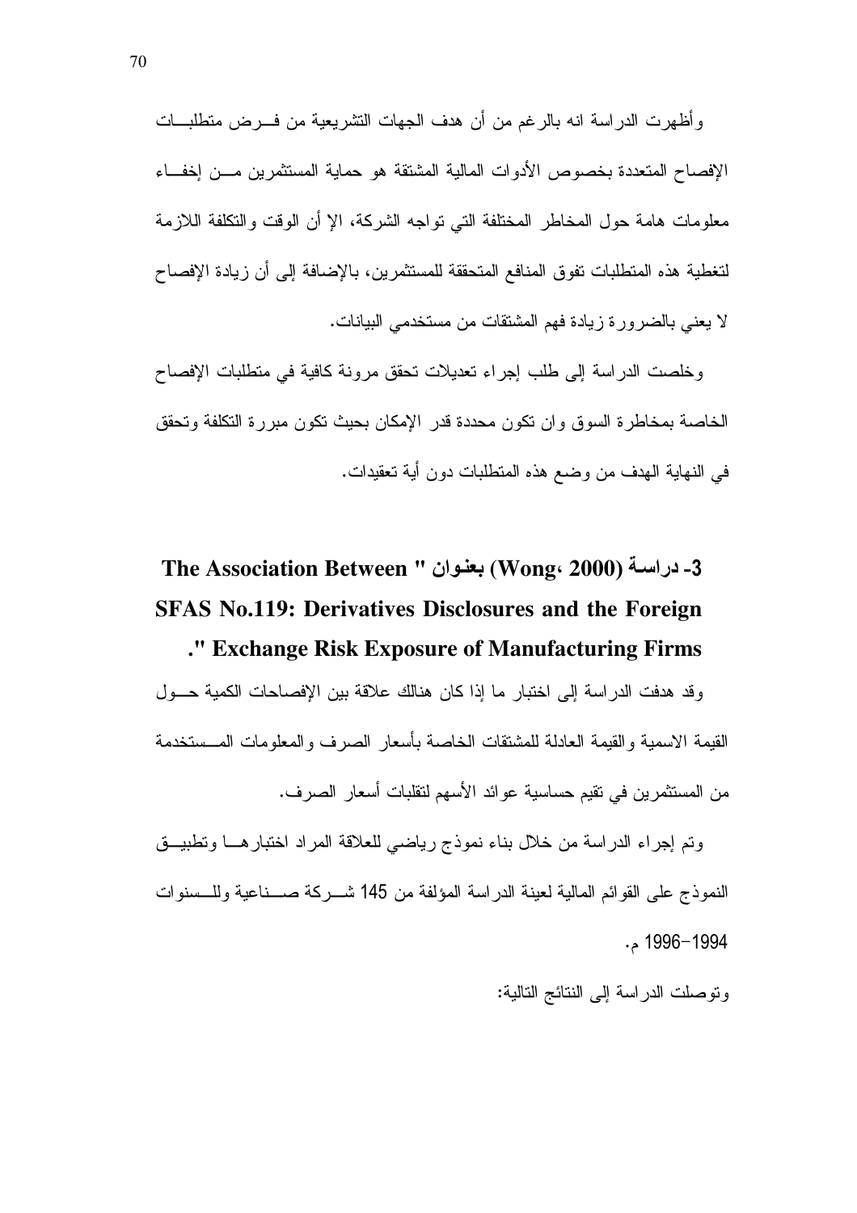وأظهرت الدراسة انه بالرغم من أن هدف الجهات التشريعية من فرض متطلبات الإفصاح المتعددة بخصوص الأدوات المالية المشتقة هو حماية المستثمرين من إخفاء معلومات هامة حول المخاطر المختلفة التي تواجه الشركة، الإ أن الوقت والتكلفة اللازمة لتغطية هذه المتطلبات تفوق المنافع المتحققة للمستثمرين، بالإضافة إلى أن زيادة الإفصاح لا يعني بالضرورة زيادة فهم المشتقات من مستخدمي البيانات.

وخلصت الدراسة إلى طلب إجراء تعديلات تحقق مرونة كافية في متطلبات الإفصاح الخاصة بمخاطرة السوق وان تكون محددة قدر الإمكان بحيث تكون مبررة التكلفة وتحقق في النهاية الهدف من وضع هذه المتطلبات دون أية تعقيدات.

### 3- دراسة (Wong، 2000) بعنوان " The Association Between SFAS No.119: Derivatives Disclosures and the Foreign Exchange Risk Exposure of Manufacturing Firms ".

وقد هدفت الدراسة إلى اختبار ما إذا كان هنالك علاقة بين الإفصاحات الكمية حول القيمة الاسمية والقيمة العادلة للمشتقات الخاصة بأسعار الصرف والمعلومات المستخدمة من المستثمرين في تقيم حساسية عوائد الأسهم لتقلبات أسعار الصرف.

وتم إجراء الدراسة من خلال بناء نموذج رياضي للعلاقة المراد اختبارها وتطبيق النموذج على القوائم المالية لعينة الدراسة المؤلفة من 145 شركة صناعية وللسنوات 1994-1996 م.

وتوصلت الدراسة إلى النتائج التالية: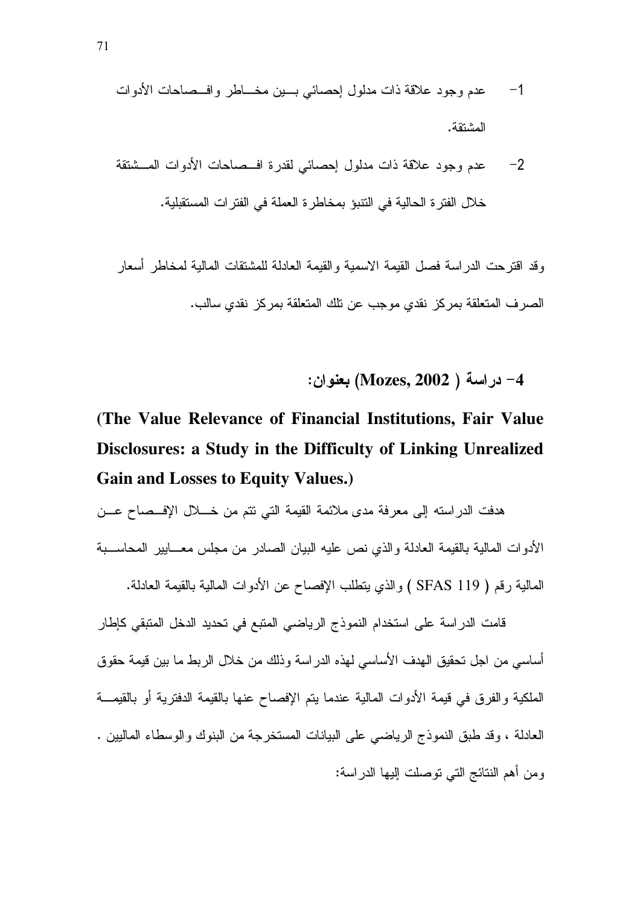1- عدم وجود علاقة ذات مدلول إحصائي بين مخاطر وافصاحات الأدوات المشتقة.

2- عدم وجود علاقة ذات مدلول إحصائي لقدرة افصاحات الأدوات المشتقة خلال الفترة الحالية في التنبؤ بمخاطرة العملة في الفترات المستقبلية.

وقد اقترحت الدراسة فصل القيمة الاسمية والقيمة العادلة للمشتقات المالية لمخاطر أسعار الصرف المتعلقة بمركز نقدي موجب عن تلك المتعلقة بمركز نقدي سالب.

### 4- دراسة ( Mozes, 2002) بعنوان:

### (The Value Relevance of Financial Institutions, Fair Value Disclosures: a Study in the Difficulty of Linking Unrealized Gain and Losses to Equity Values.)

هدفت الدراسته إلى معرفة مدى ملائمة القيمة التي تتم من خلال الإفصاح عن الأدوات المالية بالقيمة العادلة والذي نص عليه البيان الصادر من مجلس معايير المحاسبة المالية رقم ( SFAS 119 ) والذي يتطلب الإفصاح عن الأدوات المالية بالقيمة العادلة.

قامت الدراسة على استخدام النموذج الرياضي المتبع في تحديد الدخل المتبقي كإطار أساسي من اجل تحقيق الهدف الأساسي لهذه الدراسة وذلك من خلال الربط ما بين قيمة حقوق الملكية والفرق في قيمة الأدوات المالية عندما يتم الإفصاح عنها بالقيمة الدفترية أو بالقيمة العادلة ، وقد طبق النموذج الرياضي على البيانات المستخرجة من البنوك والوسطاء الماليين . ومن أهم النتائج التي توصلت إليها الدراسة: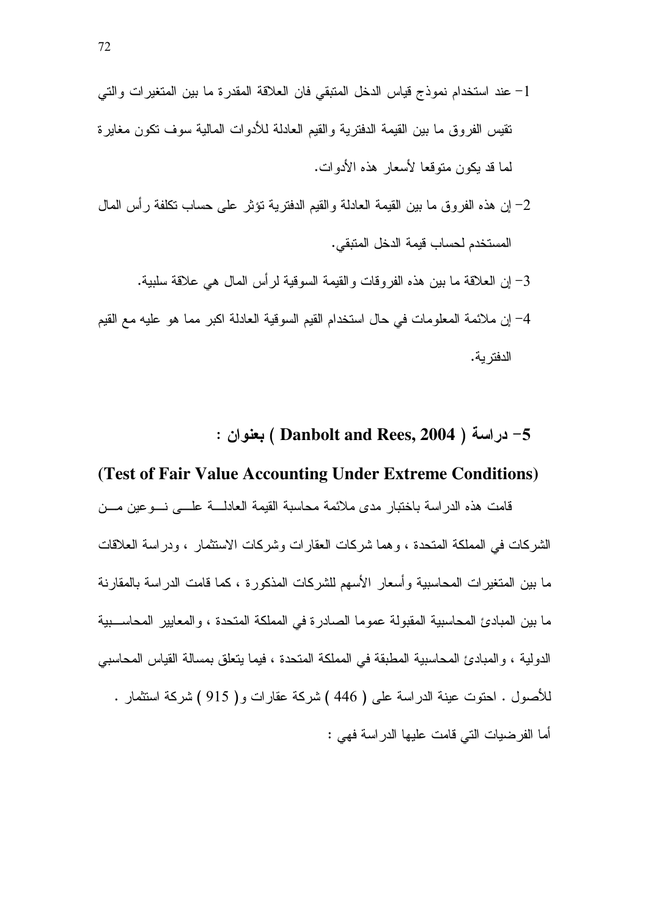1- عند استخدام نموذج قياس الدخل المتبقي فان العلاقة المقدرة ما بين المتغيرات والتي تقيس الفروق ما بين القيمة الدفترية والقيم العادلة للأدوات المالية سوف تكون مغايرة لما قد يكون متوقعا لأسعار هذه الأدوات.

2- إن هذه الفروق ما بين القيمة العادلة والقيم الدفترية تؤثر على حساب تكلفة رأس المال المستخدم لحساب قيمة الدخل المتبقي.

3- إن العلاقة ما بين هذه الفروقات والقيمة السوقية لرأس المال هي علاقة سلبية.

4- إن ملائمة المعلومات في حال استخدام القيم السوقية العادلة اكبر مما هو عليه مع القيم الدفترية.

### 5- دراسة ( Danbolt and Rees, 2004 ) بعنوان :

### (Test of Fair Value Accounting Under Extreme Conditions)

قامت هذه الدراسة باختبار مدى ملائمة محاسبة القيمة العادلة على نوعين من الشركات في المملكة المتحدة ، وهما شركات العقارات وشركات الاستثمار ، ودراسة العلاقات ما بين المتغيرات المحاسبية وأسعار الأسهم للشركات المذكورة ، كما قامت الدراسة بالمقارنة ما بين المبادئ المحاسبية المقبولة عموما الصادرة في المملكة المتحدة ، والمعايير المحاسبية الدولية ، والمبادئ المحاسبية المطبقة في المملكة المتحدة ، فيما يتعلق بمسالة القياس المحاسبي للأصول . احتوت عينة الدراسة على ( 446 ) شركة عقارات و( 915 ) شركة استثمار .

أما الفرضيات التي قامت عليها الدراسة فهي :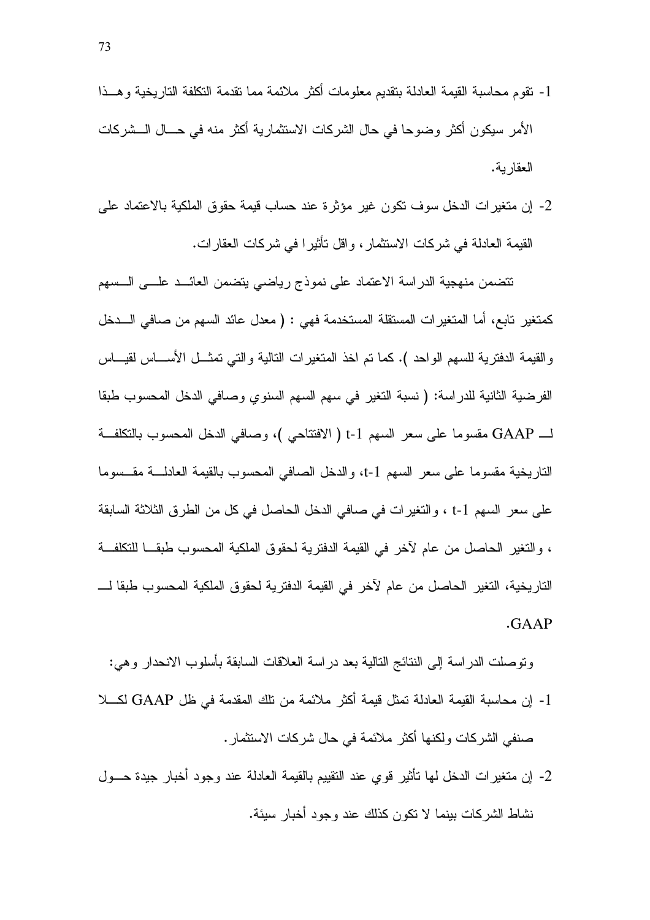1- تقوم محاسبة القيمة العادلة بتقديم معلومات أكثر ملائمة مما تقدمة التكلفة التاريخية وهذا الأمر سيكون أكثر وضوحا في حال الشركات الاستثمارية أكثر منه في حال الشركات العقارية.

2- إن متغيرات الدخل سوف تكون غير مؤثرة عند حساب قيمة حقوق الملكية بالاعتماد على القيمة العادلة في شركات الاستثمار، واقل تأثيرا في شركات العقارات.

تتضمن منهجية الدراسة الاعتماد على نموذج رياضي يتضمن العائد على السهم كمتغير تابع، أما المتغيرات المستقلة المستخدمة فهي : ( معدل عائد السهم من صافي الدخل والقيمة الدفترية للسهم الواحد ). كما تم اخذ المتغيرات التالية والتي تمثل الأساس لقياس الفرضية الثانية للدراسة: ( نسبة التغير في سهم السهم السنوي وصافي الدخل المحسوب طبقا لـ GAAP مقسوما على سعر السهم t-1 ( الافتتاحي )، وصافي الدخل المحسوب بالتكلفة التاريخية مقسوما على سعر السهم t-1، والدخل الصافي المحسوب بالقيمة العادلة مقسوما على سعر السهم t-1 ، والتغيرات في صافي الدخل الحاصل في كل من الطرق الثلاثة السابقة ، والتغير الحاصل من عام لآخر في القيمة الدفترية لحقوق الملكية المحسوب طبقا للتكلفة التاريخية، التغير الحاصل من عام لآخر في القيمة الدفترية لحقوق الملكية المحسوب طبقا لـ GAAP.

وتوصلت الدراسة إلى النتائج التالية بعد دراسة العلاقات السابقة بأسلوب الانحدار وهي:

1- إن محاسبة القيمة العادلة تمثل قيمة أكثر ملائمة من تلك المقدمة في ظل GAAP لكلا صنفي الشركات ولكنها أكثر ملائمة في حال شركات الاستثمار.

2- إن متغيرات الدخل لها تأثير قوي عند التقييم بالقيمة العادلة عند وجود أخبار جيدة حول نشاط الشركات بينما لا تكون كذلك عند وجود أخبار سيئة.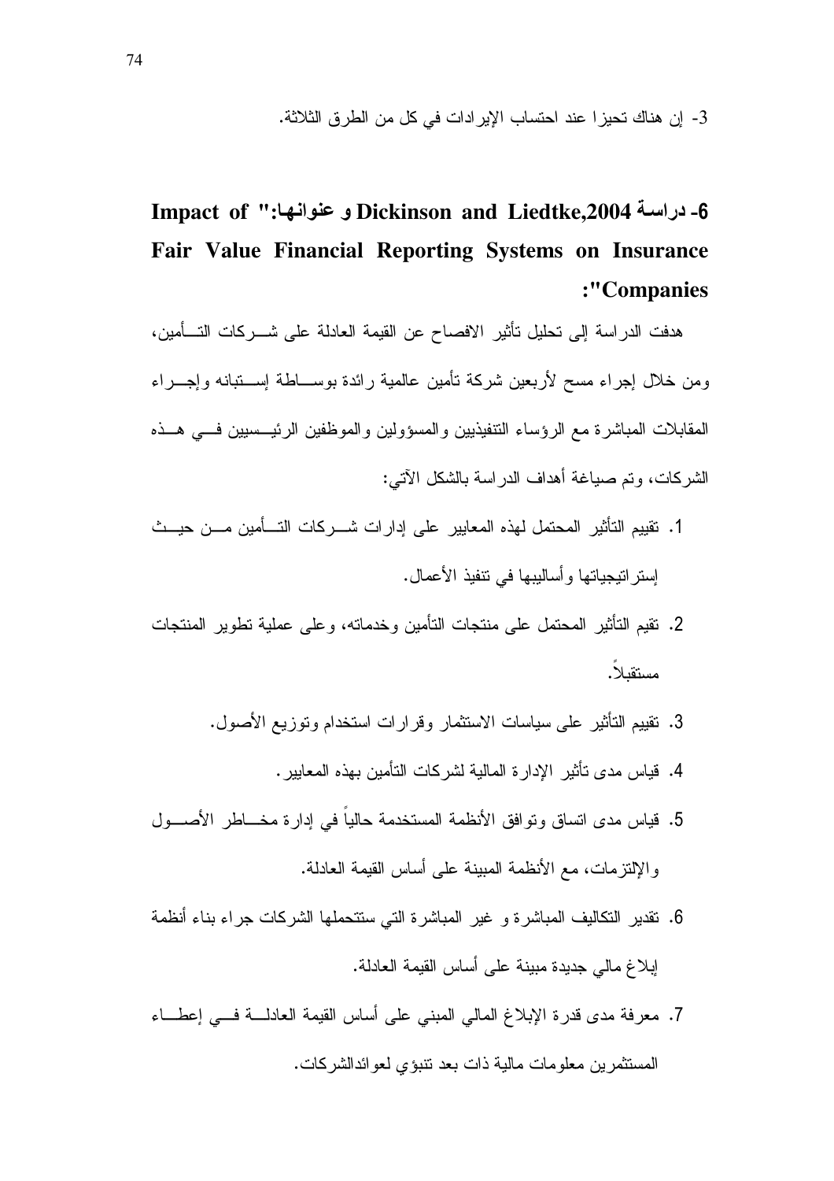3- إن هناك تحيزا عند احتساب الإيرادات في كل من الطرق الثلاثة.

### 6- دراسة Dickinson and Liedtke,2004 و عنوانها:" Impact of Fair Value Financial Reporting Systems on Insurance Companies":

هدفت الدراسة إلى تحليل تأثير الافصاح عن القيمة العادلة على شركات التأمين، ومن خلال إجراء مسح لأربعين شركة تأمين عالمية رائدة بوساطة إستبانه وإجراء المقابلات المباشرة مع الرؤساء التنفيذيين والمسؤولين والموظفين الرئيسيين في هذه الشركات، وتم صياغة أهداف الدراسة بالشكل الآتي:

1. تقييم التأثير المحتمل لهذه المعايير على إدارات شركات التأمين من حيث إستراتيجياتها وأساليبها في تنفيذ الأعمال.
2. تقيم التأثير المحتمل على منتجات التأمين وخدماته، وعلى عملية تطوير المنتجات مستقبلاً.
3. تقييم التأثير على سياسات الاستثمار وقرارات استخدام وتوزيع الأصول.
4. قياس مدى تأثير الإدارة المالية لشركات التأمين بهذه المعايير.
5. قياس مدى اتساق وتوافق الأنظمة المستخدمة حالياً في إدارة مخاطر الأصول والإلتزمات، مع الأنظمة المبينة على أساس القيمة العادلة.
6. تقدير التكاليف المباشرة و غير المباشرة التي ستتحملها الشركات جراء بناء أنظمة إبلاغ مالي جديدة مبينة على أساس القيمة العادلة.
7. معرفة مدى قدرة الإبلاغ المالي المبني على أساس القيمة العادلة في إعطاء المستثمرين معلومات مالية ذات بعد تنبؤي لعوائدالشركات.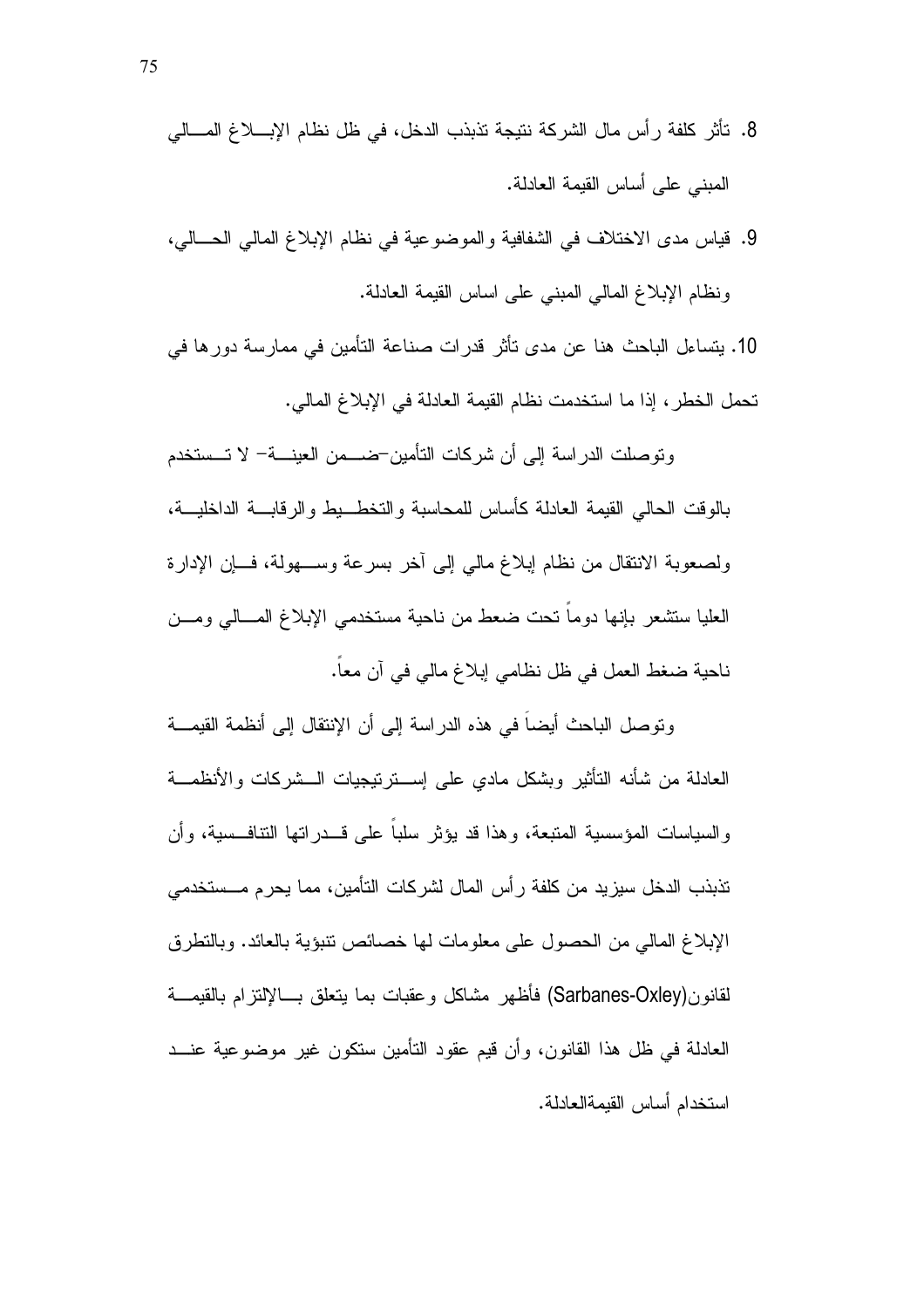8. تأثر كلفة رأس مال الشركة نتيجة تذبذب الدخل، في ظل نظام الإبلاغ المالي المبني على أساس القيمة العادلة.

9. قياس مدى الاختلاف في الشفافية والموضوعية في نظام الإبلاغ المالي الحالي، ونظام الإبلاغ المالي المبني على اساس القيمة العادلة.

10. يتساءل الباحث هنا عن مدى تأثر قدرات صناعة التأمين في ممارسة دورها في تحمل الخطر، إذا ما استخدمت نظام القيمة العادلة في الإبلاغ المالي.

وتوصلت الدراسة إلى أن شركات التأمين-ضمن العينة- لا تستخدم بالوقت الحالي القيمة العادلة كأساس للمحاسبة والتخطيط والرقابة الداخلية، ولصعوبة الانتقال من نظام إبلاغ مالي إلى آخر بسرعة وسهولة، فإن الإدارة العليا ستشعر بإنها دوماً تحت ضغط من ناحية مستخدمي الإبلاغ المالي ومن ناحية ضغط العمل في ظل نظامي إبلاغ مالي في آن معاً.

وتوصل الباحث أيضاً في هذه الدراسة إلى أن الإنتقال إلى أنظمة القيمة العادلة من شأنه التأثير وبشكل مادي على إستراتيجيات الشركات والأنظمة والسياسات المؤسسية المتبعة، وهذا قد يؤثر سلباً على قدراتها التنافسية، وأن تذبذب الدخل سيزيد من كلفة رأس المال لشركات التأمين، مما يحرم مستخدمي الإبلاغ المالي من الحصول على معلومات لها خصائص تنبؤية بالعائد. وبالتطرق لقانون(Sarbanes-Oxley) فأظهر مشاكل وعقبات بما يتعلق بالإلتزام بالقيمة العادلة في ظل هذا القانون، وأن قيم عقود التأمين ستكون غير موضوعية عند استخدام أساس القيمةالعادلة.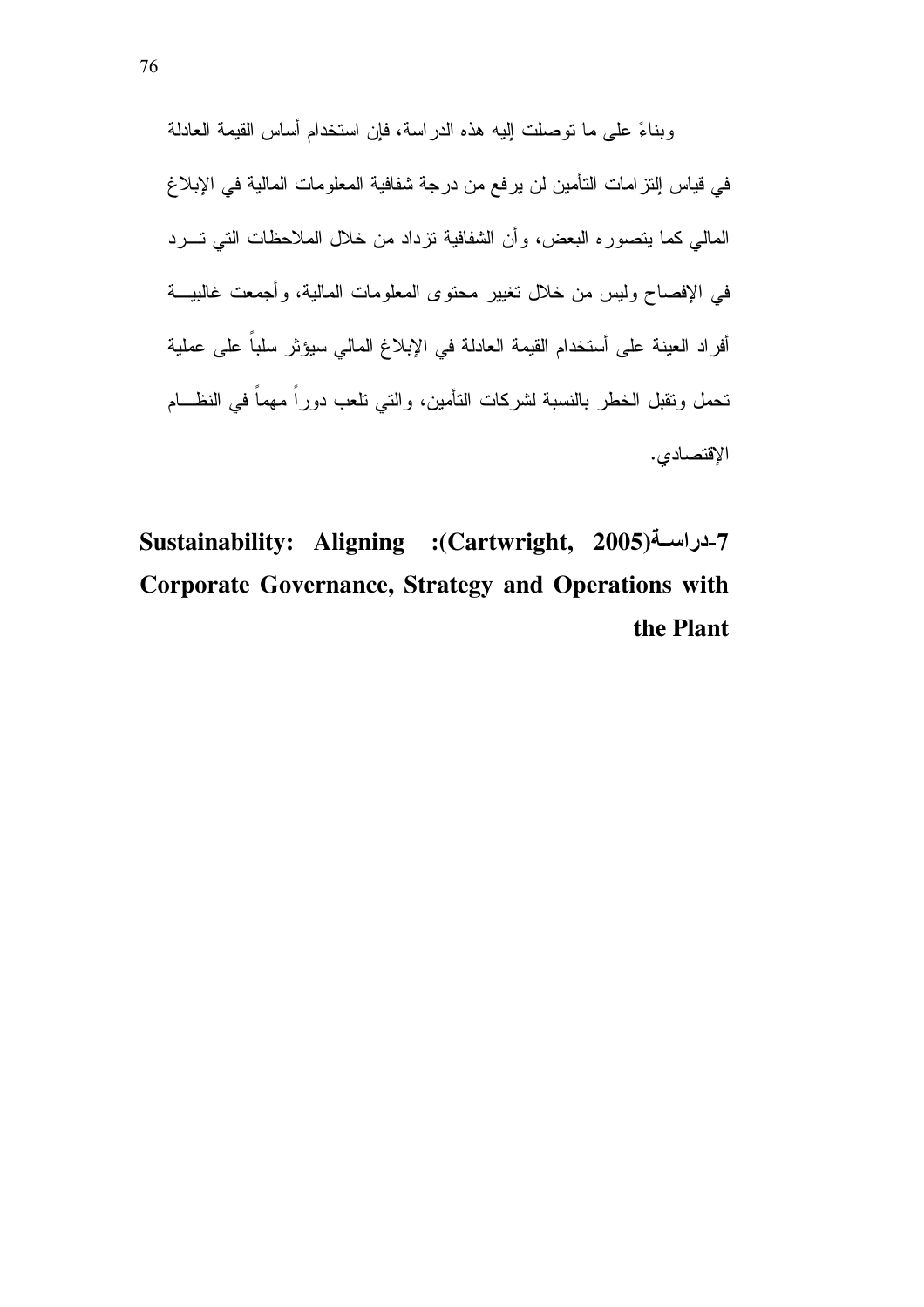وبناءً على ما توصلت إليه هذه الدراسة، فإن استخدام أساس القيمة العادلة في قياس إلتزامات التأمين لن يرفع من درجة شفافية المعلومات المالية في الإبلاغ المالي كما يتصوره البعض، وأن الشفافية تزداد من خلال الملاحظات التي تـــرد في الإفصاح وليس من خلال تغيير محتوى المعلومات المالية، وأجمعت غالبيـــة أفراد العينة على أستخدام القيمة العادلة في الإبلاغ المالي سيؤثر سلباً على عملية تحمل وتقبل الخطر بالنسبة لشركات التأمين، والتي تلعب دوراً مهماً في النظـــام الإقتصادي.

**7-دراسـة(Cartwright, 2005): Sustainability: Aligning Corporate Governance, Strategy and Operations with the Plant**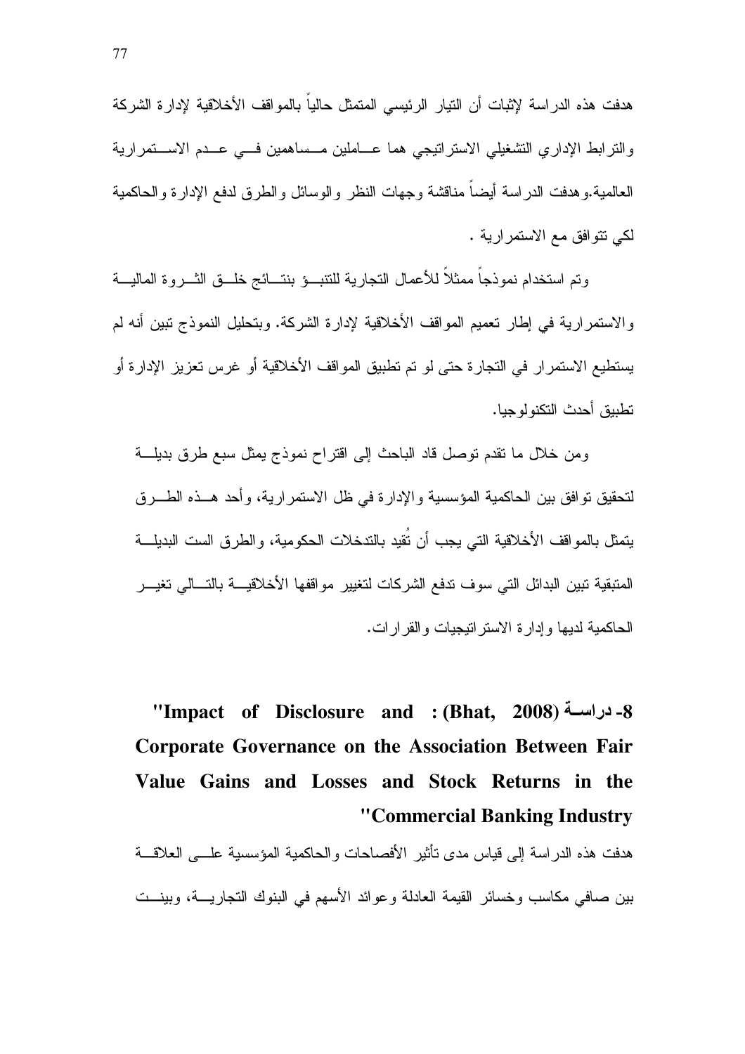هدفت هذه الدراسة لإثبات أن التيار الرئيسي المتمثل حالياً بالمواقف الأخلاقية لإدارة الشركة والترابط الإداري التشغيلي الاستراتيجي هما عاملين مساهمين في عدم الاستمرارية العالمية.وهدفت الدراسة أيضاً مناقشة وجهات النظر والوسائل والطرق لدفع الإدارة والحاكمية لكي تتوافق مع الاستمرارية .

وتم استخدام نموذجاً ممثلاً للأعمال التجارية للتنبؤ بنتائج خلق الثروة المالية والاستمرارية في إطار تعميم المواقف الأخلاقية لإدارة الشركة. وبتحليل النموذج تبين أنه لم يستطيع الاستمرار في التجارة حتى لو تم تطبيق المواقف الأخلاقية أو غرس تعزيز الإدارة أو تطبيق أحدث التكنولوجيا.

ومن خلال ما تقدم توصل قاد الباحث إلى اقتراح نموذج يمثل سبع طرق بديلة لتحقيق توافق بين الحاكمية المؤسسية والإدارة في ظل الاستمرارية، وأحد هذه الطرق يتمثل بالمواقف الأخلاقية التي يجب أن تُقيد بالتدخلات الحكومية، والطرق الست البديلة المتبقية تبين البدائل التي سوف تدفع الشركات لتغيير مواقفها الأخلاقية بالتالي تغير الحاكمية لديها وإدارة الاستراتيجيات والقرارات.

## 8- دراسة (Bhat, 2008): "Impact of Disclosure and Corporate Governance on the Association Between Fair Value Gains and Losses and Stock Returns in the Commercial Banking Industry"

هدفت هذه الدراسة إلى قياس مدى تأثير الأفصاحات والحاكمية المؤسسية على العلاقة بين صافي مكاسب وخسائر القيمة العادلة وعوائد الأسهم في البنوك التجارية، وبينت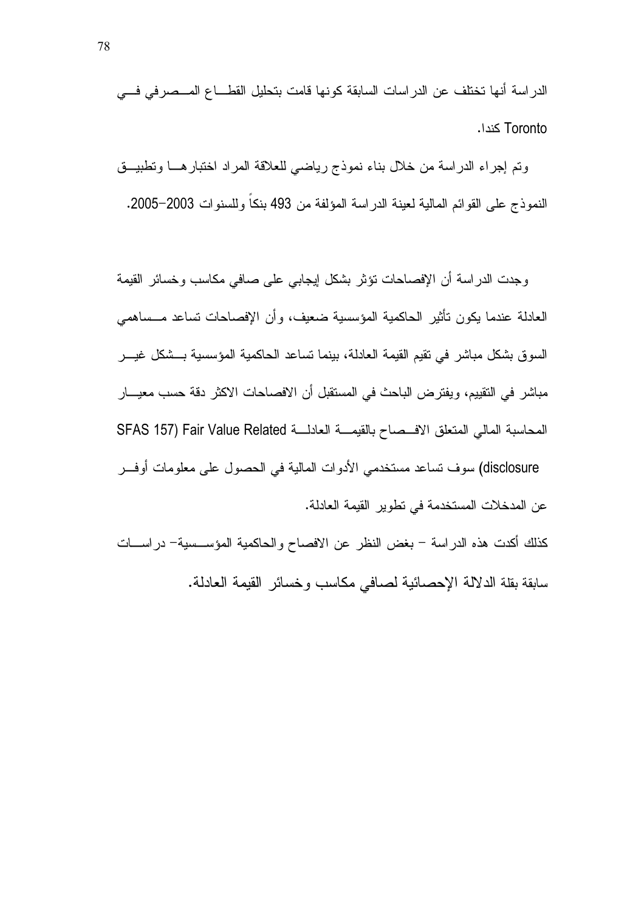الدراسة أنها تختلف عن الدراسات السابقة كونها قامت بتحليل القطاع المصرفي في Toronto كندا.

وتم إجراء الدراسة من خلال بناء نموذج رياضي للعلاقة المراد اختبارها وتطبيق النموذج على القوائم المالية لعينة الدراسة المؤلفة من 493 بنكاً وللسنوات 2003-2005.

وجدت الدراسة أن الإفصاحات تؤثر بشكل إيجابي على صافي مكاسب وخسائر القيمة العادلة عندما يكون تأثير الحاكمية المؤسسية ضعيف، وأن الإفصاحات تساعد مساهمي السوق بشكل مباشر في تقيم القيمة العادلة، بينما تساعد الحاكمية المؤسسية بشكل غير مباشر في التقييم، ويفترض الباحث في المستقبل أن الافصاحات الاكثر دقة حسب معيار المحاسبة المالي المتعلق الافصاح بالقيمة العادلة SFAS 157) Fair Value Related disclosure) سوف تساعد مستخدمي الأدوات المالية في الحصول على معلومات أوفر عن المدخلات المستخدمة في تطوير القيمة العادلة.

كذلك أكدت هذه الدراسة – بغض النظر عن الافصاح والحاكمية المؤسسية– دراسات سابقة بقلة الدلالة الإحصائية لصافي مكاسب وخسائر القيمة العادلة.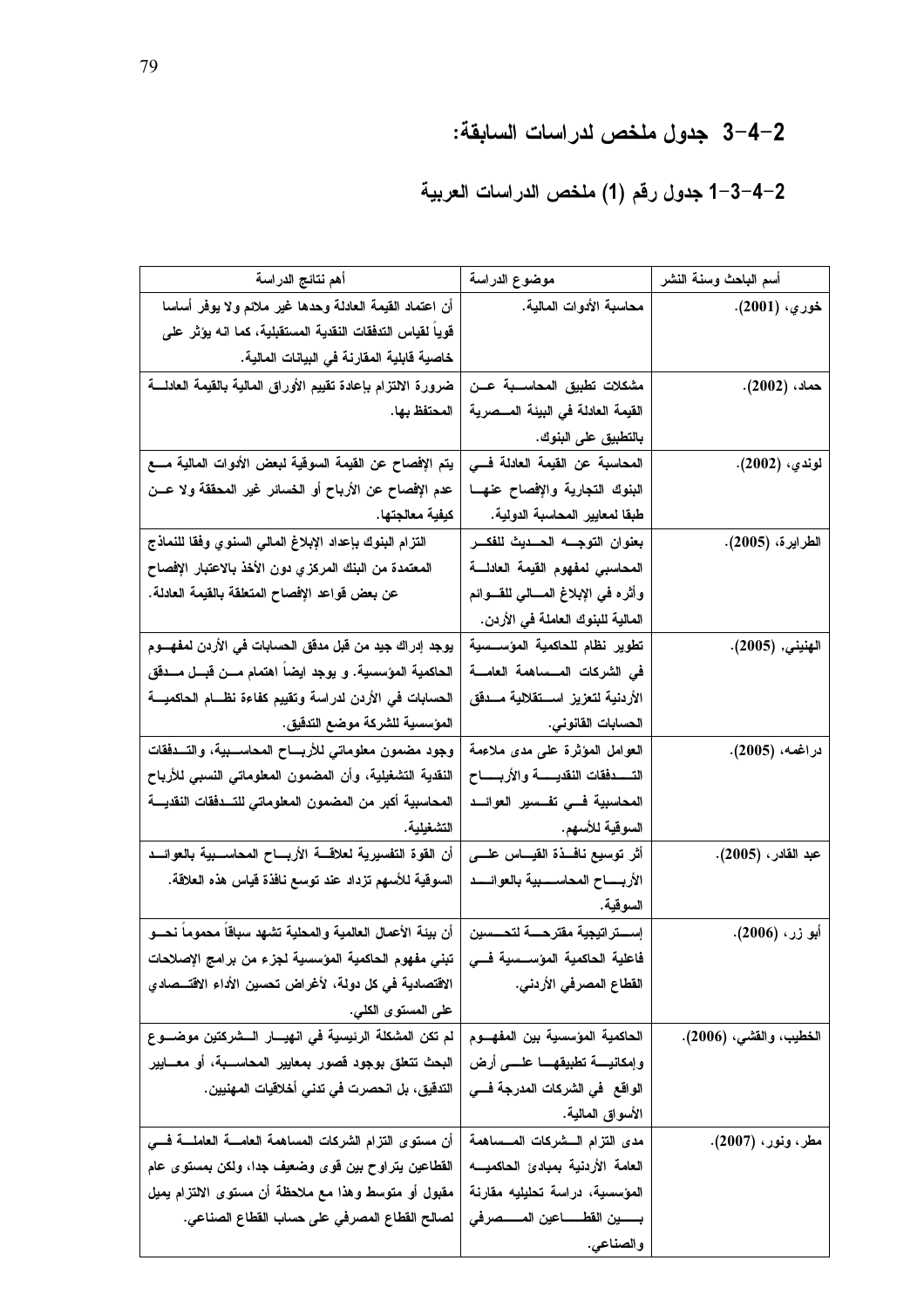## 2-4-3 جدول ملخص لدراسات السابقة:

### 2-4-3-1 جدول رقم (1) ملخص الدراسات العربية

| أسم الباحث وسنة النشر | موضوع الدراسة | أهم نتائج الدراسة |
| --- | --- | --- |
| خوري، (2001). | محاسبة الأدوات المالية. | أن اعتماد القيمة العادلة وحدها غير ملائم ولا يوفر أساسا قوياً لقياس التدفقات النقدية المستقبلية، كما انه يؤثر على خاصية قابلية المقارنة في البيانات المالية. |
| حماد، (2002). | مشكلات تطبيق المحاسبة عن القيمة العادلة في البيئة المصرية بالتطبيق على البنوك. | ضرورة الالتزام بإعادة تقييم الأوراق المالية بالقيمة العادلة المحتفظ بها. |
| لوندي، (2002). | المحاسبة عن القيمة العادلة في البنوك التجارية والإفصاح عنها طبقا لمعايير المحاسبة الدولية. | يتم الإفصاح عن القيمة السوقية لبعض الأدوات المالية مع عدم الإفصاح عن الأرباح أو الخسائر غير المحققة ولا عن كيفية معالجتها. |
| الطرايرة، (2005). | بعنوان التوجه الحديث للفكر المحاسبي لمفهوم القيمة العادلة وأثره في الإبلاغ المالي للقوائم المالية للبنوك العاملة في الأردن. | التزام البنوك بإعداد الإبلاغ المالي السنوي وفقا للنماذج المعتمدة من البنك المركزي دون الأخذ بالاعتبار الإفصاح عن بعض قواعد الإفصاح المتعلقة بالقيمة العادلة. |
| الهنيني، (2005). | تطوير نظام للحاكمية المؤسسية في الشركات المساهمة العامة الأردنية لتعزيز استقلالية مدقق الحسابات القانوني. | يوجد إدراك جيد من قبل مدقق الحسابات في الأردن لمفهوم الحاكمية المؤسسية. و يوجد ايضاً اهتمام من قبل مدقق الحسابات في الأردن لدراسة وتقييم كفاءة نظام الحاكمية المؤسسية للشركة موضع التدقيق. |
| دراغمه، (2005). | العوامل المؤثرة على مدى ملاءمة التدفقات النقدية والأرباح المحاسبية في تفسير العوائد السوقية للأسهم. | وجود مضمون معلوماتي للأرباح المحاسبية، والتدفقات النقدية التشغيلية، وأن المضمون المعلوماتي النسبي للأرباح المحاسبية أكبر من المضمون المعلوماتي للتدفقات النقدية التشغيلية. |
| عبد القادر، (2005). | أثر توسيع نافذة القياس على الأرباح المحاسبية بالعوائد السوقية. | أن القوة التفسيرية لعلاقة الأرباح المحاسبية بالعوائد السوقية للأسهم تزداد عند توسع نافذة قياس هذه العلاقة. |
| أبو زر، (2006). | إستراتيجية مقترحة لتحسين فاعلية الحاكمية المؤسسية في القطاع المصرفي الأردني. | أن بيئة الأعمال العالمية والمحلية تشهد سباقاً محموماً نحو تبني مفهوم الحاكمية المؤسسية لجزء من برامج الإصلاحات الاقتصادية في كل دولة، لأغراض تحسين الأداء الاقتصادي على المستوى الكلي. |
| الخطيب، والقشي، (2006). | الحاكمية المؤسسية بين المفهوم وإمكانية تطبيقها على أرض الواقع في الشركات المدرجة في الأسواق المالية. | لم تكن المشكلة الرئيسية في انهيار الشركتين موضوع البحث تتعلق بوجود قصور بمعايير المحاسبة، أو معايير التدقيق، بل انحصرت في تدني أخلاقيات المهنيين. |
| مطر، ونور، (2007). | مدى التزام الشركات المساهمة العامة الأردنية بمبادئ الحاكمية المؤسسية، دراسة تحليليه مقارنة بين القطاعين المصرفي والصناعي. | أن مستوى التزام الشركات المساهمة العامة العاملة في القطاعين يتراوح بين قوى وضعيف جدا، ولكن بمستوى عام مقبول أو متوسط وهذا مع ملاحظة أن مستوى الالتزام يميل لصالح القطاع المصرفي على حساب القطاع الصناعي. |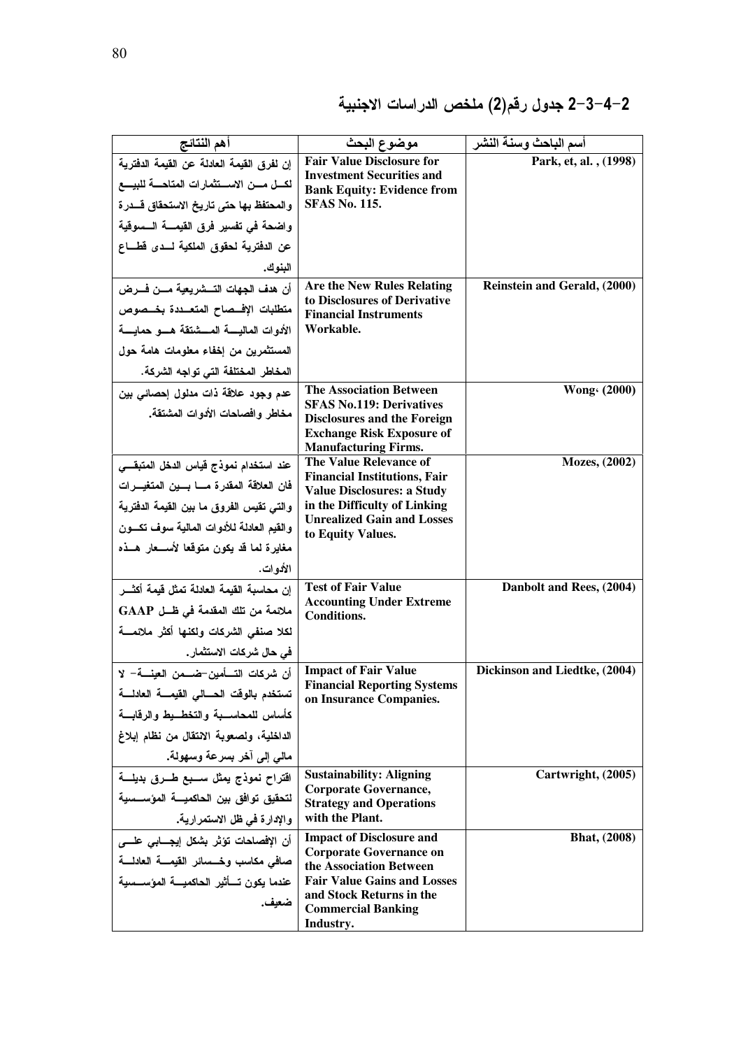## 2-4-3-2 جدول رقم(2) ملخص الدراسات الاجنبية

| أهم النتائج | موضوع البحث | أسم الباحث وسنة النشر |
|---|---|---|
| إن لفرق القيمة العادلة عن القيمة الدفترية لكل من الاستثمارات المتاحة للبيع والمحتفظ بها حتى تاريخ الاستحقاق قدرة واضحة في تفسير فرق القيمة السوقية عن الدفترية لحقوق الملكية لدى قطاع البنوك. | Fair Value Disclosure for Investment Securities and Bank Equity: Evidence from SFAS No. 115. | Park, et, al. , (1998) |
| أن هدف الجهات التشريعية من فرض متطلبات الإفصاح المتعددة بخصوص الأدوات المالية المشتقة هو حماية المستثمرين من إخفاء معلومات هامة حول المخاطر المختلفة التي تواجه الشركة. | Are the New Rules Relating to Disclosures of Derivative Financial Instruments Workable. | Reinstein and Gerald, (2000) |
| عدم وجود علاقة ذات مدلول إحصائي بين مخاطر وافصاحات الأدوات المشتقة. | The Association Between SFAS No.119: Derivatives Disclosures and the Foreign Exchange Risk Exposure of Manufacturing Firms. | Wong، (2000) |
| عند استخدام نموذج قياس الدخل المتبقي فان العلاقة المقدرة ما بين المتغيرات والتي تقيس الفروق ما بين القيمة الدفترية والقيم العادلة للأدوات المالية سوف تكون مغايرة لما قد يكون متوقعا لأسعار هذه الأدوات. | The Value Relevance of Financial Institutions, Fair Value Disclosures: a Study in the Difficulty of Linking Unrealized Gain and Losses to Equity Values. | Mozes, (2002) |
| إن محاسبة القيمة العادلة تمثل قيمة أكثر ملائمة من تلك المقدمة في ظل GAAP لكلا صنفي الشركات ولكنها أكثر ملائمة في حال شركات الاستثمار. | Test of Fair Value Accounting Under Extreme Conditions. | Danbolt and Rees, (2004) |
| أن شركات التأمين-ضمن العينة- لا تستخدم بالوقت الحالي القيمة العادلة كأساس للمحاسبة والتخطيط والرقابة الداخلية، ولصعوبة الانتقال من نظام إبلاغ مالي إلى آخر بسرعة وسهولة. | Impact of Fair Value Financial Reporting Systems on Insurance Companies. | Dickinson and Liedtke, (2004) |
| اقتراح نموذج يمثل سبع طرق بديلة لتحقيق توافق بين الحاكمية المؤسسية والإدارة في ظل الاستمرارية. | Sustainability: Aligning Corporate Governance, Strategy and Operations with the Plant. | Cartwright, (2005) |
| أن الإفصاحات تؤثر بشكل إيجابي على صافي مكاسب وخسائر القيمة العادلة عندما يكون تأثير الحاكمية المؤسسية ضعيف. | Impact of Disclosure and Corporate Governance on the Association Between Fair Value Gains and Losses and Stock Returns in the Commercial Banking Industry. | Bhat, (2008) |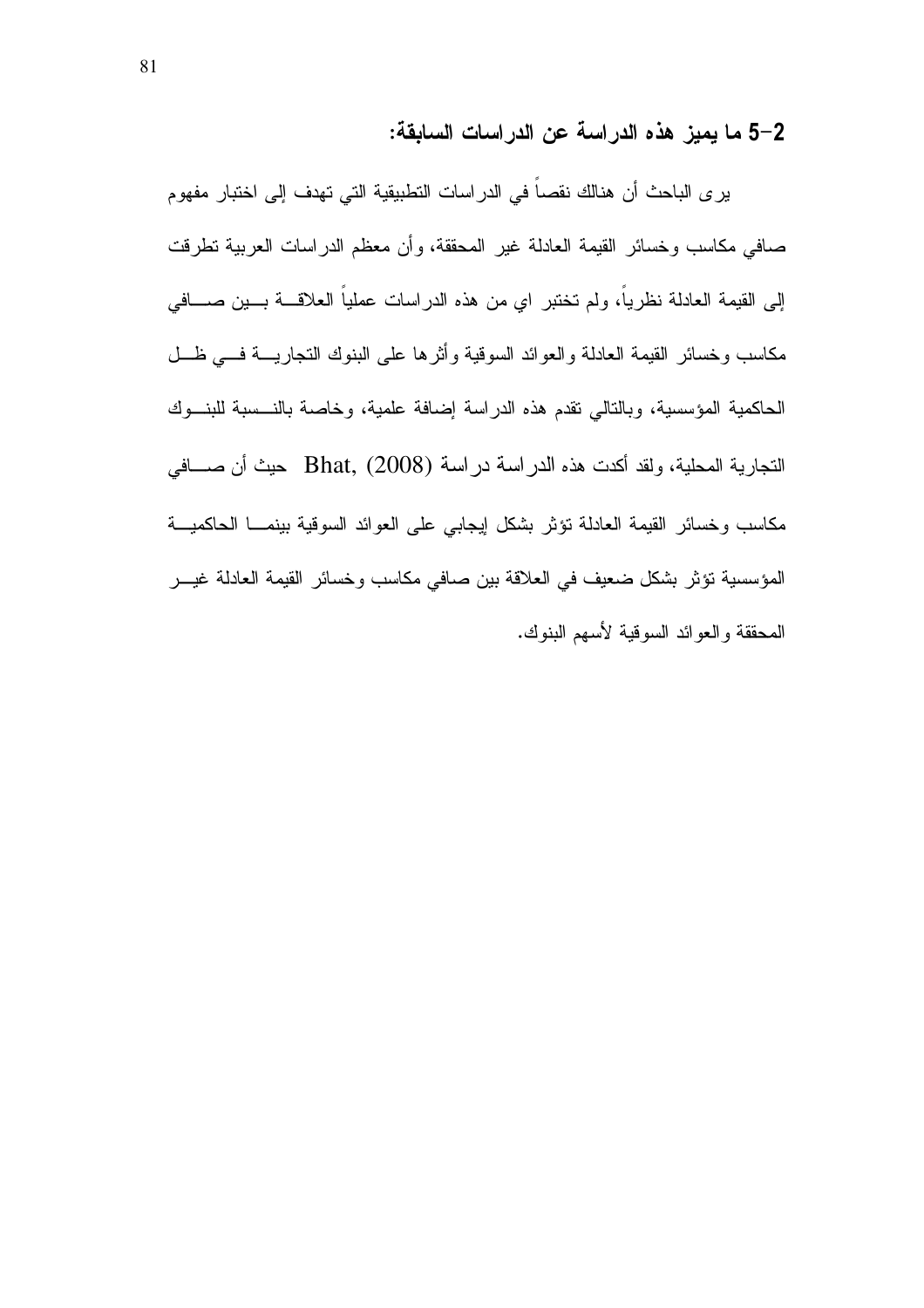## 2-5 ما يميز هذه الدراسة عن الدراسات السابقة:

يرى الباحث أن هنالك نقصاً في الدراسات التطبيقية التي تهدف إلى اختبار مفهوم صافي مكاسب وخسائر القيمة العادلة غير المحققة، وأن معظم الدراسات العربية تطرقت إلى القيمة العادلة نظرياً، ولم تختبر اي من هذه الدراسات عملياً العلاقة بين صافي مكاسب وخسائر القيمة العادلة والعوائد السوقية وأثرها على البنوك التجارية في ظل الحاكمية المؤسسية، وبالتالي تقدم هذه الدراسة إضافة علمية، وخاصة بالنسبة للبنوك التجارية المحلية، ولقد أكدت هذه الدراسة دراسة (Bhat, (2008 حيث أن صافي مكاسب وخسائر القيمة العادلة تؤثر بشكل إيجابي على العوائد السوقية بينما الحاكمية المؤسسية تؤثر بشكل ضعيف في العلاقة بين صافي مكاسب وخسائر القيمة العادلة غير المحققة والعوائد السوقية لأسهم البنوك.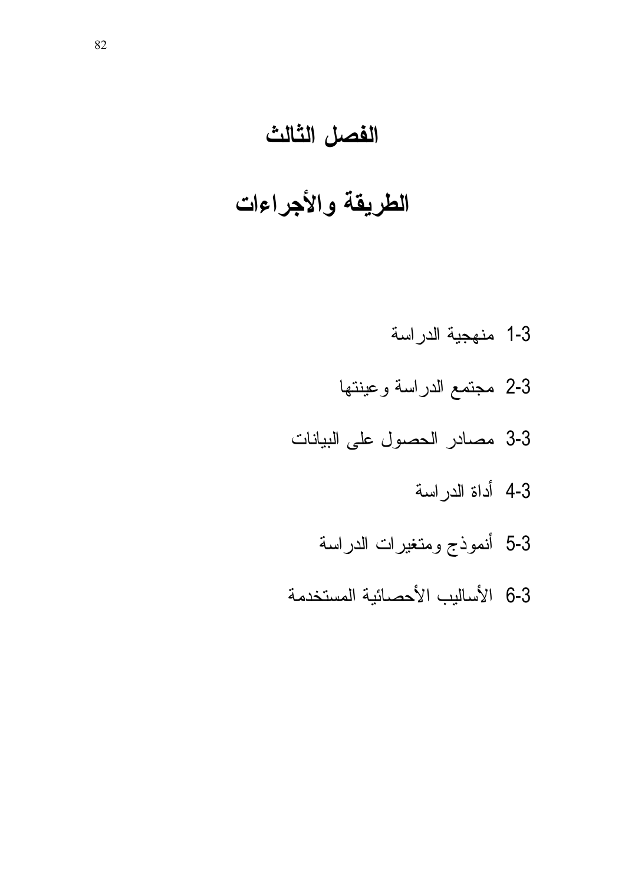# الفصل الثالث

# الطريقة والأجراءات

- 1-3 منهجية الدراسة
- 2-3 مجتمع الدراسة وعينتها
- 3-3 مصادر الحصول على البيانات
- 4-3 أداة الدراسة
- 5-3 أنموذج ومتغيرات الدراسة
- 6-3 الأساليب الأحصائية المستخدمة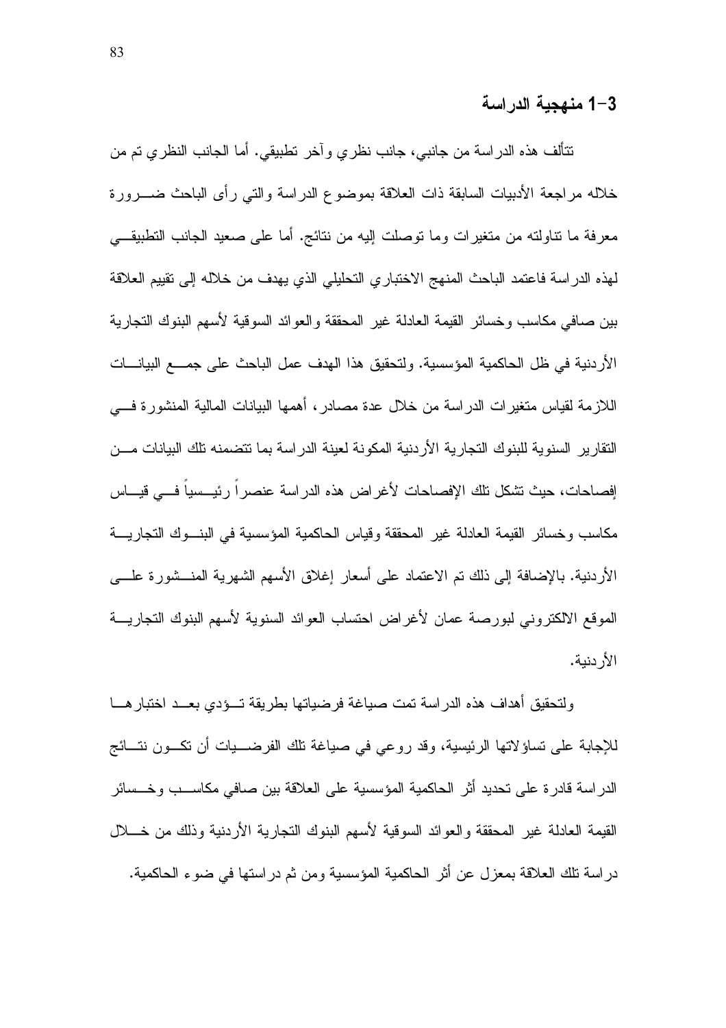## 3-1 منهجية الدراسة

تتألف هذه الدراسة من جانبي، جانب نظري وآخر تطبيقي. أما الجانب النظري تم من خلاله مراجعة الأدبيات السابقة ذات العلاقة بموضوع الدراسة والتي رأى الباحث ضرورة معرفة ما تناولته من متغيرات وما توصلت إليه من نتائج. أما على صعيد الجانب التطبيقي لهذه الدراسة فاعتمد الباحث المنهج الاختباري التحليلي الذي يهدف من خلاله إلى تقييم العلاقة بين صافي مكاسب وخسائر القيمة العادلة غير المحققة والعوائد السوقية لأسهم البنوك التجارية الأردنية في ظل الحاكمية المؤسسية. ولتحقيق هذا الهدف عمل الباحث على جمع البيانات اللازمة لقياس متغيرات الدراسة من خلال عدة مصادر، أهمها البيانات المالية المنشورة في التقارير السنوية للبنوك التجارية الأردنية المكونة لعينة الدراسة بما تتضمنه تلك البيانات من إفصاحات، حيث تشكل تلك الإفصاحات لأغراض هذه الدراسة عنصراً رئيسياً في قياس مكاسب وخسائر القيمة العادلة غير المحققة وقياس الحاكمية المؤسسية في البنوك التجارية الأردنية. بالإضافة إلى ذلك تم الاعتماد على أسعار إغلاق الأسهم الشهرية المنشورة على الموقع الالكتروني لبورصة عمان لأغراض احتساب العوائد السنوية لأسهم البنوك التجارية الأردنية.

ولتحقيق أهداف هذه الدراسة تمت صياغة فرضياتها بطريقة تؤدي بعد اختبارها للإجابة على تساؤلاتها الرئيسية، وقد روعي في صياغة تلك الفرضيات أن تكون نتائج الدراسة قادرة على تحديد أثر الحاكمية المؤسسية على العلاقة بين صافي مكاسب وخسائر القيمة العادلة غير المحققة والعوائد السوقية لأسهم البنوك التجارية الأردنية وذلك من خلال دراسة تلك العلاقة بمعزل عن أثر الحاكمية المؤسسية ومن ثم دراستها في ضوء الحاكمية.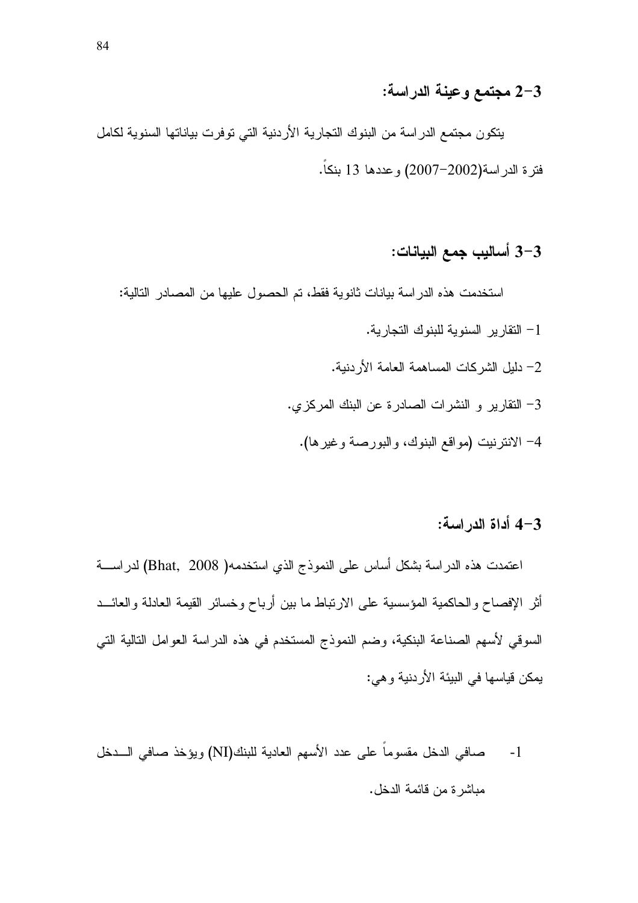### 3-2 مجتمع وعينة الدراسة:

يتكون مجتمع الدراسة من البنوك التجارية الأردنية التي توفرت بياناتها السنوية لكامل فترة الدراسة(2002-2007) وعددها 13 بنكاً.

### 3-3 أساليب جمع البيانات:

استخدمت هذه الدراسة بيانات ثانوية فقط، تم الحصول عليها من المصادر التالية:

1- التقارير السنوية للبنوك التجارية.

2- دليل الشركات المساهمة العامة الأردنية.

3- التقارير و النشرات الصادرة عن البنك المركزي.

4- الانترنيت (مواقع البنوك، والبورصة وغيرها).

### 3-4 أداة الدراسة:

اعتمدت هذه الدراسة بشكل أساس على النموذج الذي استخدمه( Bhat, 2008) لدراسة أثر الإفصاح والحاكمية المؤسسية على الارتباط ما بين أرباح وخسائر القيمة العادلة والعائد السوقي لأسهم الصناعة البنكية، وضم النموذج المستخدم في هذه الدراسة العوامل التالية التي يمكن قياسها في البيئة الأردنية وهي:

1- صافي الدخل مقسوماً على عدد الأسهم العادية للبنك(NI) ويؤخذ صافي الدخل مباشرة من قائمة الدخل.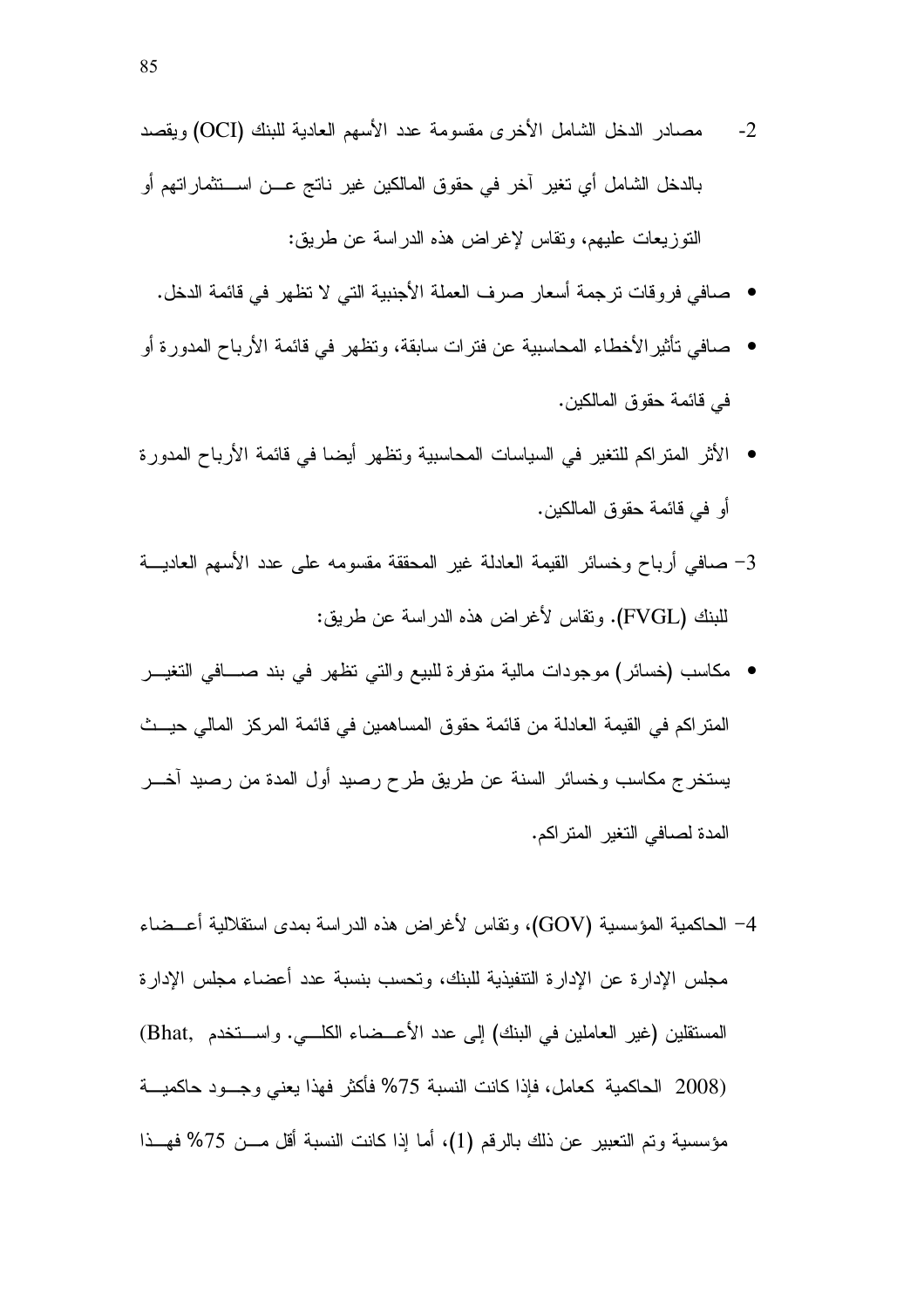2- مصادر الدخل الشامل الأخرى مقسومة عدد الأسهم العادية للبنك (OCI) ويقصد بالدخل الشامل أي تغير آخر في حقوق المالكين غير ناتج عن استثماراتهم أو التوزيعات عليهم، وتقاس لإغراض هذه الدراسة عن طريق:

- صافي فروقات ترجمة أسعار صرف العملة الأجنبية التي لا تظهر في قائمة الدخل.
- صافي تأثيرالأخطاء المحاسبية عن فترات سابقة، وتظهر في قائمة الأرباح المدورة أو في قائمة حقوق المالكين.
- الأثر المتراكم للتغير في السياسات المحاسبية وتظهر أيضا في قائمة الأرباح المدورة أو في قائمة حقوق المالكين.

3- صافي أرباح وخسائر القيمة العادلة غير المحققة مقسومه على عدد الأسهم العادية للبنك (FVGL). وتقاس لأغراض هذه الدراسة عن طريق:

- مكاسب (خسائر) موجودات مالية متوفرة للبيع والتي تظهر في بند صافي التغير المتراكم في القيمة العادلة من قائمة حقوق المساهمين في قائمة المركز المالي حيث يستخرج مكاسب وخسائر السنة عن طريق طرح رصيد أول المدة من رصيد آخر المدة لصافي التغير المتراكم.

4- الحاكمية المؤسسية (GOV)، وتقاس لأغراض هذه الدراسة بمدى استقلالية أعضاء مجلس الإدارة عن الإدارة التنفيذية للبنك، وتحسب بنسبة عدد أعضاء مجلس الإدارة المستقلين (غير العاملين في البنك) إلى عدد الأعضاء الكلي. واستخدم (Bhat, 2008) الحاكمية كعامل، فإذا كانت النسبة 75% فأكثر فهذا يعني وجود حاكمية مؤسسية وتم التعبير عن ذلك بالرقم (1)، أما إذا كانت النسبة أقل من 75% فهذا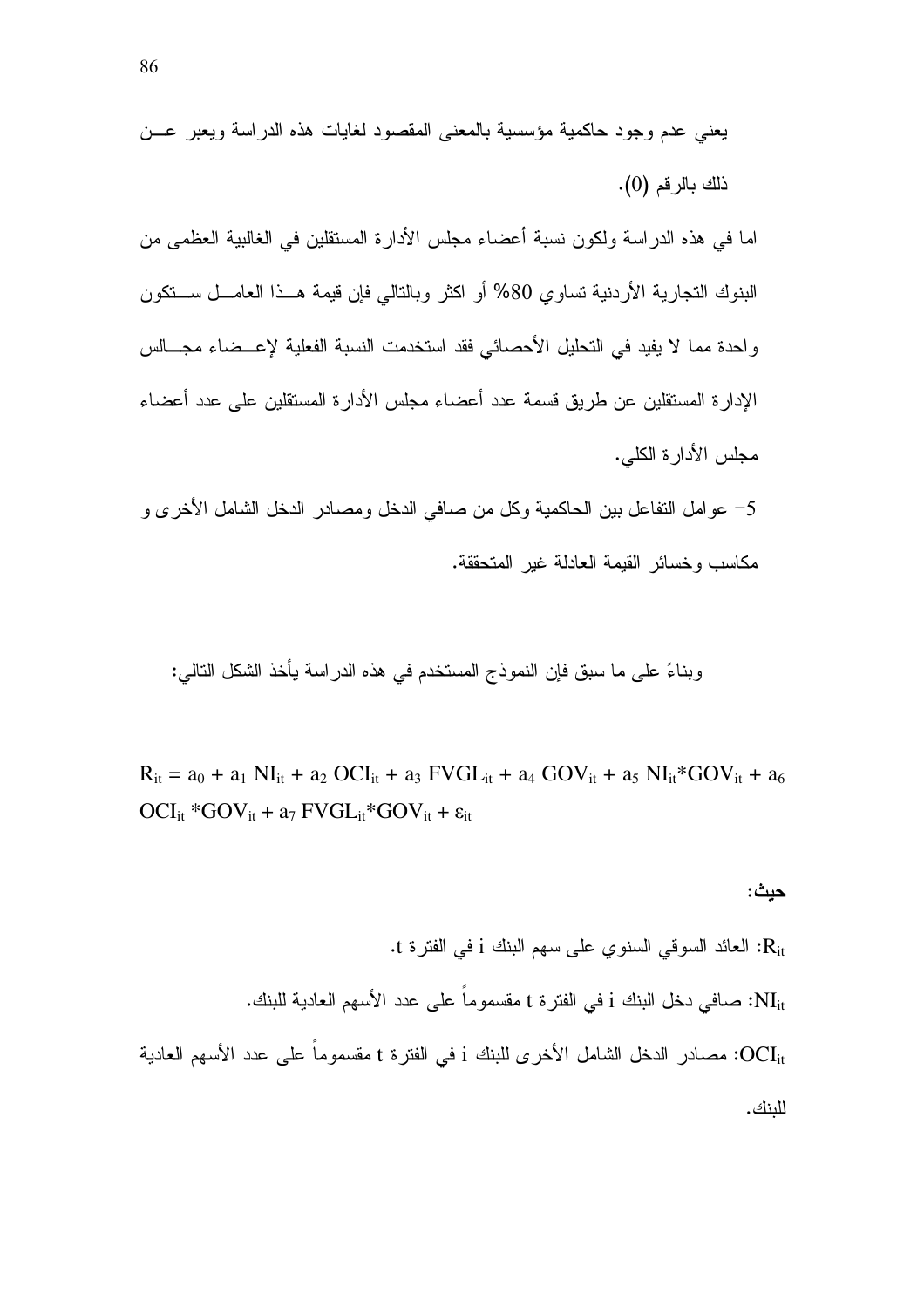يعني عدم وجود حاكمية مؤسسية بالمعنى المقصود لغايات هذه الدراسة ويعبر عن ذلك بالرقم (0).

اما في هذه الدراسة ولكون نسبة أعضاء مجلس الأدارة المستقلين في الغالبية العظمى من البنوك التجارية الأردنية تساوي 80% أو اكثر وبالتالي فإن قيمة هذا العامل ستكون واحدة مما لا يفيد في التحليل الأحصائي فقد استخدمت النسبة الفعلية لإعضاء مجالس الإدارة المستقلين عن طريق قسمة عدد أعضاء مجلس الأدارة المستقلين على عدد أعضاء مجلس الأدارة الكلي.

5- عوامل التفاعل بين الحاكمية وكل من صافي الدخل ومصادر الدخل الشامل الأخرى و مكاسب وخسائر القيمة العادلة غير المتحققة.

وبناءً على ما سبق فإن النموذج المستخدم في هذه الدراسة يأخذ الشكل التالي:

$$R_{it} = a_0 + a_1 NI_{it} + a_2 OCI_{it} + a_3 FVGL_{it} + a_4 GOV_{it} + a_5 NI_{it}*GOV_{it} + a_6 OCI_{it}*GOV_{it} + a_7 FVGL_{it}*GOV_{it} + \varepsilon_{it}$$

**حيث:**

$R_{it}$: العائد السوقي السنوي على سهم البنك i في الفترة t.

$NI_{it}$: صافي دخل البنك i في الفترة t مقسوماً على عدد الأسهم العادية للبنك.

$OCI_{it}$: مصادر الدخل الشامل الأخرى للبنك i في الفترة t مقسوماً على عدد الأسهم العادية للبنك.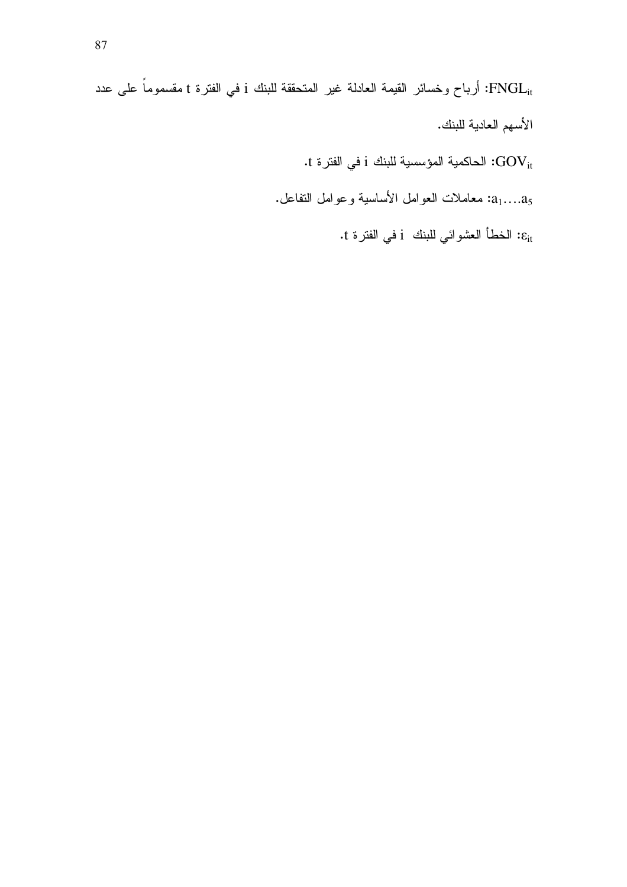$FNGL_{it}$: أرباح وخسائر القيمة العادلة غير المتحققة للبنك $i$ في الفترة $t$ مقسوماً على عدد الأسهم العادية للبنك.

$GOV_{it}$: الحاكمية المؤسسية للبنك $i$ في الفترة $t$.

$a_1....a_5$: معاملات العوامل الأساسية وعوامل التفاعل.

$\varepsilon_{it}$: الخطأ العشوائي للبنك $i$ في الفترة $t$.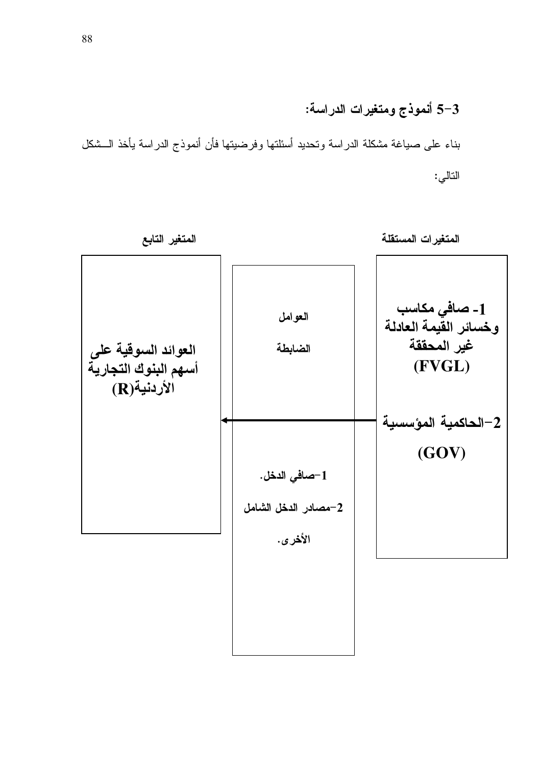### 3-5 أنموذج ومتغيرات الدراسة:

بناء على صياغة مشكلة الدراسة وتحديد أسئلتها وفرضيتها فأن أنموذج الدراسة يأخذ الــشكل التالي:

**المتغيرات المستقلة**

**1- صافي مكاسب وخسائر القيمة العادلة غير المحققة (FVGL)**

**2-الحاكمية المؤسسية (GOV)**

**العوامل الضابطة**

**1-صافي الدخل.**

**2-مصادر الدخل الشامل الأخرى.**

**المتغير التابع**

**العوائد السوقية على أسهم البنوك التجارية الأردنية(R)**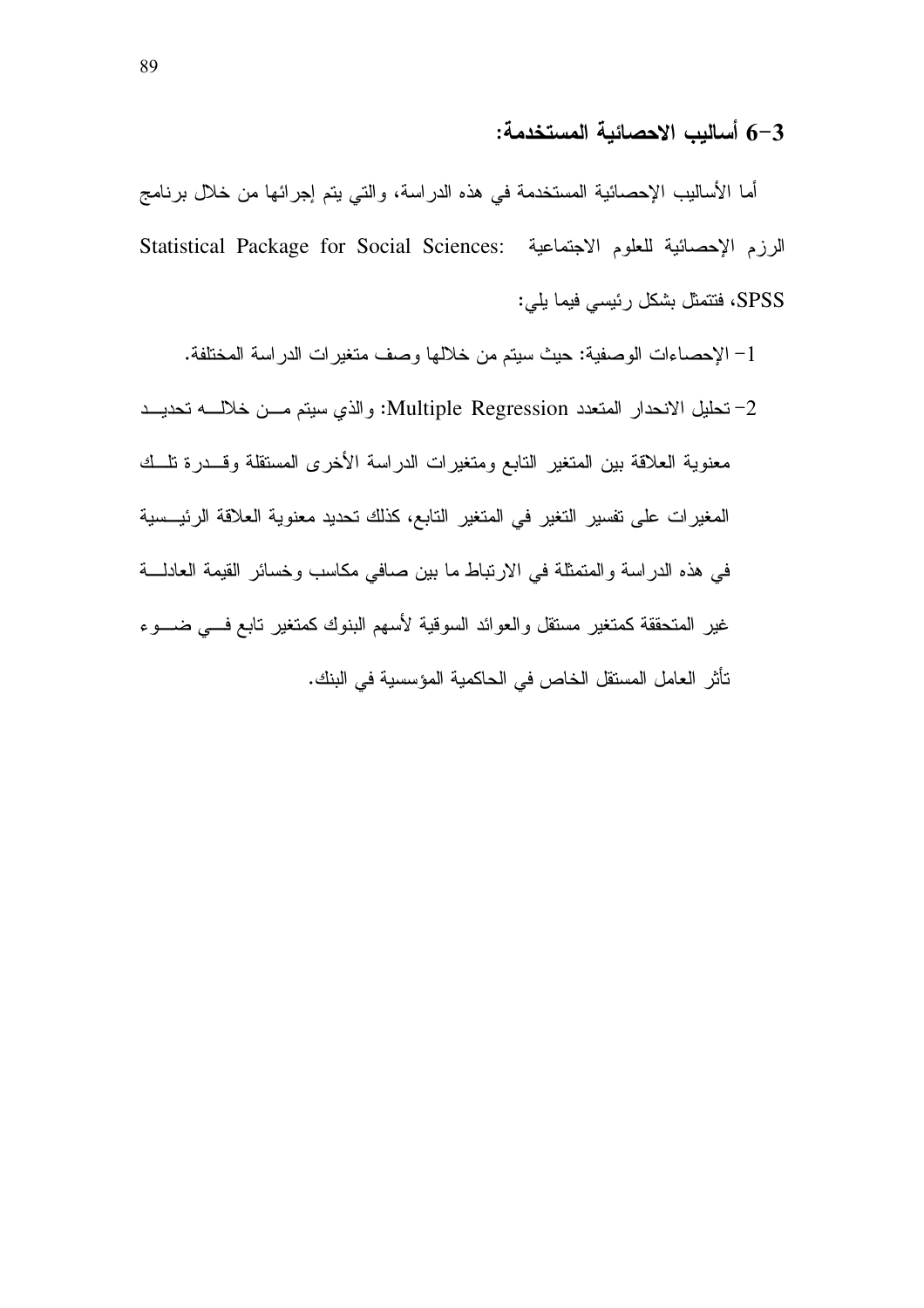### 3-6 أساليب الاحصائية المستخدمة:

أما الأساليب الإحصائية المستخدمة في هذه الدراسة، والتي يتم إجرائها من خلال برنامج الرزم الإحصائية للعلوم الاجتماعية Statistical Package for Social Sciences: SPSS، فتتمثل بشكل رئيسي فيما يلي:

1- الإحصاءات الوصفية: حيث سيتم من خلالها وصف متغيرات الدراسة المختلفة.

2- تحليل الانحدار المتعدد Multiple Regression: والذي سيتم من خلاله تحديد معنوية العلاقة بين المتغير التابع ومتغيرات الدراسة الأخرى المستقلة وقدرة تلك المغيرات على تفسير التغير في المتغير التابع، كذلك تحديد معنوية العلاقة الرئيسية في هذه الدراسة والمتمثلة في الارتباط ما بين صافي مكاسب وخسائر القيمة العادلة غير المتحققة كمتغير مستقل والعوائد السوقية لأسهم البنوك كمتغير تابع في ضوء تأثر العامل المستقل الخاص في الحاكمية المؤسسية في البنك.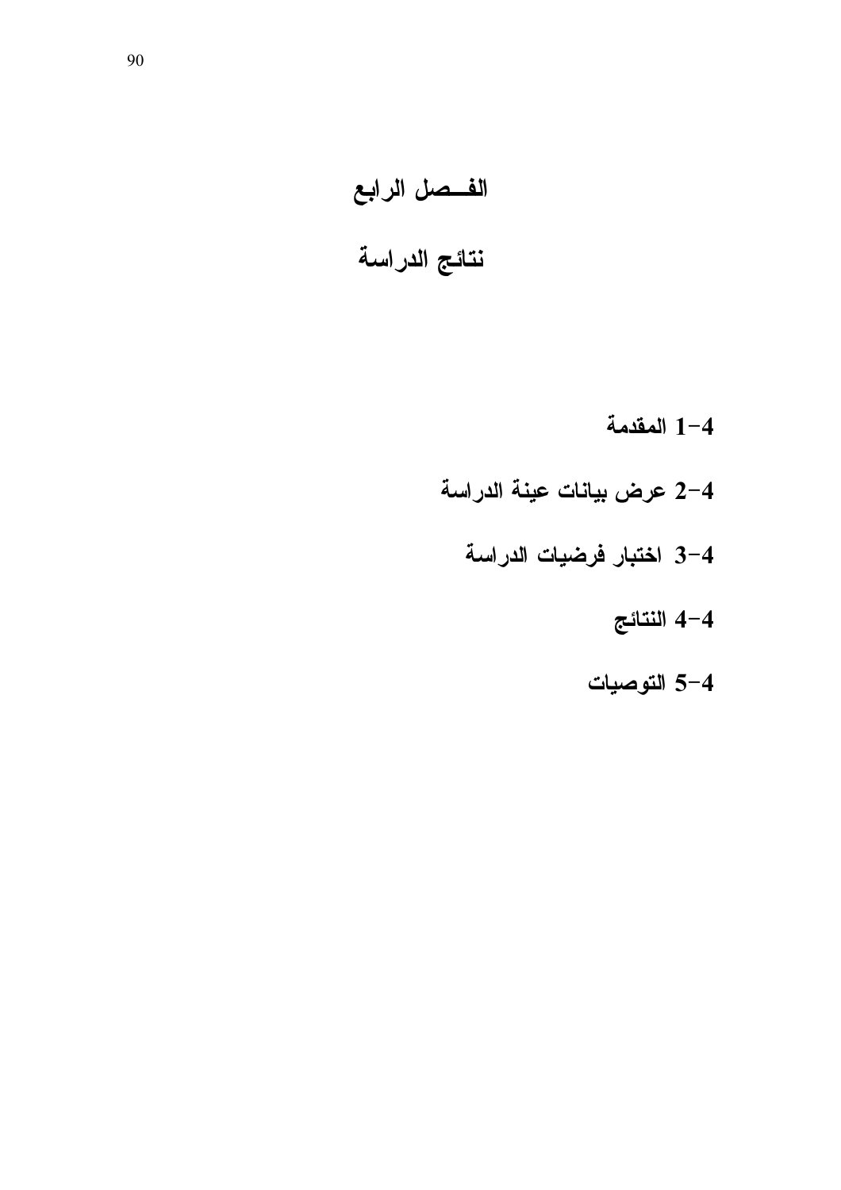# الفصل الرابع

# نتائج الدراسة

4-1 المقدمة

4-2 عرض بيانات عينة الدراسة

4-3 اختبار فرضيات الدراسة

4-4 النتائج

4-5 التوصيات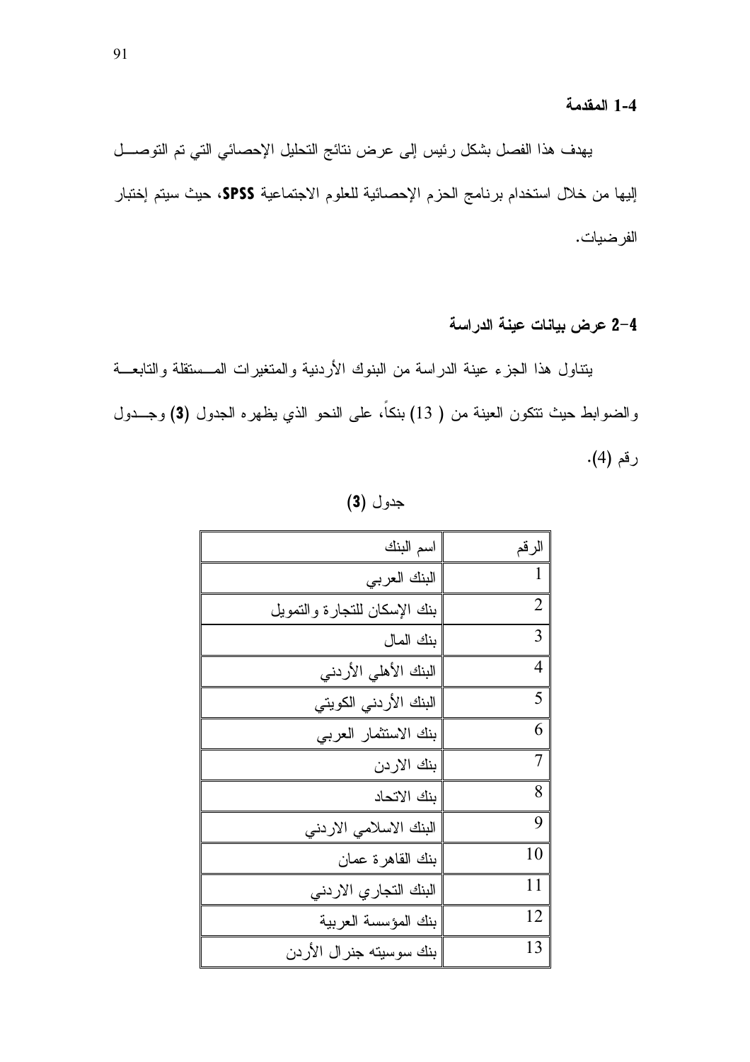## 1-4 المقدمة

يهدف هذا الفصل بشكل رئيس إلى عرض نتائج التحليل الإحصائي التي تم التوصـل إليها من خلال استخدام برنامج الحزم الإحصائية للعلوم الاجتماعية **SPSS**، حيث سيتم إختبار الفرضيات.

## 2-4 عرض بيانات عينة الدراسة

يتناول هذا الجزء عينة الدراسة من البنوك الأردنية والمتغيرات المستقلة والتابعة والضوابط حيث تتكون العينة من ( 13) بنكاً، على النحو الذي يظهره الجدول **(3)** وجدول رقم (4).

جدول **(3)**

| الرقم | اسم البنك |
|---|---|
| 1 | البنك العربي |
| 2 | بنك الإسكان للتجارة والتمويل |
| 3 | بنك المال |
| 4 | البنك الأهلي الأردني |
| 5 | البنك الأردني الكويتي |
| 6 | بنك الاستثمار العربي |
| 7 | بنك الاردن |
| 8 | بنك الاتحاد |
| 9 | البنك الاسلامي الاردني |
| 10 | بنك القاهرة عمان |
| 11 | البنك التجاري الاردني |
| 12 | بنك المؤسسة العربية |
| 13 | بنك سوسيته جنرال الأردن |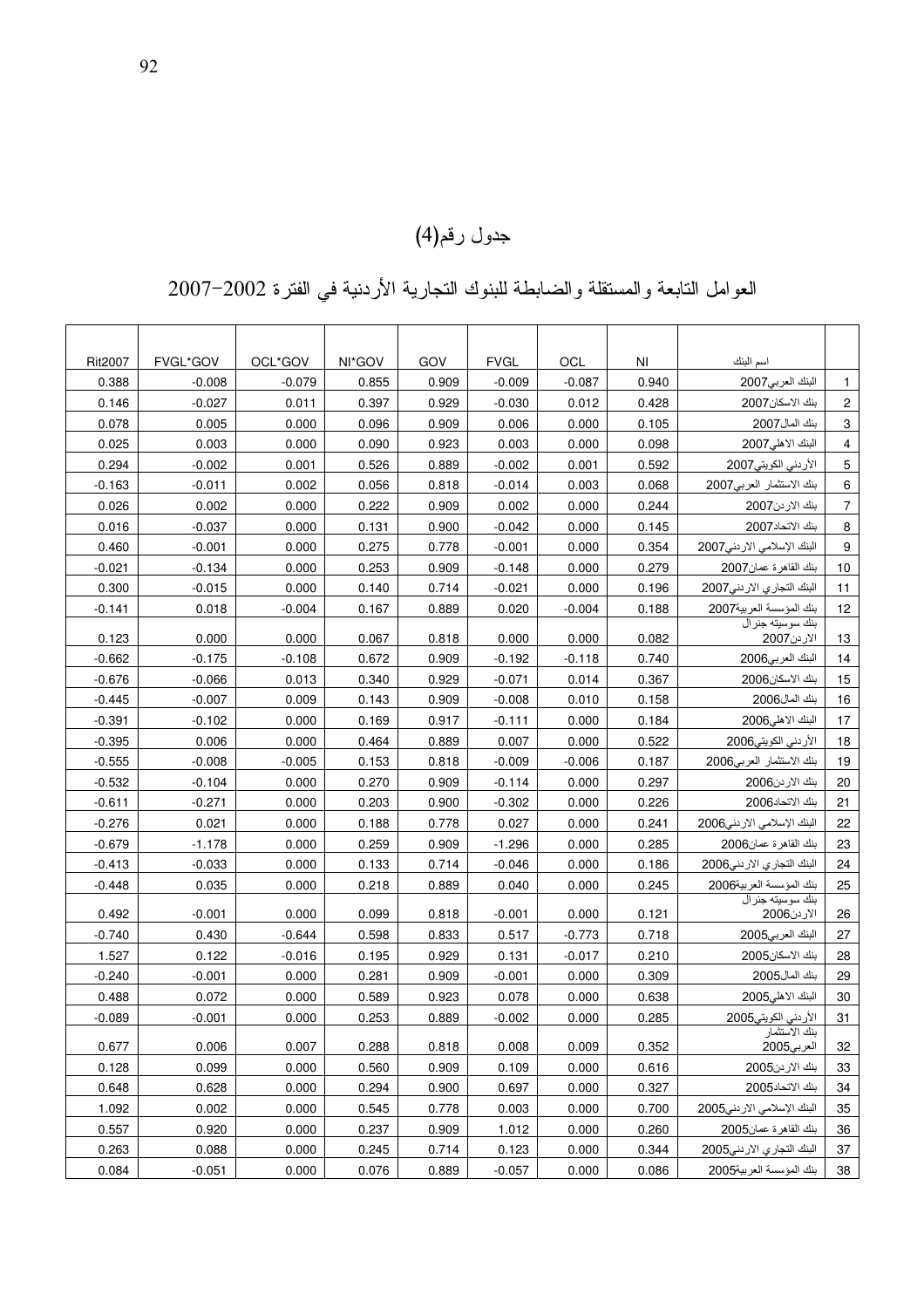# جدول رقم(4)

## العوامل التابعة والمستقلة والضابطة للبنوك التجارية الأردنية في الفترة 2002-2007

| Rit2007 | FVGL*GOV | OCL*GOV | NI*GOV | GOV | FVGL | OCL | NI | اسم البنك | |
|---|---|---|---|---|---|---|---|---|---|
| 0.388 | -0.008 | -0.079 | 0.855 | 0.909 | -0.009 | -0.087 | 0.940 | البنك العربي2007 | 1 |
| 0.146 | -0.027 | 0.011 | 0.397 | 0.929 | -0.030 | 0.012 | 0.428 | بنك الاسكان2007 | 2 |
| 0.078 | 0.005 | 0.000 | 0.096 | 0.909 | 0.006 | 0.000 | 0.105 | بنك المال2007 | 3 |
| 0.025 | 0.003 | 0.000 | 0.090 | 0.923 | 0.003 | 0.000 | 0.098 | البنك الاهلي2007 | 4 |
| 0.294 | -0.002 | 0.001 | 0.526 | 0.889 | -0.002 | 0.001 | 0.592 | الأردني الكويتي2007 | 5 |
| -0.163 | -0.011 | 0.002 | 0.056 | 0.818 | -0.014 | 0.003 | 0.068 | بنك الاستثمار العربي2007 | 6 |
| 0.026 | 0.002 | 0.000 | 0.222 | 0.909 | 0.002 | 0.000 | 0.244 | بنك الاردن2007 | 7 |
| 0.016 | -0.037 | 0.000 | 0.131 | 0.900 | -0.042 | 0.000 | 0.145 | بنك الاتحاد2007 | 8 |
| 0.460 | -0.001 | 0.000 | 0.275 | 0.778 | -0.001 | 0.000 | 0.354 | البنك الإسلامي الاردني2007 | 9 |
| -0.021 | -0.134 | 0.000 | 0.253 | 0.909 | -0.148 | 0.000 | 0.279 | بنك القاهرة عمان2007 | 10 |
| 0.300 | -0.015 | 0.000 | 0.140 | 0.714 | -0.021 | 0.000 | 0.196 | البنك التجاري الاردني2007 | 11 |
| -0.141 | 0.018 | -0.004 | 0.167 | 0.889 | 0.020 | -0.004 | 0.188 | بنك المؤسسة العربية2007 | 12 |
| 0.123 | 0.000 | 0.000 | 0.067 | 0.818 | 0.000 | 0.000 | 0.082 | بنك سوسيته جنرال الاردن2007 | 13 |
| -0.662 | -0.175 | -0.108 | 0.672 | 0.909 | -0.192 | -0.118 | 0.740 | البنك العربي2006 | 14 |
| -0.676 | -0.066 | 0.013 | 0.340 | 0.929 | -0.071 | 0.014 | 0.367 | بنك الاسكان2006 | 15 |
| -0.445 | -0.007 | 0.009 | 0.143 | 0.909 | -0.008 | 0.010 | 0.158 | بنك المال2006 | 16 |
| -0.391 | -0.102 | 0.000 | 0.169 | 0.917 | -0.111 | 0.000 | 0.184 | البنك الاهلي2006 | 17 |
| -0.395 | 0.006 | 0.000 | 0.464 | 0.889 | 0.007 | 0.000 | 0.522 | الأردني الكويتي2006 | 18 |
| -0.555 | -0.008 | -0.005 | 0.153 | 0.818 | -0.009 | -0.006 | 0.187 | بنك الاستثمار العربي2006 | 19 |
| -0.532 | -0.104 | 0.000 | 0.270 | 0.909 | -0.114 | 0.000 | 0.297 | بنك الاردن2006 | 20 |
| -0.611 | -0.271 | 0.000 | 0.203 | 0.900 | -0.302 | 0.000 | 0.226 | بنك الاتحاد2006 | 21 |
| -0.276 | 0.021 | 0.000 | 0.188 | 0.778 | 0.027 | 0.000 | 0.241 | البنك الإسلامي الاردني2006 | 22 |
| -0.679 | -1.178 | 0.000 | 0.259 | 0.909 | -1.296 | 0.000 | 0.285 | بنك القاهرة عمان2006 | 23 |
| -0.413 | -0.033 | 0.000 | 0.133 | 0.714 | -0.046 | 0.000 | 0.186 | البنك التجاري الاردني2006 | 24 |
| -0.448 | 0.035 | 0.000 | 0.218 | 0.889 | 0.040 | 0.000 | 0.245 | بنك المؤسسة العربية2006 | 25 |
| 0.492 | -0.001 | 0.000 | 0.099 | 0.818 | -0.001 | 0.000 | 0.121 | بنك سوسيته جنرال الاردن2006 | 26 |
| -0.740 | 0.430 | -0.644 | 0.598 | 0.833 | 0.517 | -0.773 | 0.718 | البنك العربي2005 | 27 |
| 1.527 | 0.122 | -0.016 | 0.195 | 0.929 | 0.131 | -0.017 | 0.210 | بنك الاسكان2005 | 28 |
| -0.240 | -0.001 | 0.000 | 0.281 | 0.909 | -0.001 | 0.000 | 0.309 | بنك المال2005 | 29 |
| 0.488 | 0.072 | 0.000 | 0.589 | 0.923 | 0.078 | 0.000 | 0.638 | البنك الاهلي2005 | 30 |
| -0.089 | -0.001 | 0.000 | 0.253 | 0.889 | -0.002 | 0.000 | 0.285 | الأردني الكويتي2005 | 31 |
| 0.677 | 0.006 | 0.007 | 0.288 | 0.818 | 0.008 | 0.009 | 0.352 | بنك الاستثمار العربي2005 | 32 |
| 0.128 | 0.099 | 0.000 | 0.560 | 0.909 | 0.109 | 0.000 | 0.616 | بنك الاردن2005 | 33 |
| 0.648 | 0.628 | 0.000 | 0.294 | 0.900 | 0.697 | 0.000 | 0.327 | بنك الاتحاد2005 | 34 |
| 1.092 | 0.002 | 0.000 | 0.545 | 0.778 | 0.003 | 0.000 | 0.700 | البنك الإسلامي الاردني2005 | 35 |
| 0.557 | 0.920 | 0.000 | 0.237 | 0.909 | 1.012 | 0.000 | 0.260 | بنك القاهرة عمان2005 | 36 |
| 0.263 | 0.088 | 0.000 | 0.245 | 0.714 | 0.123 | 0.000 | 0.344 | البنك التجاري الاردني2005 | 37 |
| 0.084 | -0.051 | 0.000 | 0.076 | 0.889 | -0.057 | 0.000 | 0.086 | بنك المؤسسة العربية2005 | 38 |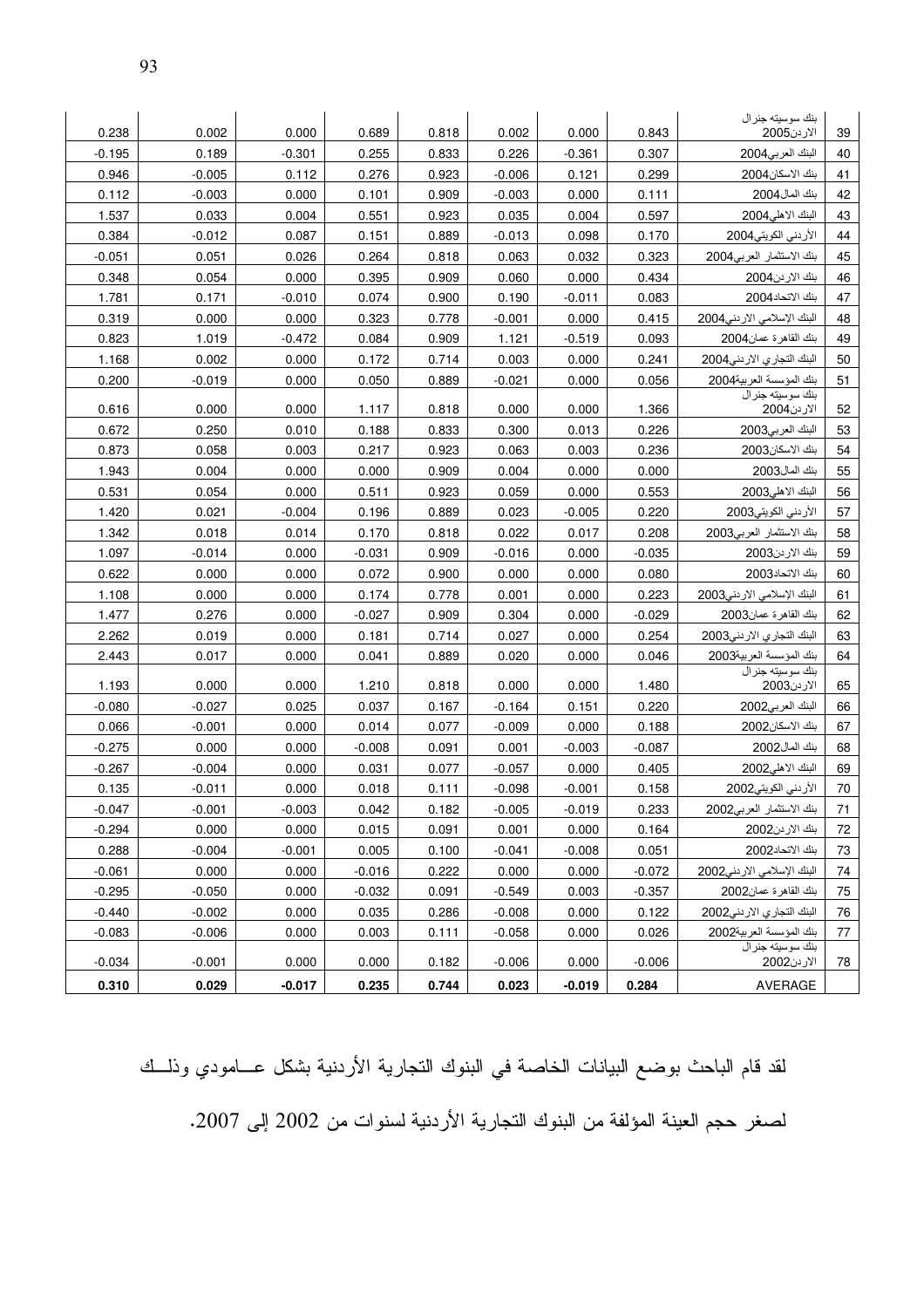| 0.238 | 0.002 | 0.000 | 0.689 | 0.818 | 0.002 | 0.000 | 0.843 | بنك سوسيته جنرال الاردن2005 | 39 |
|---|---|---|---|---|---|---|---|---|---|
| -0.195 | 0.189 | -0.301 | 0.255 | 0.833 | 0.226 | -0.361 | 0.307 | البنك العربي2004 | 40 |
| 0.946 | -0.005 | 0.112 | 0.276 | 0.923 | -0.006 | 0.121 | 0.299 | بنك الاسكان2004 | 41 |
| 0.112 | -0.003 | 0.000 | 0.101 | 0.909 | -0.003 | 0.000 | 0.111 | بنك المال2004 | 42 |
| 1.537 | 0.033 | 0.004 | 0.551 | 0.923 | 0.035 | 0.004 | 0.597 | البنك الاهلي2004 | 43 |
| 0.384 | -0.012 | 0.087 | 0.151 | 0.889 | -0.013 | 0.098 | 0.170 | الأردني الكويتي2004 | 44 |
| -0.051 | 0.051 | 0.026 | 0.264 | 0.818 | 0.063 | 0.032 | 0.323 | بنك الاستثمار العربي2004 | 45 |
| 0.348 | 0.054 | 0.000 | 0.395 | 0.909 | 0.060 | 0.000 | 0.434 | بنك الاردن2004 | 46 |
| 1.781 | 0.171 | -0.010 | 0.074 | 0.900 | 0.190 | -0.011 | 0.083 | بنك الاتحاد2004 | 47 |
| 0.319 | 0.000 | 0.000 | 0.323 | 0.778 | -0.001 | 0.000 | 0.415 | البنك الإسلامي الاردني2004 | 48 |
| 0.823 | 1.019 | -0.472 | 0.084 | 0.909 | 1.121 | -0.519 | 0.093 | بنك القاهرة عمان2004 | 49 |
| 1.168 | 0.002 | 0.000 | 0.172 | 0.714 | 0.003 | 0.000 | 0.241 | البنك التجاري الاردني2004 | 50 |
| 0.200 | -0.019 | 0.000 | 0.050 | 0.889 | -0.021 | 0.000 | 0.056 | بنك المؤسسة العربية2004 | 51 |
| 0.616 | 0.000 | 0.000 | 1.117 | 0.818 | 0.000 | 0.000 | 1.366 | بنك سوسيته جنرال الاردن2004 | 52 |
| 0.672 | 0.250 | 0.010 | 0.188 | 0.833 | 0.300 | 0.013 | 0.226 | البنك العربي2003 | 53 |
| 0.873 | 0.058 | 0.003 | 0.217 | 0.923 | 0.063 | 0.003 | 0.236 | بنك الاسكان2003 | 54 |
| 1.943 | 0.004 | 0.000 | 0.000 | 0.909 | 0.004 | 0.000 | 0.000 | بنك المال2003 | 55 |
| 0.531 | 0.054 | 0.000 | 0.511 | 0.923 | 0.059 | 0.000 | 0.553 | البنك الاهلي2003 | 56 |
| 1.420 | 0.021 | -0.004 | 0.196 | 0.889 | 0.023 | -0.005 | 0.220 | الأردني الكويتي2003 | 57 |
| 1.342 | 0.018 | 0.014 | 0.170 | 0.818 | 0.022 | 0.017 | 0.208 | بنك الاستثمار العربي2003 | 58 |
| 1.097 | -0.014 | 0.000 | -0.031 | 0.909 | -0.016 | 0.000 | -0.035 | بنك الاردن2003 | 59 |
| 0.622 | 0.000 | 0.000 | 0.072 | 0.900 | 0.000 | 0.000 | 0.080 | بنك الاتحاد2003 | 60 |
| 1.108 | 0.000 | 0.000 | 0.174 | 0.778 | 0.001 | 0.000 | 0.223 | البنك الإسلامي الاردني2003 | 61 |
| 1.477 | 0.276 | 0.000 | -0.027 | 0.909 | 0.304 | 0.000 | -0.029 | بنك القاهرة عمان2003 | 62 |
| 2.262 | 0.019 | 0.000 | 0.181 | 0.714 | 0.027 | 0.000 | 0.254 | البنك التجاري الاردني2003 | 63 |
| 2.443 | 0.017 | 0.000 | 0.041 | 0.889 | 0.020 | 0.000 | 0.046 | بنك المؤسسة العربية2003 | 64 |
| 1.193 | 0.000 | 0.000 | 1.210 | 0.818 | 0.000 | 0.000 | 1.480 | بنك سوسيته جنرال الاردن2003 | 65 |
| -0.080 | -0.027 | 0.025 | 0.037 | 0.167 | -0.164 | 0.151 | 0.220 | البنك العربي2002 | 66 |
| 0.066 | -0.001 | 0.000 | 0.014 | 0.077 | -0.009 | 0.000 | 0.188 | بنك الاسكان2002 | 67 |
| -0.275 | 0.000 | 0.000 | -0.008 | 0.091 | 0.001 | -0.003 | -0.087 | بنك المال2002 | 68 |
| -0.267 | -0.004 | 0.000 | 0.031 | 0.077 | -0.057 | 0.000 | 0.405 | البنك الاهلي2002 | 69 |
| 0.135 | -0.011 | 0.000 | 0.018 | 0.111 | -0.098 | -0.001 | 0.158 | الأردني الكويتي2002 | 70 |
| -0.047 | -0.001 | -0.003 | 0.042 | 0.182 | -0.005 | -0.019 | 0.233 | بنك الاستثمار العربي2002 | 71 |
| -0.294 | 0.000 | 0.000 | 0.015 | 0.091 | 0.001 | 0.000 | 0.164 | بنك الاردن2002 | 72 |
| 0.288 | -0.004 | -0.001 | 0.005 | 0.100 | -0.041 | -0.008 | 0.051 | بنك الاتحاد2002 | 73 |
| -0.061 | 0.000 | 0.000 | -0.016 | 0.222 | 0.000 | 0.000 | -0.072 | البنك الإسلامي الاردني2002 | 74 |
| -0.295 | -0.050 | 0.000 | -0.032 | 0.091 | -0.549 | 0.003 | -0.357 | بنك القاهرة عمان2002 | 75 |
| -0.440 | -0.002 | 0.000 | 0.035 | 0.286 | -0.008 | 0.000 | 0.122 | البنك التجاري الاردني2002 | 76 |
| -0.083 | -0.006 | 0.000 | 0.003 | 0.111 | -0.058 | 0.000 | 0.026 | بنك المؤسسة العربية2002 | 77 |
| -0.034 | -0.001 | 0.000 | 0.000 | 0.182 | -0.006 | 0.000 | -0.006 | بنك سوسيته جنرال الاردن2002 | 78 |
| **0.310** | **0.029** | **-0.017** | **0.235** | **0.744** | **0.023** | **-0.019** | **0.284** | AVERAGE | |

لقد قام الباحث بوضع البيانات الخاصة في البنوك التجارية الأردنية بشكل عـامودي وذلـك لصغر حجم العينة المؤلفة من البنوك التجارية الأردنية لسنوات من 2002 إلى 2007.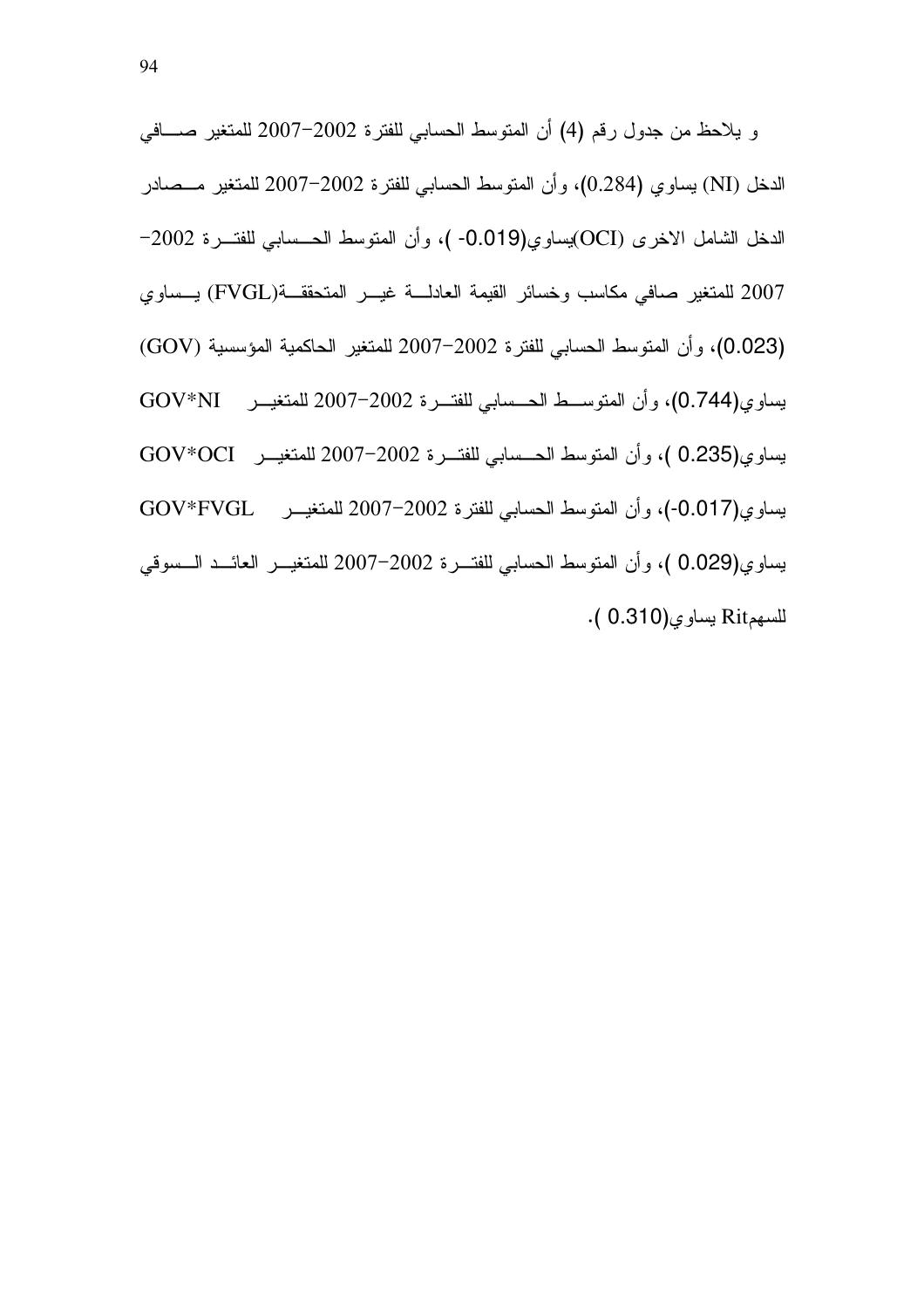و يلاحظ من جدول رقم (4) أن المتوسط الحسابي للفترة 2002-2007 للمتغير صـافي الدخل (NI) يساوي (0.284)، وأن المتوسط الحسابي للفترة 2002-2007 للمتغير مـصادر الدخل الشامل الاخرى (OCI)يساوي(0.019- )، وأن المتوسط الحـسابي للفتـرة 2002-2007 للمتغير صافي مكاسب وخسائر القيمة العادلـة غيـر المتحققـة(FVGL) يـساوي (0.023)، وأن المتوسط الحسابي للفترة 2002-2007 للمتغير الحاكمية المؤسسية (GOV) يساوي(0.744)، وأن المتوسـط الحـسابي للفتـرة 2002-2007 للمتغيـر GOV*NI يساوي(0.235 )، وأن المتوسط الحـسابي للفتـرة 2002-2007 للمتغيـر GOV*OCI يساوي(0.017-)، وأن المتوسط الحسابي للفترة 2002-2007 للمتغيـر GOV*FVGL يساوي(0.029 )، وأن المتوسط الحسابي للفتـرة 2002-2007 للمتغيـر العائـد الـسوقي للسهمRit يساوي(0.310 ).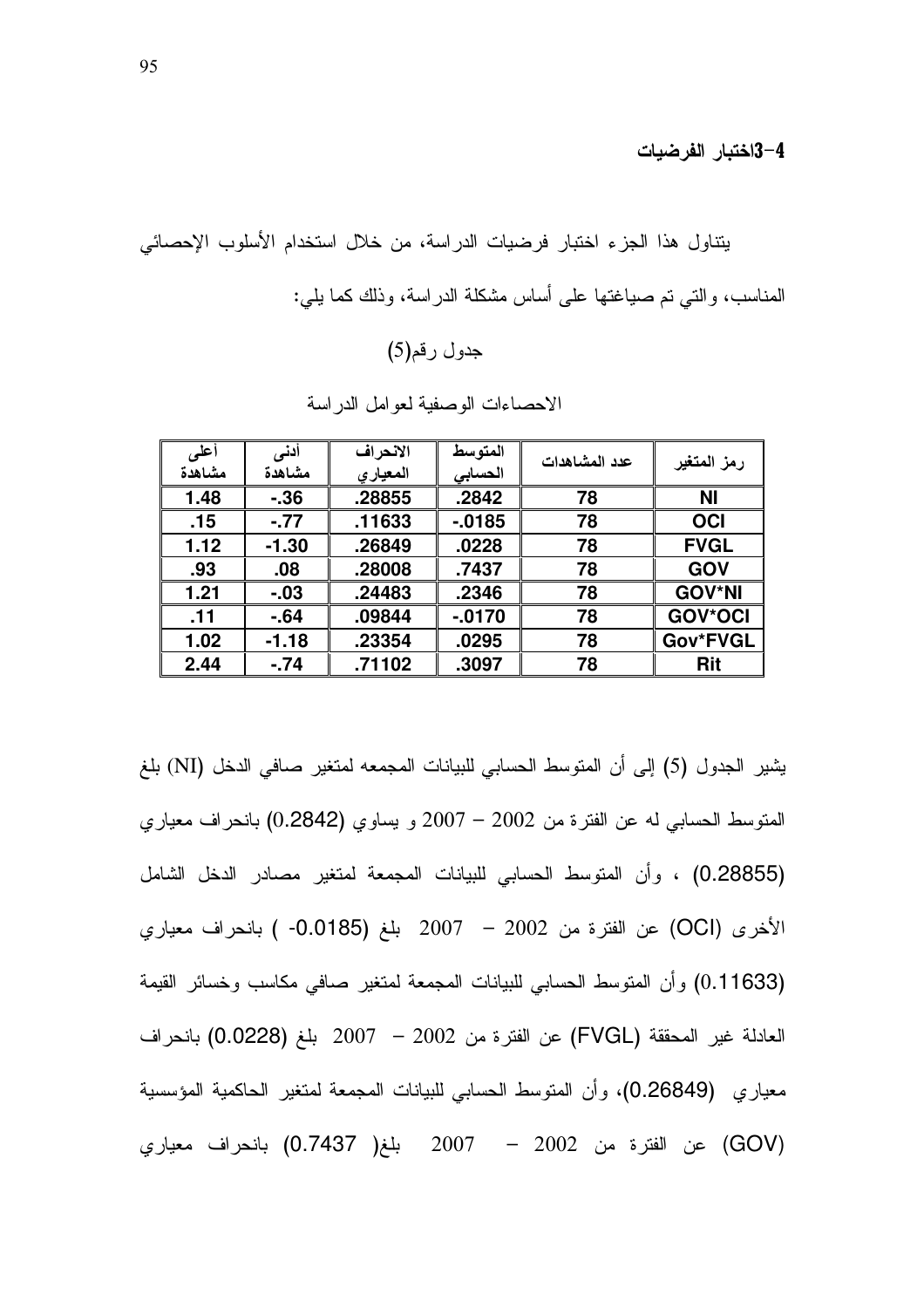## 4-3اختبار الفرضيات

يتناول هذا الجزء اختبار فرضيات الدراسة، من خلال استخدام الأسلوب الإحصائي المناسب، والتي تم صياغتها على أساس مشكلة الدراسة، وذلك كما يلي:

جدول رقم(5)

الاحصاءات الوصفية لعوامل الدراسة

| رمز المتغير | عدد المشاهدات | المتوسط الحسابي | الانحراف المعياري | أدنى مشاهدة | أعلى مشاهدة |
|---|---|---|---|---|---|
| NI | 78 | .2842 | .28855 | -.36 | 1.48 |
| OCI | 78 | -.0185 | .11633 | -.77 | .15 |
| FVGL | 78 | .0228 | .26849 | -1.30 | 1.12 |
| GOV | 78 | .7437 | .28008 | .08 | .93 |
| GOV*NI | 78 | .2346 | .24483 | -.03 | 1.21 |
| GOV*OCI | 78 | -.0170 | .09844 | -.64 | .11 |
| Gov*FVGL | 78 | .0295 | .23354 | -1.18 | 1.02 |
| Rit | 78 | .3097 | .71102 | -.74 | 2.44 |

يشير الجدول (5) إلى أن المتوسط الحسابي للبيانات المجمعه لمتغير صافي الدخل (NI) بلغ المتوسط الحسابي له عن الفترة من 2002 – 2007 و يساوي (0.2842) بانحراف معياري (0.28855) ، وأن المتوسط الحسابي للبيانات المجمعة لمتغير مصادر الدخل الشامل الأخرى (OCI) عن الفترة من 2002 – 2007 بلغ (-0.0185 ) بانحراف معياري (0.11633) وأن المتوسط الحسابي للبيانات المجمعة لمتغير صافي مكاسب وخسائر القيمة العادلة غير المحققة (FVGL) عن الفترة من 2002 – 2007 بلغ (0.0228) بانحراف معياري (0.26849)، وأن المتوسط الحسابي للبيانات المجمعة لمتغير الحاكمية المؤسسية (GOV) عن الفترة من 2002 – 2007 بلغ( 0.7437) بانحراف معياري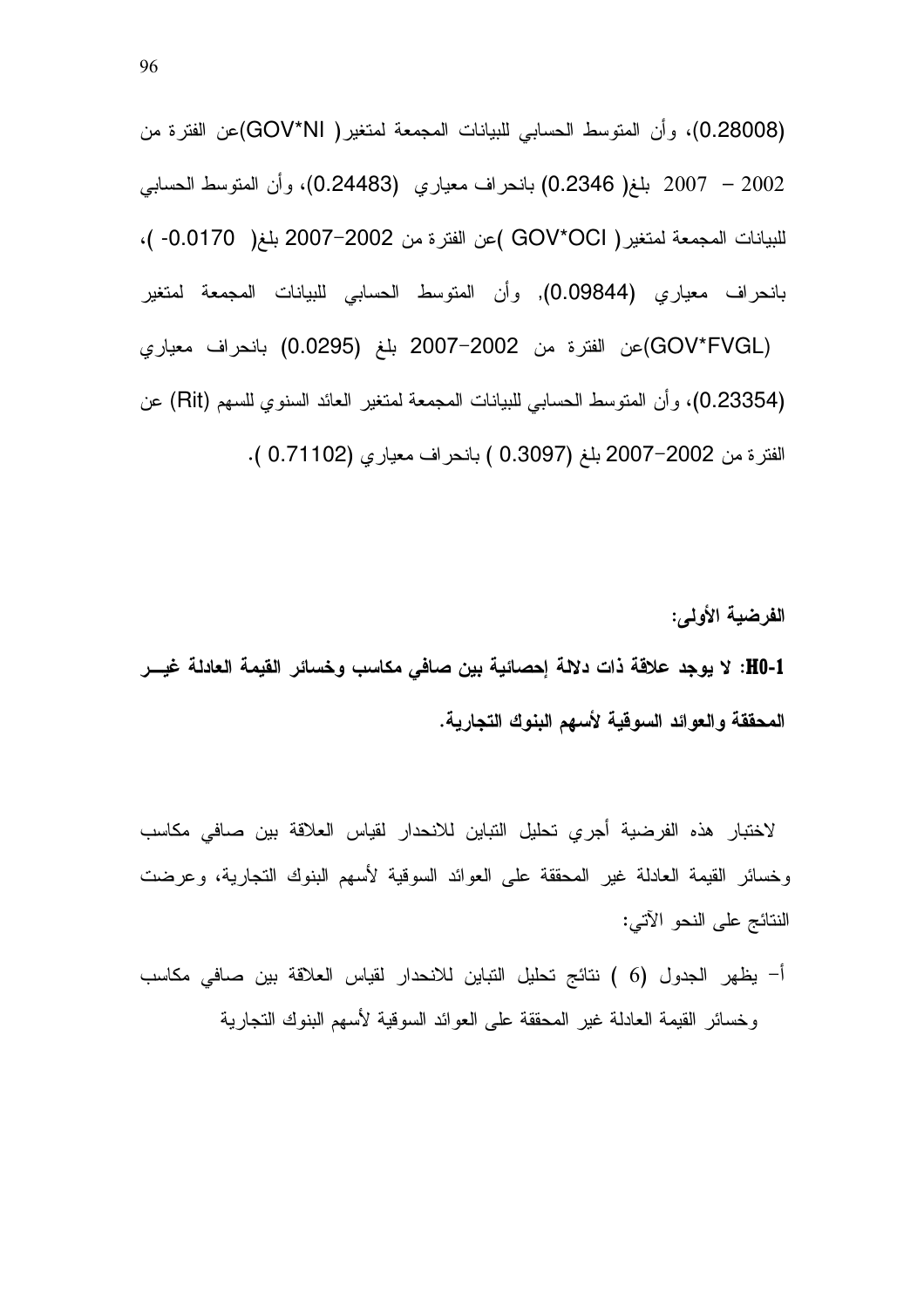(0.28008)، وأن المتوسط الحسابي للبيانات المجمعة لمتغير( GOV*NI)عن الفترة من 2002 – 2007 بلغ( 0.2346) بانحراف معياري (0.24483)، وأن المتوسط الحسابي للبيانات المجمعة لمتغير( GOV*OCI )عن الفترة من 2002-2007 بلغ( 0.0170- )، بانحراف معياري (0.09844), وأن المتوسط الحسابي للبيانات المجمعة لمتغير (GOV*FVGL)عن الفترة من 2002-2007 بلغ (0.0295) بانحراف معياري (0.23354)، وأن المتوسط الحسابي للبيانات المجمعة لمتغير العائد السنوي للسهم (Rit) عن الفترة من 2002-2007 بلغ (0.3097 ) بانحراف معياري (0.71102 ).

**الفرضية الأولى:**

**H0-1: لا يوجد علاقة ذات دلالة إحصائية بين صافي مكاسب وخسائر القيمة العادلة غير المحققة والعوائد السوقية لأسهم البنوك التجارية.**

لاختبار هذه الفرضية أجري تحليل التباين للانحدار لقياس العلاقة بين صافي مكاسب وخسائر القيمة العادلة غير المحققة على العوائد السوقية لأسهم البنوك التجارية، وعرضت النتائج على النحو الآتي:

أ- يظهر الجدول (6 ) نتائج تحليل التباين للانحدار لقياس العلاقة بين صافي مكاسب وخسائر القيمة العادلة غير المحققة على العوائد السوقية لأسهم البنوك التجارية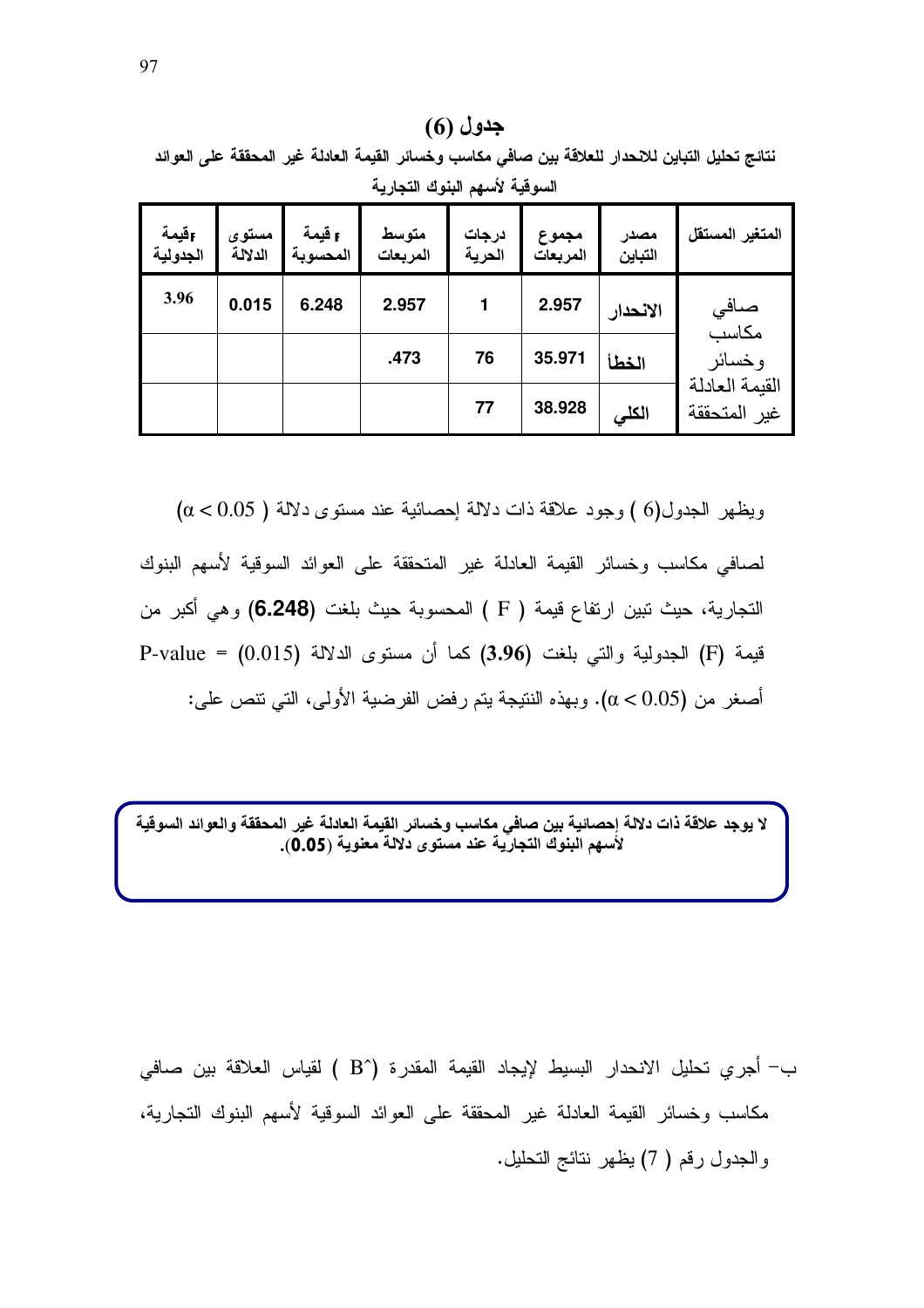## جدول (6)

**نتائج تحليل التباين للانحدار للعلاقة بين صافي مكاسب وخسائر القيمة العادلة غير المحققة على العوائد السوقية لأسهم البنوك التجارية**

| المتغير المستقل | مصدر التباين | مجموع المربعات | درجات الحرية | متوسط المربعات | F قيمة المحسوبة | مستوى الدلالة | Fقيمة الجدولية |
|---|---|---|---|---|---|---|---|
| صافي مكاسب وخسائر القيمة العادلة غير المتحققة | الانحدار | 2.957 | 1 | 2.957 | 6.248 | 0.015 | 3.96 |
| | الخطأ | 35.971 | 76 | .473 | | | |
| | الكلي | 38.928 | 77 | | | | |

ويظهر الجدول(6 ) وجود علاقة ذات دلالة إحصائية عند مستوى دلالة ( $\alpha < 0.05$) لصافي مكاسب وخسائر القيمة العادلة غير المتحققة على العوائد السوقية لأسهم البنوك التجارية، حيث تبين ارتفاع قيمة ( F ) المحسوبة حيث بلغت **(6.248)** وهي أكبر من قيمة (F) الجدولية والتي بلغت **(3.96)** كما أن مستوى الدلالة (0.015) = P-value أصغر من ($\alpha < 0.05$). وبهذه النتيجة يتم رفض الفرضية الأولى، التي تنص على:

**لا يوجد علاقة ذات دلالة إحصائية بين صافي مكاسب وخسائر القيمة العادلة غير المحققة والعوائد السوقية لأسهم البنوك التجارية عند مستوى دلالة معنوية (0.05).**

ب- أجري تحليل الانحدار البسيط لإيجاد القيمة المقدرة ($\hat{B}$ ) لقياس العلاقة بين صافي مكاسب وخسائر القيمة العادلة غير المحققة على العوائد السوقية لأسهم البنوك التجارية، والجدول رقم ( 7) يظهر نتائج التحليل.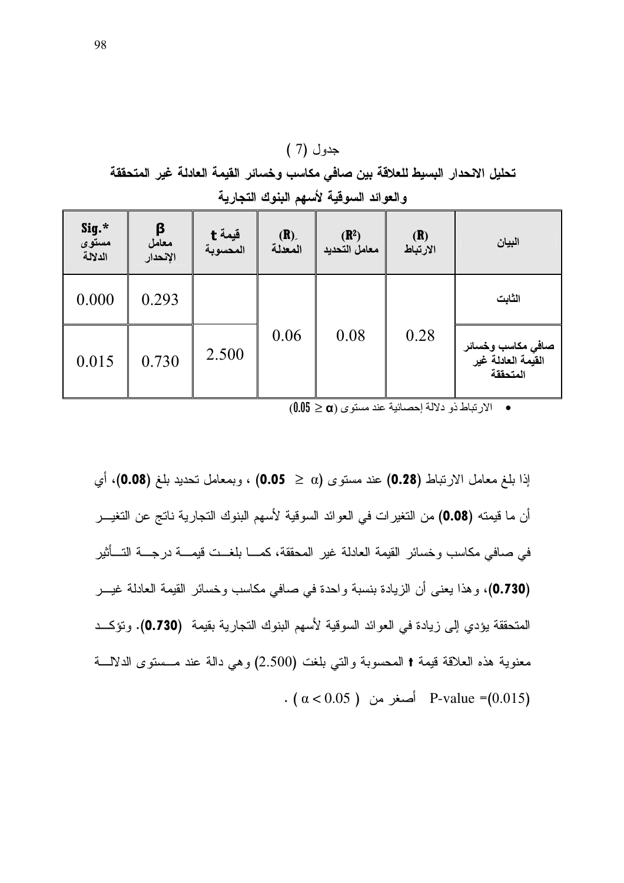جدول (7)

**تحليل الانحدار البسيط للعلاقة بين صافي مكاسب وخسائر القيمة العادلة غير المتحققة والعوائد السوقية لأسهم البنوك التجارية**

| البيان | (R) الارتباط | ($R^2$) معامل التحديد | (R) المعدلة | قيمة t المحسوبة | β معامل الإنحدار | *.Sig مستوى الدلالة |
|---|---|---|---|---|---|---|
| **الثابت** | 0.28 | 0.08 | 0.06 | | 0.293 | 0.000 |
| **صافي مكاسب وخسائر القيمة العادلة غير المتحققة** | | | | 2.500 | 0.730 | 0.015 |

- الارتباط ذو دلالة إحصائية عند مستوى ($\alpha \leq 0.05$)

إذا بلغ معامل الارتباط **(0.28)** عند مستوى ($\alpha \geq$ **0.05**) ، وبمعامل تحديد بلغ **(0.08)**، أي أن ما قيمته **(0.08)** من التغيرات في العوائد السوقية لأسهم البنوك التجارية ناتج عن التغير في صافي مكاسب وخسائر القيمة العادلة غير المحققة، كما بلغت قيمة درجة التأثير **(0.730)**، وهذا يعنى أن الزيادة بنسبة واحدة في صافي مكاسب وخسائر القيمة العادلة غير المتحققة يؤدي إلى زيادة في العوائد السوقية لأسهم البنوك التجارية بقيمة **(0.730)**. وتؤكد معنوية هذه العلاقة قيمة **t** المحسوبة والتي بلغت (2.500) وهي دالة عند مستوى الدلالة P-value =(0.015) أصغر من ( $\alpha < 0.05$ ) .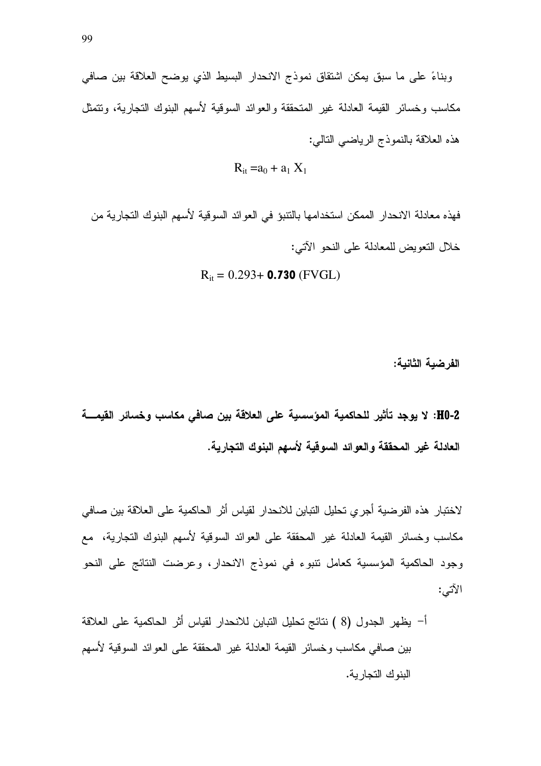وبناءً على ما سبق يمكن اشتقاق نموذج الانحدار البسيط الذي يوضح العلاقة بين صافي مكاسب وخسائر القيمة العادلة غير المتحققة والعوائد السوقية لأسهم البنوك التجارية، وتتمثل هذه العلاقة بالنموذج الرياضي التالي:

$$R_{it} = a_0 + a_1 X_1$$

فهذه معادلة الانحدار الممكن استخدامها بالتنبؤ في العوائد السوقية لأسهم البنوك التجارية من خلال التعويض للمعادلة على النحو الآتي:

$$R_{it} = 0.293 + \mathbf{0.730}\ (FVGL)$$

**الفرضية الثانية:**

**H0-2: لا يوجد تأثير للحاكمية المؤسسية على العلاقة بين صافي مكاسب وخسائر القيمة العادلة غير المحققة والعوائد السوقية لأسهم البنوك التجارية.**

لاختبار هذه الفرضية أجري تحليل التباين للانحدار لقياس أثر الحاكمية على العلاقة بين صافي مكاسب وخسائر القيمة العادلة غير المحققة على العوائد السوقية لأسهم البنوك التجارية، مع وجود الحاكمية المؤسسية كعامل تنبوء في نموذج الانحدار، وعرضت النتائج على النحو الآتي:

أ- يظهر الجدول (8 ) نتائج تحليل التباين للانحدار لقياس أثر الحاكمية على العلاقة بين صافي مكاسب وخسائر القيمة العادلة غير المحققة على العوائد السوقية لأسهم البنوك التجارية.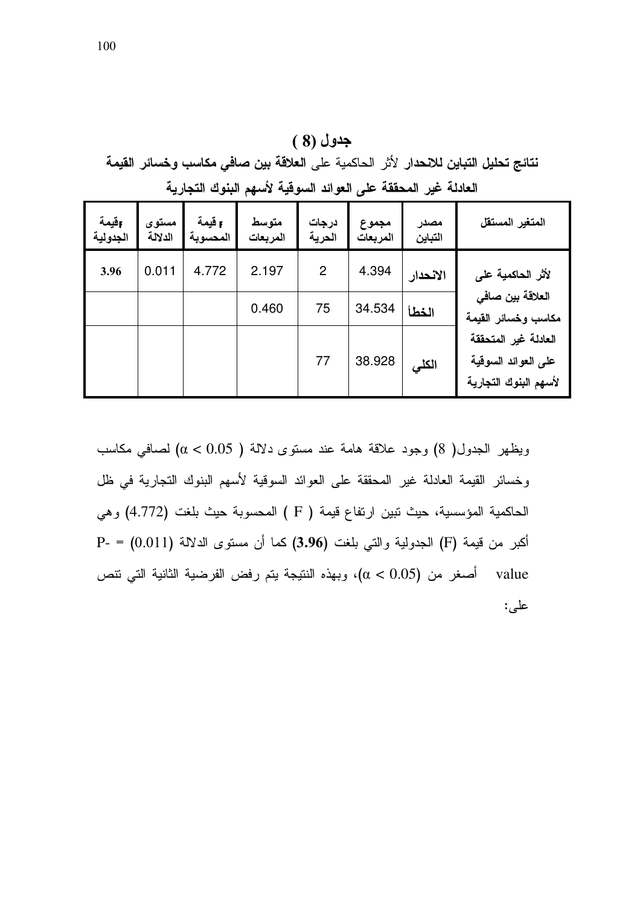**جدول (8)**

**نتائج تحليل التباين للانحدار** لأثر الحاكمية على **العلاقة بين صافي مكاسب وخسائر القيمة العادلة غير المحققة على العوائد السوقية لأسهم البنوك التجارية**

| المتغير المستقل | مصدر التباين | مجموع المربعات | درجات الحرية | متوسط المربعات | F قيمة المحسوبة | مستوى الدلالة | Fقيمة الجدولية |
|---|---|---|---|---|---|---|---|
| لأثر الحاكمية على العلاقة بين صافي مكاسب وخسائر القيمة العادلة غير المتحققة على العوائد السوقية لأسهم البنوك التجارية | الانحدار | 4.394 | 2 | 2.197 | 4.772 | 0.011 | 3.96 |
| | الخطأ | 34.534 | 75 | 0.460 | | | |
| | الكلي | 38.928 | 77 | | | | |

ويظهر الجدول( 8) وجود علاقة هامة عند مستوى دلالة ( $\alpha < 0.05$ ) لصافي مكاسب وخسائر القيمة العادلة غير المحققة على العوائد السوقية لأسهم البنوك التجارية في ظل الحاكمية المؤسسية، حيث تبين ارتفاع قيمة ( F ) المحسوبة حيث بلغت (4.772) وهي أكبر من قيمة (F) الجدولية والتي بلغت **(3.96)** كما أن مستوى الدلالة (0.011) = P- value أصغر من ($\alpha < 0.05$)، وبهذه النتيجة يتم رفض الفرضية الثانية التي تنص على: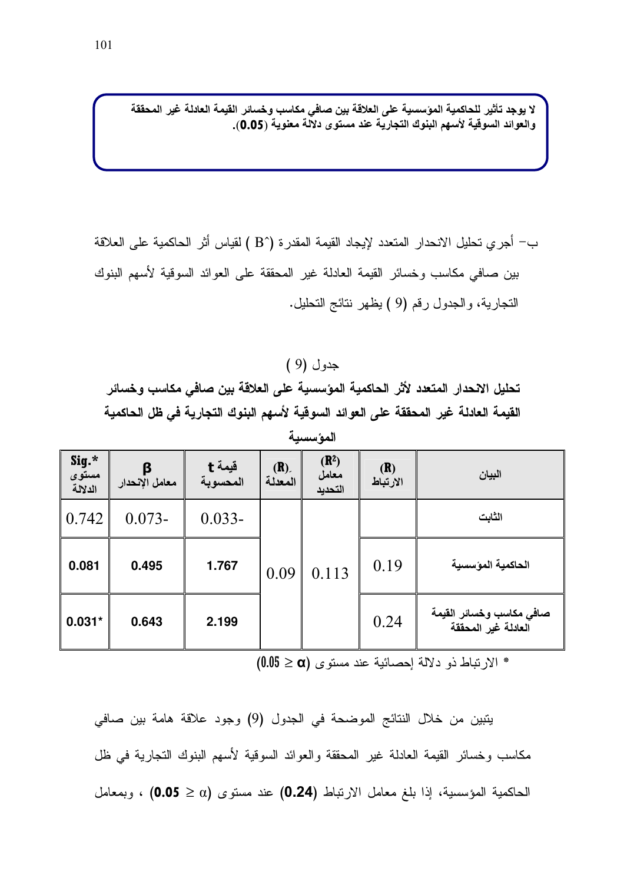**لا يوجد تأثير للحاكمية المؤسسية على العلاقة بين صافي مكاسب وخسائر القيمة العادلة غير المحققة والعوائد السوقية لأسهم البنوك التجارية عند مستوى دلالة معنوية (0.05).**

ب- أجري تحليل الانحدار المتعدد لإيجاد القيمة المقدرة (B^) لقياس أثر الحاكمية على العلاقة بين صافي مكاسب وخسائر القيمة العادلة غير المحققة على العوائد السوقية لأسهم البنوك التجارية، والجدول رقم (9) يظهر نتائج التحليل.

جدول (9)

**تحليل الانحدار المتعدد لأثر الحاكمية المؤسسية على العلاقة بين صافي مكاسب وخسائر القيمة العادلة غير المحققة على العوائد السوقية لأسهم البنوك التجارية في ظل الحاكمية المؤسسية**

| البيان | (R) الارتباط | ($R^2$) معامل التحديد | (R) المعدلة | قيمة t المحسوبة | β معامل الإنحدار | *.Sig مستوى الدلالة |
|---|---|---|---|---|---|---|
| الثابت | | | | 0.033- | 0.073- | 0.742 |
| الحاكمية المؤسسية | 0.19 | 0.113 | 0.09 | 1.767 | 0.495 | 0.081 |
| صافي مكاسب وخسائر القيمة العادلة غير المحققة | 0.24 | | | 2.199 | 0.643 | *0.031 |

* الارتباط ذو دلالة إحصائية عند مستوى ($0.05 \geq \alpha$)

يتبين من خلال النتائج الموضحة في الجدول (9) وجود علاقة هامة بين صافي مكاسب وخسائر القيمة العادلة غير المحققة والعوائد السوقية لأسهم البنوك التجارية في ظل الحاكمية المؤسسية، إذا بلغ معامل الارتباط **(0.24)** عند مستوى ($\alpha \leq$ **0.05**) ، وبمعامل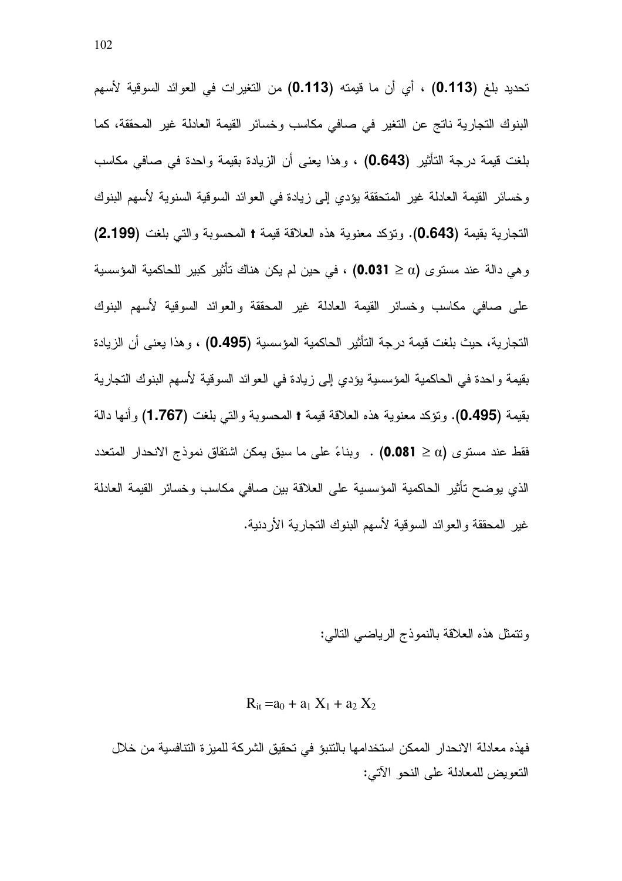تحديد بلغ (**0.113**) ، أي أن ما قيمته (**0.113**) من التغيرات في العوائد السوقية لأسهم البنوك التجارية ناتج عن التغير في صافي مكاسب وخسائر القيمة العادلة غير المحققة، كما بلغت قيمة درجة التأثير (**0.643**) ، وهذا يعنى أن الزيادة بقيمة واحدة في صافي مكاسب وخسائر القيمة العادلة غير المتحققة يؤدي إلى زيادة في العوائد السوقية السنوية لأسهم البنوك التجارية بقيمة (**0.643**). وتؤكد معنوية هذه العلاقة قيمة **t** المحسوبة والتي بلغت (**2.199**) وهي دالة عند مستوى ($\alpha \geq$ **0.031**) ، في حين لم يكن هناك تأثير كبير للحاكمية المؤسسية على صافي مكاسب وخسائر القيمة العادلة غير المحققة والعوائد السوقية لأسهم البنوك التجارية، حيث بلغت قيمة درجة التأثير الحاكمية المؤسسية (**0.495**) ، وهذا يعنى أن الزيادة بقيمة واحدة في الحاكمية المؤسسية يؤدي إلى زيادة في العوائد السوقية لأسهم البنوك التجارية بقيمة (**0.495**). وتؤكد معنوية هذه العلاقة قيمة **t** المحسوبة والتي بلغت (**1.767**) وأنها دالة فقط عند مستوى ($\alpha \geq$ **0.081**) . وبناءً على ما سبق يمكن اشتقاق نموذج الانحدار المتعدد الذي يوضح تأثير الحاكمية المؤسسية على العلاقة بين صافي مكاسب وخسائر القيمة العادلة غير المحققة والعوائد السوقية لأسهم البنوك التجارية الأردنية.

وتتمثل هذه العلاقة بالنموذج الرياضي التالي:

$$R_{it} = a_0 + a_1 X_1 + a_2 X_2$$

فهذه معادلة الانحدار الممكن استخدامها بالتنبؤ في تحقيق الشركة للميزة التنافسية من خلال التعويض للمعادلة على النحو الآتي: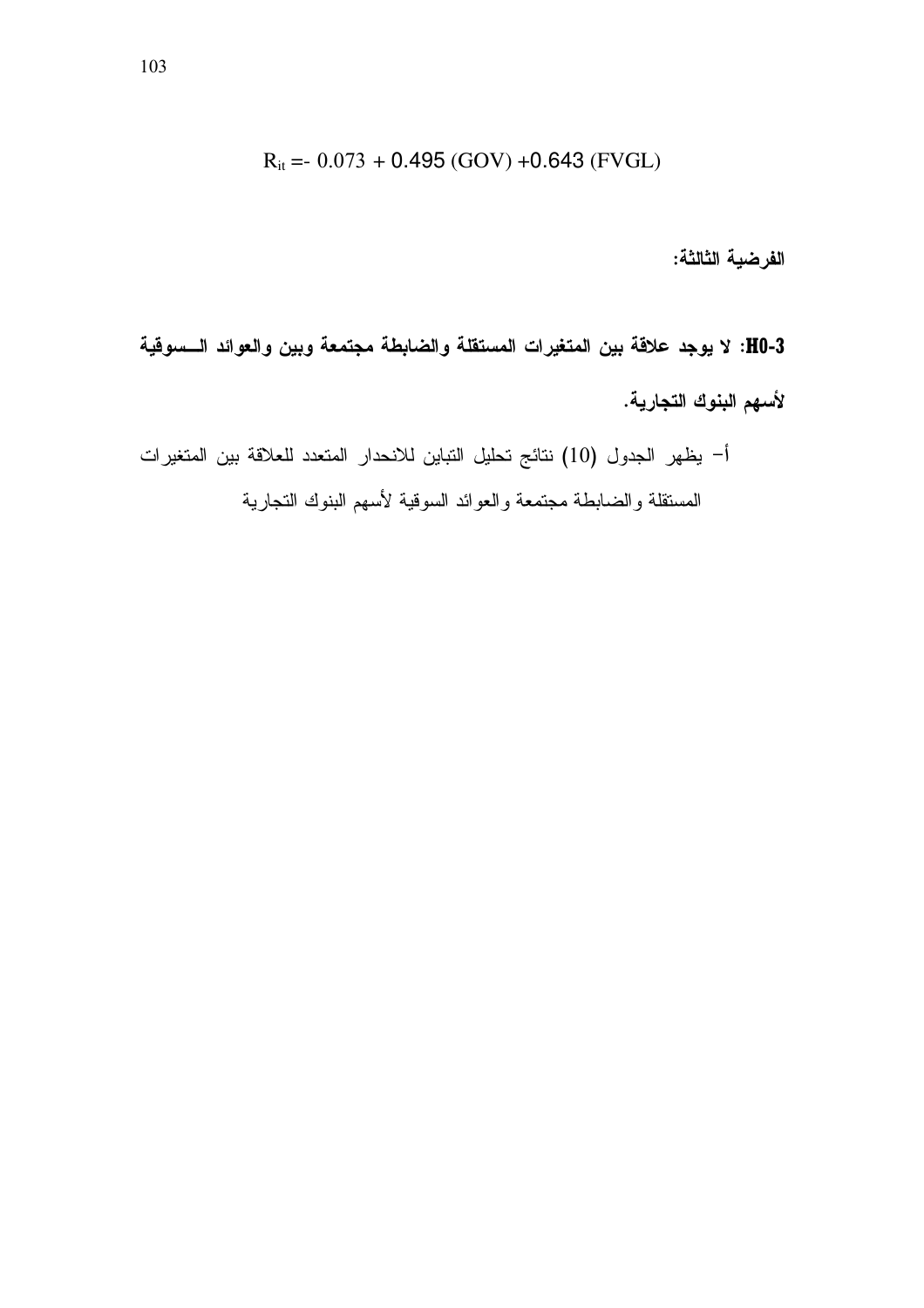$$R_{it} = -\ 0.073 + 0.495\ (GOV) + 0.643\ (FVGL)$$

**الفرضية الثالثة:**

**H0-3: لا يوجد علاقة بين المتغيرات المستقلة والضابطة مجتمعة وبين والعوائد السوقية لأسهم البنوك التجارية.**

أ- يظهر الجدول (10) نتائج تحليل التباين للانحدار المتعدد للعلاقة بين المتغيرات المستقلة والضابطة مجتمعة والعوائد السوقية لأسهم البنوك التجارية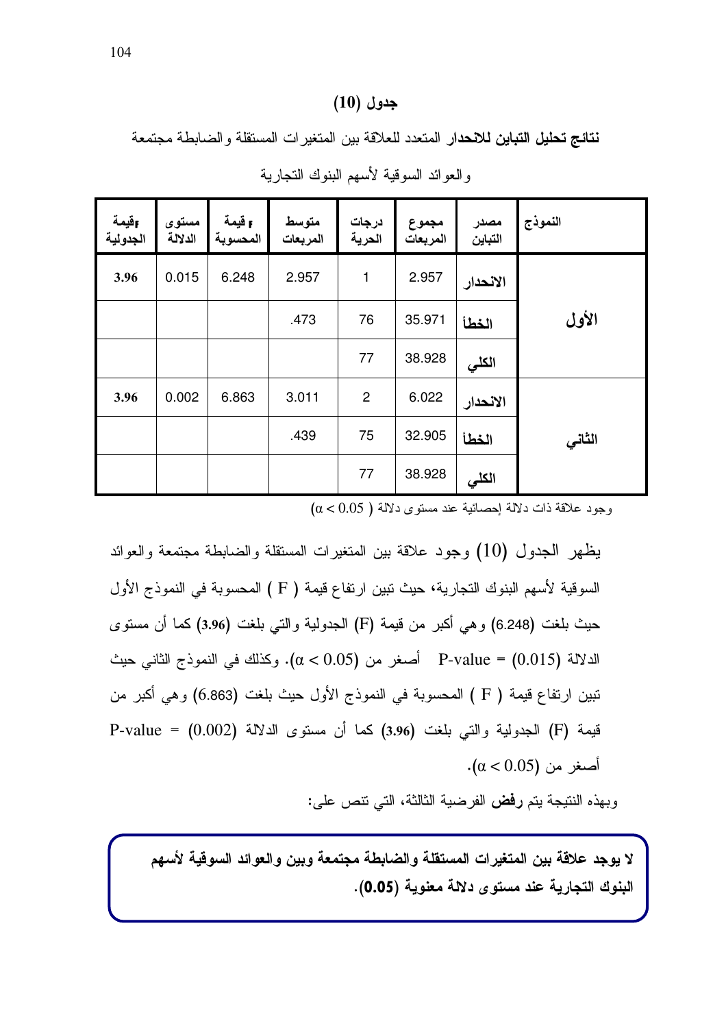## جدول (10)

**نتائج تحليل التباين للانحدار** المتعدد للعلاقة بين المتغيرات المستقلة والضابطة مجتمعة والعوائد السوقية لأسهم البنوك التجارية

| النموذج | مصدر التباين | مجموع المربعات | درجات الحرية | متوسط المربعات | F قيمة المحسوبة | مستوى الدلالة | Fقيمة الجدولية |
|---|---|---|---|---|---|---|---|
| الأول | الانحدار | 2.957 | 1 | 2.957 | 6.248 | 0.015 | 3.96 |
| | الخطأ | 35.971 | 76 | .473 | | | |
| | الكلي | 38.928 | 77 | | | | |
| الثاني | الانحدار | 6.022 | 2 | 3.011 | 6.863 | 0.002 | 3.96 |
| | الخطأ | 32.905 | 75 | .439 | | | |
| | الكلي | 38.928 | 77 | | | | |

وجود علاقة ذات دلالة إحصائية عند مستوى دلالة ( $\alpha < 0.05$ )

يظهر الجدول (10) وجود علاقة بين المتغيرات المستقلة والضابطة مجتمعة والعوائد السوقية لأسهم البنوك التجارية، حيث تبين ارتفاع قيمة ( F ) المحسوبة في النموذج الأول حيث بلغت (6.248) وهي أكبر من قيمة (F) الجدولية والتي بلغت (**3.96**) كما أن مستوى الدلالة (0.015) = P-value أصغر من ($\alpha < 0.05$). وكذلك في النموذج الثاني حيث تبين ارتفاع قيمة ( F ) المحسوبة في النموذج الأول حيث بلغت (6.863) وهي أكبر من قيمة (F) الجدولية والتي بلغت (**3.96**) كما أن مستوى الدلالة (0.002) = P-value أصغر من ($\alpha < 0.05$).

وبهذه النتيجة يتم **رفض** الفرضية الثالثة، التي تنص على:

**لا يوجد علاقة بين المتغيرات المستقلة والضابطة مجتمعة وبين والعوائد السوقية لأسهم البنوك التجارية عند مستوى دلالة معنوية (0.05).**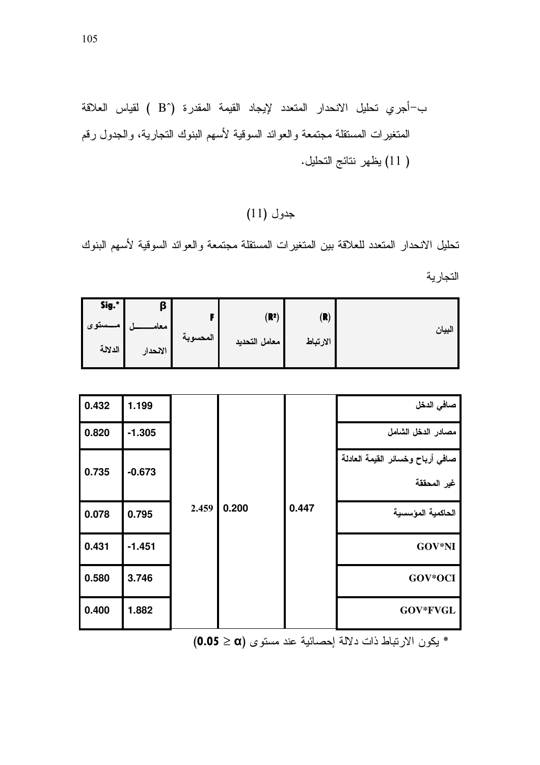ب–أجري تحليل الانحدار المتعدد لإيجاد القيمة المقدرة (^B ) لقياس العلاقة المتغيرات المستقلة مجتمعة والعوائد السوقية لأسهم البنوك التجارية، والجدول رقم ( 11) يظهر نتائج التحليل.

جدول (11)

تحليل الانحدار المتعدد للعلاقة بين المتغيرات المستقلة مجتمعة والعوائد السوقية لأسهم البنوك التجارية

| البيان | (R) الارتباط | ($R^2$) معامل التحديد | F المحسوبة | β معامل الانحدار | Sig.* مستوى الدلالة |
|---|---|---|---|---|---|
| صافي الدخل | 0.447 | 0.200 | 2.459 | 1.199 | 0.432 |
| مصادر الدخل الشامل | | | | -1.305 | 0.820 |
| صافي أرباح وخسائر القيمة العادلة غير المحققة | | | | -0.673 | 0.735 |
| الحاكمية المؤسسية | | | | 0.795 | 0.078 |
| GOV*NI | | | | -1.451 | 0.431 |
| GOV*OCI | | | | 3.746 | 0.580 |
| GOV*FVGL | | | | 1.882 | 0.400 |

* يكون الارتباط ذات دلالة إحصائية عند مستوى ($0.05 \geq α$)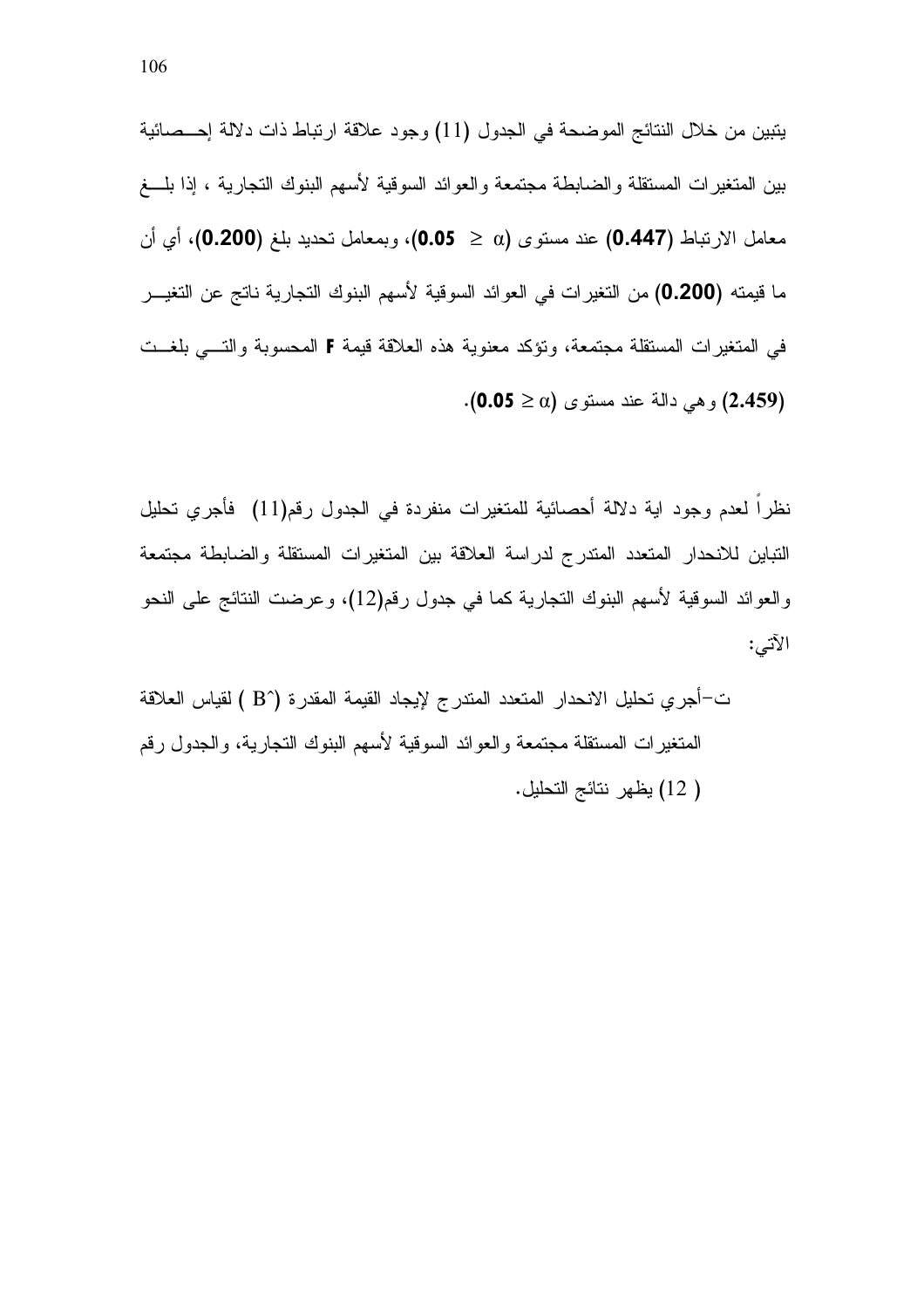يتبين من خلال النتائج الموضحة في الجدول (11) وجود علاقة ارتباط ذات دلالة إحصائية بين المتغيرات المستقلة والضابطة مجتمعة والعوائد السوقية لأسهم البنوك التجارية ، إذا بلغ معامل الارتباط (**0.447**) عند مستوى ($\alpha \geq$ **0.05**)، وبمعامل تحديد بلغ (**0.200**)، أي أن ما قيمته (**0.200**) من التغيرات في العوائد السوقية لأسهم البنوك التجارية ناتج عن التغير في المتغيرات المستقلة مجتمعة، وتؤكد معنوية هذه العلاقة قيمة **F** المحسوبة والتي بلغت (**2.459**) وهي دالة عند مستوى ($\alpha \geq$ **0.05**).

نظراً لعدم وجود اية دلالة أحصائية للمتغيرات منفردة في الجدول رقم(11) فأجري تحليل التباين للانحدار المتعدد المتدرج لدراسة العلاقة بين المتغيرات المستقلة والضابطة مجتمعة والعوائد السوقية لأسهم البنوك التجارية كما في جدول رقم(12)، وعرضت النتائج على النحو الآتي:

ت-أجري تحليل الانحدار المتعدد المتدرج لإيجاد القيمة المقدرة ($B^\wedge$ ) لقياس العلاقة المتغيرات المستقلة مجتمعة والعوائد السوقية لأسهم البنوك التجارية، والجدول رقم ( 12) يظهر نتائج التحليل.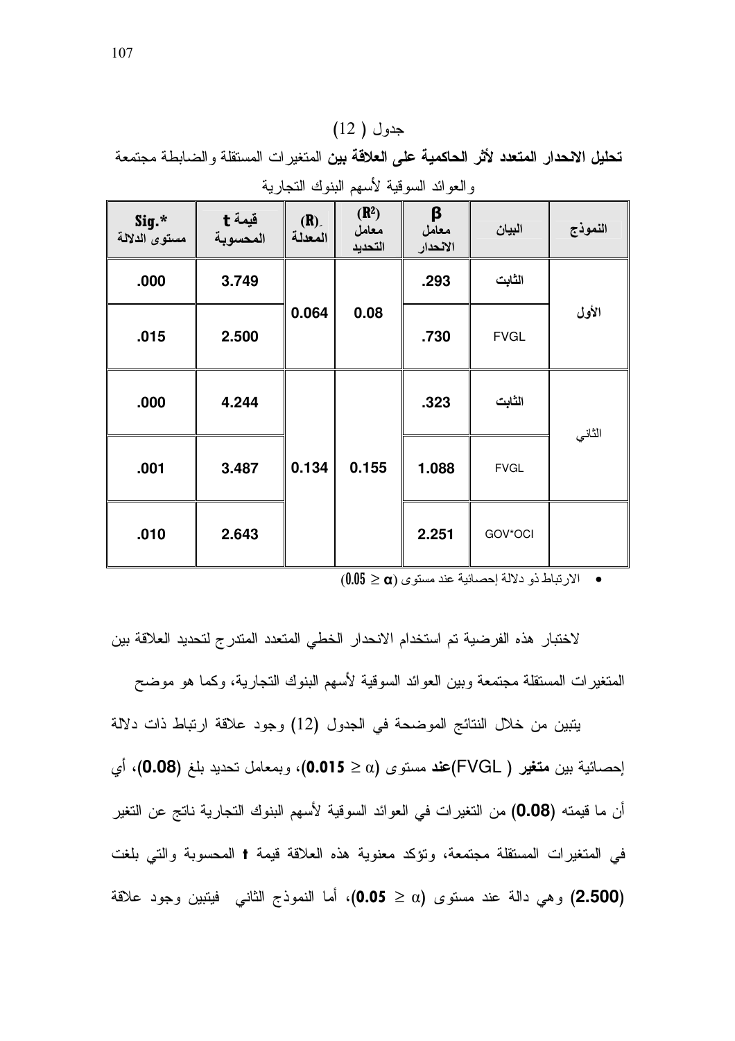جدول ( 12)

**تحليل الانحدار المتعدد لأثر الحاكمية على العلاقة بين** المتغيرات المستقلة والضابطة مجتمعة والعوائد السوقية لأسهم البنوك التجارية

| النموذج | البيان | β معامل الانحدار | ($R^2$) معامل التحديد | (R) المعدلة | قيمة t المحسوبة | Sig.* مستوى الدلالة |
|---|---|---|---|---|---|---|
| الأول | الثابت | .293 | 0.08 | 0.064 | 3.749 | .000 |
| | FVGL | .730 | | | 2.500 | .015 |
| الثاني | الثابت | .323 | 0.155 | 0.134 | 4.244 | .000 |
| | FVGL | 1.088 | | | 3.487 | .001 |
| | GOV*OCI | 2.251 | | | 2.643 | .010 |

- الارتباط ذو دلالة إحصائية عند مستوى ($0.05 \geq \alpha$)

لاختبار هذه الفرضية تم استخدام الانحدار الخطي المتعدد المتدرج لتحديد العلاقة بين المتغيرات المستقلة مجتمعة وبين العوائد السوقية لأسهم البنوك التجارية، وكما هو موضح

يتبين من خلال النتائج الموضحة في الجدول (12) وجود علاقة ارتباط ذات دلالة إحصائية بين **متغير** ( FVGL)**عند** مستوى (**0.015** ≥ α)، وبمعامل تحديد بلغ (**0.08**)، أي أن ما قيمته (**0.08**) من التغيرات في العوائد السوقية لأسهم البنوك التجارية ناتج عن التغير في المتغيرات المستقلة مجتمعة، وتؤكد معنوية هذه العلاقة قيمة **t** المحسوبة والتي بلغت (**2.500**) وهي دالة عند مستوى (**0.05** ≥ α)، أما النموذج الثاني فيتبين وجود علاقة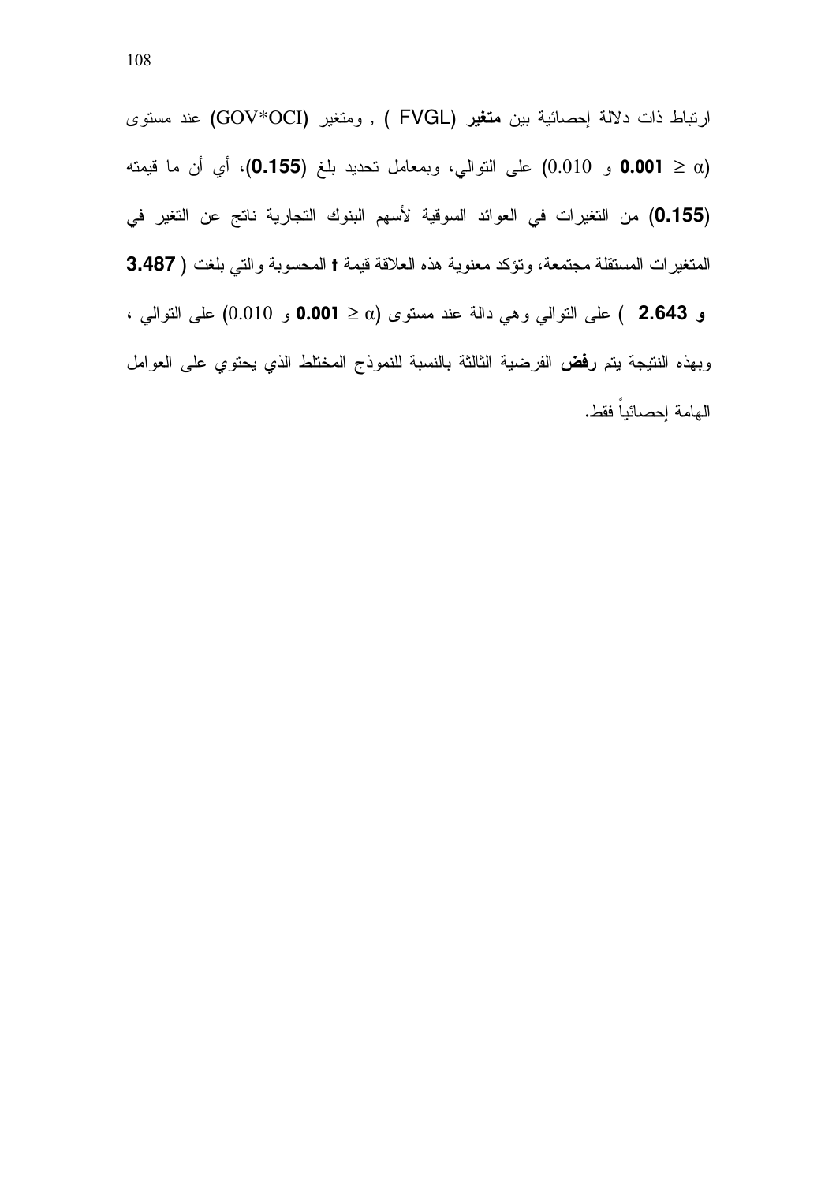ارتباط ذات دلالة إحصائية بين **متغير** (FVGL ) , ومتغير (GOV*OCI) عند مستوى ($\alpha \leq$ **0.001** و 0.010) على التوالي، وبمعامل تحديد بلغ (**0.155**)، أي أن ما قيمته (**0.155**) من التغيرات في العوائد السوقية لأسهم البنوك التجارية ناتج عن التغير في المتغيرات المستقلة مجتمعة، وتؤكد معنوية هذه العلاقة قيمة **t** المحسوبة والتي بلغت ( **3.487** و **2.643** ) على التوالي وهي دالة عند مستوى ($\alpha \leq$ **0.001** و 0.010) على التوالي ، وبهذه النتيجة يتم **رفض** الفرضية الثالثة بالنسبة للنموذج المختلط الذي يحتوي على العوامل الهامة إحصائياً فقط.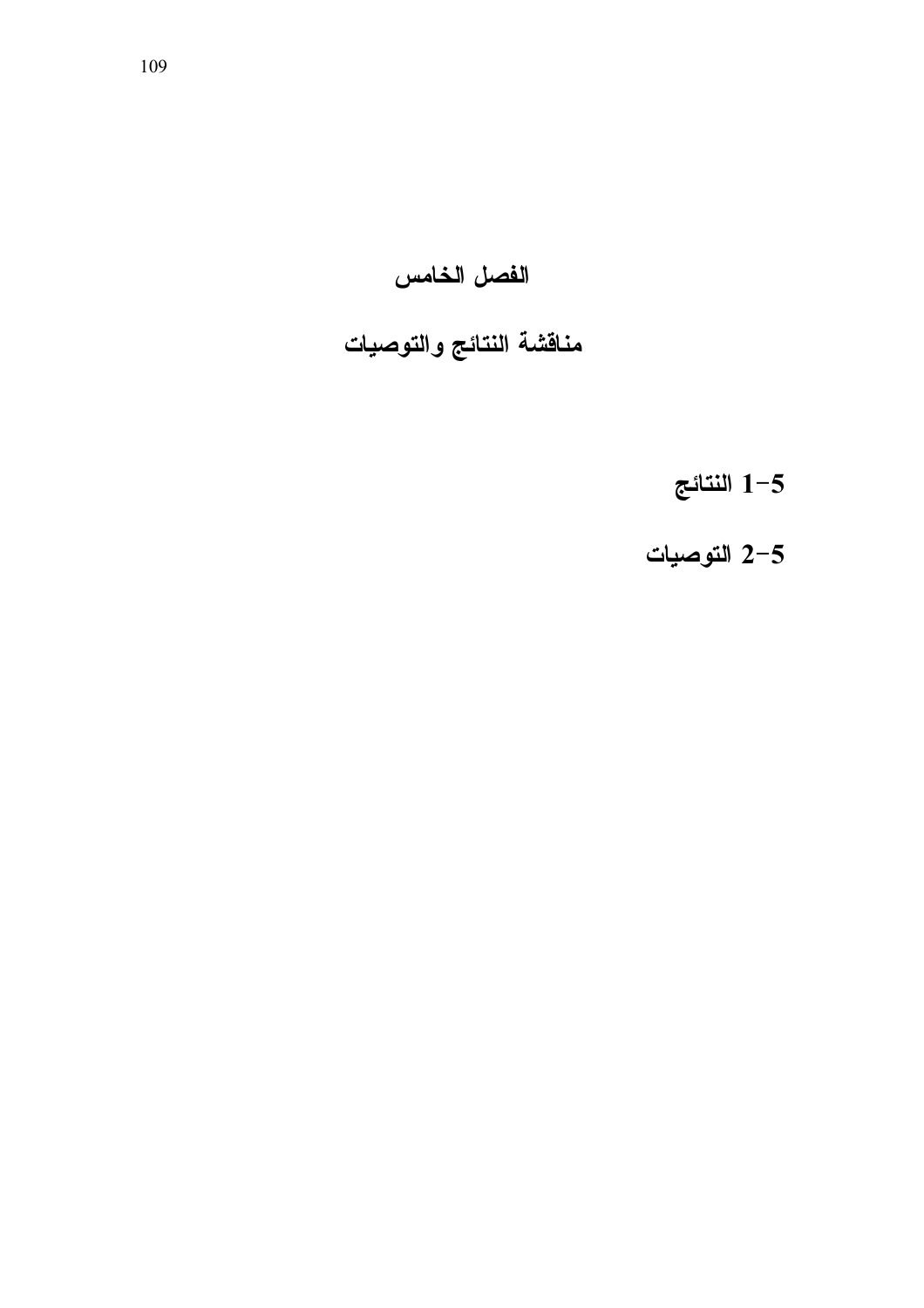# الفصل الخامس

# مناقشة النتائج والتوصيات

5-1 النتائج

5-2 التوصيات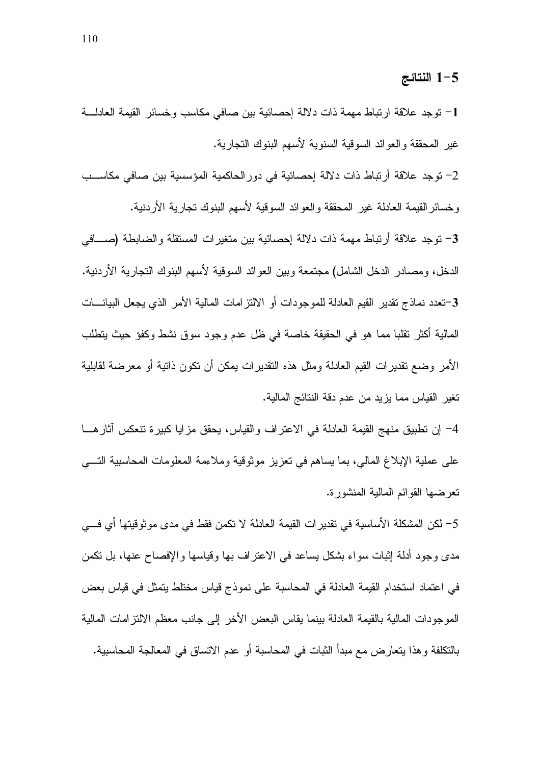## 5-1 النتائج

**1**- توجد علاقة ارتباط مهمة ذات دلالة إحصائية بين صافي مكاسب وخسائر القيمة العادلة غير المحققة والعوائد السوقية السنوية لأسهم البنوك التجارية.

2- توجد علاقة أرتباط ذات دلالة إحصائية في دورالحاكمية المؤسسية بين صافي مكاسب وخسائرالقيمة العادلة غير المحققة والعوائد السوقية لأسهم البنوك تجارية الأردنية.

**3**- توجد علاقة أرتباط مهمة ذات دلالة إحصائية بين متغيرات المستقلة والضابطة (صافي الدخل، ومصادر الدخل الشامل) مجتمعة وبين العوائد السوقية لأسهم البنوك التجارية الأردنية.

**3**-تعدد نماذج تقدير القيم العادلة للموجودات أو الالتزامات المالية الأمر الذي يجعل البيانات المالية أكثر تقلبا مما هو في الحقيقة خاصة في ظل عدم وجود سوق نشط وكفؤ حيث يتطلب الأمر وضع تقديرات القيم العادلة ومثل هذه التقديرات يمكن أن تكون ذاتية أو معرضة لقابلية تغير القياس مما يزيد من عدم دقة النتائج المالية.

4- إن تطبيق منهج القيمة العادلة في الاعتراف والقياس، يحقق مزايا كبيرة تنعكس آثارها على عملية الإبلاغ المالي، بما يساهم في تعزيز موثوقية وملاءمة المعلومات المحاسبية التي تعرضها القوائم المالية المنشورة.

5- لكن المشكلة الأساسية في تقديرات القيمة العادلة لا تكمن فقط في مدى موثوقيتها أي في مدى وجود أدلة إثبات سواء بشكل يساعد في الاعتراف بها وقياسها والإفصاح عنها، بل تكمن في اعتماد استخدام القيمة العادلة في المحاسبة على نموذج قياس مختلط يتمثل في قياس بعض الموجودات المالية بالقيمة العادلة بينما يقاس البعض الأخر إلى جانب معظم الالتزامات المالية بالتكلفة وهذا يتعارض مع مبدأ الثبات في المحاسبة أو عدم الاتساق في المعالجة المحاسبية.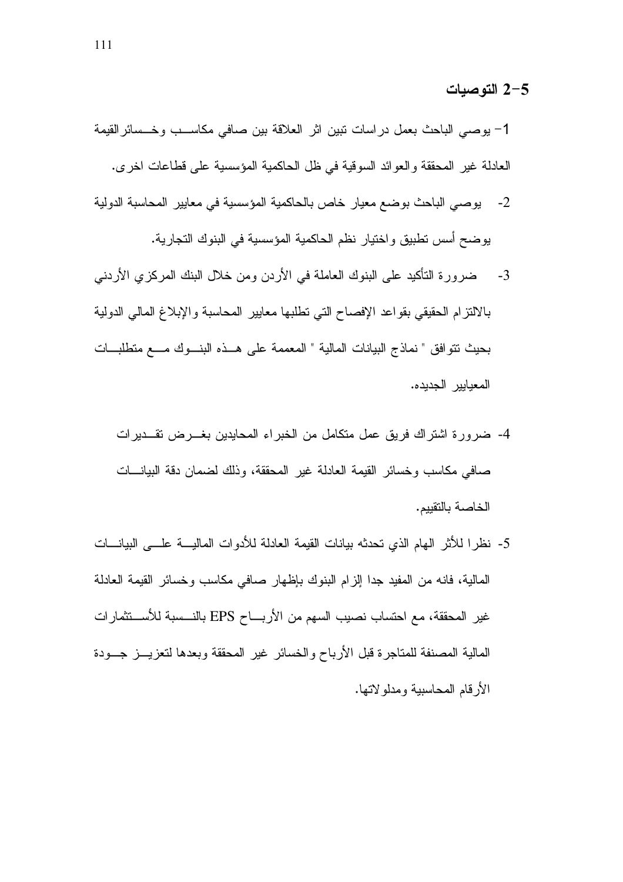## 5-2 التوصيات

1- يوصي الباحث بعمل دراسات تبين اثر العلاقة بين صافي مكاسب وخسائرالقيمة العادلة غير المحققة والعوائد السوقية في ظل الحاكمية المؤسسية على قطاعات اخرى.

2- يوصي الباحث بوضع معيار خاص بالحاكمية المؤسسية في معايير المحاسبة الدولية يوضح أسس تطبيق واختيار نظم الحاكمية المؤسسية في البنوك التجارية.

3- ضرورة التأكيد على البنوك العاملة في الأردن ومن خلال البنك المركزي الأردني بالالتزام الحقيقي بقواعد الإفصاح التي تطلبها معايير المحاسبة والإبلاغ المالي الدولية بحيث تتوافق " نماذج البيانات المالية " المعممة على هذه البنوك مع متطلبات المعايير الجديده.

4- ضرورة اشتراك فريق عمل متكامل من الخبراء المحايدين بغرض تقديرات صافي مكاسب وخسائر القيمة العادلة غير المحققة، وذلك لضمان دقة البيانات الخاصة بالتقييم.

5- نظرا للأثر الهام الذي تحدثه بيانات القيمة العادلة للأدوات المالية على البيانات المالية، فانه من المفيد جدا إلزام البنوك بإظهار صافي مكاسب وخسائر القيمة العادلة غير المحققة، مع احتساب نصيب السهم من الأرباح EPS بالنسبة للأستثمارات المالية المصنفة للمتاجرة قبل الأرباح والخسائر غير المحققة وبعدها لتعزيز جودة الأرقام المحاسبية ومدلولاتها.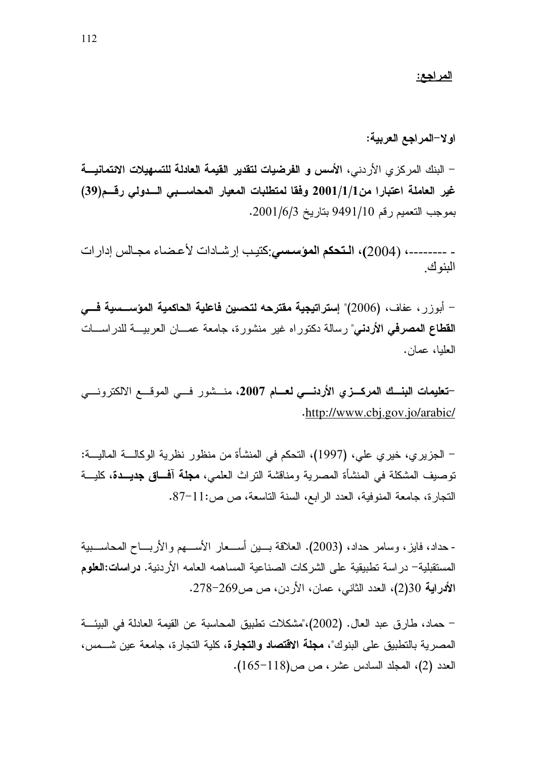## المراجع:

### اولا-المراجع العربية:

- البنك المركزي الأردني، **الأسس و الفرضيات لتقدير القيمة العادلة للتسهيلات الائتمانية غير العاملة اعتبارا من2001/1/1 وفقا لمتطلبات المعيار المحاسبي الدولي رقم(39)** بموجب التعميم رقم 9491/10 بتاريخ 2001/6/3.

- ---------، (2004)، **التحكم المؤسسي**:كتيب إرشادات لأعضاء مجالس إدارات البنوك.

- أبوزر، عفاف، (2006)" **إستراتيجية مقترحه لتحسين فاعلية الحاكمية المؤسسية في القطاع المصرفي الأردني**" رسالة دكتوراه غير منشورة، جامعة عمان العربية للدراسات العليا، عمان.

-**تعليمات البنك المركزي الأردني لعام 2007**، منشور في الموقع الالكتروني http://www.cbj.gov.jo/arabic/.

- الجزيري، خيري علي، (1997)، التحكم في المنشأة من منظور نظرية الوكالة المالية: توصيف المشكلة في المنشأة المصرية ومناقشة التراث العلمي، **مجلة آفاق جديدة**، كلية التجارة، جامعة المنوفية، العدد الرابع، السنة التاسعة، ص ص:11-87.

- حداد، فايز، وسامر حداد، (2003). العلاقة بين أسعار الأسهم والأرباح المحاسبية المستقبلية- دراسة تطبيقية على الشركات الصناعية المساهمه العامه الأردنية. **دراسات:العلوم الأدراية** 30(2)، العدد الثاني، عمان، الأردن، ص ص269-278.

- حماد، طارق عبد العال. (2002)،"مشكلات تطبيق المحاسبة عن القيمة العادلة في البيئة المصرية بالتطبيق على البنوك"، **مجلة الاقتصاد والتجارة**، كلية التجارة، جامعة عين شمس، العدد (2)، المجلد السادس عشر، ص ص(118-165).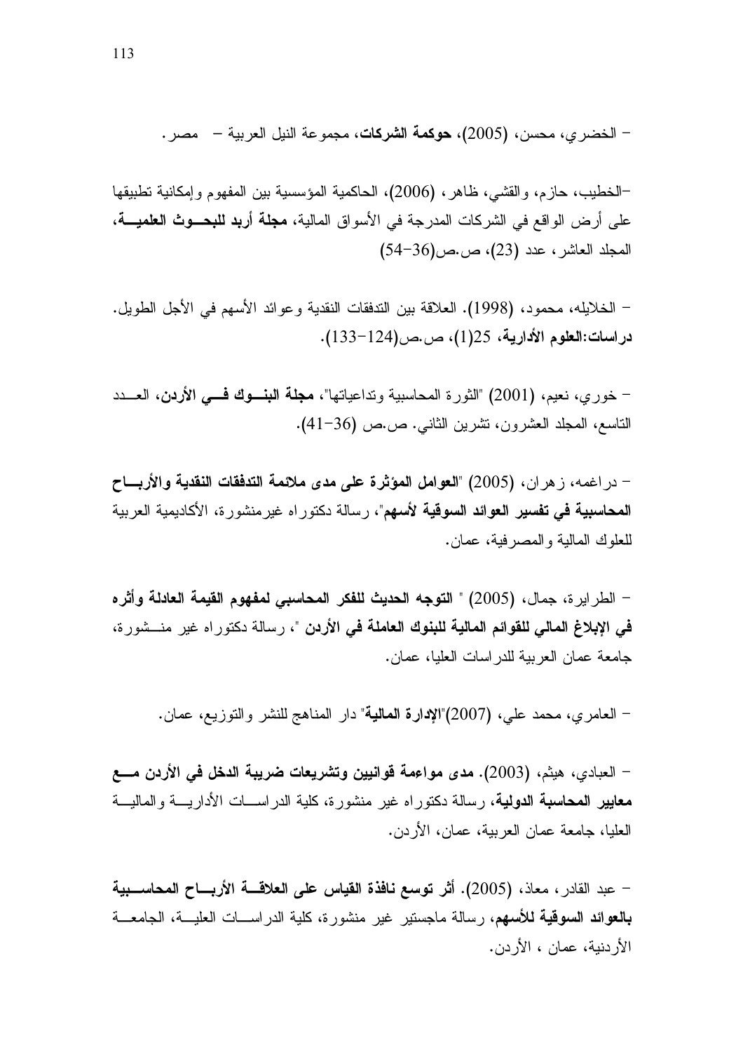- الخضري، محسن، (2005)، **حوكمة الشركات**، مجموعة النيل العربية – مصر.

-الخطيب، حازم، والقشي، ظاهر، (2006)، الحاكمية المؤسسية بين المفهوم وإمكانية تطبيقها على أرض الواقع في الشركات المدرجة في الأسواق المالية، **مجلة أربد للبحوث العلمية**، المجلد العاشر، عدد (23)، ص.ص(36-54)

- الخلايله، محمود، (1998). العلاقة بين التدفقات النقدية وعوائد الأسهم في الأجل الطويل. **دراسات:العلوم الأدارية**، 25(1)، ص.ص(124-133).

- خوري، نعيم، (2001) "الثورة المحاسبية وتداعياتها"، **مجلة البنوك في الأردن**، العدد التاسع، المجلد العشرون، تشرين الثاني. ص.ص (36-41).

- دراغمه، زهران، (2005) "**العوامل المؤثرة على مدى ملائمة التدفقات النقدية والأرباح المحاسبية في تفسير العوائد السوقية لأسهم**"، رسالة دكتوراه غيرمنشورة، الأكاديمية العربية للعلوك المالية والمصرفية، عمان.

- الطرايرة، جمال، (2005) " **التوجه الحديث للفكر المحاسبي لمفهوم القيمة العادلة وأثره في الإبلاغ المالي للقوائم المالية للبنوك العاملة في الأردن** "، رسالة دكتوراه غير منشورة، جامعة عمان العربية للدراسات العليا، عمان.

- العامري، محمد علي، (2007)"**الإدارة المالية**" دار المناهج للنشر والتوزيع، عمان.

- العبادي، هيثم، (2003). **مدى مواءمة قوانيين وتشريعات ضريبة الدخل في الأردن مع معايير المحاسبة الدولية**، رسالة دكتوراه غير منشورة، كلية الدراسات الأدارية والمالية العليا، جامعة عمان العربية، عمان، الأردن.

- عبد القادر، معاذ، (2005). **أثر توسع نافذة القياس على العلاقة الأرباح المحاسبية بالعوائد السوقية للأسهم**، رسالة ماجستير غير منشورة، كلية الدراسات العلية، الجامعة الأردنية، عمان ، الأردن.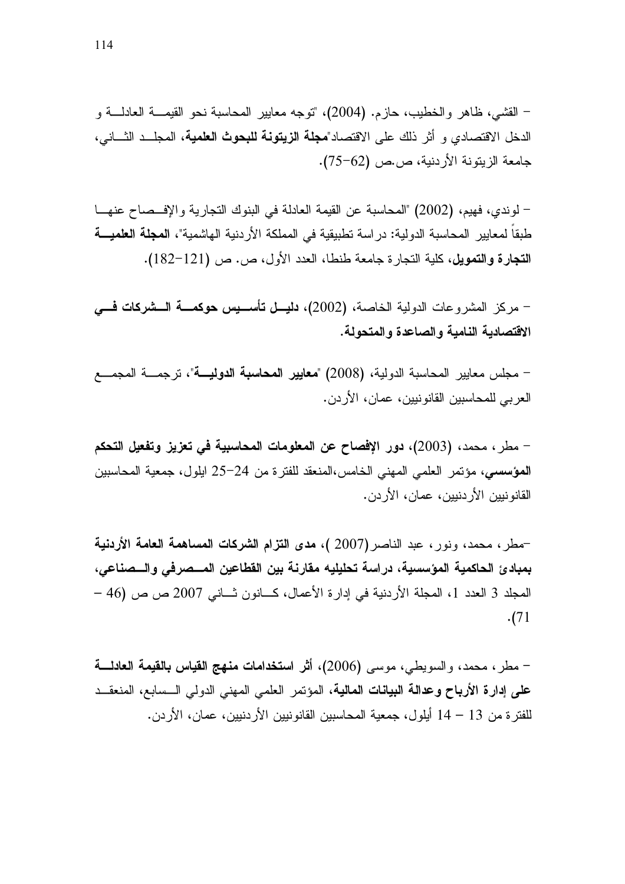- القشي، ظاهر والخطيب، حازم. (2004)، "توجه معايير المحاسبة نحو القيمة العادلة و الدخل الاقتصادي و أثر ذلك على الاقتصاد"**مجلة الزيتونة للبحوث العلمية**، المجلد الثاني، جامعة الزيتونة الأردنية، ص.ص (62-75).

- لوندي، فهيم، (2002) "المحاسبة عن القيمة العادلة في البنوك التجارية والإفصاح عنها طبقاً لمعايير المحاسبة الدولية: دراسة تطبيقية في المملكة الأردنية الهاشمية"، **المجلة العلمية التجارة والتمويل**، كلية التجارة جامعة طنطا، العدد الأول، ص. ص (121-182).

- مركز المشروعات الدولية الخاصة، (2002)، **دليل تأسيس حوكمة الشركات في الاقتصادية النامية والصاعدة والمتحولة.**

- مجلس معايير المحاسبة الدولية، (2008) "**معايير المحاسبة الدولية**"، ترجمة المجمع العربي للمحاسبين القانونيين، عمان، الأردن.

- مطر، محمد، (2003)، **دور الإفصاح عن المعلومات المحاسبية في تعزيز وتفعيل التحكم المؤسسي**، مؤتمر العلمي المهني الخامس،المنعقد للفترة من 24-25 ايلول، جمعية المحاسبين القانونيين الأردنيين، عمان، الأردن.

-مطر، محمد، ونور، عبد الناصر(2007 )، **مدى التزام الشركات المساهمة العامة الأردنية بمبادئ الحاكمية المؤسسية، دراسة تحليليه مقارنة بين القطاعين المصرفي والصناعي**، المجلد 3 العدد 1، المجلة الأردنية في إدارة الأعمال، كانون ثاني 2007 ص ص (46 - 71).

- مطر، محمد، والسويطي، موسى (2006)، **أثر استخدامات منهج القياس بالقيمة العادلة على إدارة الأرباح وعدالة البيانات المالية**، المؤتمر العلمي المهني الدولي السابع، المنعقد للفترة من 13 – 14 أيلول، جمعية المحاسبين القانونيين الأردنيين، عمان، الأردن.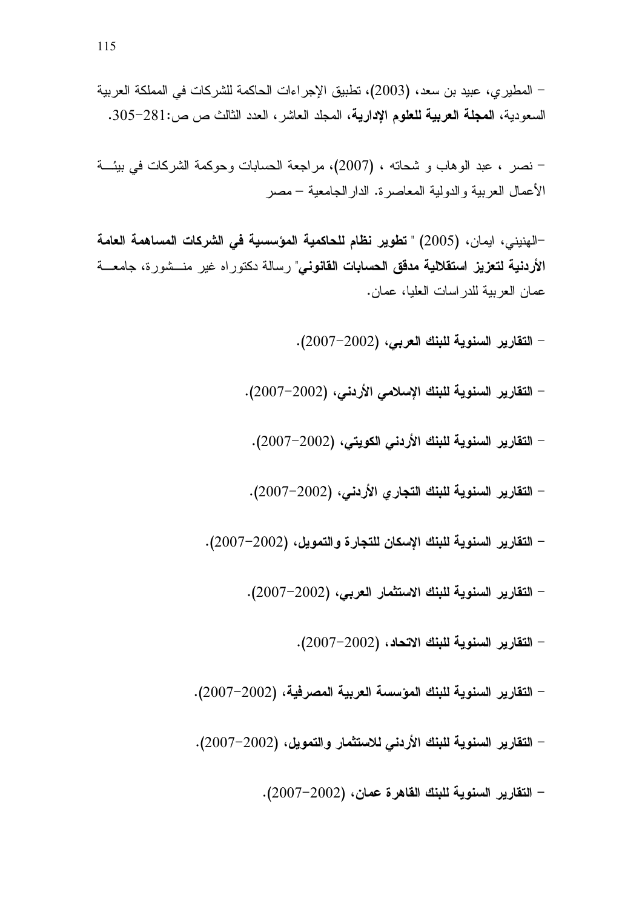- المطيري، عبيد بن سعد، (2003)، تطبيق الإجراءات الحاكمة للشركات في المملكة العربية السعودية، **المجلة العربية للعلوم الإدارية**، المجلد العاشر، العدد الثالث ص ص:281-305.

- نصر ، عبد الوهاب و شحاته ، (2007)، مراجعة الحسابات وحوكمة الشركات في بيئة الأعمال العربية والدولية المعاصرة. الدارالجامعية – مصر

-الهنيني، ايمان، (2005) " **تطوير نظام للحاكمية المؤسسية في الشركات المساهمة العامة الأردنية لتعزيز استقلالية مدقق الحسابات القانوني**" رسالة دكتوراه غير منشورة، جامعة عمان العربية للدراسات العليا، عمان.

- **التقارير السنوية للبنك العربي**، (2002-2007).

- **التقارير السنوية للبنك الإسلامي الأردني**، (2002-2007).

- **التقارير السنوية للبنك الأردني الكويتي**، (2002-2007).

- **التقارير السنوية للبنك التجاري الأردني**، (2002-2007).

- **التقارير السنوية للبنك الإسكان للتجارة والتمويل**، (2002-2007).

- **التقارير السنوية للبنك الاستثمار العربي**، (2002-2007).

- **التقارير السنوية للبنك الاتحاد**، (2002-2007).

- **التقارير السنوية للبنك المؤسسة العربية المصرفية**، (2002-2007).

- **التقارير السنوية للبنك الأردني للاستثمار والتمويل**، (2002-2007).

- **التقارير السنوية للبنك القاهرة عمان**، (2002-2007).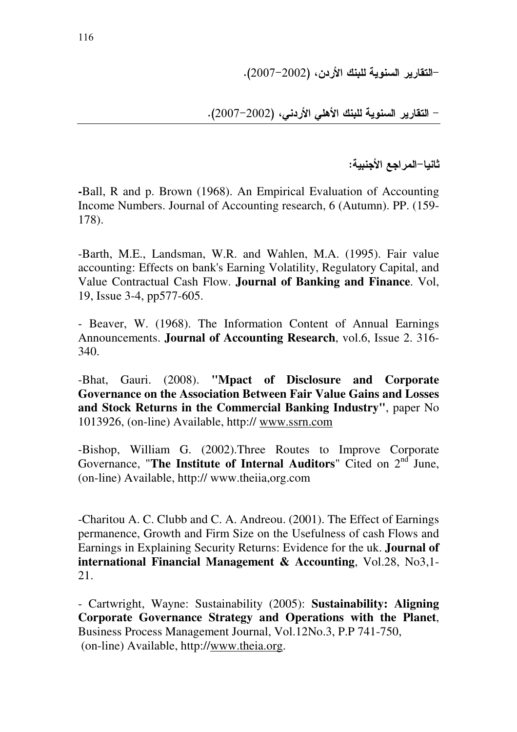-التقارير السنوية للبنك الأردن، (2002-2007).

- التقارير السنوية للبنك الأهلي الأردني، (2002-2007).

---

**ثانيا-المراجع الأجنبية:**

**-**Ball, R and p. Brown (1968). An Empirical Evaluation of Accounting Income Numbers. Journal of Accounting research, 6 (Autumn). PP. (159-178).

-Barth, M.E., Landsman, W.R. and Wahlen, M.A. (1995). Fair value accounting: Effects on bank's Earning Volatility, Regulatory Capital, and Value Contractual Cash Flow. **Journal of Banking and Finance**. Vol, 19, Issue 3-4, pp577-605.

- Beaver, W. (1968). The Information Content of Annual Earnings Announcements. **Journal of Accounting Research**, vol.6, Issue 2. 316-340.

-Bhat, Gauri. (2008). **"Mpact of Disclosure and Corporate Governance on the Association Between Fair Value Gains and Losses and Stock Returns in the Commercial Banking Industry"**, paper No 1013926, (on-line) Available, http:// www.ssrn.com

-Bishop, William G. (2002).Three Routes to Improve Corporate Governance, "**The Institute of Internal Auditors**" Cited on 2nd June, (on-line) Available, http:// www.theiia,org.com

-Charitou A. C. Clubb and C. A. Andreou. (2001). The Effect of Earnings permanence, Growth and Firm Size on the Usefulness of cash Flows and Earnings in Explaining Security Returns: Evidence for the uk. **Journal of international Financial Management & Accounting**, Vol.28, No3,1-21.

- Cartwright, Wayne: Sustainability (2005): **Sustainability: Aligning Corporate Governance Strategy and Operations with the Planet**, Business Process Management Journal, Vol.12No.3, P.P 741-750, (on-line) Available, http://www.theia.org.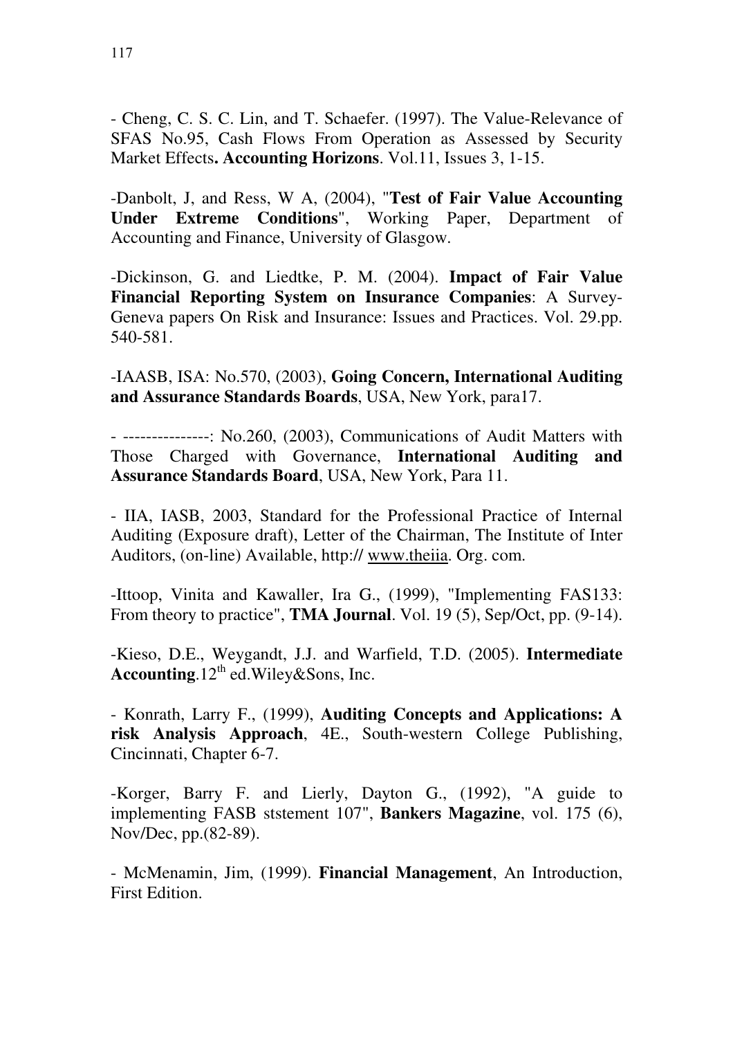- Cheng, C. S. C. Lin, and T. Schaefer. (1997). The Value-Relevance of SFAS No.95, Cash Flows From Operation as Assessed by Security Market Effects**. Accounting Horizons**. Vol.11, Issues 3, 1-15.

-Danbolt, J, and Ress, W A, (2004), "**Test of Fair Value Accounting Under Extreme Conditions**", Working Paper, Department of Accounting and Finance, University of Glasgow.

-Dickinson, G. and Liedtke, P. M. (2004). **Impact of Fair Value Financial Reporting System on Insurance Companies**: A Survey-Geneva papers On Risk and Insurance: Issues and Practices. Vol. 29.pp. 540-581.

-IAASB, ISA: No.570, (2003), **Going Concern, International Auditing and Assurance Standards Boards**, USA, New York, para17.

- ---------------: No.260, (2003), Communications of Audit Matters with Those Charged with Governance, **International Auditing and Assurance Standards Board**, USA, New York, Para 11.

- IIA, IASB, 2003, Standard for the Professional Practice of Internal Auditing (Exposure draft), Letter of the Chairman, The Institute of Inter Auditors, (on-line) Available, http:// www.theiia. Org. com.

-Ittoop, Vinita and Kawaller, Ira G., (1999), "Implementing FAS133: From theory to practice", **TMA Journal**. Vol. 19 (5), Sep/Oct, pp. (9-14).

-Kieso, D.E., Weygandt, J.J. and Warfield, T.D. (2005). **Intermediate Accounting**.12th ed.Wiley&Sons, Inc.

- Konrath, Larry F., (1999), **Auditing Concepts and Applications: A risk Analysis Approach**, 4E., South-western College Publishing, Cincinnati, Chapter 6-7.

-Korger, Barry F. and Lierly, Dayton G., (1992), "A guide to implementing FASB ststement 107", **Bankers Magazine**, vol. 175 (6), Nov/Dec, pp.(82-89).

- McMenamin, Jim, (1999). **Financial Management**, An Introduction, First Edition.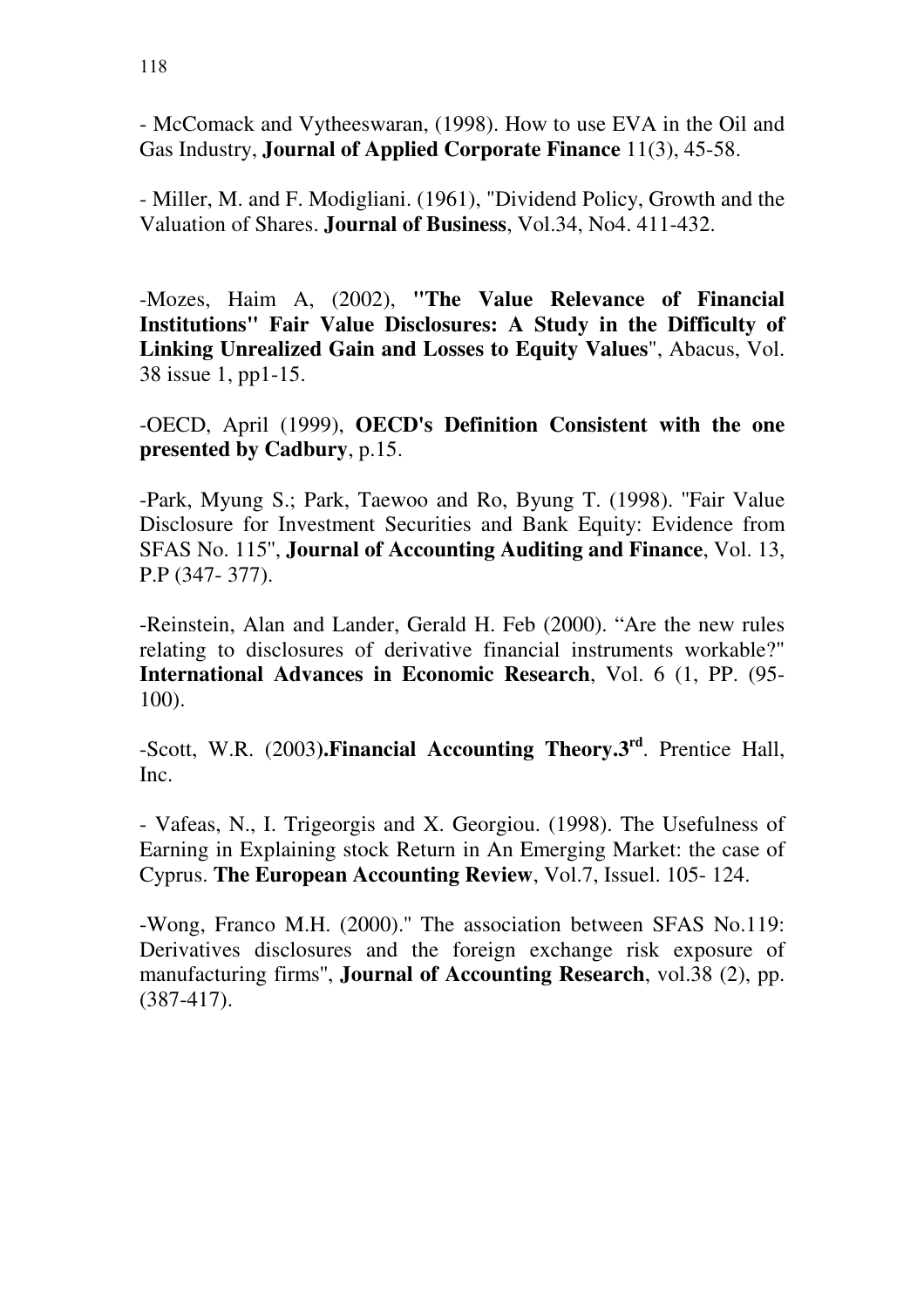- McComack and Vytheeswaran, (1998). How to use EVA in the Oil and Gas Industry, **Journal of Applied Corporate Finance** 11(3), 45-58.

- Miller, M. and F. Modigliani. (1961), "Dividend Policy, Growth and the Valuation of Shares. **Journal of Business**, Vol.34, No4. 411-432.

-Mozes, Haim A, (2002), **"The Value Relevance of Financial Institutions" Fair Value Disclosures: A Study in the Difficulty of Linking Unrealized Gain and Losses to Equity Values**", Abacus, Vol. 38 issue 1, pp1-15.

-OECD, April (1999), **OECD's Definition Consistent with the one presented by Cadbury**, p.15.

-Park, Myung S.; Park, Taewoo and Ro, Byung T. (1998). "Fair Value Disclosure for Investment Securities and Bank Equity: Evidence from SFAS No. 115", **Journal of Accounting Auditing and Finance**, Vol. 13, P.P (347- 377).

-Reinstein, Alan and Lander, Gerald H. Feb (2000). "Are the new rules relating to disclosures of derivative financial instruments workable?" **International Advances in Economic Research**, Vol. 6 (1, PP. (95-100).

-Scott, W.R. (2003)**.Financial Accounting Theory.3rd**. Prentice Hall, Inc.

- Vafeas, N., I. Trigeorgis and X. Georgiou. (1998). The Usefulness of Earning in Explaining stock Return in An Emerging Market: the case of Cyprus. **The European Accounting Review**, Vol.7, Issuel. 105- 124.

-Wong, Franco M.H. (2000)." The association between SFAS No.119: Derivatives disclosures and the foreign exchange risk exposure of manufacturing firms", **Journal of Accounting Research**, vol.38 (2), pp. (387-417).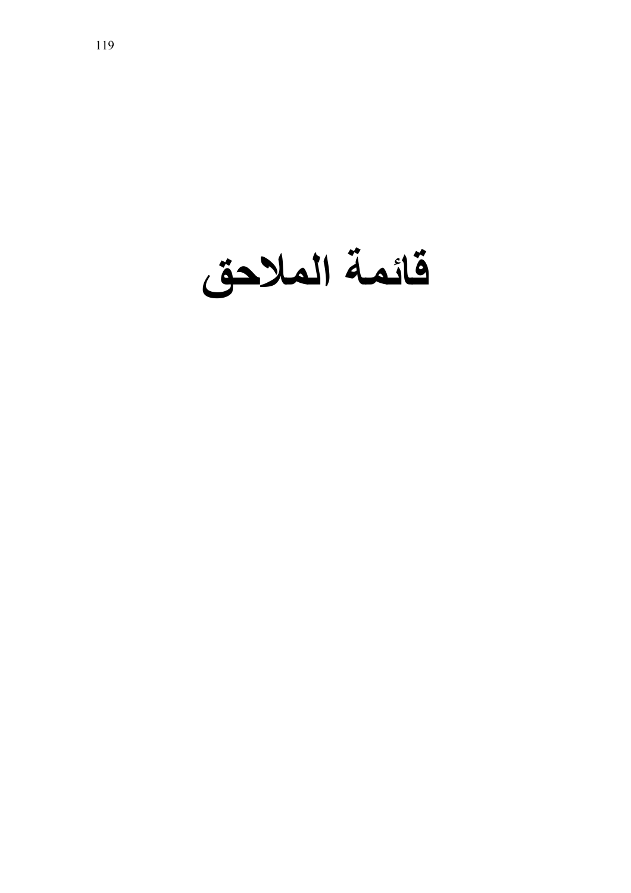# قائمة الملاحق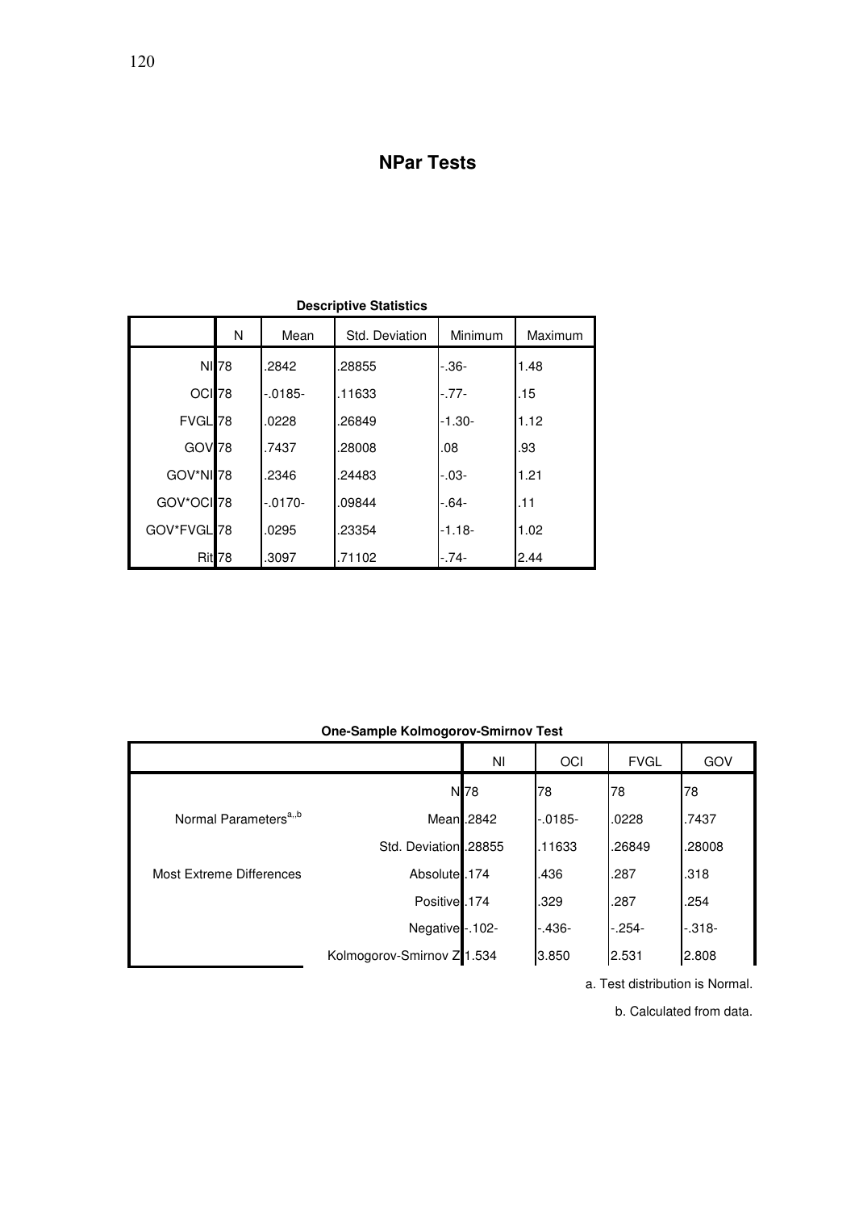# NPar Tests

**Descriptive Statistics**

| | N | Mean | Std. Deviation | Minimum | Maximum |
|---|---|---|---|---|---|
| NI | 78 | .2842 | .28855 | -.36- | 1.48 |
| OCI | 78 | -.0185- | .11633 | -.77- | .15 |
| FVGL | 78 | .0228 | .26849 | -1.30- | 1.12 |
| GOV | 78 | .7437 | .28008 | .08 | .93 |
| GOV*NI | 78 | .2346 | .24483 | -.03- | 1.21 |
| GOV*OCI | 78 | -.0170- | .09844 | -.64- | .11 |
| GOV*FVGL | 78 | .0295 | .23354 | -1.18- | 1.02 |
| Rit | 78 | .3097 | .71102 | -.74- | 2.44 |

**One-Sample Kolmogorov-Smirnov Test**

| | | NI | OCI | FVGL | GOV |
|---|---|---|---|---|---|
| | N | 78 | 78 | 78 | 78 |
| Normal Parameters[a,b] | Mean | .2842 | -.0185- | .0228 | .7437 |
| | Std. Deviation | .28855 | .11633 | .26849 | .28008 |
| Most Extreme Differences | Absolute | .174 | .436 | .287 | .318 |
| | Positive | .174 | .329 | .287 | .254 |
| | Negative | -.102- | -.436- | -.254- | -.318- |
| | Kolmogorov-Smirnov Z | 1.534 | 3.850 | 2.531 | 2.808 |

a. Test distribution is Normal.

b. Calculated from data.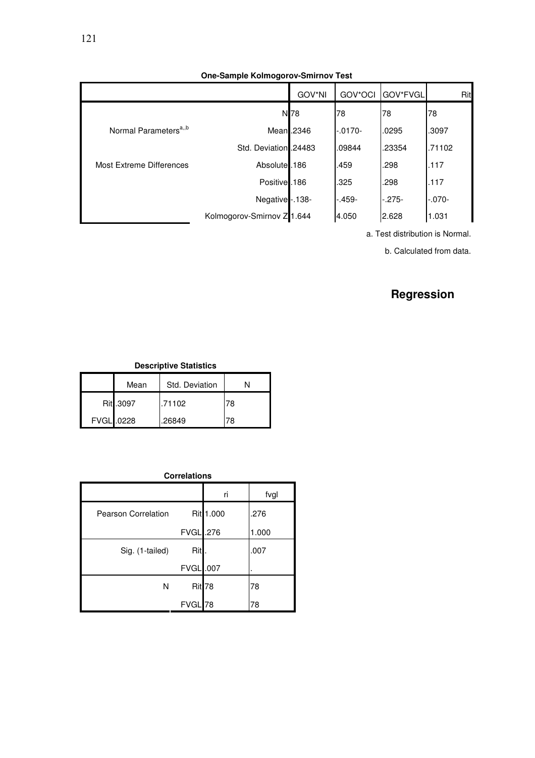**One-Sample Kolmogorov-Smirnov Test**

| | | GOV*NI | GOV*OCI | GOV*FVGL | Rit |
|---|---|---|---|---|---|
| | N | 78 | 78 | 78 | 78 |
| Normal Parameters[a,b] | Mean | .2346 | -.0170- | .0295 | .3097 |
| | Std. Deviation | .24483 | .09844 | .23354 | .71102 |
| Most Extreme Differences | Absolute | .186 | .459 | .298 | .117 |
| | Positive | .186 | .325 | .298 | .117 |
| | Negative | -.138- | -.459- | -.275- | -.070- |
| | Kolmogorov-Smirnov Z | 1.644 | 4.050 | 2.628 | 1.031 |

a. Test distribution is Normal.

b. Calculated from data.

## Regression

**Descriptive Statistics**

| | Mean | Std. Deviation | N |
|---|---|---|---|
| Rit | .3097 | .71102 | 78 |
| FVGL | .0228 | .26849 | 78 |

**Correlations**

| | | ri | fvgl |
|---|---|---|---|
| Pearson Correlation | Rit | 1.000 | .276 |
| | FVGL | .276 | 1.000 |
| Sig. (1-tailed) | Rit | . | .007 |
| | FVGL | .007 | . |
| N | Rit | 78 | 78 |
| | FVGL | 78 | 78 |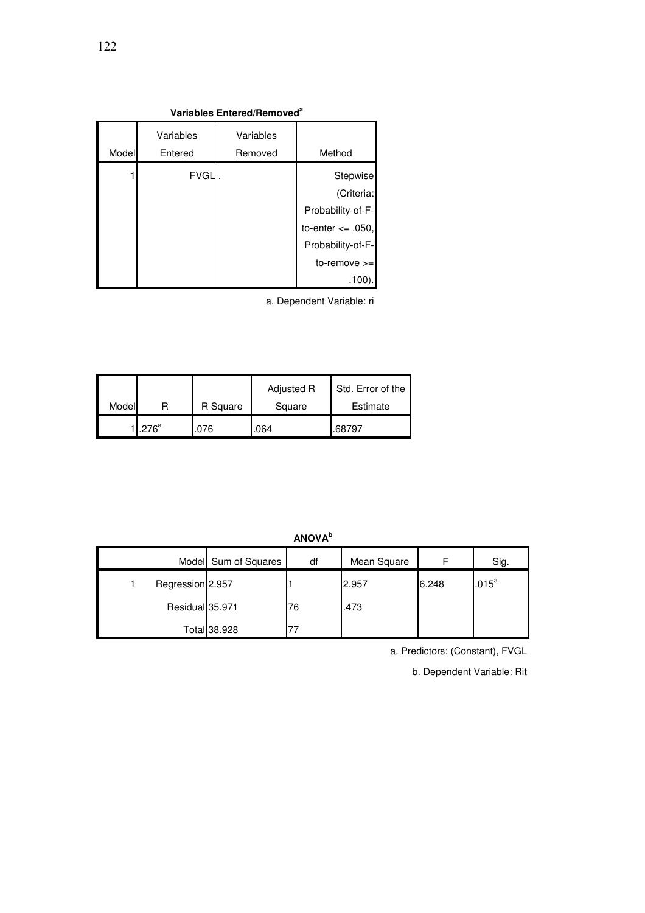**Variables Entered/Removed[a]**

| Model | Variables Entered | Variables Removed | Method |
|---|---|---|---|
| 1 | FVGL | . | Stepwise (Criteria: Probability-of-F-to-enter <= .050, Probability-of-F-to-remove >= .100). |

a. Dependent Variable: ri

| Model | R | R Square | Adjusted R Square | Std. Error of the Estimate |
|---|---|---|---|---|
| 1 | .276[a] | .076 | .064 | .68797 |

**ANOVA[b]**

| Model | | Sum of Squares | df | Mean Square | F | Sig. |
|---|---|---|---|---|---|---|
| 1 | Regression | 2.957 | 1 | 2.957 | 6.248 | .015[a] |
| | Residual | 35.971 | 76 | .473 | | |
| | Total | 38.928 | 77 | | | |

a. Predictors: (Constant), FVGL

b. Dependent Variable: Rit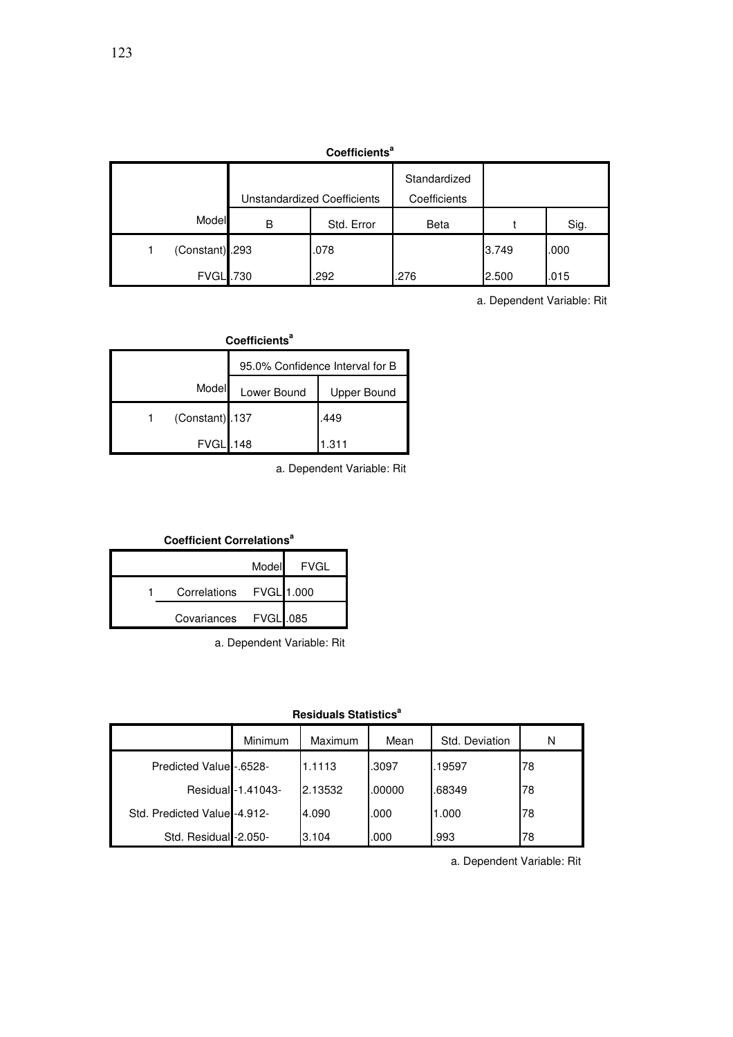**Coefficients[a]**

| Model | | Unstandardized Coefficients | | Standardized Coefficients | t | Sig. |
|---|---|---|---|---|---|---|
| | | B | Std. Error | Beta | | |
| 1 | (Constant) | .293 | .078 | | 3.749 | .000 |
| | FVGL | .730 | .292 | .276 | 2.500 | .015 |

a. Dependent Variable: Rit

**Coefficients[a]**

| Model | | 95.0% Confidence Interval for B | |
|---|---|---|---|
| | | Lower Bound | Upper Bound |
| 1 | (Constant) | .137 | .449 |
| | FVGL | .148 | 1.311 |

a. Dependent Variable: Rit

**Coefficient Correlations[a]**

| Model | | | FVGL |
|---|---|---|---|
| 1 | Correlations | FVGL | 1.000 |
| | Covariances | FVGL | .085 |

a. Dependent Variable: Rit

**Residuals Statistics[a]**

| | Minimum | Maximum | Mean | Std. Deviation | N |
|---|---|---|---|---|---|
| Predicted Value | -.6528- | 1.1113 | .3097 | .19597 | 78 |
| Residual | -1.41043- | 2.13532 | .00000 | .68349 | 78 |
| Std. Predicted Value | -4.912- | 4.090 | .000 | 1.000 | 78 |
| Std. Residual | -2.050- | 3.104 | .000 | .993 | 78 |

a. Dependent Variable: Rit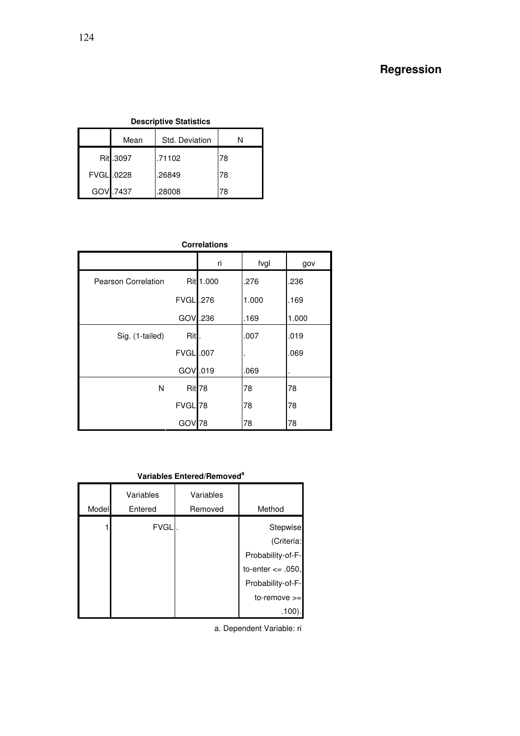# Regression

**Descriptive Statistics**

| | Mean | Std. Deviation | N |
|---|---|---|---|
| Rit | .3097 | .71102 | 78 |
| FVGL | .0228 | .26849 | 78 |
| GOV | .7437 | .28008 | 78 |

**Correlations**

| | | ri | fvgl | gov |
|---|---|---|---|---|
| Pearson Correlation | Rit | 1.000 | .276 | .236 |
| | FVGL | .276 | 1.000 | .169 |
| | GOV | .236 | .169 | 1.000 |
| Sig. (1-tailed) | Rit | . | .007 | .019 |
| | FVGL | .007 | . | .069 |
| | GOV | .019 | .069 | . |
| N | Rit | 78 | 78 | 78 |
| | FVGL | 78 | 78 | 78 |
| | GOV | 78 | 78 | 78 |

**Variables Entered/Removed[a]**

| Model | Variables Entered | Variables Removed | Method |
|---|---|---|---|
| 1 | FVGL | . | Stepwise (Criteria: Probability-of-F-to-enter <= .050, Probability-of-F-to-remove >= .100). |

a. Dependent Variable: ri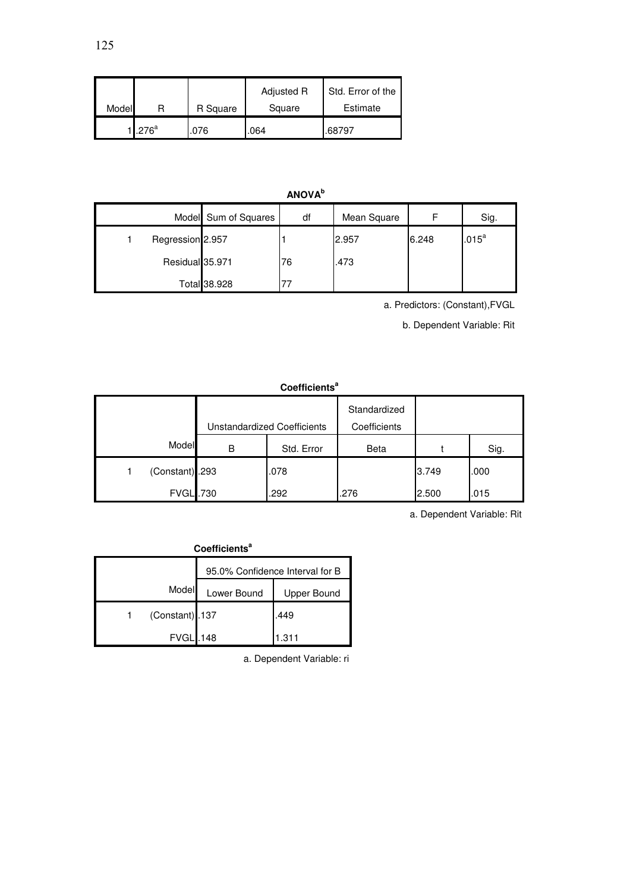| Model | R | R Square | Adjusted R Square | Std. Error of the Estimate |
|---|---|---|---|---|
| 1 | .276[a] | .076 | .064 | .68797 |

**ANOVA[b]**

| | Model | Sum of Squares | df | Mean Square | F | Sig. |
|---|---|---|---|---|---|---|
| 1 | Regression | 2.957 | 1 | 2.957 | 6.248 | .015[a] |
| | Residual | 35.971 | 76 | .473 | | |
| | Total | 38.928 | 77 | | | |

a. Predictors: (Constant),FVGL

b. Dependent Variable: Rit

**Coefficients[a]**

| | | Unstandardized Coefficients | | Standardized Coefficients | | |
|---|---|---|---|---|---|---|
| | Model | B | Std. Error | Beta | t | Sig. |
| 1 | (Constant) | .293 | .078 | | 3.749 | .000 |
| | FVGL | .730 | .292 | .276 | 2.500 | .015 |

a. Dependent Variable: Rit

**Coefficients[a]**

| | | 95.0% Confidence Interval for B | |
|---|---|---|---|
| | Model | Lower Bound | Upper Bound |
| 1 | (Constant) | .137 | .449 |
| | FVGL | .148 | 1.311 |

a. Dependent Variable: ri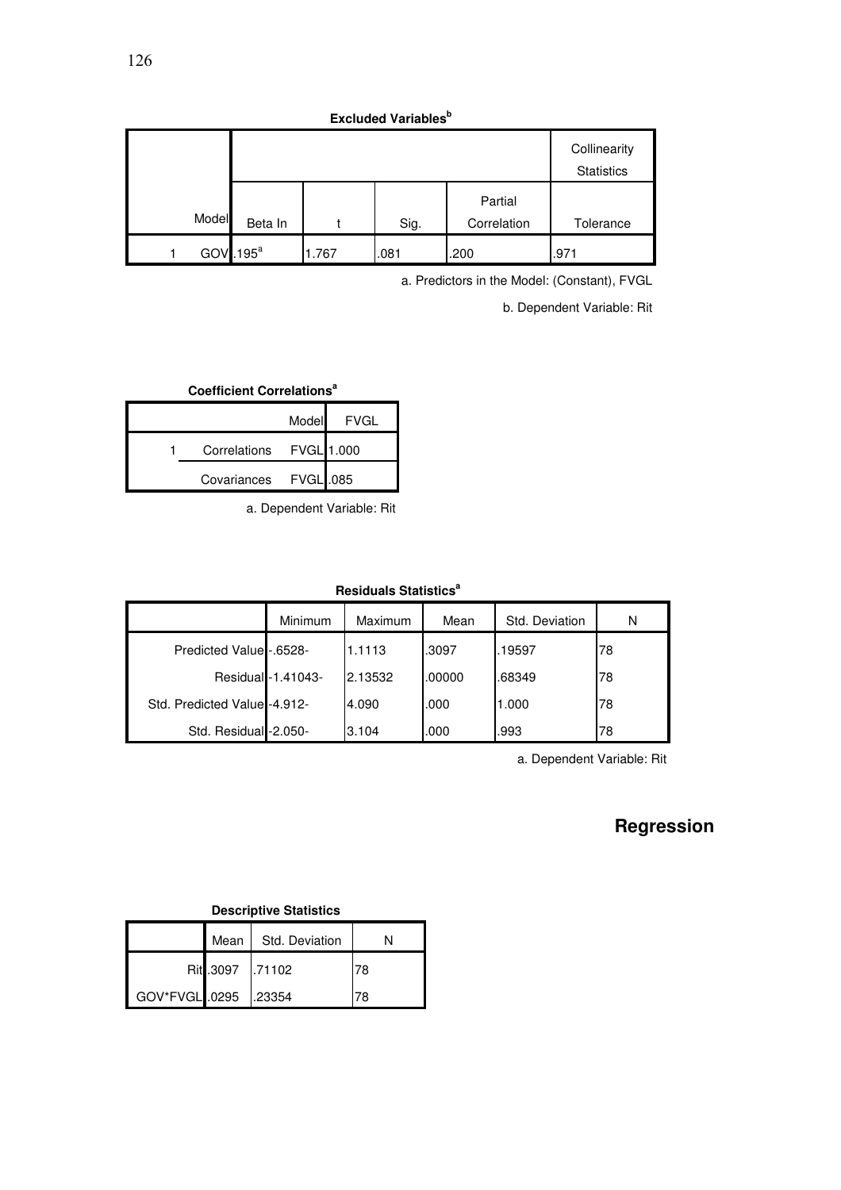**Excluded Variables[b]**

| Model | | Beta In | t | Sig. | Partial Correlation | Collinearity Statistics Tolerance |
|---|---|---|---|---|---|---|
| 1 | GOV | .195[a] | 1.767 | .081 | .200 | .971 |

a. Predictors in the Model: (Constant), FVGL

b. Dependent Variable: Rit

**Coefficient Correlations[a]**

| Model | | | FVGL |
|---|---|---|---|
| 1 | Correlations | FVGL | 1.000 |
| | Covariances | FVGL | .085 |

a. Dependent Variable: Rit

**Residuals Statistics[a]**

| | Minimum | Maximum | Mean | Std. Deviation | N |
|---|---|---|---|---|---|
| Predicted Value | -.6528- | 1.1113 | .3097 | .19597 | 78 |
| Residual | -1.41043- | 2.13532 | .00000 | .68349 | 78 |
| Std. Predicted Value | -4.912- | 4.090 | .000 | 1.000 | 78 |
| Std. Residual | -2.050- | 3.104 | .000 | .993 | 78 |

a. Dependent Variable: Rit

## Regression

**Descriptive Statistics**

| | Mean | Std. Deviation | N |
|---|---|---|---|
| Rit | .3097 | .71102 | 78 |
| GOV*FVGL | .0295 | .23354 | 78 |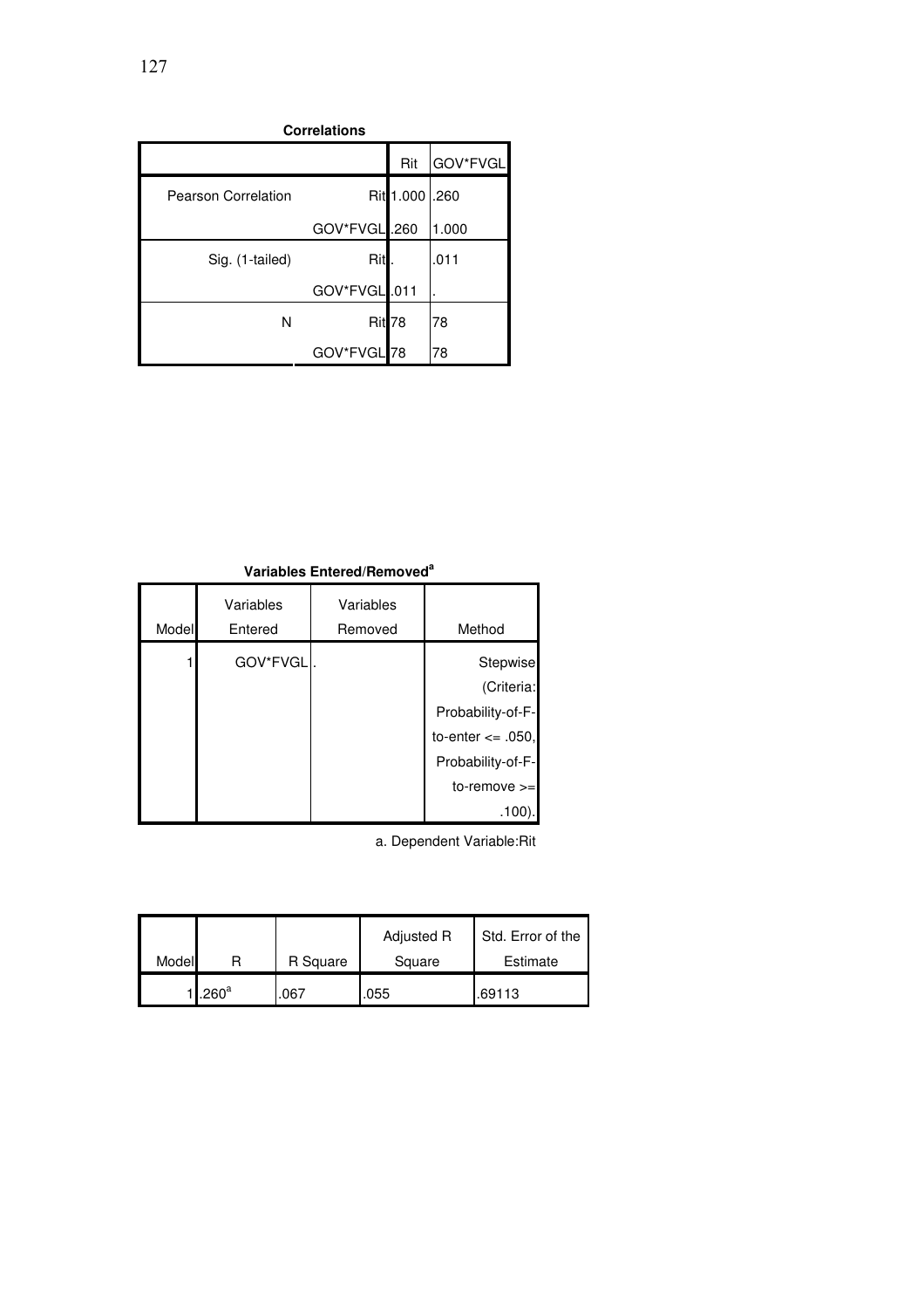**Correlations**

| | | Rit | GOV*FVGL |
|---|---|---|---|
| Pearson Correlation | Rit | 1.000 | .260 |
| | GOV*FVGL | .260 | 1.000 |
| Sig. (1-tailed) | Rit | . | .011 |
| | GOV*FVGL | .011 | . |
| N | Rit | 78 | 78 |
| | GOV*FVGL | 78 | 78 |

**Variables Entered/Removed[a]**

| Model | Variables Entered | Variables Removed | Method |
|---|---|---|---|
| 1 | GOV*FVGL | . | Stepwise (Criteria: Probability-of-F-to-enter <= .050, Probability-of-F-to-remove >= .100). |

a. Dependent Variable:Rit

| Model | R | R Square | Adjusted R Square | Std. Error of the Estimate |
|---|---|---|---|---|
| 1 | .260[a] | .067 | .055 | .69113 |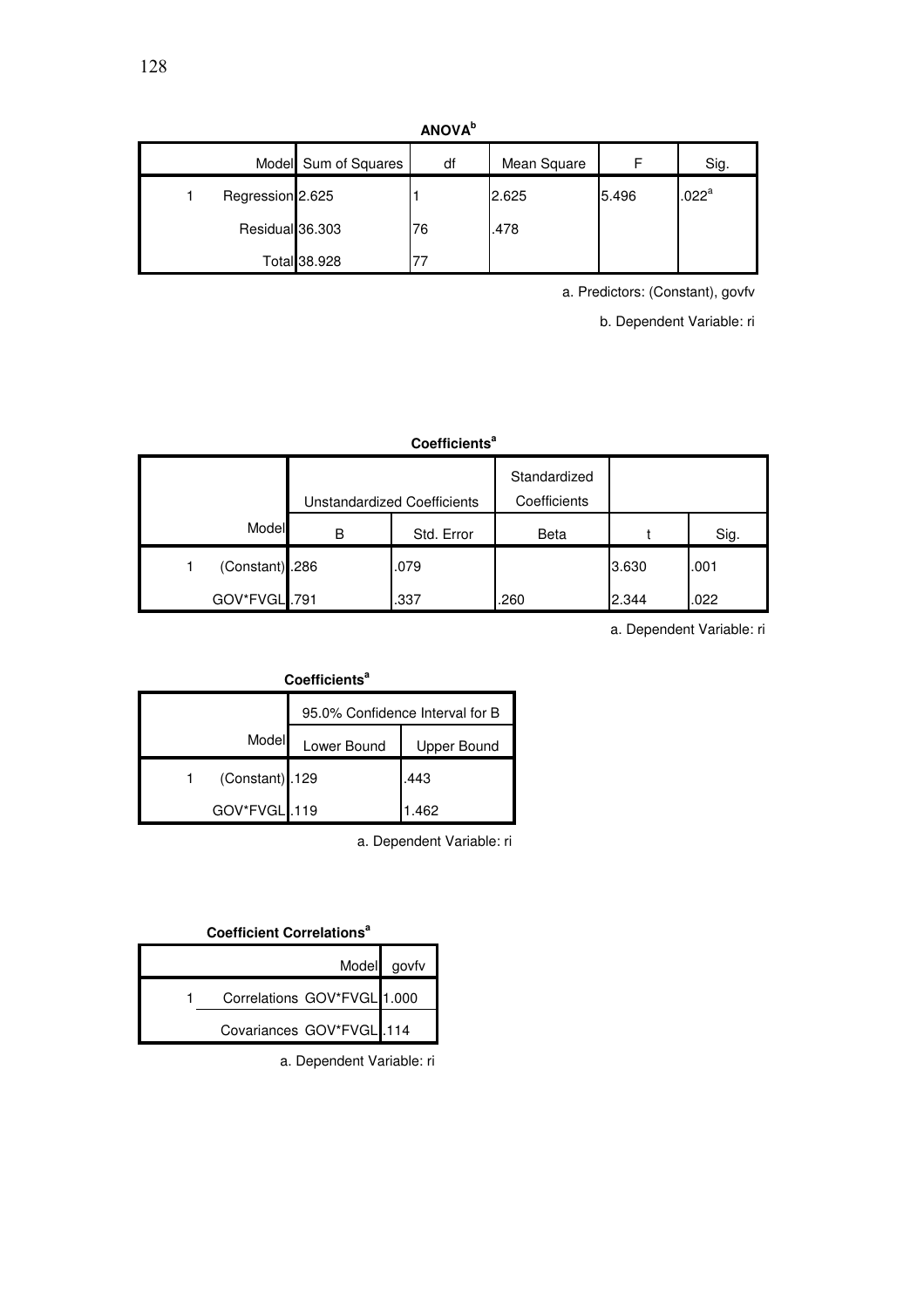**ANOVA[b]**

| | Model | Sum of Squares | df | Mean Square | F | Sig. |
|---|---|---|---|---|---|---|
| 1 | Regression | 2.625 | 1 | 2.625 | 5.496 | .022[a] |
| | Residual | 36.303 | 76 | .478 | | |
| | Total | 38.928 | 77 | | | |

a. Predictors: (Constant), govfv

b. Dependent Variable: ri

**Coefficients[a]**

| | Model | Unstandardized Coefficients | | Standardized Coefficients | | |
|---|---|---|---|---|---|---|
| | | B | Std. Error | Beta | t | Sig. |
| 1 | (Constant) | .286 | .079 | | 3.630 | .001 |
| | GOV*FVGL | .791 | .337 | .260 | 2.344 | .022 |

a. Dependent Variable: ri

**Coefficients[a]**

| | Model | 95.0% Confidence Interval for B | |
|---|---|---|---|
| | | Lower Bound | Upper Bound |
| 1 | (Constant) | .129 | .443 |
| | GOV*FVGL | .119 | 1.462 |

a. Dependent Variable: ri

**Coefficient Correlations[a]**

| | | Model | govfv |
|---|---|---|---|
| 1 | Correlations | GOV*FVGL | 1.000 |
| | Covariances | GOV*FVGL | .114 |

a. Dependent Variable: ri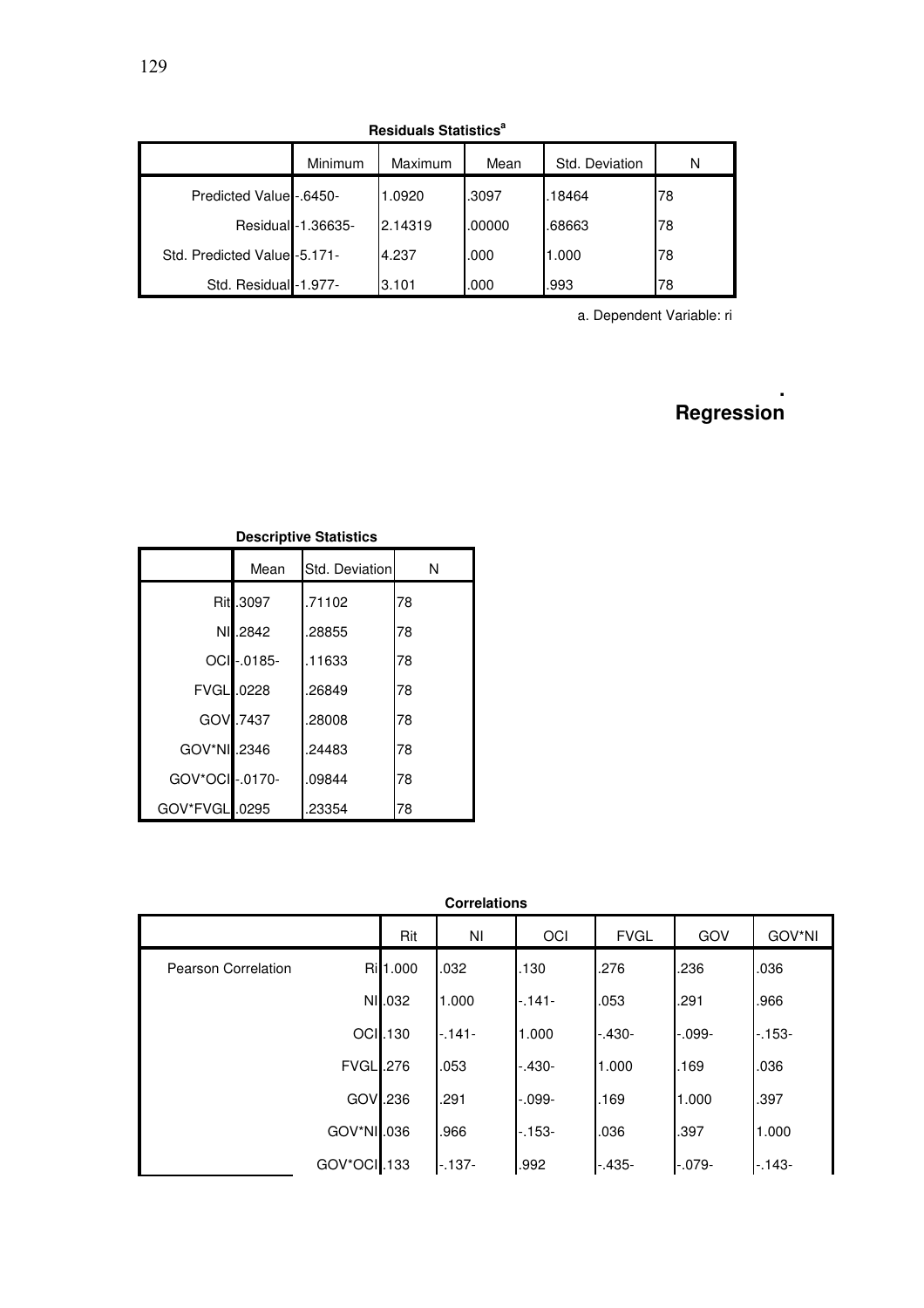**Residuals Statistics[a]**

| | Minimum | Maximum | Mean | Std. Deviation | N |
|---|---|---|---|---|---|
| Predicted Value | -.6450- | 1.0920 | .3097 | .18464 | 78 |
| Residual | -1.36635- | 2.14319 | .00000 | .68663 | 78 |
| Std. Predicted Value | -5.171- | 4.237 | .000 | 1.000 | 78 |
| Std. Residual | -1.977- | 3.101 | .000 | .993 | 78 |

a. Dependent Variable: ri

## Regression

**Descriptive Statistics**

| | Mean | Std. Deviation | N |
|---|---|---|---|
| Rit | .3097 | .71102 | 78 |
| NI | .2842 | .28855 | 78 |
| OCI | -.0185- | .11633 | 78 |
| FVGL | .0228 | .26849 | 78 |
| GOV | .7437 | .28008 | 78 |
| GOV*NI | .2346 | .24483 | 78 |
| GOV*OCI | -.0170- | .09844 | 78 |
| GOV*FVGL | .0295 | .23354 | 78 |

**Correlations**

| | | Rit | NI | OCI | FVGL | GOV | GOV*NI |
|---|---|---|---|---|---|---|---|
| Pearson Correlation | Ri | 1.000 | .032 | .130 | .276 | .236 | .036 |
| | NI | .032 | 1.000 | -.141- | .053 | .291 | .966 |
| | OCI | .130 | -.141- | 1.000 | -.430- | -.099- | -.153- |
| | FVGL | .276 | .053 | -.430- | 1.000 | .169 | .036 |
| | GOV | .236 | .291 | -.099- | .169 | 1.000 | .397 |
| | GOV*NI | .036 | .966 | -.153- | .036 | .397 | 1.000 |
| | GOV*OCI | .133 | -.137- | .992 | -.435- | -.079- | -.143- |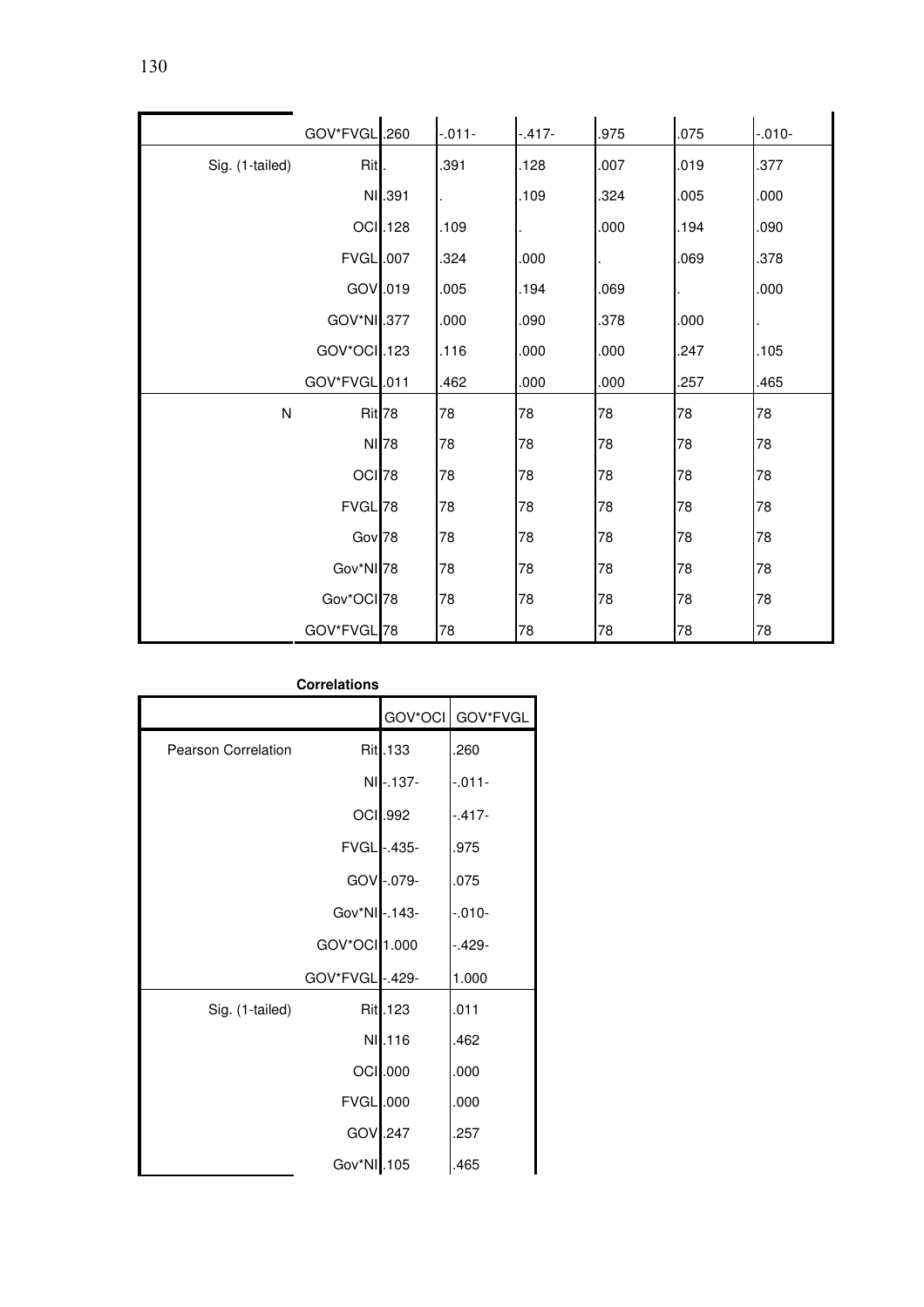| | | | | | | | |
|---|---|---|---|---|---|---|---|
| | GOV*FVGL | .260 | -.011- | -.417- | .975 | .075 | -.010- |
| Sig. (1-tailed) | Rit | . | .391 | .128 | .007 | .019 | .377 |
| | NI | .391 | . | .109 | .324 | .005 | .000 |
| | OCI | .128 | .109 | . | .000 | .194 | .090 |
| | FVGL | .007 | .324 | .000 | . | .069 | .378 |
| | GOV | .019 | .005 | .194 | .069 | . | .000 |
| | GOV*NI | .377 | .000 | .090 | .378 | .000 | . |
| | GOV*OCI | .123 | .116 | .000 | .000 | .247 | .105 |
| | GOV*FVGL | .011 | .462 | .000 | .000 | .257 | .465 |
| N | Rit | 78 | 78 | 78 | 78 | 78 | 78 |
| | NI | 78 | 78 | 78 | 78 | 78 | 78 |
| | OCI | 78 | 78 | 78 | 78 | 78 | 78 |
| | FVGL | 78 | 78 | 78 | 78 | 78 | 78 |
| | Gov | 78 | 78 | 78 | 78 | 78 | 78 |
| | Gov*NI | 78 | 78 | 78 | 78 | 78 | 78 |
| | Gov*OCI | 78 | 78 | 78 | 78 | 78 | 78 |
| | GOV*FVGL | 78 | 78 | 78 | 78 | 78 | 78 |

**Correlations**

| | | GOV*OCI | GOV*FVGL |
|---|---|---|---|
| Pearson Correlation | Rit | .133 | .260 |
| | NI | -.137- | -.011- |
| | OCI | .992 | -.417- |
| | FVGL | -.435- | .975 |
| | GOV | -.079- | .075 |
| | Gov*NI | -.143- | -.010- |
| | GOV*OCI | 1.000 | -.429- |
| | GOV*FVGL | -.429- | 1.000 |
| Sig. (1-tailed) | Rit | .123 | .011 |
| | NI | .116 | .462 |
| | OCI | .000 | .000 |
| | FVGL | .000 | .000 |
| | GOV | .247 | .257 |
| | Gov*NI | .105 | .465 |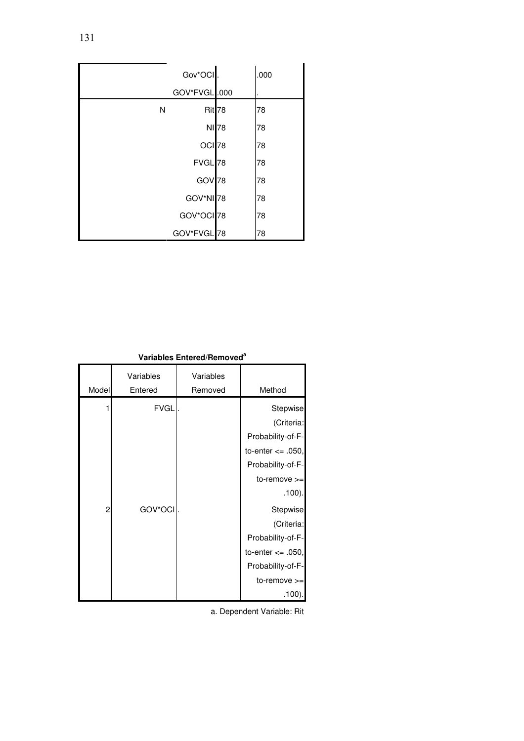| | | | |
|---|---|---|---|
| | Gov*OCI | . | .000 |
| | GOV*FVGL | .000 | . |
| N | Rit | 78 | 78 |
| | NI | 78 | 78 |
| | OCI | 78 | 78 |
| | FVGL | 78 | 78 |
| | GOV | 78 | 78 |
| | GOV*NI | 78 | 78 |
| | GOV*OCI | 78 | 78 |
| | GOV*FVGL | 78 | 78 |

**Variables Entered/Removed[a]**

| Model | Variables Entered | Variables Removed | Method |
|---|---|---|---|
| 1 | FVGL | . | Stepwise (Criteria: Probability-of-F-to-enter <= .050, Probability-of-F-to-remove >= .100). |
| 2 | GOV*OCI | . | Stepwise (Criteria: Probability-of-F-to-enter <= .050, Probability-of-F-to-remove >= .100). |

a. Dependent Variable: Rit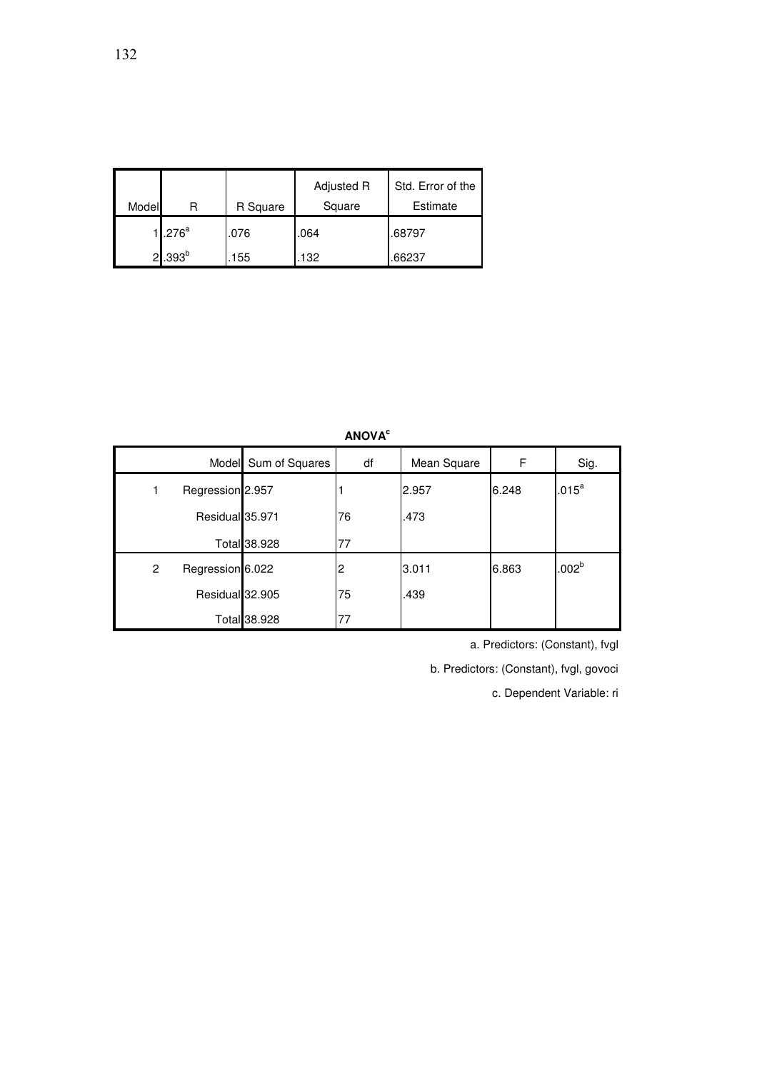| Model | R | R Square | Adjusted R Square | Std. Error of the Estimate |
|---|---|---|---|---|
| 1 | .276[a] | .076 | .064 | .68797 |
| 2 | .393[b] | .155 | .132 | .66237 |

**ANOVA[c]**

| | Model | Sum of Squares | df | Mean Square | F | Sig. |
|---|---|---|---|---|---|---|
| 1 | Regression | 2.957 | 1 | 2.957 | 6.248 | .015[a] |
| | Residual | 35.971 | 76 | .473 | | |
| | Total | 38.928 | 77 | | | |
| 2 | Regression | 6.022 | 2 | 3.011 | 6.863 | .002[b] |
| | Residual | 32.905 | 75 | .439 | | |
| | Total | 38.928 | 77 | | | |

a. Predictors: (Constant), fvgl

b. Predictors: (Constant), fvgl, govoci

c. Dependent Variable: ri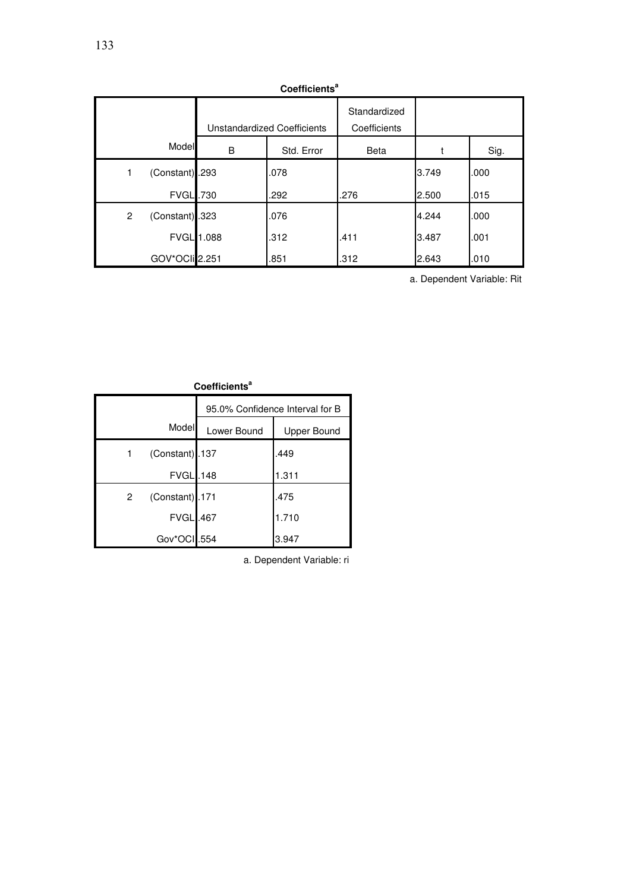**Coefficients[a]**

| | Model | Unstandardized Coefficients | | Standardized Coefficients | | |
|---|---|---|---|---|---|---|
| | | B | Std. Error | Beta | t | Sig. |
| 1 | (Constant) | .293 | .078 | | 3.749 | .000 |
| | FVGL | .730 | .292 | .276 | 2.500 | .015 |
| 2 | (Constant) | .323 | .076 | | 4.244 | .000 |
| | FVGL | 1.088 | .312 | .411 | 3.487 | .001 |
| | GOV*OCIi | 2.251 | .851 | .312 | 2.643 | .010 |

a. Dependent Variable: Rit

**Coefficients[a]**

| | Model | 95.0% Confidence Interval for B | |
|---|---|---|---|
| | | Lower Bound | Upper Bound |
| 1 | (Constant) | .137 | .449 |
| | FVGL | .148 | 1.311 |
| 2 | (Constant) | .171 | .475 |
| | FVGL | .467 | 1.710 |
| | Gov*OCI | .554 | 3.947 |

a. Dependent Variable: ri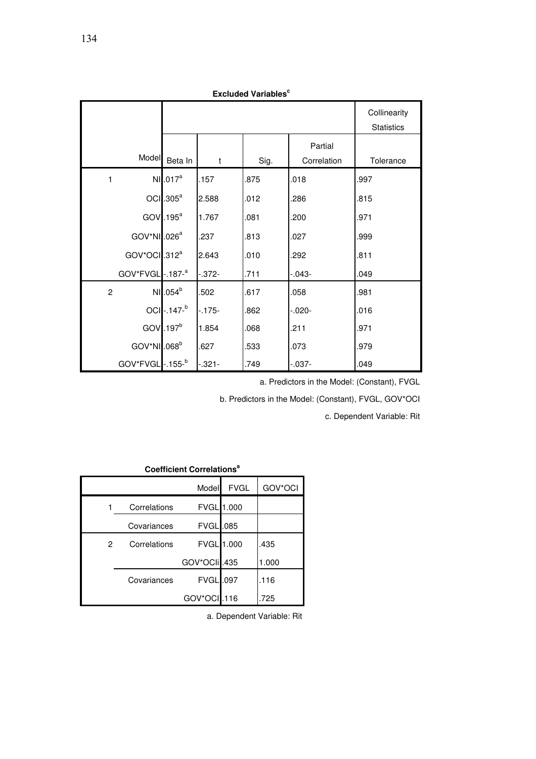**Excluded Variables[c]**

| Model | | Beta In | t | Sig. | Partial Correlation | Collinearity Statistics Tolerance |
|---|---|---|---|---|---|---|
| 1 | NI | .017[a] | .157 | .875 | .018 | .997 |
| | OCI | .305[a] | 2.588 | .012 | .286 | .815 |
| | GOV | .195[a] | 1.767 | .081 | .200 | .971 |
| | GOV*NI | .026[a] | .237 | .813 | .027 | .999 |
| | GOV*OCI | .312[a] | 2.643 | .010 | .292 | .811 |
| | GOV*FVGL | -.187-[a] | -.372- | .711 | -.043- | .049 |
| 2 | NI | .054[b] | .502 | .617 | .058 | .981 |
| | OCI | -.147-[b] | -.175- | .862 | -.020- | .016 |
| | GOV | .197[b] | 1.854 | .068 | .211 | .971 |
| | GOV*NI | .068[b] | .627 | .533 | .073 | .979 |
| | GOV*FVGL | -.155-[b] | -.321- | .749 | -.037- | .049 |

a. Predictors in the Model: (Constant), FVGL

b. Predictors in the Model: (Constant), FVGL, GOV*OCI

c. Dependent Variable: Rit

**Coefficient Correlations[a]**

| Model | | | FVGL | GOV*OCI |
|---|---|---|---|---|
| 1 | Correlations | FVGL | 1.000 | |
| | Covariances | FVGL | .085 | |
| 2 | Correlations | FVGL | 1.000 | .435 |
| | | GOV*OCIi | .435 | 1.000 |
| | Covariances | FVGL | .097 | .116 |
| | | GOV*OCI | .116 | .725 |

a. Dependent Variable: Rit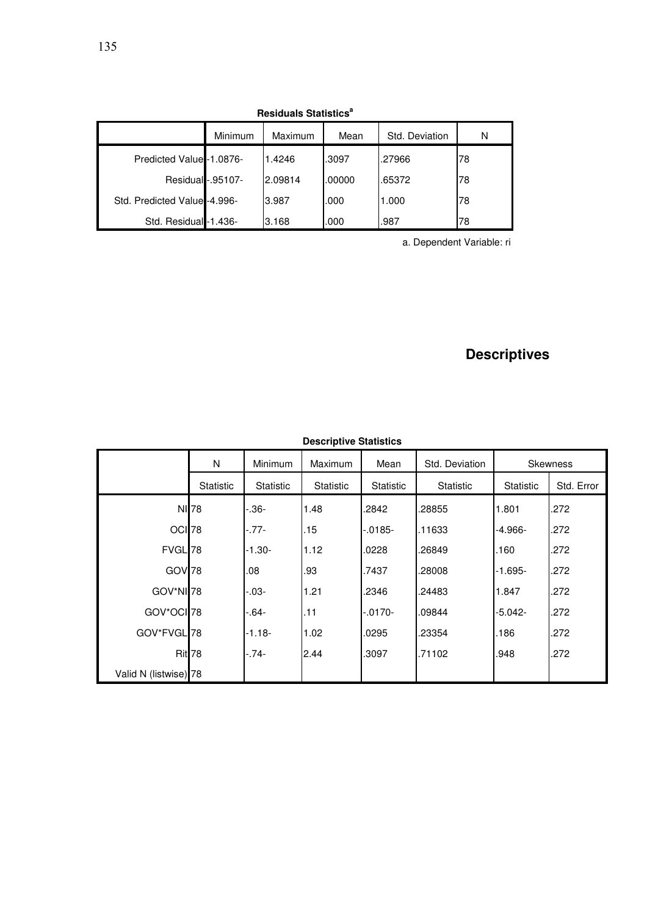**Residuals Statistics[a]**

| | Minimum | Maximum | Mean | Std. Deviation | N |
|---|---|---|---|---|---|
| Predicted Value | -1.0876- | 1.4246 | .3097 | .27966 | 78 |
| Residual | -.95107- | 2.09814 | .00000 | .65372 | 78 |
| Std. Predicted Value | -4.996- | 3.987 | .000 | 1.000 | 78 |
| Std. Residual | -1.436- | 3.168 | .000 | .987 | 78 |

a. Dependent Variable: ri

# Descriptives

**Descriptive Statistics**

| | N | Minimum | Maximum | Mean | Std. Deviation | Skewness | |
|---|---|---|---|---|---|---|---|
| | Statistic | Statistic | Statistic | Statistic | Statistic | Statistic | Std. Error |
| NI | 78 | -.36- | 1.48 | .2842 | .28855 | 1.801 | .272 |
| OCI | 78 | -.77- | .15 | -.0185- | .11633 | -4.966- | .272 |
| FVGL | 78 | -1.30- | 1.12 | .0228 | .26849 | .160 | .272 |
| GOV | 78 | .08 | .93 | .7437 | .28008 | -1.695- | .272 |
| GOV*NI | 78 | -.03- | 1.21 | .2346 | .24483 | 1.847 | .272 |
| GOV*OCI | 78 | -.64- | .11 | -.0170- | .09844 | -5.042- | .272 |
| GOV*FVGL | 78 | -1.18- | 1.02 | .0295 | .23354 | .186 | .272 |
| Rit | 78 | -.74- | 2.44 | .3097 | .71102 | .948 | .272 |
| Valid N (listwise) | 78 | | | | | | |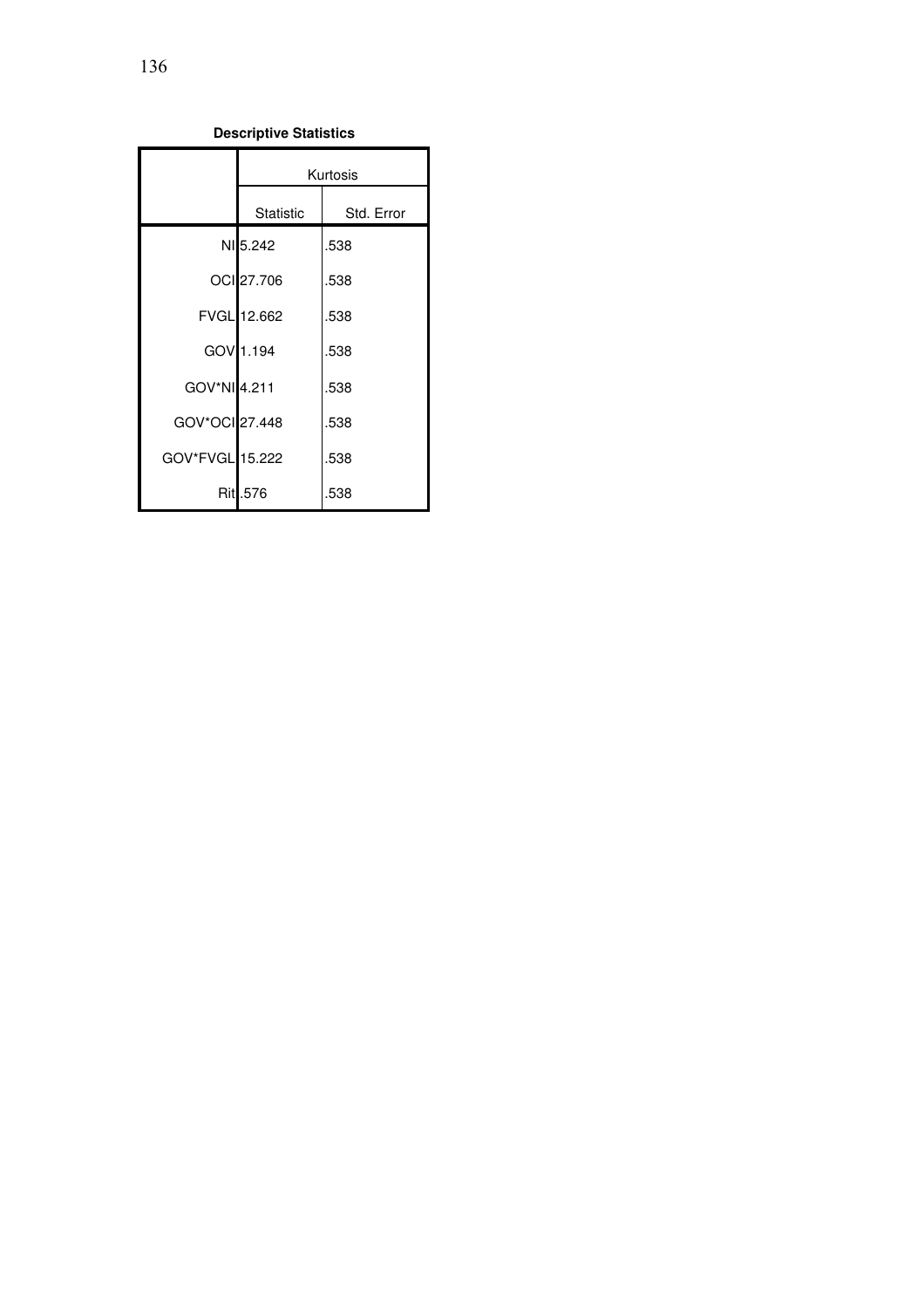**Descriptive Statistics**

| | Kurtosis | |
|---|---|---|
| | Statistic | Std. Error |
| NI | 5.242 | .538 |
| OCI | 27.706 | .538 |
| FVGL | 12.662 | .538 |
| GOV | 1.194 | .538 |
| GOV*NI | 4.211 | .538 |
| GOV*OCI | 27.448 | .538 |
| GOV*FVGL | 15.222 | .538 |
| Rit | .576 | .538 |